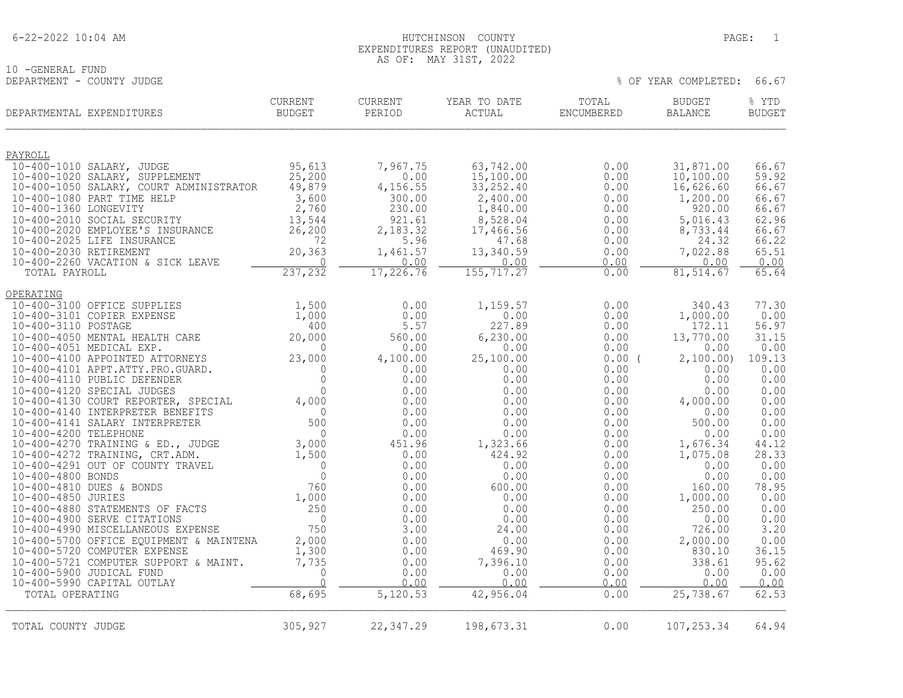6-22-2022 10:04 AM

# HUTCHINSON COUNTY

## EXPENDITURES REPORT (UNAUDITED)

AS OF: MAY 31ST, 2022

10 -GENERAL FUND

DEPARTMENT - COUNTY JUDGE

% OF YEAR COMPLETED: 66.67

| DEPARTMENTAL EXPENDITURES | CURRENT BUDGET | CURRENT PERIOD | YEAR TO DATE ACTUAL | TOTAL ENCUMBERED | BUDGET BALANCE | % YTD BUDGET |
|---|---|---|---|---|---|---|
| **PAYROLL** | | | | | | |
| 10-400-1010 SALARY, JUDGE | 95,613 | 7,967.75 | 63,742.00 | 0.00 | 31,871.00 | 66.67 |
| 10-400-1020 SALARY, SUPPLEMENT | 25,200 | 0.00 | 15,100.00 | 0.00 | 10,100.00 | 59.92 |
| 10-400-1050 SALARY, COURT ADMINISTRATOR | 49,879 | 4,156.55 | 33,252.40 | 0.00 | 16,626.60 | 66.67 |
| 10-400-1080 PART TIME HELP | 3,600 | 300.00 | 2,400.00 | 0.00 | 1,200.00 | 66.67 |
| 10-400-1360 LONGEVITY | 2,760 | 230.00 | 1,840.00 | 0.00 | 920.00 | 66.67 |
| 10-400-2010 SOCIAL SECURITY | 13,544 | 921.61 | 8,528.04 | 0.00 | 5,016.43 | 62.96 |
| 10-400-2020 EMPLOYEE'S INSURANCE | 26,200 | 2,183.32 | 17,466.56 | 0.00 | 8,733.44 | 66.67 |
| 10-400-2025 LIFE INSURANCE | 72 | 5.96 | 47.68 | 0.00 | 24.32 | 66.22 |
| 10-400-2030 RETIREMENT | 20,363 | 1,461.57 | 13,340.59 | 0.00 | 7,022.88 | 65.51 |
| 10-400-2260 VACATION & SICK LEAVE | 0 | 0.00 | 0.00 | 0.00 | 0.00 | 0.00 |
| TOTAL PAYROLL | 237,232 | 17,226.76 | 155,717.27 | 0.00 | 81,514.67 | 65.64 |
| **OPERATING** | | | | | | |
| 10-400-3100 OFFICE SUPPLIES | 1,500 | 0.00 | 1,159.57 | 0.00 | 340.43 | 77.30 |
| 10-400-3101 COPIER EXPENSE | 1,000 | 0.00 | 0.00 | 0.00 | 1,000.00 | 0.00 |
| 10-400-3110 POSTAGE | 400 | 5.57 | 227.89 | 0.00 | 172.11 | 56.97 |
| 10-400-4050 MENTAL HEALTH CARE | 20,000 | 560.00 | 6,230.00 | 0.00 | 13,770.00 | 31.15 |
| 10-400-4051 MEDICAL EXP. | 0 | 0.00 | 0.00 | 0.00 | 0.00 | 0.00 |
| 10-400-4100 APPOINTED ATTORNEYS | 23,000 | 4,100.00 | 25,100.00 | 0.00 | ( 2,100.00) | 109.13 |
| 10-400-4101 APPT.ATTY.PRO.GUARD. | 0 | 0.00 | 0.00 | 0.00 | 0.00 | 0.00 |
| 10-400-4110 PUBLIC DEFENDER | 0 | 0.00 | 0.00 | 0.00 | 0.00 | 0.00 |
| 10-400-4120 SPECIAL JUDGES | 0 | 0.00 | 0.00 | 0.00 | 0.00 | 0.00 |
| 10-400-4130 COURT REPORTER, SPECIAL | 4,000 | 0.00 | 0.00 | 0.00 | 4,000.00 | 0.00 |
| 10-400-4140 INTERPRETER BENEFITS | 0 | 0.00 | 0.00 | 0.00 | 0.00 | 0.00 |
| 10-400-4141 SALARY INTERPRETER | 500 | 0.00 | 0.00 | 0.00 | 500.00 | 0.00 |
| 10-400-4200 TELEPHONE | 0 | 0.00 | 0.00 | 0.00 | 0.00 | 0.00 |
| 10-400-4270 TRAINING & ED., JUDGE | 3,000 | 451.96 | 1,323.66 | 0.00 | 1,676.34 | 44.12 |
| 10-400-4272 TRAINING, CRT.ADM. | 1,500 | 0.00 | 424.92 | 0.00 | 1,075.08 | 28.33 |
| 10-400-4291 OUT OF COUNTY TRAVEL | 0 | 0.00 | 0.00 | 0.00 | 0.00 | 0.00 |
| 10-400-4800 BONDS | 0 | 0.00 | 0.00 | 0.00 | 0.00 | 0.00 |
| 10-400-4810 DUES & BONDS | 760 | 0.00 | 600.00 | 0.00 | 160.00 | 78.95 |
| 10-400-4850 JURIES | 1,000 | 0.00 | 0.00 | 0.00 | 1,000.00 | 0.00 |
| 10-400-4880 STATEMENTS OF FACTS | 250 | 0.00 | 0.00 | 0.00 | 250.00 | 0.00 |
| 10-400-4900 SERVE CITATIONS | 0 | 0.00 | 0.00 | 0.00 | 0.00 | 0.00 |
| 10-400-4990 MISCELLANEOUS EXPENSE | 750 | 3.00 | 24.00 | 0.00 | 726.00 | 3.20 |
| 10-400-5700 OFFICE EQUIPMENT & MAINTENA | 2,000 | 0.00 | 0.00 | 0.00 | 2,000.00 | 0.00 |
| 10-400-5720 COMPUTER EXPENSE | 1,300 | 0.00 | 469.90 | 0.00 | 830.10 | 36.15 |
| 10-400-5721 COMPUTER SUPPORT & MAINT. | 7,735 | 0.00 | 7,396.10 | 0.00 | 338.61 | 95.62 |
| 10-400-5900 JUDICAL FUND | 0 | 0.00 | 0.00 | 0.00 | 0.00 | 0.00 |
| 10-400-5990 CAPITAL OUTLAY | 0 | 0.00 | 0.00 | 0.00 | 0.00 | 0.00 |
| TOTAL OPERATING | 68,695 | 5,120.53 | 42,956.04 | 0.00 | 25,738.67 | 62.53 |
| TOTAL COUNTY JUDGE | 305,927 | 22,347.29 | 198,673.31 | 0.00 | 107,253.34 | 64.94 |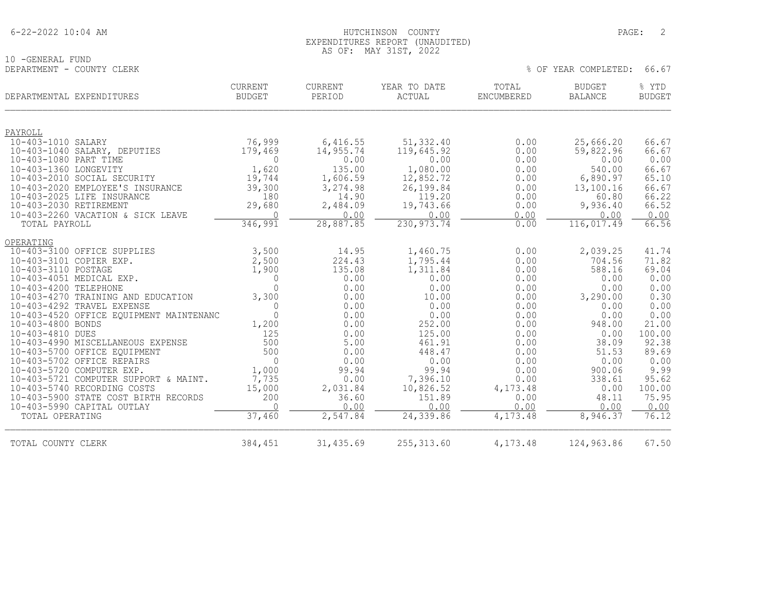HUTCHINSON COUNTY
EXPENDITURES REPORT (UNAUDITED)
AS OF: MAY 31ST, 2022

10 -GENERAL FUND
DEPARTMENT - COUNTY CLERK

% OF YEAR COMPLETED: 66.67

| DEPARTMENTAL EXPENDITURES | CURRENT BUDGET | CURRENT PERIOD | YEAR TO DATE ACTUAL | TOTAL ENCUMBERED | BUDGET BALANCE | % YTD BUDGET |
|---|---|---|---|---|---|---|
| **PAYROLL** | | | | | | |
| 10-403-1010 SALARY | 76,999 | 6,416.55 | 51,332.40 | 0.00 | 25,666.20 | 66.67 |
| 10-403-1040 SALARY, DEPUTIES | 179,469 | 14,955.74 | 119,645.92 | 0.00 | 59,822.96 | 66.67 |
| 10-403-1080 PART TIME | 0 | 0.00 | 0.00 | 0.00 | 0.00 | 0.00 |
| 10-403-1360 LONGEVITY | 1,620 | 135.00 | 1,080.00 | 0.00 | 540.00 | 66.67 |
| 10-403-2010 SOCIAL SECURITY | 19,744 | 1,606.59 | 12,852.72 | 0.00 | 6,890.97 | 65.10 |
| 10-403-2020 EMPLOYEE'S INSURANCE | 39,300 | 3,274.98 | 26,199.84 | 0.00 | 13,100.16 | 66.67 |
| 10-403-2025 LIFE INSURANCE | 180 | 14.90 | 119.20 | 0.00 | 60.80 | 66.22 |
| 10-403-2030 RETIREMENT | 29,680 | 2,484.09 | 19,743.66 | 0.00 | 9,936.40 | 66.52 |
| 10-403-2260 VACATION & SICK LEAVE | 0 | 0.00 | 0.00 | 0.00 | 0.00 | 0.00 |
| TOTAL PAYROLL | 346,991 | 28,887.85 | 230,973.74 | 0.00 | 116,017.49 | 66.56 |
| **OPERATING** | | | | | | |
| 10-403-3100 OFFICE SUPPLIES | 3,500 | 14.95 | 1,460.75 | 0.00 | 2,039.25 | 41.74 |
| 10-403-3101 COPIER EXP. | 2,500 | 224.43 | 1,795.44 | 0.00 | 704.56 | 71.82 |
| 10-403-3110 POSTAGE | 1,900 | 135.08 | 1,311.84 | 0.00 | 588.16 | 69.04 |
| 10-403-4051 MEDICAL EXP. | 0 | 0.00 | 0.00 | 0.00 | 0.00 | 0.00 |
| 10-403-4200 TELEPHONE | 0 | 0.00 | 0.00 | 0.00 | 0.00 | 0.00 |
| 10-403-4270 TRAINING AND EDUCATION | 3,300 | 0.00 | 10.00 | 0.00 | 3,290.00 | 0.30 |
| 10-403-4292 TRAVEL EXPENSE | 0 | 0.00 | 0.00 | 0.00 | 0.00 | 0.00 |
| 10-403-4520 OFFICE EQUIPMENT MAINTENANC | 0 | 0.00 | 0.00 | 0.00 | 0.00 | 0.00 |
| 10-403-4800 BONDS | 1,200 | 0.00 | 252.00 | 0.00 | 948.00 | 21.00 |
| 10-403-4810 DUES | 125 | 0.00 | 125.00 | 0.00 | 0.00 | 100.00 |
| 10-403-4990 MISCELLANEOUS EXPENSE | 500 | 5.00 | 461.91 | 0.00 | 38.09 | 92.38 |
| 10-403-5700 OFFICE EQUIPMENT | 500 | 0.00 | 448.47 | 0.00 | 51.53 | 89.69 |
| 10-403-5702 OFFICE REPAIRS | 0 | 0.00 | 0.00 | 0.00 | 0.00 | 0.00 |
| 10-403-5720 COMPUTER EXP. | 1,000 | 99.94 | 99.94 | 0.00 | 900.06 | 9.99 |
| 10-403-5721 COMPUTER SUPPORT & MAINT. | 7,735 | 0.00 | 7,396.10 | 0.00 | 338.61 | 95.62 |
| 10-403-5740 RECORDING COSTS | 15,000 | 2,031.84 | 10,826.52 | 4,173.48 | 0.00 | 100.00 |
| 10-403-5900 STATE COST BIRTH RECORDS | 200 | 36.60 | 151.89 | 0.00 | 48.11 | 75.95 |
| 10-403-5990 CAPITAL OUTLAY | 0 | 0.00 | 0.00 | 0.00 | 0.00 | 0.00 |
| TOTAL OPERATING | 37,460 | 2,547.84 | 24,339.86 | 4,173.48 | 8,946.37 | 76.12 |
| TOTAL COUNTY CLERK | 384,451 | 31,435.69 | 255,313.60 | 4,173.48 | 124,963.86 | 67.50 |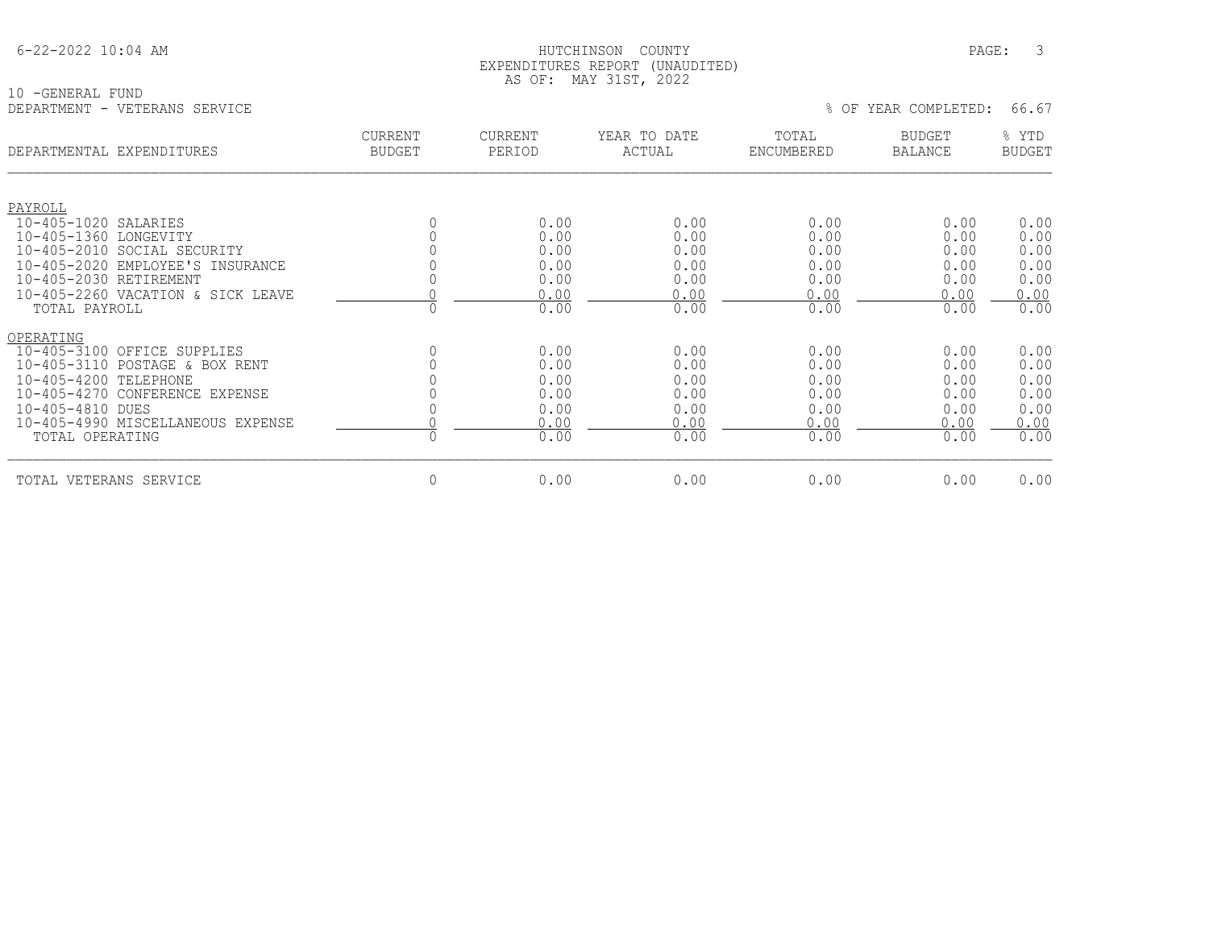HUTCHINSON COUNTY
EXPENDITURES REPORT (UNAUDITED)
AS OF: MAY 31ST, 2022

10 -GENERAL FUND
DEPARTMENT - VETERANS SERVICE

% OF YEAR COMPLETED: 66.67

| DEPARTMENTAL EXPENDITURES | CURRENT BUDGET | CURRENT PERIOD | YEAR TO DATE ACTUAL | TOTAL ENCUMBERED | BUDGET BALANCE | % YTD BUDGET |
|---|---|---|---|---|---|---|
| PAYROLL | | | | | | |
| 10-405-1020 SALARIES | 0 | 0.00 | 0.00 | 0.00 | 0.00 | 0.00 |
| 10-405-1360 LONGEVITY | 0 | 0.00 | 0.00 | 0.00 | 0.00 | 0.00 |
| 10-405-2010 SOCIAL SECURITY | 0 | 0.00 | 0.00 | 0.00 | 0.00 | 0.00 |
| 10-405-2020 EMPLOYEE'S INSURANCE | 0 | 0.00 | 0.00 | 0.00 | 0.00 | 0.00 |
| 10-405-2030 RETIREMENT | 0 | 0.00 | 0.00 | 0.00 | 0.00 | 0.00 |
| 10-405-2260 VACATION & SICK LEAVE | 0 | 0.00 | 0.00 | 0.00 | 0.00 | 0.00 |
| TOTAL PAYROLL | 0 | 0.00 | 0.00 | 0.00 | 0.00 | 0.00 |
| OPERATING | | | | | | |
| 10-405-3100 OFFICE SUPPLIES | 0 | 0.00 | 0.00 | 0.00 | 0.00 | 0.00 |
| 10-405-3110 POSTAGE & BOX RENT | 0 | 0.00 | 0.00 | 0.00 | 0.00 | 0.00 |
| 10-405-4200 TELEPHONE | 0 | 0.00 | 0.00 | 0.00 | 0.00 | 0.00 |
| 10-405-4270 CONFERENCE EXPENSE | 0 | 0.00 | 0.00 | 0.00 | 0.00 | 0.00 |
| 10-405-4810 DUES | 0 | 0.00 | 0.00 | 0.00 | 0.00 | 0.00 |
| 10-405-4990 MISCELLANEOUS EXPENSE | 0 | 0.00 | 0.00 | 0.00 | 0.00 | 0.00 |
| TOTAL OPERATING | 0 | 0.00 | 0.00 | 0.00 | 0.00 | 0.00 |
| TOTAL VETERANS SERVICE | 0 | 0.00 | 0.00 | 0.00 | 0.00 | 0.00 |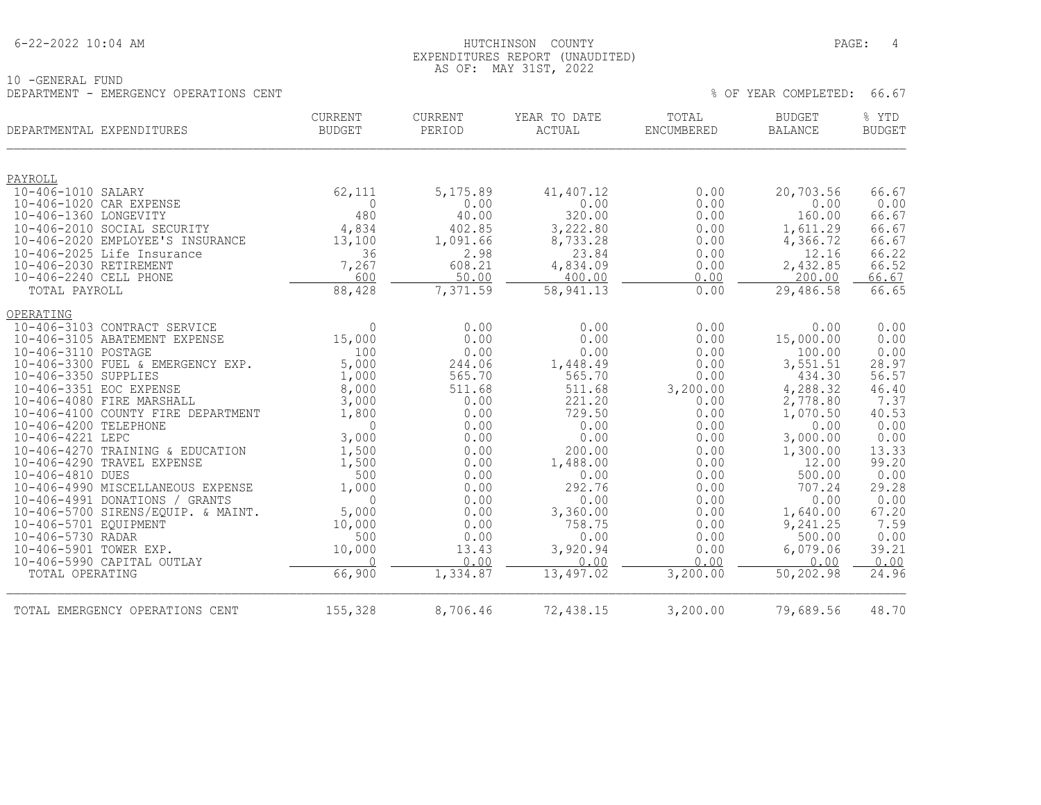HUTCHINSON COUNTY
EXPENDITURES REPORT (UNAUDITED)
AS OF: MAY 31ST, 2022

10 -GENERAL FUND
DEPARTMENT - EMERGENCY OPERATIONS CENT

% OF YEAR COMPLETED: 66.67

| DEPARTMENTAL EXPENDITURES | CURRENT BUDGET | CURRENT PERIOD | YEAR TO DATE ACTUAL | TOTAL ENCUMBERED | BUDGET BALANCE | % YTD BUDGET |
|---|---|---|---|---|---|---|
| PAYROLL | | | | | | |
| 10-406-1010 SALARY | 62,111 | 5,175.89 | 41,407.12 | 0.00 | 20,703.56 | 66.67 |
| 10-406-1020 CAR EXPENSE | 0 | 0.00 | 0.00 | 0.00 | 0.00 | 0.00 |
| 10-406-1360 LONGEVITY | 480 | 40.00 | 320.00 | 0.00 | 160.00 | 66.67 |
| 10-406-2010 SOCIAL SECURITY | 4,834 | 402.85 | 3,222.80 | 0.00 | 1,611.29 | 66.67 |
| 10-406-2020 EMPLOYEE'S INSURANCE | 13,100 | 1,091.66 | 8,733.28 | 0.00 | 4,366.72 | 66.67 |
| 10-406-2025 Life Insurance | 36 | 2.98 | 23.84 | 0.00 | 12.16 | 66.22 |
| 10-406-2030 RETIREMENT | 7,267 | 608.21 | 4,834.09 | 0.00 | 2,432.85 | 66.52 |
| 10-406-2240 CELL PHONE | 600 | 50.00 | 400.00 | 0.00 | 200.00 | 66.67 |
| TOTAL PAYROLL | 88,428 | 7,371.59 | 58,941.13 | 0.00 | 29,486.58 | 66.65 |
| OPERATING | | | | | | |
| 10-406-3103 CONTRACT SERVICE | 0 | 0.00 | 0.00 | 0.00 | 0.00 | 0.00 |
| 10-406-3105 ABATEMENT EXPENSE | 15,000 | 0.00 | 0.00 | 0.00 | 15,000.00 | 0.00 |
| 10-406-3110 POSTAGE | 100 | 0.00 | 0.00 | 0.00 | 100.00 | 0.00 |
| 10-406-3300 FUEL & EMERGENCY EXP. | 5,000 | 244.06 | 1,448.49 | 0.00 | 3,551.51 | 28.97 |
| 10-406-3350 SUPPLIES | 1,000 | 565.70 | 565.70 | 0.00 | 434.30 | 56.57 |
| 10-406-3351 EOC EXPENSE | 8,000 | 511.68 | 511.68 | 3,200.00 | 4,288.32 | 46.40 |
| 10-406-4080 FIRE MARSHALL | 3,000 | 0.00 | 221.20 | 0.00 | 2,778.80 | 7.37 |
| 10-406-4100 COUNTY FIRE DEPARTMENT | 1,800 | 0.00 | 729.50 | 0.00 | 1,070.50 | 40.53 |
| 10-406-4200 TELEPHONE | 0 | 0.00 | 0.00 | 0.00 | 0.00 | 0.00 |
| 10-406-4221 LEPC | 3,000 | 0.00 | 0.00 | 0.00 | 3,000.00 | 0.00 |
| 10-406-4270 TRAINING & EDUCATION | 1,500 | 0.00 | 200.00 | 0.00 | 1,300.00 | 13.33 |
| 10-406-4290 TRAVEL EXPENSE | 1,500 | 0.00 | 1,488.00 | 0.00 | 12.00 | 99.20 |
| 10-406-4810 DUES | 500 | 0.00 | 0.00 | 0.00 | 500.00 | 0.00 |
| 10-406-4990 MISCELLANEOUS EXPENSE | 1,000 | 0.00 | 292.76 | 0.00 | 707.24 | 29.28 |
| 10-406-4991 DONATIONS / GRANTS | 0 | 0.00 | 0.00 | 0.00 | 0.00 | 0.00 |
| 10-406-5700 SIRENS/EQUIP. & MAINT. | 5,000 | 0.00 | 3,360.00 | 0.00 | 1,640.00 | 67.20 |
| 10-406-5701 EQUIPMENT | 10,000 | 0.00 | 758.75 | 0.00 | 9,241.25 | 7.59 |
| 10-406-5730 RADAR | 500 | 0.00 | 0.00 | 0.00 | 500.00 | 0.00 |
| 10-406-5901 TOWER EXP. | 10,000 | 13.43 | 3,920.94 | 0.00 | 6,079.06 | 39.21 |
| 10-406-5990 CAPITAL OUTLAY | 0 | 0.00 | 0.00 | 0.00 | 0.00 | 0.00 |
| TOTAL OPERATING | 66,900 | 1,334.87 | 13,497.02 | 3,200.00 | 50,202.98 | 24.96 |
| TOTAL EMERGENCY OPERATIONS CENT | 155,328 | 8,706.46 | 72,438.15 | 3,200.00 | 79,689.56 | 48.70 |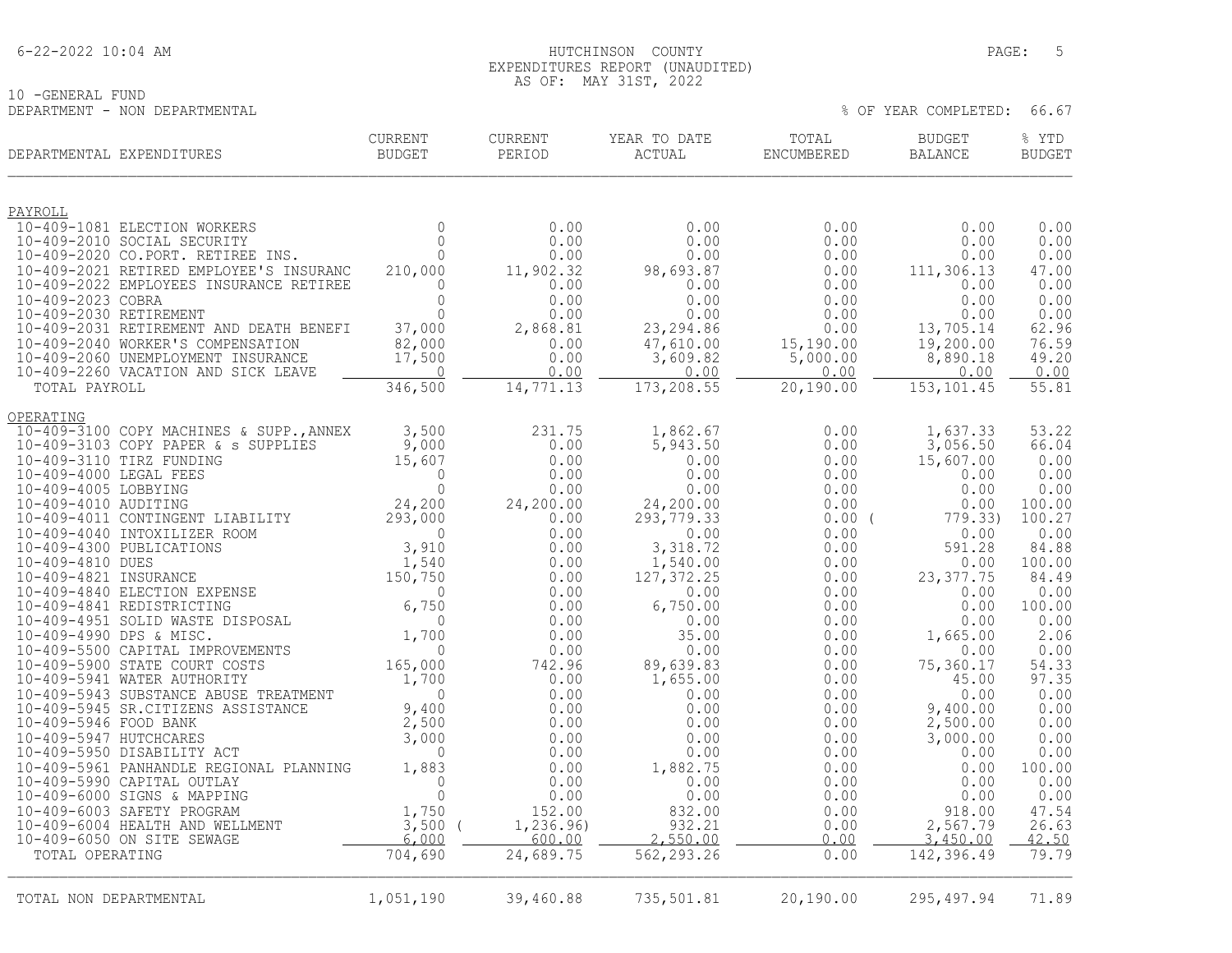HUTCHINSON COUNTY
EXPENDITURES REPORT (UNAUDITED)
AS OF: MAY 31ST, 2022

10 -GENERAL FUND
DEPARTMENT - NON DEPARTMENTAL

% OF YEAR COMPLETED: 66.67

| DEPARTMENTAL EXPENDITURES | CURRENT BUDGET | CURRENT PERIOD | YEAR TO DATE ACTUAL | TOTAL ENCUMBERED | BUDGET BALANCE | % YTD BUDGET |
|---|---|---|---|---|---|---|
| PAYROLL | | | | | | |
| 10-409-1081 ELECTION WORKERS | 0 | 0.00 | 0.00 | 0.00 | 0.00 | 0.00 |
| 10-409-2010 SOCIAL SECURITY | 0 | 0.00 | 0.00 | 0.00 | 0.00 | 0.00 |
| 10-409-2020 CO.PORT. RETIREE INS. | 0 | 0.00 | 0.00 | 0.00 | 0.00 | 0.00 |
| 10-409-2021 RETIRED EMPLOYEE'S INSURANC | 210,000 | 11,902.32 | 98,693.87 | 0.00 | 111,306.13 | 47.00 |
| 10-409-2022 EMPLOYEES INSURANCE RETIREE | 0 | 0.00 | 0.00 | 0.00 | 0.00 | 0.00 |
| 10-409-2023 COBRA | 0 | 0.00 | 0.00 | 0.00 | 0.00 | 0.00 |
| 10-409-2030 RETIREMENT | 0 | 0.00 | 0.00 | 0.00 | 0.00 | 0.00 |
| 10-409-2031 RETIREMENT AND DEATH BENEFI | 37,000 | 2,868.81 | 23,294.86 | 0.00 | 13,705.14 | 62.96 |
| 10-409-2040 WORKER'S COMPENSATION | 82,000 | 0.00 | 47,610.00 | 15,190.00 | 19,200.00 | 76.59 |
| 10-409-2060 UNEMPLOYMENT INSURANCE | 17,500 | 0.00 | 3,609.82 | 5,000.00 | 8,890.18 | 49.20 |
| 10-409-2260 VACATION AND SICK LEAVE | 0 | 0.00 | 0.00 | 0.00 | 0.00 | 0.00 |
| TOTAL PAYROLL | 346,500 | 14,771.13 | 173,208.55 | 20,190.00 | 153,101.45 | 55.81 |
| OPERATING | | | | | | |
| 10-409-3100 COPY MACHINES & SUPP.,ANNEX | 3,500 | 231.75 | 1,862.67 | 0.00 | 1,637.33 | 53.22 |
| 10-409-3103 COPY PAPER & s SUPPLIES | 9,000 | 0.00 | 5,943.50 | 0.00 | 3,056.50 | 66.04 |
| 10-409-3110 TIRZ FUNDING | 15,607 | 0.00 | 0.00 | 0.00 | 15,607.00 | 0.00 |
| 10-409-4000 LEGAL FEES | 0 | 0.00 | 0.00 | 0.00 | 0.00 | 0.00 |
| 10-409-4005 LOBBYING | 0 | 0.00 | 0.00 | 0.00 | 0.00 | 0.00 |
| 10-409-4010 AUDITING | 24,200 | 24,200.00 | 24,200.00 | 0.00 | 0.00 | 100.00 |
| 10-409-4011 CONTINGENT LIABILITY | 293,000 | 0.00 | 293,779.33 | 0.00 | ( 779.33) | 100.27 |
| 10-409-4040 INTOXILIZER ROOM | 0 | 0.00 | 0.00 | 0.00 | 0.00 | 0.00 |
| 10-409-4300 PUBLICATIONS | 3,910 | 0.00 | 3,318.72 | 0.00 | 591.28 | 84.88 |
| 10-409-4810 DUES | 1,540 | 0.00 | 1,540.00 | 0.00 | 0.00 | 100.00 |
| 10-409-4821 INSURANCE | 150,750 | 0.00 | 127,372.25 | 0.00 | 23,377.75 | 84.49 |
| 10-409-4840 ELECTION EXPENSE | 0 | 0.00 | 0.00 | 0.00 | 0.00 | 0.00 |
| 10-409-4841 REDISTRICTING | 6,750 | 0.00 | 6,750.00 | 0.00 | 0.00 | 100.00 |
| 10-409-4951 SOLID WASTE DISPOSAL | 0 | 0.00 | 0.00 | 0.00 | 0.00 | 0.00 |
| 10-409-4990 DPS & MISC. | 1,700 | 0.00 | 35.00 | 0.00 | 1,665.00 | 2.06 |
| 10-409-5500 CAPITAL IMPROVEMENTS | 0 | 0.00 | 0.00 | 0.00 | 0.00 | 0.00 |
| 10-409-5900 STATE COURT COSTS | 165,000 | 742.96 | 89,639.83 | 0.00 | 75,360.17 | 54.33 |
| 10-409-5941 WATER AUTHORITY | 1,700 | 0.00 | 1,655.00 | 0.00 | 45.00 | 97.35 |
| 10-409-5943 SUBSTANCE ABUSE TREATMENT | 0 | 0.00 | 0.00 | 0.00 | 0.00 | 0.00 |
| 10-409-5945 SR.CITIZENS ASSISTANCE | 9,400 | 0.00 | 0.00 | 0.00 | 9,400.00 | 0.00 |
| 10-409-5946 FOOD BANK | 2,500 | 0.00 | 0.00 | 0.00 | 2,500.00 | 0.00 |
| 10-409-5947 HUTCHCARES | 3,000 | 0.00 | 0.00 | 0.00 | 3,000.00 | 0.00 |
| 10-409-5950 DISABILITY ACT | 0 | 0.00 | 0.00 | 0.00 | 0.00 | 0.00 |
| 10-409-5961 PANHANDLE REGIONAL PLANNING | 1,883 | 0.00 | 1,882.75 | 0.00 | 0.00 | 100.00 |
| 10-409-5990 CAPITAL OUTLAY | 0 | 0.00 | 0.00 | 0.00 | 0.00 | 0.00 |
| 10-409-6000 SIGNS & MAPPING | 0 | 0.00 | 0.00 | 0.00 | 0.00 | 0.00 |
| 10-409-6003 SAFETY PROGRAM | 1,750 | 152.00 | 832.00 | 0.00 | 918.00 | 47.54 |
| 10-409-6004 HEALTH AND WELLMENT | 3,500 | ( 1,236.96) | 932.21 | 0.00 | 2,567.79 | 26.63 |
| 10-409-6050 ON SITE SEWAGE | 6,000 | 600.00 | 2,550.00 | 0.00 | 3,450.00 | 42.50 |
| TOTAL OPERATING | 704,690 | 24,689.75 | 562,293.26 | 0.00 | 142,396.49 | 79.79 |
| TOTAL NON DEPARTMENTAL | 1,051,190 | 39,460.88 | 735,501.81 | 20,190.00 | 295,497.94 | 71.89 |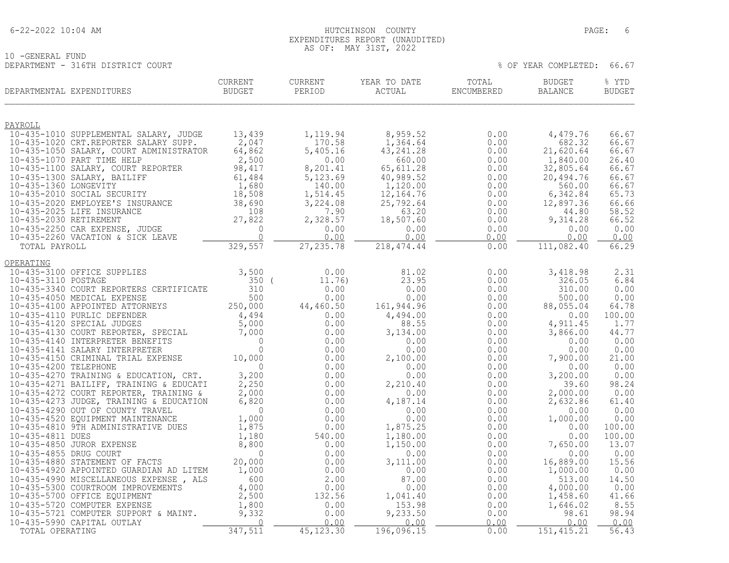HUTCHINSON COUNTY
EXPENDITURES REPORT (UNAUDITED)
AS OF: MAY 31ST, 2022

10 -GENERAL FUND
DEPARTMENT - 316TH DISTRICT COURT

% OF YEAR COMPLETED: 66.67

| DEPARTMENTAL EXPENDITURES | CURRENT BUDGET | CURRENT PERIOD | YEAR TO DATE ACTUAL | TOTAL ENCUMBERED | BUDGET BALANCE | % YTD BUDGET |
|---|---|---|---|---|---|---|
| **PAYROLL** | | | | | | |
| 10-435-1010 SUPPLEMENTAL SALARY, JUDGE | 13,439 | 1,119.94 | 8,959.52 | 0.00 | 4,479.76 | 66.67 |
| 10-435-1020 CRT.REPORTER SALARY SUPP. | 2,047 | 170.58 | 1,364.64 | 0.00 | 682.32 | 66.67 |
| 10-435-1050 SALARY, COURT ADMINISTRATOR | 64,862 | 5,405.16 | 43,241.28 | 0.00 | 21,620.64 | 66.67 |
| 10-435-1070 PART TIME HELP | 2,500 | 0.00 | 660.00 | 0.00 | 1,840.00 | 26.40 |
| 10-435-1100 SALARY, COURT REPORTER | 98,417 | 8,201.41 | 65,611.28 | 0.00 | 32,805.64 | 66.67 |
| 10-435-1300 SALARY, BAILIFF | 61,484 | 5,123.69 | 40,989.52 | 0.00 | 20,494.76 | 66.67 |
| 10-435-1360 LONGEVITY | 1,680 | 140.00 | 1,120.00 | 0.00 | 560.00 | 66.67 |
| 10-435-2010 SOCIAL SECURITY | 18,508 | 1,514.45 | 12,164.76 | 0.00 | 6,342.84 | 65.73 |
| 10-435-2020 EMPLOYEE'S INSURANCE | 38,690 | 3,224.08 | 25,792.64 | 0.00 | 12,897.36 | 66.66 |
| 10-435-2025 LIFE INSURANCE | 108 | 7.90 | 63.20 | 0.00 | 44.80 | 58.52 |
| 10-435-2030 RETIREMENT | 27,822 | 2,328.57 | 18,507.60 | 0.00 | 9,314.28 | 66.52 |
| 10-435-2250 CAR EXPENSE, JUDGE | 0 | 0.00 | 0.00 | 0.00 | 0.00 | 0.00 |
| 10-435-2260 VACATION & SICK LEAVE | 0 | 0.00 | 0.00 | 0.00 | 0.00 | 0.00 |
| TOTAL PAYROLL | 329,557 | 27,235.78 | 218,474.44 | 0.00 | 111,082.40 | 66.29 |
| **OPERATING** | | | | | | |
| 10-435-3100 OFFICE SUPPLIES | 3,500 | 0.00 | 81.02 | 0.00 | 3,418.98 | 2.31 |
| 10-435-3110 POSTAGE | 350 | ( 11.76) | 23.95 | 0.00 | 326.05 | 6.84 |
| 10-435-3340 COURT REPORTERS CERTIFICATE | 310 | 0.00 | 0.00 | 0.00 | 310.00 | 0.00 |
| 10-435-4050 MEDICAL EXPENSE | 500 | 0.00 | 0.00 | 0.00 | 500.00 | 0.00 |
| 10-435-4100 APPOINTED ATTORNEYS | 250,000 | 44,460.50 | 161,944.96 | 0.00 | 88,055.04 | 64.78 |
| 10-435-4110 PURLIC DEFENDER | 4,494 | 0.00 | 4,494.00 | 0.00 | 0.00 | 100.00 |
| 10-435-4120 SPECIAL JUDGES | 5,000 | 0.00 | 88.55 | 0.00 | 4,911.45 | 1.77 |
| 10-435-4130 COURT REPORTER, SPECIAL | 7,000 | 0.00 | 3,134.00 | 0.00 | 3,866.00 | 44.77 |
| 10-435-4140 INTERPRETER BENEFITS | 0 | 0.00 | 0.00 | 0.00 | 0.00 | 0.00 |
| 10-435-4141 SALARY INTERPRETER | 0 | 0.00 | 0.00 | 0.00 | 0.00 | 0.00 |
| 10-435-4150 CRIMINAL TRIAL EXPENSE | 10,000 | 0.00 | 2,100.00 | 0.00 | 7,900.00 | 21.00 |
| 10-435-4200 TELEPHONE | 0 | 0.00 | 0.00 | 0.00 | 0.00 | 0.00 |
| 10-435-4270 TRAINING & EDUCATION, CRT. | 3,200 | 0.00 | 0.00 | 0.00 | 3,200.00 | 0.00 |
| 10-435-4271 BAILIFF, TRAINING & EDUCATI | 2,250 | 0.00 | 2,210.40 | 0.00 | 39.60 | 98.24 |
| 10-435-4272 COURT REPORTER, TRAINING & | 2,000 | 0.00 | 0.00 | 0.00 | 2,000.00 | 0.00 |
| 10-435-4273 JUDGE, TRAINING & EDUCATION | 6,820 | 0.00 | 4,187.14 | 0.00 | 2,632.86 | 61.40 |
| 10-435-4290 OUT OF COUNTY TRAVEL | 0 | 0.00 | 0.00 | 0.00 | 0.00 | 0.00 |
| 10-435-4520 EQUIPMENT MAINTENANCE | 1,000 | 0.00 | 0.00 | 0.00 | 1,000.00 | 0.00 |
| 10-435-4810 9TH ADMINISTRATIVE DUES | 1,875 | 0.00 | 1,875.25 | 0.00 | 0.00 | 100.00 |
| 10-435-4811 DUES | 1,180 | 540.00 | 1,180.00 | 0.00 | 0.00 | 100.00 |
| 10-435-4850 JUROR EXPENSE | 8,800 | 0.00 | 1,150.00 | 0.00 | 7,650.00 | 13.07 |
| 10-435-4855 DRUG COURT | 0 | 0.00 | 0.00 | 0.00 | 0.00 | 0.00 |
| 10-435-4880 STATEMENT OF FACTS | 20,000 | 0.00 | 3,111.00 | 0.00 | 16,889.00 | 15.56 |
| 10-435-4920 APPOINTED GUARDIAN AD LITEM | 1,000 | 0.00 | 0.00 | 0.00 | 1,000.00 | 0.00 |
| 10-435-4990 MISCELLANEOUS EXPENSE , ALS | 600 | 2.00 | 87.00 | 0.00 | 513.00 | 14.50 |
| 10-435-5300 COURTROOM IMPROVEMENTS | 4,000 | 0.00 | 0.00 | 0.00 | 4,000.00 | 0.00 |
| 10-435-5700 OFFICE EQUIPMENT | 2,500 | 132.56 | 1,041.40 | 0.00 | 1,458.60 | 41.66 |
| 10-435-5720 COMPUTER EXPENSE | 1,800 | 0.00 | 153.98 | 0.00 | 1,646.02 | 8.55 |
| 10-435-5721 COMPUTER SUPPORT & MAINT. | 9,332 | 0.00 | 9,233.50 | 0.00 | 98.61 | 98.94 |
| 10-435-5990 CAPITAL OUTLAY | 0 | 0.00 | 0.00 | 0.00 | 0.00 | 0.00 |
| TOTAL OPERATING | 347,511 | 45,123.30 | 196,096.15 | 0.00 | 151,415.21 | 56.43 |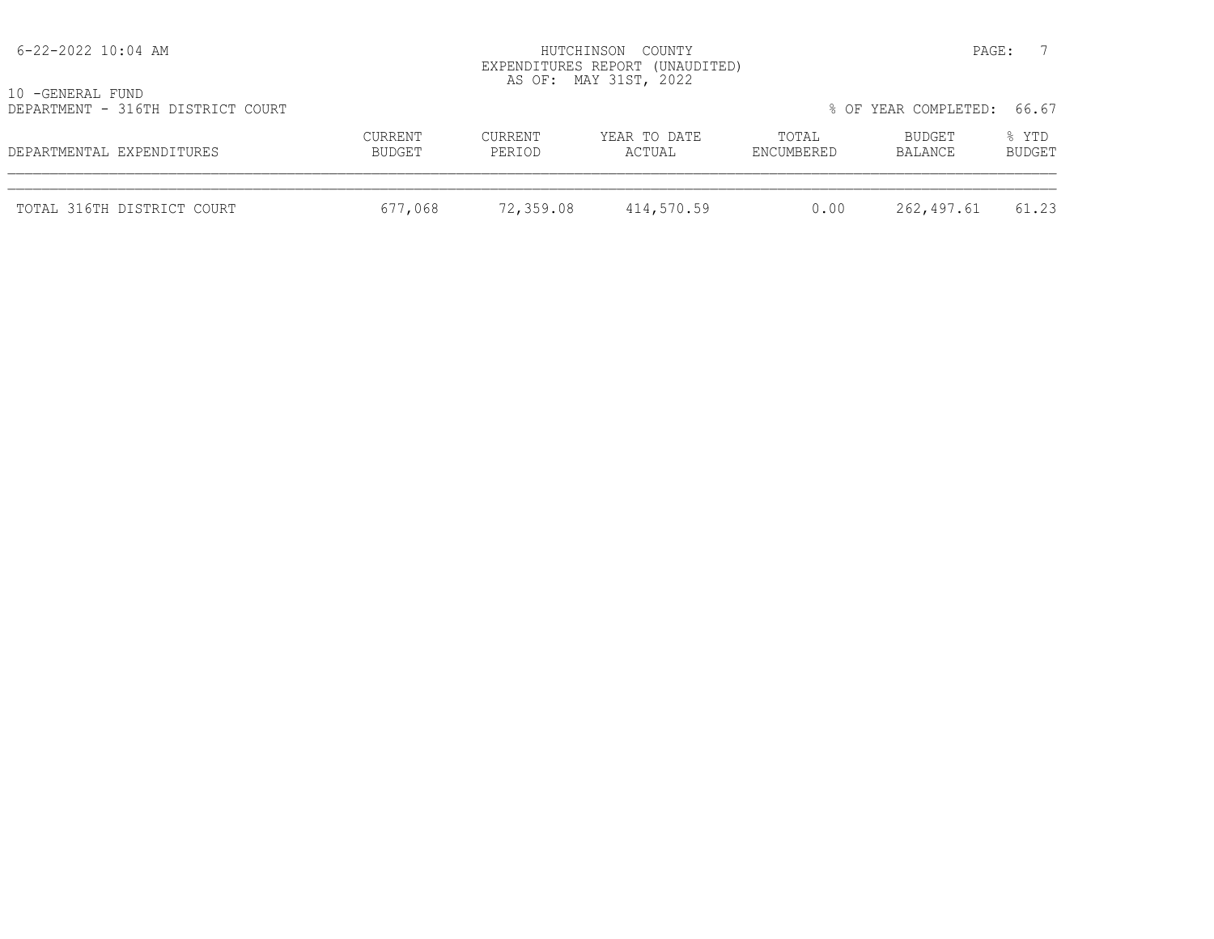HUTCHINSON COUNTY
EXPENDITURES REPORT (UNAUDITED)
AS OF: MAY 31ST, 2022

10 -GENERAL FUND
DEPARTMENT - 316TH DISTRICT COURT

% OF YEAR COMPLETED: 66.67

| DEPARTMENTAL EXPENDITURES | CURRENT BUDGET | CURRENT PERIOD | YEAR TO DATE ACTUAL | TOTAL ENCUMBERED | BUDGET BALANCE | % YTD BUDGET |
|---|---|---|---|---|---|---|
| TOTAL 316TH DISTRICT COURT | 677,068 | 72,359.08 | 414,570.59 | 0.00 | 262,497.61 | 61.23 |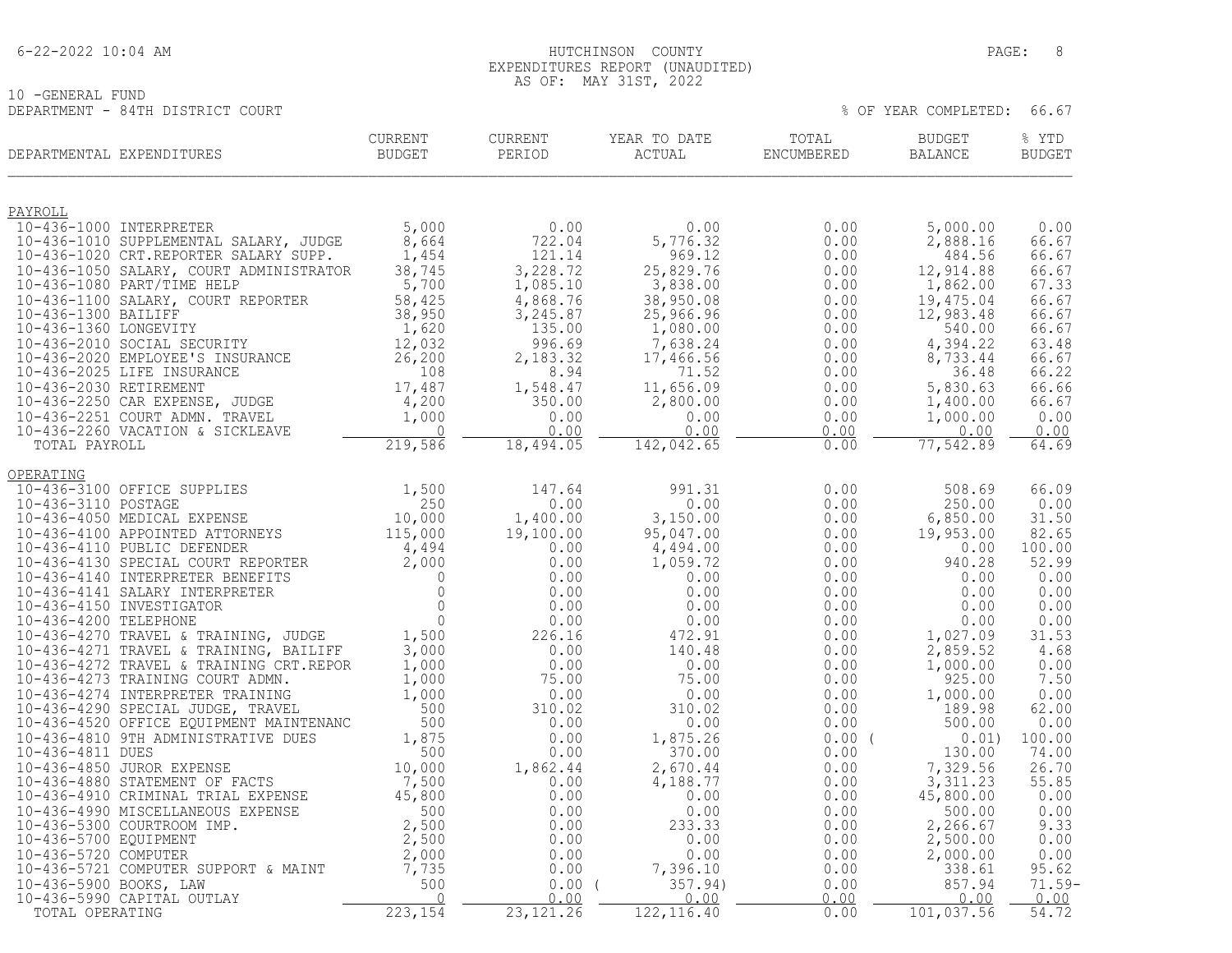# HUTCHINSON COUNTY
## EXPENDITURES REPORT (UNAUDITED)
### AS OF: MAY 31ST, 2022

10 -GENERAL FUND

DEPARTMENT - 84TH DISTRICT COURT

% OF YEAR COMPLETED: 66.67

| DEPARTMENTAL EXPENDITURES | CURRENT BUDGET | CURRENT PERIOD | YEAR TO DATE ACTUAL | TOTAL ENCUMBERED | BUDGET BALANCE | % YTD BUDGET |
|---|---|---|---|---|---|---|
| **PAYROLL** | | | | | | |
| 10-436-1000 INTERPRETER | 5,000 | 0.00 | 0.00 | 0.00 | 5,000.00 | 0.00 |
| 10-436-1010 SUPPLEMENTAL SALARY, JUDGE | 8,664 | 722.04 | 5,776.32 | 0.00 | 2,888.16 | 66.67 |
| 10-436-1020 CRT.REPORTER SALARY SUPP. | 1,454 | 121.14 | 969.12 | 0.00 | 484.56 | 66.67 |
| 10-436-1050 SALARY, COURT ADMINISTRATOR | 38,745 | 3,228.72 | 25,829.76 | 0.00 | 12,914.88 | 66.67 |
| 10-436-1080 PART/TIME HELP | 5,700 | 1,085.10 | 3,838.00 | 0.00 | 1,862.00 | 67.33 |
| 10-436-1100 SALARY, COURT REPORTER | 58,425 | 4,868.76 | 38,950.08 | 0.00 | 19,475.04 | 66.67 |
| 10-436-1300 BAILIFF | 38,950 | 3,245.87 | 25,966.96 | 0.00 | 12,983.48 | 66.67 |
| 10-436-1360 LONGEVITY | 1,620 | 135.00 | 1,080.00 | 0.00 | 540.00 | 66.67 |
| 10-436-2010 SOCIAL SECURITY | 12,032 | 996.69 | 7,638.24 | 0.00 | 4,394.22 | 63.48 |
| 10-436-2020 EMPLOYEE'S INSURANCE | 26,200 | 2,183.32 | 17,466.56 | 0.00 | 8,733.44 | 66.67 |
| 10-436-2025 LIFE INSURANCE | 108 | 8.94 | 71.52 | 0.00 | 36.48 | 66.22 |
| 10-436-2030 RETIREMENT | 17,487 | 1,548.47 | 11,656.09 | 0.00 | 5,830.63 | 66.66 |
| 10-436-2250 CAR EXPENSE, JUDGE | 4,200 | 350.00 | 2,800.00 | 0.00 | 1,400.00 | 66.67 |
| 10-436-2251 COURT ADMN. TRAVEL | 1,000 | 0.00 | 0.00 | 0.00 | 1,000.00 | 0.00 |
| 10-436-2260 VACATION & SICKLEAVE | 0 | 0.00 | 0.00 | 0.00 | 0.00 | 0.00 |
| TOTAL PAYROLL | 219,586 | 18,494.05 | 142,042.65 | 0.00 | 77,542.89 | 64.69 |
| **OPERATING** | | | | | | |
| 10-436-3100 OFFICE SUPPLIES | 1,500 | 147.64 | 991.31 | 0.00 | 508.69 | 66.09 |
| 10-436-3110 POSTAGE | 250 | 0.00 | 0.00 | 0.00 | 250.00 | 0.00 |
| 10-436-4050 MEDICAL EXPENSE | 10,000 | 1,400.00 | 3,150.00 | 0.00 | 6,850.00 | 31.50 |
| 10-436-4100 APPOINTED ATTORNEYS | 115,000 | 19,100.00 | 95,047.00 | 0.00 | 19,953.00 | 82.65 |
| 10-436-4110 PUBLIC DEFENDER | 4,494 | 0.00 | 4,494.00 | 0.00 | 0.00 | 100.00 |
| 10-436-4130 SPECIAL COURT REPORTER | 2,000 | 0.00 | 1,059.72 | 0.00 | 940.28 | 52.99 |
| 10-436-4140 INTERPRETER BENEFITS | 0 | 0.00 | 0.00 | 0.00 | 0.00 | 0.00 |
| 10-436-4141 SALARY INTERPRETER | 0 | 0.00 | 0.00 | 0.00 | 0.00 | 0.00 |
| 10-436-4150 INVESTIGATOR | 0 | 0.00 | 0.00 | 0.00 | 0.00 | 0.00 |
| 10-436-4200 TELEPHONE | 0 | 0.00 | 0.00 | 0.00 | 0.00 | 0.00 |
| 10-436-4270 TRAVEL & TRAINING, JUDGE | 1,500 | 226.16 | 472.91 | 0.00 | 1,027.09 | 31.53 |
| 10-436-4271 TRAVEL & TRAINING, BAILIFF | 3,000 | 0.00 | 140.48 | 0.00 | 2,859.52 | 4.68 |
| 10-436-4272 TRAVEL & TRAINING CRT.REPOR | 1,000 | 0.00 | 0.00 | 0.00 | 1,000.00 | 0.00 |
| 10-436-4273 TRAINING COURT ADMN. | 1,000 | 75.00 | 75.00 | 0.00 | 925.00 | 7.50 |
| 10-436-4274 INTERPRETER TRAINING | 1,000 | 0.00 | 0.00 | 0.00 | 1,000.00 | 0.00 |
| 10-436-4290 SPECIAL JUDGE, TRAVEL | 500 | 310.02 | 310.02 | 0.00 | 189.98 | 62.00 |
| 10-436-4520 OFFICE EQUIPMENT MAINTENANC | 500 | 0.00 | 0.00 | 0.00 | 500.00 | 0.00 |
| 10-436-4810 9TH ADMINISTRATIVE DUES | 1,875 | 0.00 | 1,875.26 | 0.00 | (0.01) | 100.00 |
| 10-436-4811 DUES | 500 | 0.00 | 370.00 | 0.00 | 130.00 | 74.00 |
| 10-436-4850 JUROR EXPENSE | 10,000 | 1,862.44 | 2,670.44 | 0.00 | 7,329.56 | 26.70 |
| 10-436-4880 STATEMENT OF FACTS | 7,500 | 0.00 | 4,188.77 | 0.00 | 3,311.23 | 55.85 |
| 10-436-4910 CRIMINAL TRIAL EXPENSE | 45,800 | 0.00 | 0.00 | 0.00 | 45,800.00 | 0.00 |
| 10-436-4990 MISCELLANEOUS EXPENSE | 500 | 0.00 | 0.00 | 0.00 | 500.00 | 0.00 |
| 10-436-5300 COURTROOM IMP. | 2,500 | 0.00 | 233.33 | 0.00 | 2,266.67 | 9.33 |
| 10-436-5700 EQUIPMENT | 2,500 | 0.00 | 0.00 | 0.00 | 2,500.00 | 0.00 |
| 10-436-5720 COMPUTER | 2,000 | 0.00 | 0.00 | 0.00 | 2,000.00 | 0.00 |
| 10-436-5721 COMPUTER SUPPORT & MAINT | 7,735 | 0.00 | 7,396.10 | 0.00 | 338.61 | 95.62 |
| 10-436-5900 BOOKS, LAW | 500 | 0.00 | (357.94) | 0.00 | 857.94 | 71.59- |
| 10-436-5990 CAPITAL OUTLAY | 0 | 0.00 | 0.00 | 0.00 | 0.00 | 0.00 |
| TOTAL OPERATING | 223,154 | 23,121.26 | 122,116.40 | 0.00 | 101,037.56 | 54.72 |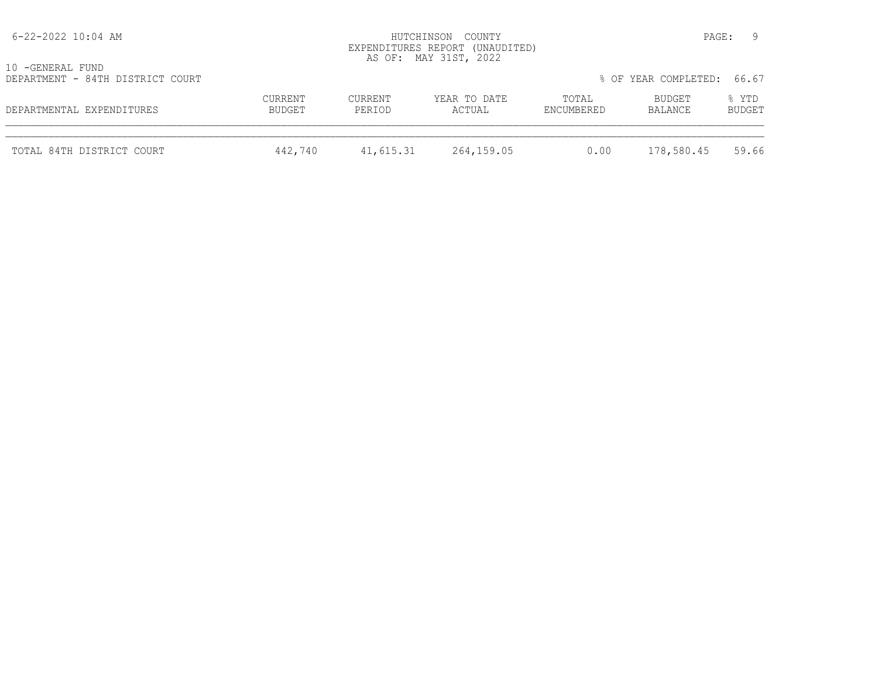HUTCHINSON COUNTY
EXPENDITURES REPORT (UNAUDITED)
AS OF: MAY 31ST, 2022

10 -GENERAL FUND
DEPARTMENT - 84TH DISTRICT COURT

% OF YEAR COMPLETED: 66.67

| DEPARTMENTAL EXPENDITURES | CURRENT BUDGET | CURRENT PERIOD | YEAR TO DATE ACTUAL | TOTAL ENCUMBERED | BUDGET BALANCE | % YTD BUDGET |
|---|---|---|---|---|---|---|
| TOTAL 84TH DISTRICT COURT | 442,740 | 41,615.31 | 264,159.05 | 0.00 | 178,580.45 | 59.66 |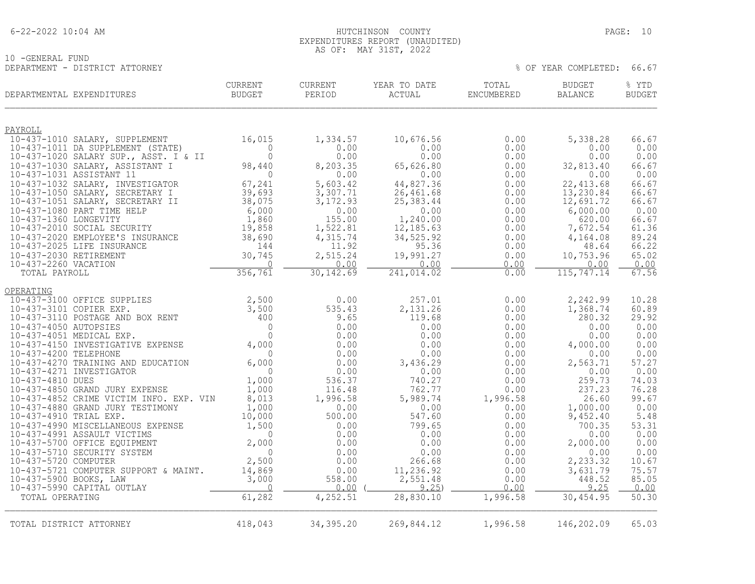# HUTCHINSON COUNTY
## EXPENDITURES REPORT (UNAUDITED)
### AS OF: MAY 31ST, 2022

6-22-2022 10:04 AM

10 -GENERAL FUND
DEPARTMENT - DISTRICT ATTORNEY

% OF YEAR COMPLETED: 66.67

| DEPARTMENTAL EXPENDITURES | CURRENT BUDGET | CURRENT PERIOD | YEAR TO DATE ACTUAL | TOTAL ENCUMBERED | BUDGET BALANCE | % YTD BUDGET |
|---|---|---|---|---|---|---|
| **PAYROLL** | | | | | | |
| 10-437-1010 SALARY, SUPPLEMENT | 16,015 | 1,334.57 | 10,676.56 | 0.00 | 5,338.28 | 66.67 |
| 10-437-1011 DA SUPPLEMENT (STATE) | 0 | 0.00 | 0.00 | 0.00 | 0.00 | 0.00 |
| 10-437-1020 SALARY SUP., ASST. I & II | 0 | 0.00 | 0.00 | 0.00 | 0.00 | 0.00 |
| 10-437-1030 SALARY, ASSISTANT I | 98,440 | 8,203.35 | 65,626.80 | 0.00 | 32,813.40 | 66.67 |
| 10-437-1031 ASSISTANT 11 | 0 | 0.00 | 0.00 | 0.00 | 0.00 | 0.00 |
| 10-437-1032 SALARY, INVESTIGATOR | 67,241 | 5,603.42 | 44,827.36 | 0.00 | 22,413.68 | 66.67 |
| 10-437-1050 SALARY, SECRETARY I | 39,693 | 3,307.71 | 26,461.68 | 0.00 | 13,230.84 | 66.67 |
| 10-437-1051 SALARY, SECRETARY II | 38,075 | 3,172.93 | 25,383.44 | 0.00 | 12,691.72 | 66.67 |
| 10-437-1080 PART TIME HELP | 6,000 | 0.00 | 0.00 | 0.00 | 6,000.00 | 0.00 |
| 10-437-1360 LONGEVITY | 1,860 | 155.00 | 1,240.00 | 0.00 | 620.00 | 66.67 |
| 10-437-2010 SOCIAL SECURITY | 19,858 | 1,522.81 | 12,185.63 | 0.00 | 7,672.54 | 61.36 |
| 10-437-2020 EMPLOYEE'S INSURANCE | 38,690 | 4,315.74 | 34,525.92 | 0.00 | 4,164.08 | 89.24 |
| 10-437-2025 LIFE INSURANCE | 144 | 11.92 | 95.36 | 0.00 | 48.64 | 66.22 |
| 10-437-2030 RETIREMENT | 30,745 | 2,515.24 | 19,991.27 | 0.00 | 10,753.96 | 65.02 |
| 10-437-2260 VACATION | 0 | 0.00 | 0.00 | 0.00 | 0.00 | 0.00 |
| TOTAL PAYROLL | 356,761 | 30,142.69 | 241,014.02 | 0.00 | 115,747.14 | 67.56 |
| **OPERATING** | | | | | | |
| 10-437-3100 OFFICE SUPPLIES | 2,500 | 0.00 | 257.01 | 0.00 | 2,242.99 | 10.28 |
| 10-437-3101 COPIER EXP. | 3,500 | 535.43 | 2,131.26 | 0.00 | 1,368.74 | 60.89 |
| 10-437-3110 POSTAGE AND BOX RENT | 400 | 9.65 | 119.68 | 0.00 | 280.32 | 29.92 |
| 10-437-4050 AUTOPSIES | 0 | 0.00 | 0.00 | 0.00 | 0.00 | 0.00 |
| 10-437-4051 MEDICAL EXP. | 0 | 0.00 | 0.00 | 0.00 | 0.00 | 0.00 |
| 10-437-4150 INVESTIGATIVE EXPENSE | 4,000 | 0.00 | 0.00 | 0.00 | 4,000.00 | 0.00 |
| 10-437-4200 TELEPHONE | 0 | 0.00 | 0.00 | 0.00 | 0.00 | 0.00 |
| 10-437-4270 TRAINING AND EDUCATION | 6,000 | 0.00 | 3,436.29 | 0.00 | 2,563.71 | 57.27 |
| 10-437-4271 INVESTIGATOR | 0 | 0.00 | 0.00 | 0.00 | 0.00 | 0.00 |
| 10-437-4810 DUES | 1,000 | 536.37 | 740.27 | 0.00 | 259.73 | 74.03 |
| 10-437-4850 GRAND JURY EXPENSE | 1,000 | 116.48 | 762.77 | 0.00 | 237.23 | 76.28 |
| 10-437-4852 CRIME VICTIM INFO. EXP. VIN | 8,013 | 1,996.58 | 5,989.74 | 1,996.58 | 26.60 | 99.67 |
| 10-437-4880 GRAND JURY TESTIMONY | 1,000 | 0.00 | 0.00 | 0.00 | 1,000.00 | 0.00 |
| 10-437-4910 TRIAL EXP. | 10,000 | 500.00 | 547.60 | 0.00 | 9,452.40 | 5.48 |
| 10-437-4990 MISCELLANEOUS EXPENSE | 1,500 | 0.00 | 799.65 | 0.00 | 700.35 | 53.31 |
| 10-437-4991 ASSAULT VICTIMS | 0 | 0.00 | 0.00 | 0.00 | 0.00 | 0.00 |
| 10-437-5700 OFFICE EQUIPMENT | 2,000 | 0.00 | 0.00 | 0.00 | 2,000.00 | 0.00 |
| 10-437-5710 SECURITY SYSTEM | 0 | 0.00 | 0.00 | 0.00 | 0.00 | 0.00 |
| 10-437-5720 COMPUTER | 2,500 | 0.00 | 266.68 | 0.00 | 2,233.32 | 10.67 |
| 10-437-5721 COMPUTER SUPPORT & MAINT. | 14,869 | 0.00 | 11,236.92 | 0.00 | 3,631.79 | 75.57 |
| 10-437-5900 BOOKS, LAW | 3,000 | 558.00 | 2,551.48 | 0.00 | 448.52 | 85.05 |
| 10-437-5990 CAPITAL OUTLAY | 0 | 0.00 | ( 9.25) | 0.00 | 9.25 | 0.00 |
| TOTAL OPERATING | 61,282 | 4,252.51 | 28,830.10 | 1,996.58 | 30,454.95 | 50.30 |
| TOTAL DISTRICT ATTORNEY | 418,043 | 34,395.20 | 269,844.12 | 1,996.58 | 146,202.09 | 65.03 |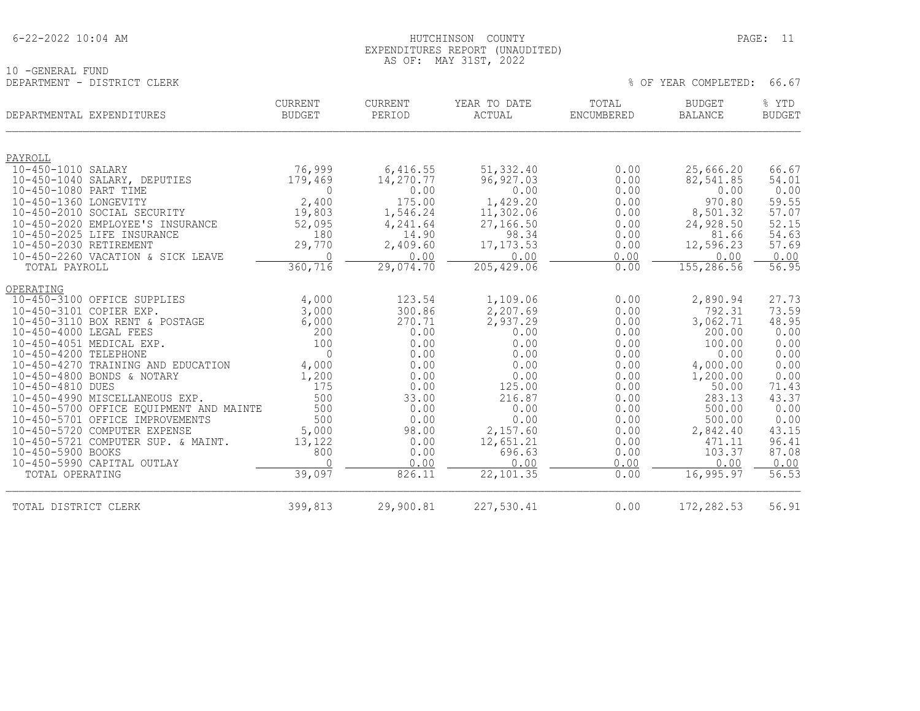HUTCHINSON COUNTY
EXPENDITURES REPORT (UNAUDITED)
AS OF: MAY 31ST, 2022

10 -GENERAL FUND
DEPARTMENT - DISTRICT CLERK

% OF YEAR COMPLETED: 66.67

| DEPARTMENTAL EXPENDITURES | CURRENT BUDGET | CURRENT PERIOD | YEAR TO DATE ACTUAL | TOTAL ENCUMBERED | BUDGET BALANCE | % YTD BUDGET |
|---|---|---|---|---|---|---|
| PAYROLL | | | | | | |
| 10-450-1010 SALARY | 76,999 | 6,416.55 | 51,332.40 | 0.00 | 25,666.20 | 66.67 |
| 10-450-1040 SALARY, DEPUTIES | 179,469 | 14,270.77 | 96,927.03 | 0.00 | 82,541.85 | 54.01 |
| 10-450-1080 PART TIME | 0 | 0.00 | 0.00 | 0.00 | 0.00 | 0.00 |
| 10-450-1360 LONGEVITY | 2,400 | 175.00 | 1,429.20 | 0.00 | 970.80 | 59.55 |
| 10-450-2010 SOCIAL SECURITY | 19,803 | 1,546.24 | 11,302.06 | 0.00 | 8,501.32 | 57.07 |
| 10-450-2020 EMPLOYEE'S INSURANCE | 52,095 | 4,241.64 | 27,166.50 | 0.00 | 24,928.50 | 52.15 |
| 10-450-2025 LIFE INSURANCE | 180 | 14.90 | 98.34 | 0.00 | 81.66 | 54.63 |
| 10-450-2030 RETIREMENT | 29,770 | 2,409.60 | 17,173.53 | 0.00 | 12,596.23 | 57.69 |
| 10-450-2260 VACATION & SICK LEAVE | 0 | 0.00 | 0.00 | 0.00 | 0.00 | 0.00 |
| TOTAL PAYROLL | 360,716 | 29,074.70 | 205,429.06 | 0.00 | 155,286.56 | 56.95 |
| OPERATING | | | | | | |
| 10-450-3100 OFFICE SUPPLIES | 4,000 | 123.54 | 1,109.06 | 0.00 | 2,890.94 | 27.73 |
| 10-450-3101 COPIER EXP. | 3,000 | 300.86 | 2,207.69 | 0.00 | 792.31 | 73.59 |
| 10-450-3110 BOX RENT & POSTAGE | 6,000 | 270.71 | 2,937.29 | 0.00 | 3,062.71 | 48.95 |
| 10-450-4000 LEGAL FEES | 200 | 0.00 | 0.00 | 0.00 | 200.00 | 0.00 |
| 10-450-4051 MEDICAL EXP. | 100 | 0.00 | 0.00 | 0.00 | 100.00 | 0.00 |
| 10-450-4200 TELEPHONE | 0 | 0.00 | 0.00 | 0.00 | 0.00 | 0.00 |
| 10-450-4270 TRAINING AND EDUCATION | 4,000 | 0.00 | 0.00 | 0.00 | 4,000.00 | 0.00 |
| 10-450-4800 BONDS & NOTARY | 1,200 | 0.00 | 0.00 | 0.00 | 1,200.00 | 0.00 |
| 10-450-4810 DUES | 175 | 0.00 | 125.00 | 0.00 | 50.00 | 71.43 |
| 10-450-4990 MISCELLANEOUS EXP. | 500 | 33.00 | 216.87 | 0.00 | 283.13 | 43.37 |
| 10-450-5700 OFFICE EQUIPMENT AND MAINTE | 500 | 0.00 | 0.00 | 0.00 | 500.00 | 0.00 |
| 10-450-5701 OFFICE IMPROVEMENTS | 500 | 0.00 | 0.00 | 0.00 | 500.00 | 0.00 |
| 10-450-5720 COMPUTER EXPENSE | 5,000 | 98.00 | 2,157.60 | 0.00 | 2,842.40 | 43.15 |
| 10-450-5721 COMPUTER SUP. & MAINT. | 13,122 | 0.00 | 12,651.21 | 0.00 | 471.11 | 96.41 |
| 10-450-5900 BOOKS | 800 | 0.00 | 696.63 | 0.00 | 103.37 | 87.08 |
| 10-450-5990 CAPITAL OUTLAY | 0 | 0.00 | 0.00 | 0.00 | 0.00 | 0.00 |
| TOTAL OPERATING | 39,097 | 826.11 | 22,101.35 | 0.00 | 16,995.97 | 56.53 |
| TOTAL DISTRICT CLERK | 399,813 | 29,900.81 | 227,530.41 | 0.00 | 172,282.53 | 56.91 |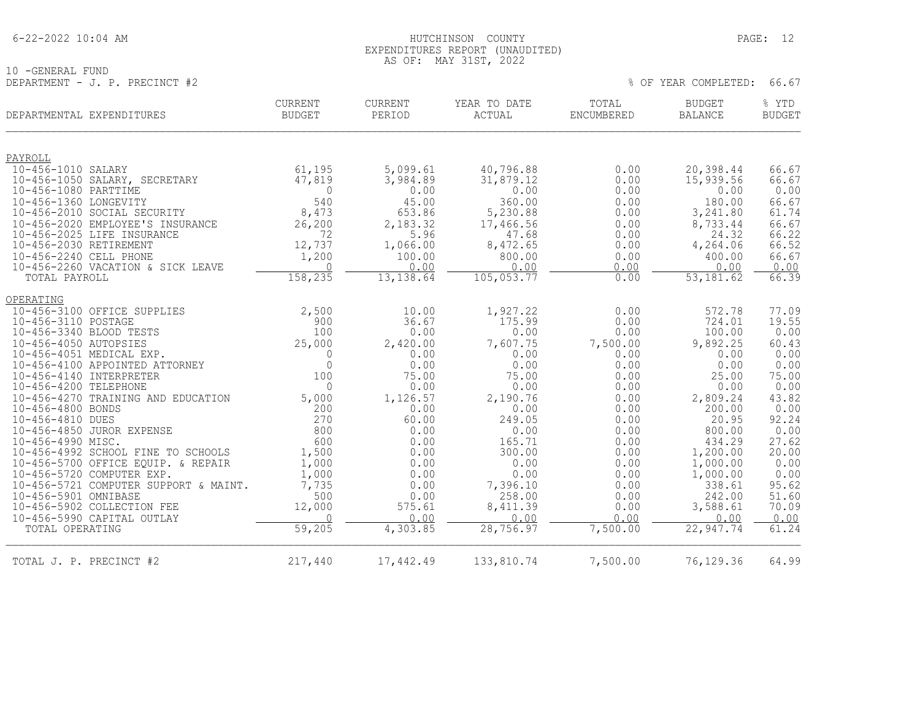HUTCHINSON COUNTY
EXPENDITURES REPORT (UNAUDITED)
AS OF: MAY 31ST, 2022

10 -GENERAL FUND
DEPARTMENT - J. P. PRECINCT #2

% OF YEAR COMPLETED: 66.67

| DEPARTMENTAL EXPENDITURES | CURRENT BUDGET | CURRENT PERIOD | YEAR TO DATE ACTUAL | TOTAL ENCUMBERED | BUDGET BALANCE | % YTD BUDGET |
|---|---|---|---|---|---|---|
| PAYROLL | | | | | | |
| 10-456-1010 SALARY | 61,195 | 5,099.61 | 40,796.88 | 0.00 | 20,398.44 | 66.67 |
| 10-456-1050 SALARY, SECRETARY | 47,819 | 3,984.89 | 31,879.12 | 0.00 | 15,939.56 | 66.67 |
| 10-456-1080 PARTTIME | 0 | 0.00 | 0.00 | 0.00 | 0.00 | 0.00 |
| 10-456-1360 LONGEVITY | 540 | 45.00 | 360.00 | 0.00 | 180.00 | 66.67 |
| 10-456-2010 SOCIAL SECURITY | 8,473 | 653.86 | 5,230.88 | 0.00 | 3,241.80 | 61.74 |
| 10-456-2020 EMPLOYEE'S INSURANCE | 26,200 | 2,183.32 | 17,466.56 | 0.00 | 8,733.44 | 66.67 |
| 10-456-2025 LIFE INSURANCE | 72 | 5.96 | 47.68 | 0.00 | 24.32 | 66.22 |
| 10-456-2030 RETIREMENT | 12,737 | 1,066.00 | 8,472.65 | 0.00 | 4,264.06 | 66.52 |
| 10-456-2240 CELL PHONE | 1,200 | 100.00 | 800.00 | 0.00 | 400.00 | 66.67 |
| 10-456-2260 VACATION & SICK LEAVE | 0 | 0.00 | 0.00 | 0.00 | 0.00 | 0.00 |
| TOTAL PAYROLL | 158,235 | 13,138.64 | 105,053.77 | 0.00 | 53,181.62 | 66.39 |
| OPERATING | | | | | | |
| 10-456-3100 OFFICE SUPPLIES | 2,500 | 10.00 | 1,927.22 | 0.00 | 572.78 | 77.09 |
| 10-456-3110 POSTAGE | 900 | 36.67 | 175.99 | 0.00 | 724.01 | 19.55 |
| 10-456-3340 BLOOD TESTS | 100 | 0.00 | 0.00 | 0.00 | 100.00 | 0.00 |
| 10-456-4050 AUTOPSIES | 25,000 | 2,420.00 | 7,607.75 | 7,500.00 | 9,892.25 | 60.43 |
| 10-456-4051 MEDICAL EXP. | 0 | 0.00 | 0.00 | 0.00 | 0.00 | 0.00 |
| 10-456-4100 APPOINTED ATTORNEY | 0 | 0.00 | 0.00 | 0.00 | 0.00 | 0.00 |
| 10-456-4140 INTERPRETER | 100 | 75.00 | 75.00 | 0.00 | 25.00 | 75.00 |
| 10-456-4200 TELEPHONE | 0 | 0.00 | 0.00 | 0.00 | 0.00 | 0.00 |
| 10-456-4270 TRAINING AND EDUCATION | 5,000 | 1,126.57 | 2,190.76 | 0.00 | 2,809.24 | 43.82 |
| 10-456-4800 BONDS | 200 | 0.00 | 0.00 | 0.00 | 200.00 | 0.00 |
| 10-456-4810 DUES | 270 | 60.00 | 249.05 | 0.00 | 20.95 | 92.24 |
| 10-456-4850 JUROR EXPENSE | 800 | 0.00 | 0.00 | 0.00 | 800.00 | 0.00 |
| 10-456-4990 MISC. | 600 | 0.00 | 165.71 | 0.00 | 434.29 | 27.62 |
| 10-456-4992 SCHOOL FINE TO SCHOOLS | 1,500 | 0.00 | 300.00 | 0.00 | 1,200.00 | 20.00 |
| 10-456-5700 OFFICE EQUIP. & REPAIR | 1,000 | 0.00 | 0.00 | 0.00 | 1,000.00 | 0.00 |
| 10-456-5720 COMPUTER EXP. | 1,000 | 0.00 | 0.00 | 0.00 | 1,000.00 | 0.00 |
| 10-456-5721 COMPUTER SUPPORT & MAINT. | 7,735 | 0.00 | 7,396.10 | 0.00 | 338.61 | 95.62 |
| 10-456-5901 OMNIBASE | 500 | 0.00 | 258.00 | 0.00 | 242.00 | 51.60 |
| 10-456-5902 COLLECTION FEE | 12,000 | 575.61 | 8,411.39 | 0.00 | 3,588.61 | 70.09 |
| 10-456-5990 CAPITAL OUTLAY | 0 | 0.00 | 0.00 | 0.00 | 0.00 | 0.00 |
| TOTAL OPERATING | 59,205 | 4,303.85 | 28,756.97 | 7,500.00 | 22,947.74 | 61.24 |
| TOTAL J. P. PRECINCT #2 | 217,440 | 17,442.49 | 133,810.74 | 7,500.00 | 76,129.36 | 64.99 |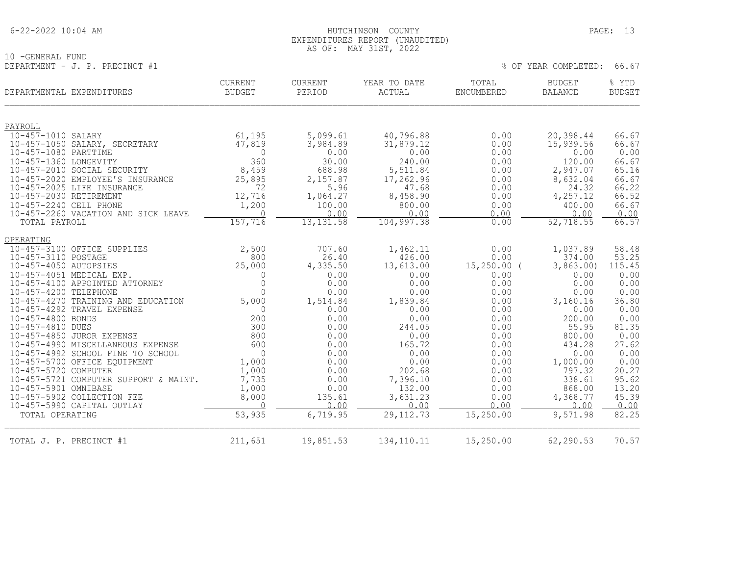HUTCHINSON COUNTY
EXPENDITURES REPORT (UNAUDITED)
AS OF: MAY 31ST, 2022

10 -GENERAL FUND
DEPARTMENT - J. P. PRECINCT #1

% OF YEAR COMPLETED: 66.67

| DEPARTMENTAL EXPENDITURES | CURRENT BUDGET | CURRENT PERIOD | YEAR TO DATE ACTUAL | TOTAL ENCUMBERED | BUDGET BALANCE | % YTD BUDGET |
|---|---|---|---|---|---|---|
| PAYROLL | | | | | | |
| 10-457-1010 SALARY | 61,195 | 5,099.61 | 40,796.88 | 0.00 | 20,398.44 | 66.67 |
| 10-457-1050 SALARY, SECRETARY | 47,819 | 3,984.89 | 31,879.12 | 0.00 | 15,939.56 | 66.67 |
| 10-457-1080 PARTTIME | 0 | 0.00 | 0.00 | 0.00 | 0.00 | 0.00 |
| 10-457-1360 LONGEVITY | 360 | 30.00 | 240.00 | 0.00 | 120.00 | 66.67 |
| 10-457-2010 SOCIAL SECURITY | 8,459 | 688.98 | 5,511.84 | 0.00 | 2,947.07 | 65.16 |
| 10-457-2020 EMPLOYEE'S INSURANCE | 25,895 | 2,157.87 | 17,262.96 | 0.00 | 8,632.04 | 66.67 |
| 10-457-2025 LIFE INSURANCE | 72 | 5.96 | 47.68 | 0.00 | 24.32 | 66.22 |
| 10-457-2030 RETIREMENT | 12,716 | 1,064.27 | 8,458.90 | 0.00 | 4,257.12 | 66.52 |
| 10-457-2240 CELL PHONE | 1,200 | 100.00 | 800.00 | 0.00 | 400.00 | 66.67 |
| 10-457-2260 VACATION AND SICK LEAVE | 0 | 0.00 | 0.00 | 0.00 | 0.00 | 0.00 |
| TOTAL PAYROLL | 157,716 | 13,131.58 | 104,997.38 | 0.00 | 52,718.55 | 66.57 |
| OPERATING | | | | | | |
| 10-457-3100 OFFICE SUPPLIES | 2,500 | 707.60 | 1,462.11 | 0.00 | 1,037.89 | 58.48 |
| 10-457-3110 POSTAGE | 800 | 26.40 | 426.00 | 0.00 | 374.00 | 53.25 |
| 10-457-4050 AUTOPSIES | 25,000 | 4,335.50 | 13,613.00 | 15,250.00 | (3,863.00) | 115.45 |
| 10-457-4051 MEDICAL EXP. | 0 | 0.00 | 0.00 | 0.00 | 0.00 | 0.00 |
| 10-457-4100 APPOINTED ATTORNEY | 0 | 0.00 | 0.00 | 0.00 | 0.00 | 0.00 |
| 10-457-4200 TELEPHONE | 0 | 0.00 | 0.00 | 0.00 | 0.00 | 0.00 |
| 10-457-4270 TRAINING AND EDUCATION | 5,000 | 1,514.84 | 1,839.84 | 0.00 | 3,160.16 | 36.80 |
| 10-457-4292 TRAVEL EXPENSE | 0 | 0.00 | 0.00 | 0.00 | 0.00 | 0.00 |
| 10-457-4800 BONDS | 200 | 0.00 | 0.00 | 0.00 | 200.00 | 0.00 |
| 10-457-4810 DUES | 300 | 0.00 | 244.05 | 0.00 | 55.95 | 81.35 |
| 10-457-4850 JUROR EXPENSE | 800 | 0.00 | 0.00 | 0.00 | 800.00 | 0.00 |
| 10-457-4990 MISCELLANEOUS EXPENSE | 600 | 0.00 | 165.72 | 0.00 | 434.28 | 27.62 |
| 10-457-4992 SCHOOL FINE TO SCHOOL | 0 | 0.00 | 0.00 | 0.00 | 0.00 | 0.00 |
| 10-457-5700 OFFICE EQUIPMENT | 1,000 | 0.00 | 0.00 | 0.00 | 1,000.00 | 0.00 |
| 10-457-5720 COMPUTER | 1,000 | 0.00 | 202.68 | 0.00 | 797.32 | 20.27 |
| 10-457-5721 COMPUTER SUPPORT & MAINT. | 7,735 | 0.00 | 7,396.10 | 0.00 | 338.61 | 95.62 |
| 10-457-5901 OMNIBASE | 1,000 | 0.00 | 132.00 | 0.00 | 868.00 | 13.20 |
| 10-457-5902 COLLECTION FEE | 8,000 | 135.61 | 3,631.23 | 0.00 | 4,368.77 | 45.39 |
| 10-457-5990 CAPITAL OUTLAY | 0 | 0.00 | 0.00 | 0.00 | 0.00 | 0.00 |
| TOTAL OPERATING | 53,935 | 6,719.95 | 29,112.73 | 15,250.00 | 9,571.98 | 82.25 |
| TOTAL J. P. PRECINCT #1 | 211,651 | 19,851.53 | 134,110.11 | 15,250.00 | 62,290.53 | 70.57 |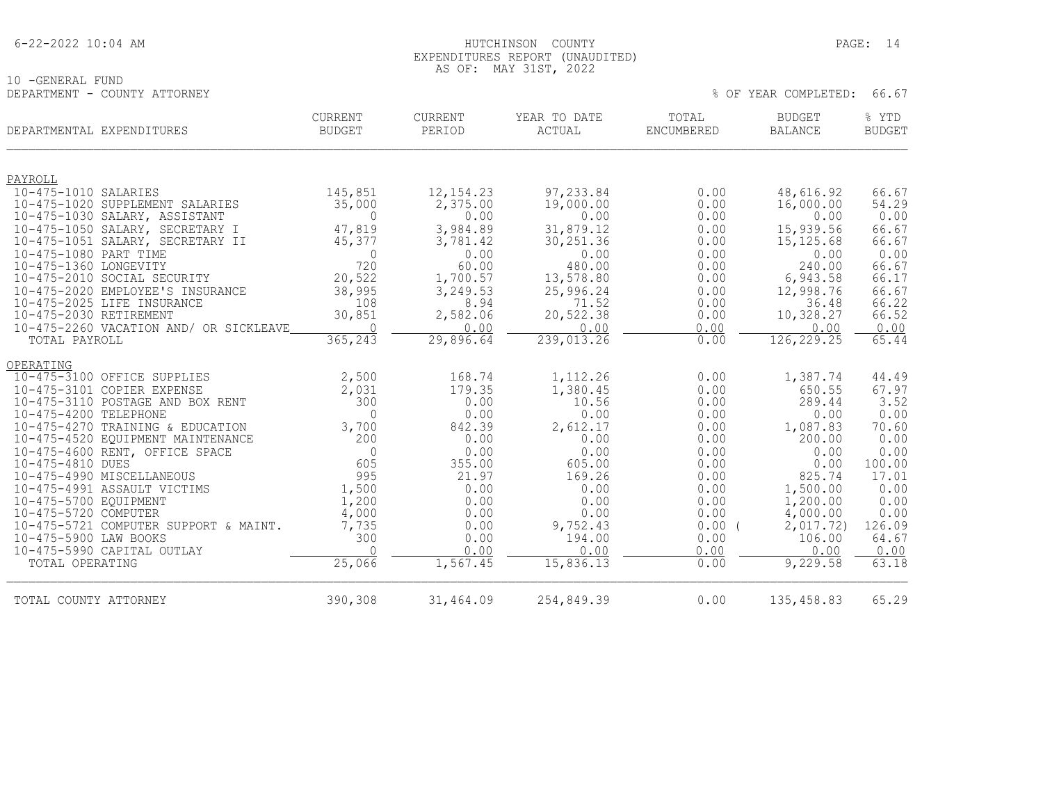HUTCHINSON COUNTY
EXPENDITURES REPORT (UNAUDITED)
AS OF: MAY 31ST, 2022

10 -GENERAL FUND
DEPARTMENT - COUNTY ATTORNEY

% OF YEAR COMPLETED: 66.67

| DEPARTMENTAL EXPENDITURES | CURRENT BUDGET | CURRENT PERIOD | YEAR TO DATE ACTUAL | TOTAL ENCUMBERED | BUDGET BALANCE | % YTD BUDGET |
|---|---|---|---|---|---|---|
| PAYROLL | | | | | | |
| 10-475-1010 SALARIES | 145,851 | 12,154.23 | 97,233.84 | 0.00 | 48,616.92 | 66.67 |
| 10-475-1020 SUPPLEMENT SALARIES | 35,000 | 2,375.00 | 19,000.00 | 0.00 | 16,000.00 | 54.29 |
| 10-475-1030 SALARY, ASSISTANT | 0 | 0.00 | 0.00 | 0.00 | 0.00 | 0.00 |
| 10-475-1050 SALARY, SECRETARY I | 47,819 | 3,984.89 | 31,879.12 | 0.00 | 15,939.56 | 66.67 |
| 10-475-1051 SALARY, SECRETARY II | 45,377 | 3,781.42 | 30,251.36 | 0.00 | 15,125.68 | 66.67 |
| 10-475-1080 PART TIME | 0 | 0.00 | 0.00 | 0.00 | 0.00 | 0.00 |
| 10-475-1360 LONGEVITY | 720 | 60.00 | 480.00 | 0.00 | 240.00 | 66.67 |
| 10-475-2010 SOCIAL SECURITY | 20,522 | 1,700.57 | 13,578.80 | 0.00 | 6,943.58 | 66.17 |
| 10-475-2020 EMPLOYEE'S INSURANCE | 38,995 | 3,249.53 | 25,996.24 | 0.00 | 12,998.76 | 66.67 |
| 10-475-2025 LIFE INSURANCE | 108 | 8.94 | 71.52 | 0.00 | 36.48 | 66.22 |
| 10-475-2030 RETIREMENT | 30,851 | 2,582.06 | 20,522.38 | 0.00 | 10,328.27 | 66.52 |
| 10-475-2260 VACATION AND/ OR SICKLEAVE | 0 | 0.00 | 0.00 | 0.00 | 0.00 | 0.00 |
| TOTAL PAYROLL | 365,243 | 29,896.64 | 239,013.26 | 0.00 | 126,229.25 | 65.44 |
| OPERATING | | | | | | |
| 10-475-3100 OFFICE SUPPLIES | 2,500 | 168.74 | 1,112.26 | 0.00 | 1,387.74 | 44.49 |
| 10-475-3101 COPIER EXPENSE | 2,031 | 179.35 | 1,380.45 | 0.00 | 650.55 | 67.97 |
| 10-475-3110 POSTAGE AND BOX RENT | 300 | 0.00 | 10.56 | 0.00 | 289.44 | 3.52 |
| 10-475-4200 TELEPHONE | 0 | 0.00 | 0.00 | 0.00 | 0.00 | 0.00 |
| 10-475-4270 TRAINING & EDUCATION | 3,700 | 842.39 | 2,612.17 | 0.00 | 1,087.83 | 70.60 |
| 10-475-4520 EQUIPMENT MAINTENANCE | 200 | 0.00 | 0.00 | 0.00 | 200.00 | 0.00 |
| 10-475-4600 RENT, OFFICE SPACE | 0 | 0.00 | 0.00 | 0.00 | 0.00 | 0.00 |
| 10-475-4810 DUES | 605 | 355.00 | 605.00 | 0.00 | 0.00 | 100.00 |
| 10-475-4990 MISCELLANEOUS | 995 | 21.97 | 169.26 | 0.00 | 825.74 | 17.01 |
| 10-475-4991 ASSAULT VICTIMS | 1,500 | 0.00 | 0.00 | 0.00 | 1,500.00 | 0.00 |
| 10-475-5700 EQUIPMENT | 1,200 | 0.00 | 0.00 | 0.00 | 1,200.00 | 0.00 |
| 10-475-5720 COMPUTER | 4,000 | 0.00 | 0.00 | 0.00 | 4,000.00 | 0.00 |
| 10-475-5721 COMPUTER SUPPORT & MAINT. | 7,735 | 0.00 | 9,752.43 | 0.00 | ( 2,017.72) | 126.09 |
| 10-475-5900 LAW BOOKS | 300 | 0.00 | 194.00 | 0.00 | 106.00 | 64.67 |
| 10-475-5990 CAPITAL OUTLAY | 0 | 0.00 | 0.00 | 0.00 | 0.00 | 0.00 |
| TOTAL OPERATING | 25,066 | 1,567.45 | 15,836.13 | 0.00 | 9,229.58 | 63.18 |
| TOTAL COUNTY ATTORNEY | 390,308 | 31,464.09 | 254,849.39 | 0.00 | 135,458.83 | 65.29 |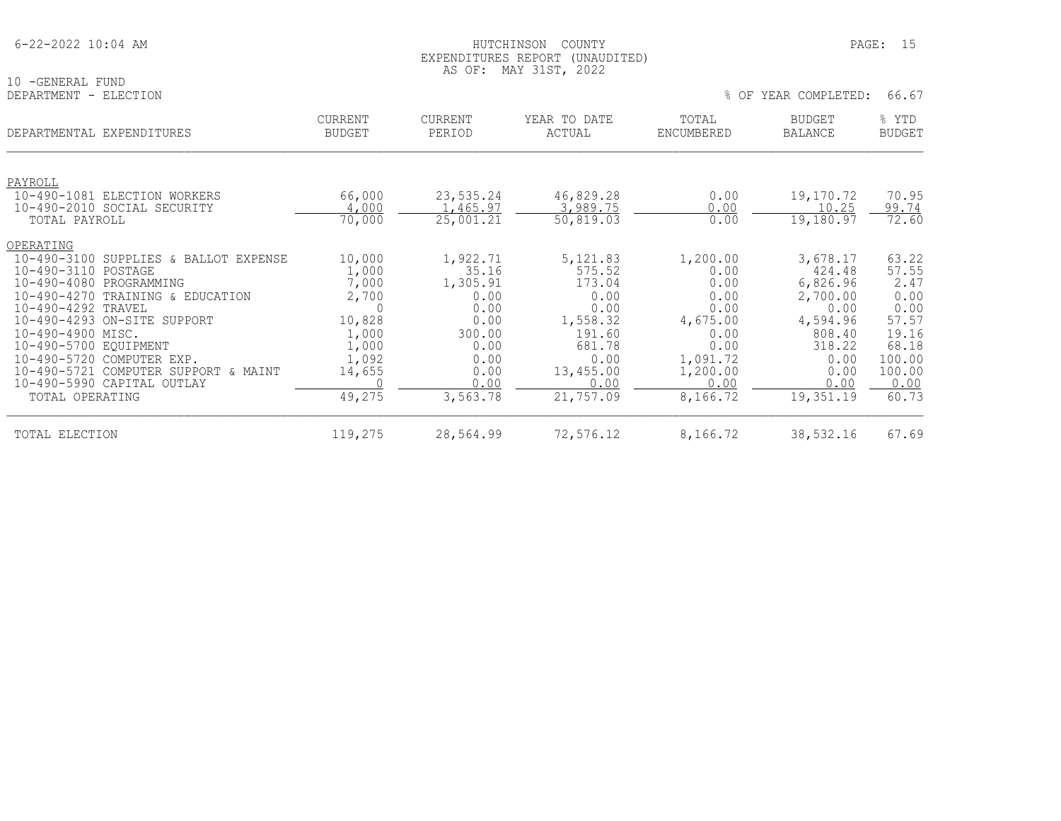HUTCHINSON COUNTY
EXPENDITURES REPORT (UNAUDITED)
AS OF: MAY 31ST, 2022

10 -GENERAL FUND
DEPARTMENT - ELECTION

% OF YEAR COMPLETED: 66.67

| DEPARTMENTAL EXPENDITURES | CURRENT BUDGET | CURRENT PERIOD | YEAR TO DATE ACTUAL | TOTAL ENCUMBERED | BUDGET BALANCE | % YTD BUDGET |
|---|---|---|---|---|---|---|
| PAYROLL | | | | | | |
| 10-490-1081 ELECTION WORKERS | 66,000 | 23,535.24 | 46,829.28 | 0.00 | 19,170.72 | 70.95 |
| 10-490-2010 SOCIAL SECURITY | 4,000 | 1,465.97 | 3,989.75 | 0.00 | 10.25 | 99.74 |
| TOTAL PAYROLL | 70,000 | 25,001.21 | 50,819.03 | 0.00 | 19,180.97 | 72.60 |
| OPERATING | | | | | | |
| 10-490-3100 SUPPLIES & BALLOT EXPENSE | 10,000 | 1,922.71 | 5,121.83 | 1,200.00 | 3,678.17 | 63.22 |
| 10-490-3110 POSTAGE | 1,000 | 35.16 | 575.52 | 0.00 | 424.48 | 57.55 |
| 10-490-4080 PROGRAMMING | 7,000 | 1,305.91 | 173.04 | 0.00 | 6,826.96 | 2.47 |
| 10-490-4270 TRAINING & EDUCATION | 2,700 | 0.00 | 0.00 | 0.00 | 2,700.00 | 0.00 |
| 10-490-4292 TRAVEL | 0 | 0.00 | 0.00 | 0.00 | 0.00 | 0.00 |
| 10-490-4293 ON-SITE SUPPORT | 10,828 | 0.00 | 1,558.32 | 4,675.00 | 4,594.96 | 57.57 |
| 10-490-4900 MISC. | 1,000 | 300.00 | 191.60 | 0.00 | 808.40 | 19.16 |
| 10-490-5700 EQUIPMENT | 1,000 | 0.00 | 681.78 | 0.00 | 318.22 | 68.18 |
| 10-490-5720 COMPUTER EXP. | 1,092 | 0.00 | 0.00 | 1,091.72 | 0.00 | 100.00 |
| 10-490-5721 COMPUTER SUPPORT & MAINT | 14,655 | 0.00 | 13,455.00 | 1,200.00 | 0.00 | 100.00 |
| 10-490-5990 CAPITAL OUTLAY | 0 | 0.00 | 0.00 | 0.00 | 0.00 | 0.00 |
| TOTAL OPERATING | 49,275 | 3,563.78 | 21,757.09 | 8,166.72 | 19,351.19 | 60.73 |
| TOTAL ELECTION | 119,275 | 28,564.99 | 72,576.12 | 8,166.72 | 38,532.16 | 67.69 |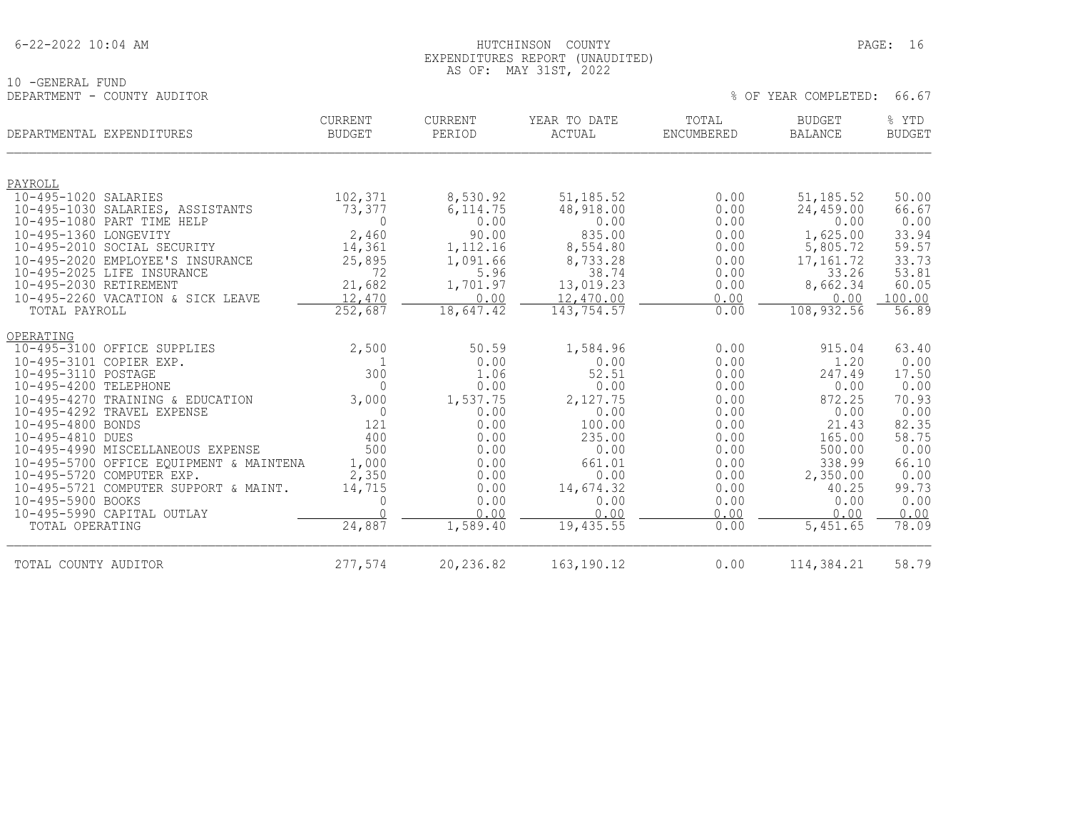# HUTCHINSON COUNTY
## EXPENDITURES REPORT (UNAUDITED)
## AS OF: MAY 31ST, 2022

10 -GENERAL FUND

DEPARTMENT - COUNTY AUDITOR

% OF YEAR COMPLETED: 66.67

| DEPARTMENTAL EXPENDITURES | CURRENT BUDGET | CURRENT PERIOD | YEAR TO DATE ACTUAL | TOTAL ENCUMBERED | BUDGET BALANCE | % YTD BUDGET |
|---|---|---|---|---|---|---|
| PAYROLL | | | | | | |
| 10-495-1020 SALARIES | 102,371 | 8,530.92 | 51,185.52 | 0.00 | 51,185.52 | 50.00 |
| 10-495-1030 SALARIES, ASSISTANTS | 73,377 | 6,114.75 | 48,918.00 | 0.00 | 24,459.00 | 66.67 |
| 10-495-1080 PART TIME HELP | 0 | 0.00 | 0.00 | 0.00 | 0.00 | 0.00 |
| 10-495-1360 LONGEVITY | 2,460 | 90.00 | 835.00 | 0.00 | 1,625.00 | 33.94 |
| 10-495-2010 SOCIAL SECURITY | 14,361 | 1,112.16 | 8,554.80 | 0.00 | 5,805.72 | 59.57 |
| 10-495-2020 EMPLOYEE'S INSURANCE | 25,895 | 1,091.66 | 8,733.28 | 0.00 | 17,161.72 | 33.73 |
| 10-495-2025 LIFE INSURANCE | 72 | 5.96 | 38.74 | 0.00 | 33.26 | 53.81 |
| 10-495-2030 RETIREMENT | 21,682 | 1,701.97 | 13,019.23 | 0.00 | 8,662.34 | 60.05 |
| 10-495-2260 VACATION & SICK LEAVE | 12,470 | 0.00 | 12,470.00 | 0.00 | 0.00 | 100.00 |
| TOTAL PAYROLL | 252,687 | 18,647.42 | 143,754.57 | 0.00 | 108,932.56 | 56.89 |
| OPERATING | | | | | | |
| 10-495-3100 OFFICE SUPPLIES | 2,500 | 50.59 | 1,584.96 | 0.00 | 915.04 | 63.40 |
| 10-495-3101 COPIER EXP. | 1 | 0.00 | 0.00 | 0.00 | 1.20 | 0.00 |
| 10-495-3110 POSTAGE | 300 | 1.06 | 52.51 | 0.00 | 247.49 | 17.50 |
| 10-495-4200 TELEPHONE | 0 | 0.00 | 0.00 | 0.00 | 0.00 | 0.00 |
| 10-495-4270 TRAINING & EDUCATION | 3,000 | 1,537.75 | 2,127.75 | 0.00 | 872.25 | 70.93 |
| 10-495-4292 TRAVEL EXPENSE | 0 | 0.00 | 0.00 | 0.00 | 0.00 | 0.00 |
| 10-495-4800 BONDS | 121 | 0.00 | 100.00 | 0.00 | 21.43 | 82.35 |
| 10-495-4810 DUES | 400 | 0.00 | 235.00 | 0.00 | 165.00 | 58.75 |
| 10-495-4990 MISCELLANEOUS EXPENSE | 500 | 0.00 | 0.00 | 0.00 | 500.00 | 0.00 |
| 10-495-5700 OFFICE EQUIPMENT & MAINTENA | 1,000 | 0.00 | 661.01 | 0.00 | 338.99 | 66.10 |
| 10-495-5720 COMPUTER EXP. | 2,350 | 0.00 | 0.00 | 0.00 | 2,350.00 | 0.00 |
| 10-495-5721 COMPUTER SUPPORT & MAINT. | 14,715 | 0.00 | 14,674.32 | 0.00 | 40.25 | 99.73 |
| 10-495-5900 BOOKS | 0 | 0.00 | 0.00 | 0.00 | 0.00 | 0.00 |
| 10-495-5990 CAPITAL OUTLAY | 0 | 0.00 | 0.00 | 0.00 | 0.00 | 0.00 |
| TOTAL OPERATING | 24,887 | 1,589.40 | 19,435.55 | 0.00 | 5,451.65 | 78.09 |
| TOTAL COUNTY AUDITOR | 277,574 | 20,236.82 | 163,190.12 | 0.00 | 114,384.21 | 58.79 |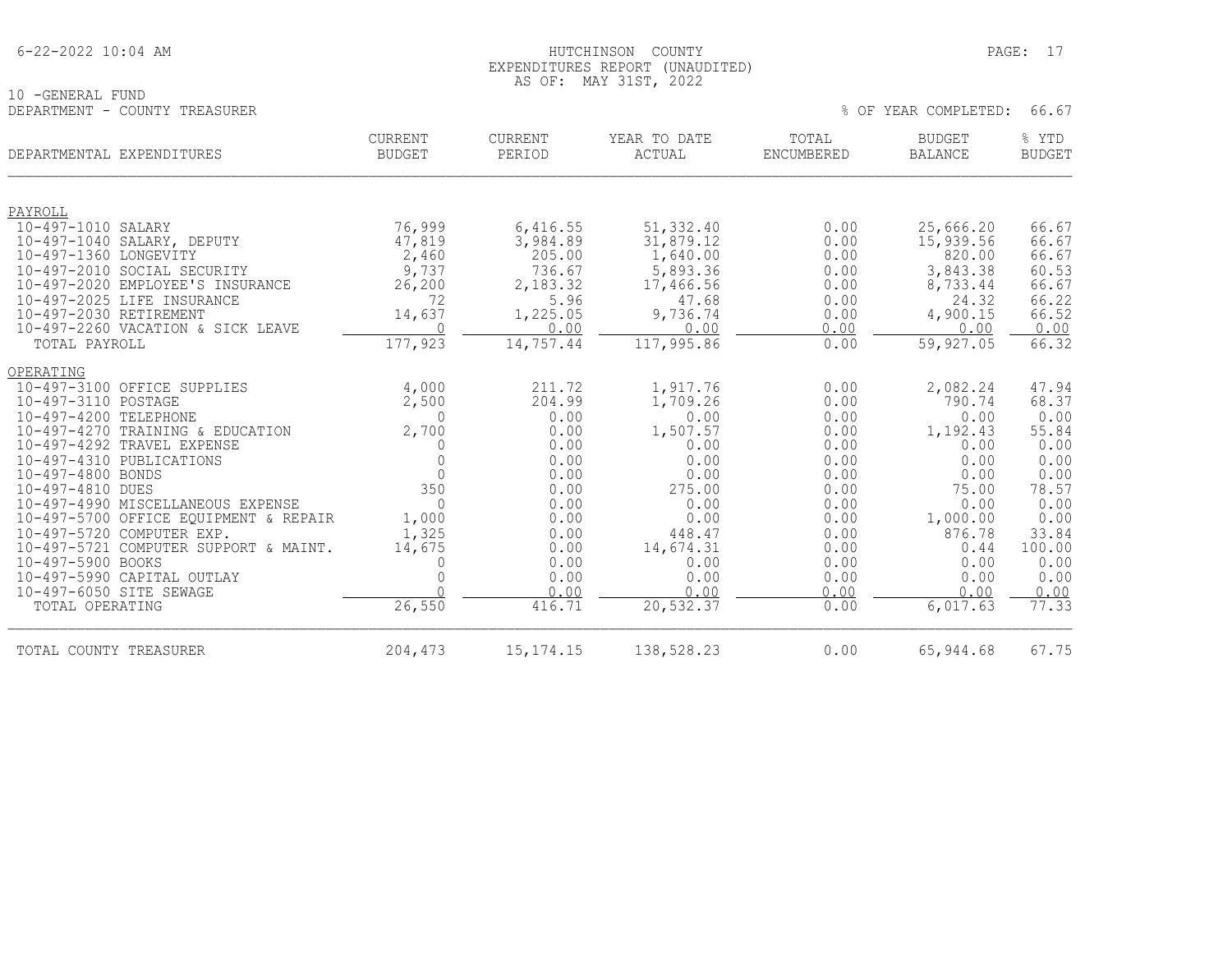HUTCHINSON COUNTY
EXPENDITURES REPORT (UNAUDITED)
AS OF: MAY 31ST, 2022

10 -GENERAL FUND
DEPARTMENT - COUNTY TREASURER

% OF YEAR COMPLETED: 66.67

| DEPARTMENTAL EXPENDITURES | CURRENT BUDGET | CURRENT PERIOD | YEAR TO DATE ACTUAL | TOTAL ENCUMBERED | BUDGET BALANCE | % YTD BUDGET |
|---|---|---|---|---|---|---|
| PAYROLL | | | | | | |
| 10-497-1010 SALARY | 76,999 | 6,416.55 | 51,332.40 | 0.00 | 25,666.20 | 66.67 |
| 10-497-1040 SALARY, DEPUTY | 47,819 | 3,984.89 | 31,879.12 | 0.00 | 15,939.56 | 66.67 |
| 10-497-1360 LONGEVITY | 2,460 | 205.00 | 1,640.00 | 0.00 | 820.00 | 66.67 |
| 10-497-2010 SOCIAL SECURITY | 9,737 | 736.67 | 5,893.36 | 0.00 | 3,843.38 | 60.53 |
| 10-497-2020 EMPLOYEE'S INSURANCE | 26,200 | 2,183.32 | 17,466.56 | 0.00 | 8,733.44 | 66.67 |
| 10-497-2025 LIFE INSURANCE | 72 | 5.96 | 47.68 | 0.00 | 24.32 | 66.22 |
| 10-497-2030 RETIREMENT | 14,637 | 1,225.05 | 9,736.74 | 0.00 | 4,900.15 | 66.52 |
| 10-497-2260 VACATION & SICK LEAVE | 0 | 0.00 | 0.00 | 0.00 | 0.00 | 0.00 |
| TOTAL PAYROLL | 177,923 | 14,757.44 | 117,995.86 | 0.00 | 59,927.05 | 66.32 |
| OPERATING | | | | | | |
| 10-497-3100 OFFICE SUPPLIES | 4,000 | 211.72 | 1,917.76 | 0.00 | 2,082.24 | 47.94 |
| 10-497-3110 POSTAGE | 2,500 | 204.99 | 1,709.26 | 0.00 | 790.74 | 68.37 |
| 10-497-4200 TELEPHONE | 0 | 0.00 | 0.00 | 0.00 | 0.00 | 0.00 |
| 10-497-4270 TRAINING & EDUCATION | 2,700 | 0.00 | 1,507.57 | 0.00 | 1,192.43 | 55.84 |
| 10-497-4292 TRAVEL EXPENSE | 0 | 0.00 | 0.00 | 0.00 | 0.00 | 0.00 |
| 10-497-4310 PUBLICATIONS | 0 | 0.00 | 0.00 | 0.00 | 0.00 | 0.00 |
| 10-497-4800 BONDS | 0 | 0.00 | 0.00 | 0.00 | 0.00 | 0.00 |
| 10-497-4810 DUES | 350 | 0.00 | 275.00 | 0.00 | 75.00 | 78.57 |
| 10-497-4990 MISCELLANEOUS EXPENSE | 0 | 0.00 | 0.00 | 0.00 | 0.00 | 0.00 |
| 10-497-5700 OFFICE EQUIPMENT & REPAIR | 1,000 | 0.00 | 0.00 | 0.00 | 1,000.00 | 0.00 |
| 10-497-5720 COMPUTER EXP. | 1,325 | 0.00 | 448.47 | 0.00 | 876.78 | 33.84 |
| 10-497-5721 COMPUTER SUPPORT & MAINT. | 14,675 | 0.00 | 14,674.31 | 0.00 | 0.44 | 100.00 |
| 10-497-5900 BOOKS | 0 | 0.00 | 0.00 | 0.00 | 0.00 | 0.00 |
| 10-497-5990 CAPITAL OUTLAY | 0 | 0.00 | 0.00 | 0.00 | 0.00 | 0.00 |
| 10-497-6050 SITE SEWAGE | 0 | 0.00 | 0.00 | 0.00 | 0.00 | 0.00 |
| TOTAL OPERATING | 26,550 | 416.71 | 20,532.37 | 0.00 | 6,017.63 | 77.33 |
| TOTAL COUNTY TREASURER | 204,473 | 15,174.15 | 138,528.23 | 0.00 | 65,944.68 | 67.75 |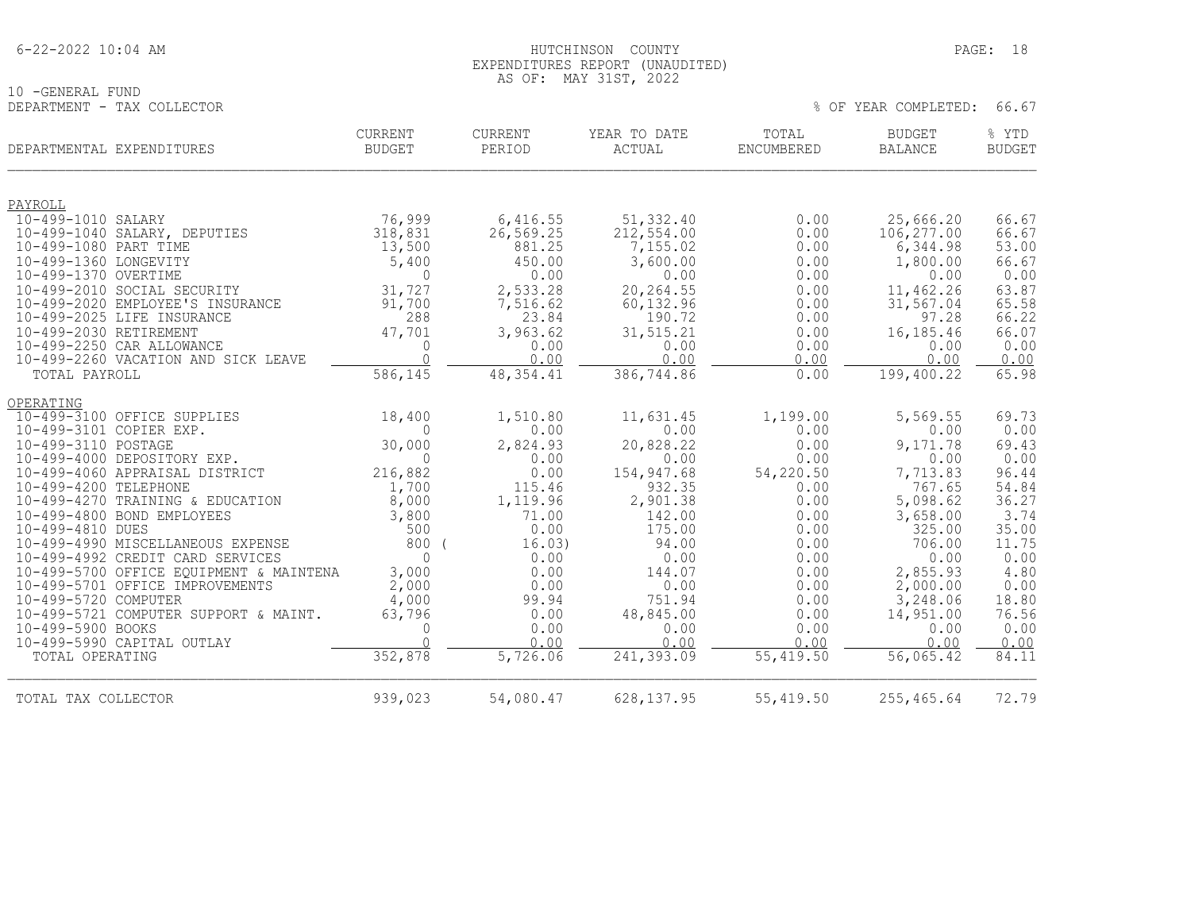# HUTCHINSON COUNTY

EXPENDITURES REPORT (UNAUDITED)

AS OF: MAY 31ST, 2022

10 -GENERAL FUND

DEPARTMENT - TAX COLLECTOR

% OF YEAR COMPLETED: 66.67

| DEPARTMENTAL EXPENDITURES | CURRENT BUDGET | CURRENT PERIOD | YEAR TO DATE ACTUAL | TOTAL ENCUMBERED | BUDGET BALANCE | % YTD BUDGET |
|---|---|---|---|---|---|---|
| **PAYROLL** | | | | | | |
| 10-499-1010 SALARY | 76,999 | 6,416.55 | 51,332.40 | 0.00 | 25,666.20 | 66.67 |
| 10-499-1040 SALARY, DEPUTIES | 318,831 | 26,569.25 | 212,554.00 | 0.00 | 106,277.00 | 66.67 |
| 10-499-1080 PART TIME | 13,500 | 881.25 | 7,155.02 | 0.00 | 6,344.98 | 53.00 |
| 10-499-1360 LONGEVITY | 5,400 | 450.00 | 3,600.00 | 0.00 | 1,800.00 | 66.67 |
| 10-499-1370 OVERTIME | 0 | 0.00 | 0.00 | 0.00 | 0.00 | 0.00 |
| 10-499-2010 SOCIAL SECURITY | 31,727 | 2,533.28 | 20,264.55 | 0.00 | 11,462.26 | 63.87 |
| 10-499-2020 EMPLOYEE'S INSURANCE | 91,700 | 7,516.62 | 60,132.96 | 0.00 | 31,567.04 | 65.58 |
| 10-499-2025 LIFE INSURANCE | 288 | 23.84 | 190.72 | 0.00 | 97.28 | 66.22 |
| 10-499-2030 RETIREMENT | 47,701 | 3,963.62 | 31,515.21 | 0.00 | 16,185.46 | 66.07 |
| 10-499-2250 CAR ALLOWANCE | 0 | 0.00 | 0.00 | 0.00 | 0.00 | 0.00 |
| 10-499-2260 VACATION AND SICK LEAVE | 0 | 0.00 | 0.00 | 0.00 | 0.00 | 0.00 |
| TOTAL PAYROLL | 586,145 | 48,354.41 | 386,744.86 | 0.00 | 199,400.22 | 65.98 |
| **OPERATING** | | | | | | |
| 10-499-3100 OFFICE SUPPLIES | 18,400 | 1,510.80 | 11,631.45 | 1,199.00 | 5,569.55 | 69.73 |
| 10-499-3101 COPIER EXP. | 0 | 0.00 | 0.00 | 0.00 | 0.00 | 0.00 |
| 10-499-3110 POSTAGE | 30,000 | 2,824.93 | 20,828.22 | 0.00 | 9,171.78 | 69.43 |
| 10-499-4000 DEPOSITORY EXP. | 0 | 0.00 | 0.00 | 0.00 | 0.00 | 0.00 |
| 10-499-4060 APPRAISAL DISTRICT | 216,882 | 0.00 | 154,947.68 | 54,220.50 | 7,713.83 | 96.44 |
| 10-499-4200 TELEPHONE | 1,700 | 115.46 | 932.35 | 0.00 | 767.65 | 54.84 |
| 10-499-4270 TRAINING & EDUCATION | 8,000 | 1,119.96 | 2,901.38 | 0.00 | 5,098.62 | 36.27 |
| 10-499-4800 BOND EMPLOYEES | 3,800 | 71.00 | 142.00 | 0.00 | 3,658.00 | 3.74 |
| 10-499-4810 DUES | 500 | 0.00 | 175.00 | 0.00 | 325.00 | 35.00 |
| 10-499-4990 MISCELLANEOUS EXPENSE | 800 | ( 16.03) | 94.00 | 0.00 | 706.00 | 11.75 |
| 10-499-4992 CREDIT CARD SERVICES | 0 | 0.00 | 0.00 | 0.00 | 0.00 | 0.00 |
| 10-499-5700 OFFICE EQUIPMENT & MAINTENA | 3,000 | 0.00 | 144.07 | 0.00 | 2,855.93 | 4.80 |
| 10-499-5701 OFFICE IMPROVEMENTS | 2,000 | 0.00 | 0.00 | 0.00 | 2,000.00 | 0.00 |
| 10-499-5720 COMPUTER | 4,000 | 99.94 | 751.94 | 0.00 | 3,248.06 | 18.80 |
| 10-499-5721 COMPUTER SUPPORT & MAINT. | 63,796 | 0.00 | 48,845.00 | 0.00 | 14,951.00 | 76.56 |
| 10-499-5900 BOOKS | 0 | 0.00 | 0.00 | 0.00 | 0.00 | 0.00 |
| 10-499-5990 CAPITAL OUTLAY | 0 | 0.00 | 0.00 | 0.00 | 0.00 | 0.00 |
| TOTAL OPERATING | 352,878 | 5,726.06 | 241,393.09 | 55,419.50 | 56,065.42 | 84.11 |
| TOTAL TAX COLLECTOR | 939,023 | 54,080.47 | 628,137.95 | 55,419.50 | 255,465.64 | 72.79 |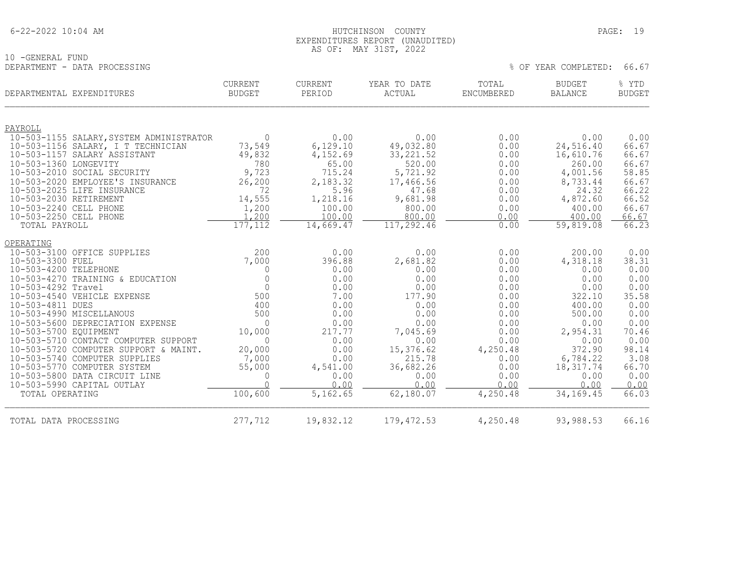HUTCHINSON COUNTY
EXPENDITURES REPORT (UNAUDITED)
AS OF: MAY 31ST, 2022

10 -GENERAL FUND
DEPARTMENT - DATA PROCESSING

% OF YEAR COMPLETED: 66.67

| DEPARTMENTAL EXPENDITURES | CURRENT BUDGET | CURRENT PERIOD | YEAR TO DATE ACTUAL | TOTAL ENCUMBERED | BUDGET BALANCE | % YTD BUDGET |
|---|---|---|---|---|---|---|
| **PAYROLL** | | | | | | |
| 10-503-1155 SALARY,SYSTEM ADMINISTRATOR | 0 | 0.00 | 0.00 | 0.00 | 0.00 | 0.00 |
| 10-503-1156 SALARY, I T TECHNICIAN | 73,549 | 6,129.10 | 49,032.80 | 0.00 | 24,516.40 | 66.67 |
| 10-503-1157 SALARY ASSISTANT | 49,832 | 4,152.69 | 33,221.52 | 0.00 | 16,610.76 | 66.67 |
| 10-503-1360 LONGEVITY | 780 | 65.00 | 520.00 | 0.00 | 260.00 | 66.67 |
| 10-503-2010 SOCIAL SECURITY | 9,723 | 715.24 | 5,721.92 | 0.00 | 4,001.56 | 58.85 |
| 10-503-2020 EMPLOYEE'S INSURANCE | 26,200 | 2,183.32 | 17,466.56 | 0.00 | 8,733.44 | 66.67 |
| 10-503-2025 LIFE INSURANCE | 72 | 5.96 | 47.68 | 0.00 | 24.32 | 66.22 |
| 10-503-2030 RETIREMENT | 14,555 | 1,218.16 | 9,681.98 | 0.00 | 4,872.60 | 66.52 |
| 10-503-2240 CELL PHONE | 1,200 | 100.00 | 800.00 | 0.00 | 400.00 | 66.67 |
| 10-503-2250 CELL PHONE | 1,200 | 100.00 | 800.00 | 0.00 | 400.00 | 66.67 |
| TOTAL PAYROLL | 177,112 | 14,669.47 | 117,292.46 | 0.00 | 59,819.08 | 66.23 |
| **OPERATING** | | | | | | |
| 10-503-3100 OFFICE SUPPLIES | 200 | 0.00 | 0.00 | 0.00 | 200.00 | 0.00 |
| 10-503-3300 FUEL | 7,000 | 396.88 | 2,681.82 | 0.00 | 4,318.18 | 38.31 |
| 10-503-4200 TELEPHONE | 0 | 0.00 | 0.00 | 0.00 | 0.00 | 0.00 |
| 10-503-4270 TRAINING & EDUCATION | 0 | 0.00 | 0.00 | 0.00 | 0.00 | 0.00 |
| 10-503-4292 Travel | 0 | 0.00 | 0.00 | 0.00 | 0.00 | 0.00 |
| 10-503-4540 VEHICLE EXPENSE | 500 | 7.00 | 177.90 | 0.00 | 322.10 | 35.58 |
| 10-503-4811 DUES | 400 | 0.00 | 0.00 | 0.00 | 400.00 | 0.00 |
| 10-503-4990 MISCELLANOUS | 500 | 0.00 | 0.00 | 0.00 | 500.00 | 0.00 |
| 10-503-5600 DEPRECIATION EXPENSE | 0 | 0.00 | 0.00 | 0.00 | 0.00 | 0.00 |
| 10-503-5700 EQUIPMENT | 10,000 | 217.77 | 7,045.69 | 0.00 | 2,954.31 | 70.46 |
| 10-503-5710 CONTACT COMPUTER SUPPORT | 0 | 0.00 | 0.00 | 0.00 | 0.00 | 0.00 |
| 10-503-5720 COMPUTER SUPPORT & MAINT. | 20,000 | 0.00 | 15,376.62 | 4,250.48 | 372.90 | 98.14 |
| 10-503-5740 COMPUTER SUPPLIES | 7,000 | 0.00 | 215.78 | 0.00 | 6,784.22 | 3.08 |
| 10-503-5770 COMPUTER SYSTEM | 55,000 | 4,541.00 | 36,682.26 | 0.00 | 18,317.74 | 66.70 |
| 10-503-5800 DATA CIRCUIT LINE | 0 | 0.00 | 0.00 | 0.00 | 0.00 | 0.00 |
| 10-503-5990 CAPITAL OUTLAY | 0 | 0.00 | 0.00 | 0.00 | 0.00 | 0.00 |
| TOTAL OPERATING | 100,600 | 5,162.65 | 62,180.07 | 4,250.48 | 34,169.45 | 66.03 |
| TOTAL DATA PROCESSING | 277,712 | 19,832.12 | 179,472.53 | 4,250.48 | 93,988.53 | 66.16 |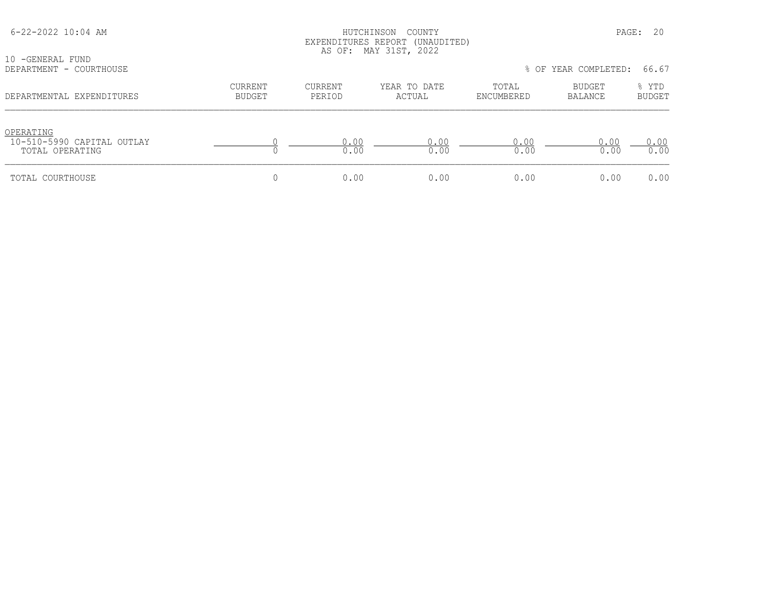10 -GENERAL FUND
DEPARTMENT - COURTHOUSE

% OF YEAR COMPLETED: 66.67

| DEPARTMENTAL EXPENDITURES | CURRENT BUDGET | CURRENT PERIOD | YEAR TO DATE ACTUAL | TOTAL ENCUMBERED | BUDGET BALANCE | % YTD BUDGET |
|---|---|---|---|---|---|---|
| OPERATING | | | | | | |
| 10-510-5990 CAPITAL OUTLAY | 0 | 0.00 | 0.00 | 0.00 | 0.00 | 0.00 |
| TOTAL OPERATING | 0 | 0.00 | 0.00 | 0.00 | 0.00 | 0.00 |
| TOTAL COURTHOUSE | 0 | 0.00 | 0.00 | 0.00 | 0.00 | 0.00 |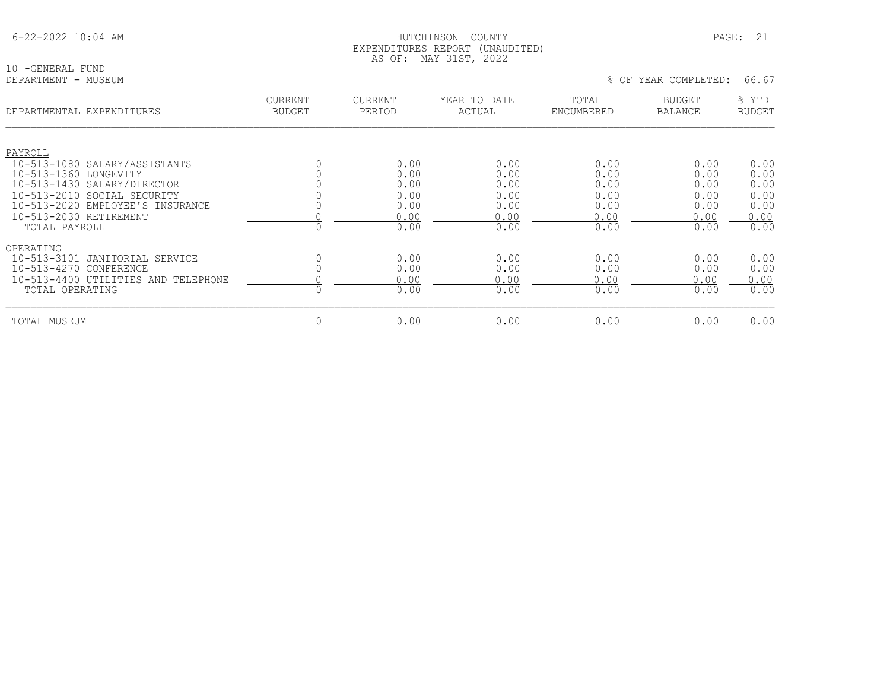HUTCHINSON COUNTY
EXPENDITURES REPORT (UNAUDITED)
AS OF: MAY 31ST, 2022

10 -GENERAL FUND
DEPARTMENT - MUSEUM

% OF YEAR COMPLETED: 66.67

| DEPARTMENTAL EXPENDITURES | CURRENT BUDGET | CURRENT PERIOD | YEAR TO DATE ACTUAL | TOTAL ENCUMBERED | BUDGET BALANCE | % YTD BUDGET |
|---|---|---|---|---|---|---|
| PAYROLL | | | | | | |
| 10-513-1080 SALARY/ASSISTANTS | 0 | 0.00 | 0.00 | 0.00 | 0.00 | 0.00 |
| 10-513-1360 LONGEVITY | 0 | 0.00 | 0.00 | 0.00 | 0.00 | 0.00 |
| 10-513-1430 SALARY/DIRECTOR | 0 | 0.00 | 0.00 | 0.00 | 0.00 | 0.00 |
| 10-513-2010 SOCIAL SECURITY | 0 | 0.00 | 0.00 | 0.00 | 0.00 | 0.00 |
| 10-513-2020 EMPLOYEE'S INSURANCE | 0 | 0.00 | 0.00 | 0.00 | 0.00 | 0.00 |
| 10-513-2030 RETIREMENT | 0 | 0.00 | 0.00 | 0.00 | 0.00 | 0.00 |
| TOTAL PAYROLL | 0 | 0.00 | 0.00 | 0.00 | 0.00 | 0.00 |
| OPERATING | | | | | | |
| 10-513-3101 JANITORIAL SERVICE | 0 | 0.00 | 0.00 | 0.00 | 0.00 | 0.00 |
| 10-513-4270 CONFERENCE | 0 | 0.00 | 0.00 | 0.00 | 0.00 | 0.00 |
| 10-513-4400 UTILITIES AND TELEPHONE | 0 | 0.00 | 0.00 | 0.00 | 0.00 | 0.00 |
| TOTAL OPERATING | 0 | 0.00 | 0.00 | 0.00 | 0.00 | 0.00 |
| TOTAL MUSEUM | 0 | 0.00 | 0.00 | 0.00 | 0.00 | 0.00 |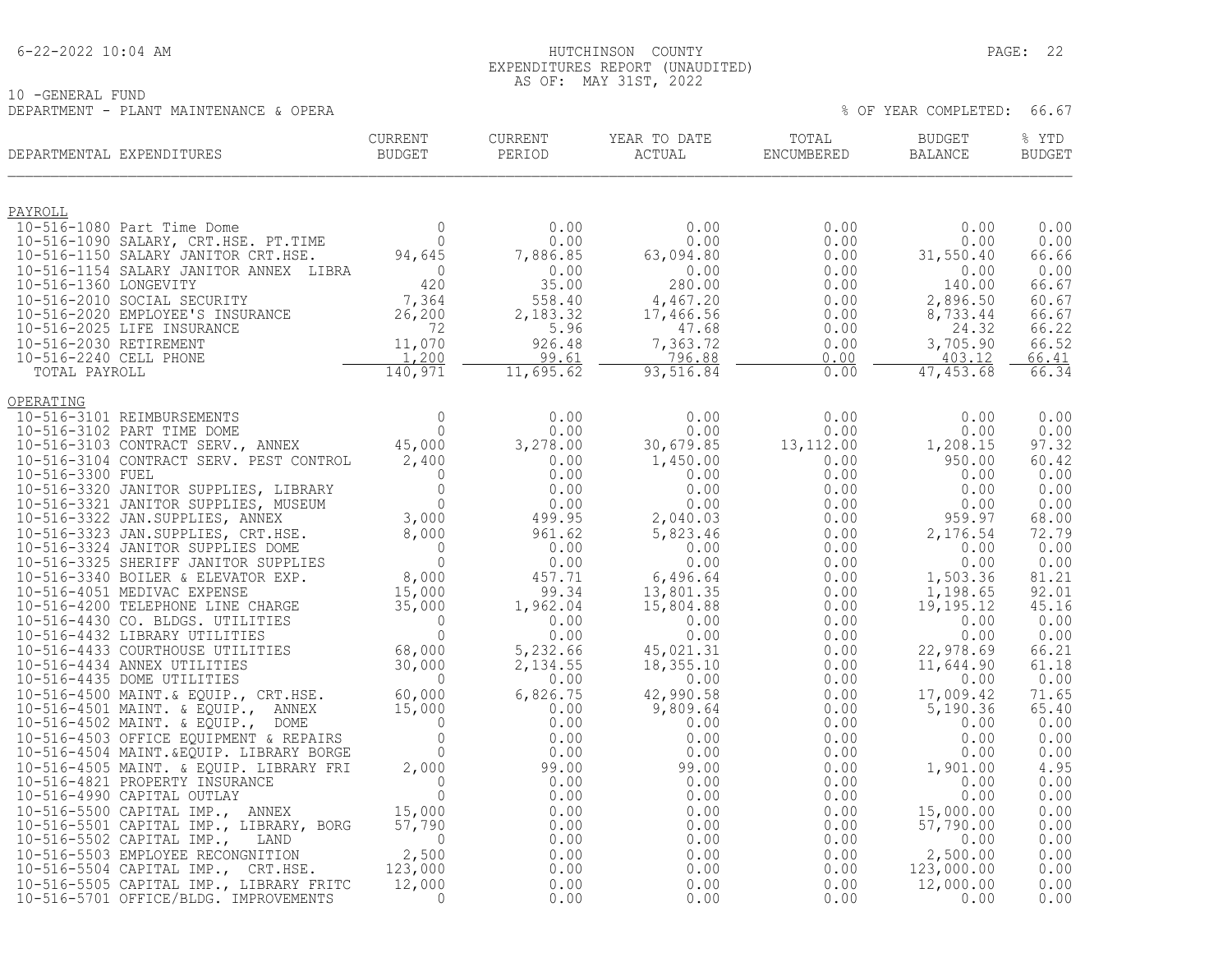HUTCHINSON COUNTY
EXPENDITURES REPORT (UNAUDITED)
AS OF: MAY 31ST, 2022

6-22-2022 10:04 AM

10 -GENERAL FUND
DEPARTMENT - PLANT MAINTENANCE & OPERA

% OF YEAR COMPLETED: 66.67

| DEPARTMENTAL EXPENDITURES | CURRENT BUDGET | CURRENT PERIOD | YEAR TO DATE ACTUAL | TOTAL ENCUMBERED | BUDGET BALANCE | % YTD BUDGET |
|---|---|---|---|---|---|---|
| **PAYROLL** | | | | | | |
| 10-516-1080 Part Time Dome | 0 | 0.00 | 0.00 | 0.00 | 0.00 | 0.00 |
| 10-516-1090 SALARY, CRT.HSE. PT.TIME | 0 | 0.00 | 0.00 | 0.00 | 0.00 | 0.00 |
| 10-516-1150 SALARY JANITOR CRT.HSE. | 94,645 | 7,886.85 | 63,094.80 | 0.00 | 31,550.40 | 66.66 |
| 10-516-1154 SALARY JANITOR ANNEX LIBRA | 0 | 0.00 | 0.00 | 0.00 | 0.00 | 0.00 |
| 10-516-1360 LONGEVITY | 420 | 35.00 | 280.00 | 0.00 | 140.00 | 66.67 |
| 10-516-2010 SOCIAL SECURITY | 7,364 | 558.40 | 4,467.20 | 0.00 | 2,896.50 | 60.67 |
| 10-516-2020 EMPLOYEE'S INSURANCE | 26,200 | 2,183.32 | 17,466.56 | 0.00 | 8,733.44 | 66.67 |
| 10-516-2025 LIFE INSURANCE | 72 | 5.96 | 47.68 | 0.00 | 24.32 | 66.22 |
| 10-516-2030 RETIREMENT | 11,070 | 926.48 | 7,363.72 | 0.00 | 3,705.90 | 66.52 |
| 10-516-2240 CELL PHONE | 1,200 | 99.61 | 796.88 | 0.00 | 403.12 | 66.41 |
| TOTAL PAYROLL | 140,971 | 11,695.62 | 93,516.84 | 0.00 | 47,453.68 | 66.34 |
| **OPERATING** | | | | | | |
| 10-516-3101 REIMBURSEMENTS | 0 | 0.00 | 0.00 | 0.00 | 0.00 | 0.00 |
| 10-516-3102 PART TIME DOME | 0 | 0.00 | 0.00 | 0.00 | 0.00 | 0.00 |
| 10-516-3103 CONTRACT SERV., ANNEX | 45,000 | 3,278.00 | 30,679.85 | 13,112.00 | 1,208.15 | 97.32 |
| 10-516-3104 CONTRACT SERV. PEST CONTROL | 2,400 | 0.00 | 1,450.00 | 0.00 | 950.00 | 60.42 |
| 10-516-3300 FUEL | 0 | 0.00 | 0.00 | 0.00 | 0.00 | 0.00 |
| 10-516-3320 JANITOR SUPPLIES, LIBRARY | 0 | 0.00 | 0.00 | 0.00 | 0.00 | 0.00 |
| 10-516-3321 JANITOR SUPPLIES, MUSEUM | 0 | 0.00 | 0.00 | 0.00 | 0.00 | 0.00 |
| 10-516-3322 JAN.SUPPLIES, ANNEX | 3,000 | 499.95 | 2,040.03 | 0.00 | 959.97 | 68.00 |
| 10-516-3323 JAN.SUPPLIES, CRT.HSE. | 8,000 | 961.62 | 5,823.46 | 0.00 | 2,176.54 | 72.79 |
| 10-516-3324 JANITOR SUPPLIES DOME | 0 | 0.00 | 0.00 | 0.00 | 0.00 | 0.00 |
| 10-516-3325 SHERIFF JANITOR SUPPLIES | 0 | 0.00 | 0.00 | 0.00 | 0.00 | 0.00 |
| 10-516-3340 BOILER & ELEVATOR EXP. | 8,000 | 457.71 | 6,496.64 | 0.00 | 1,503.36 | 81.21 |
| 10-516-4051 MEDIVAC EXPENSE | 15,000 | 99.34 | 13,801.35 | 0.00 | 1,198.65 | 92.01 |
| 10-516-4200 TELEPHONE LINE CHARGE | 35,000 | 1,962.04 | 15,804.88 | 0.00 | 19,195.12 | 45.16 |
| 10-516-4430 CO. BLDGS. UTILITIES | 0 | 0.00 | 0.00 | 0.00 | 0.00 | 0.00 |
| 10-516-4432 LIBRARY UTILITIES | 0 | 0.00 | 0.00 | 0.00 | 0.00 | 0.00 |
| 10-516-4433 COURTHOUSE UTILITIES | 68,000 | 5,232.66 | 45,021.31 | 0.00 | 22,978.69 | 66.21 |
| 10-516-4434 ANNEX UTILITIES | 30,000 | 2,134.55 | 18,355.10 | 0.00 | 11,644.90 | 61.18 |
| 10-516-4435 DOME UTILITIES | 0 | 0.00 | 0.00 | 0.00 | 0.00 | 0.00 |
| 10-516-4500 MAINT.& EQUIP., CRT.HSE. | 60,000 | 6,826.75 | 42,990.58 | 0.00 | 17,009.42 | 71.65 |
| 10-516-4501 MAINT. & EQUIP., ANNEX | 15,000 | 0.00 | 9,809.64 | 0.00 | 5,190.36 | 65.40 |
| 10-516-4502 MAINT. & EQUIP., DOME | 0 | 0.00 | 0.00 | 0.00 | 0.00 | 0.00 |
| 10-516-4503 OFFICE EQUIPMENT & REPAIRS | 0 | 0.00 | 0.00 | 0.00 | 0.00 | 0.00 |
| 10-516-4504 MAINT.&EQUIP. LIBRARY BORGE | 0 | 0.00 | 0.00 | 0.00 | 0.00 | 0.00 |
| 10-516-4505 MAINT. & EQUIP. LIBRARY FRI | 2,000 | 99.00 | 99.00 | 0.00 | 1,901.00 | 4.95 |
| 10-516-4821 PROPERTY INSURANCE | 0 | 0.00 | 0.00 | 0.00 | 0.00 | 0.00 |
| 10-516-4990 CAPITAL OUTLAY | 0 | 0.00 | 0.00 | 0.00 | 0.00 | 0.00 |
| 10-516-5500 CAPITAL IMP., ANNEX | 15,000 | 0.00 | 0.00 | 0.00 | 15,000.00 | 0.00 |
| 10-516-5501 CAPITAL IMP., LIBRARY, BORG | 57,790 | 0.00 | 0.00 | 0.00 | 57,790.00 | 0.00 |
| 10-516-5502 CAPITAL IMP., LAND | 0 | 0.00 | 0.00 | 0.00 | 0.00 | 0.00 |
| 10-516-5503 EMPLOYEE RECONGNITION | 2,500 | 0.00 | 0.00 | 0.00 | 2,500.00 | 0.00 |
| 10-516-5504 CAPITAL IMP., CRT.HSE. | 123,000 | 0.00 | 0.00 | 0.00 | 123,000.00 | 0.00 |
| 10-516-5505 CAPITAL IMP., LIBRARY FRITC | 12,000 | 0.00 | 0.00 | 0.00 | 12,000.00 | 0.00 |
| 10-516-5701 OFFICE/BLDG. IMPROVEMENTS | 0 | 0.00 | 0.00 | 0.00 | 0.00 | 0.00 |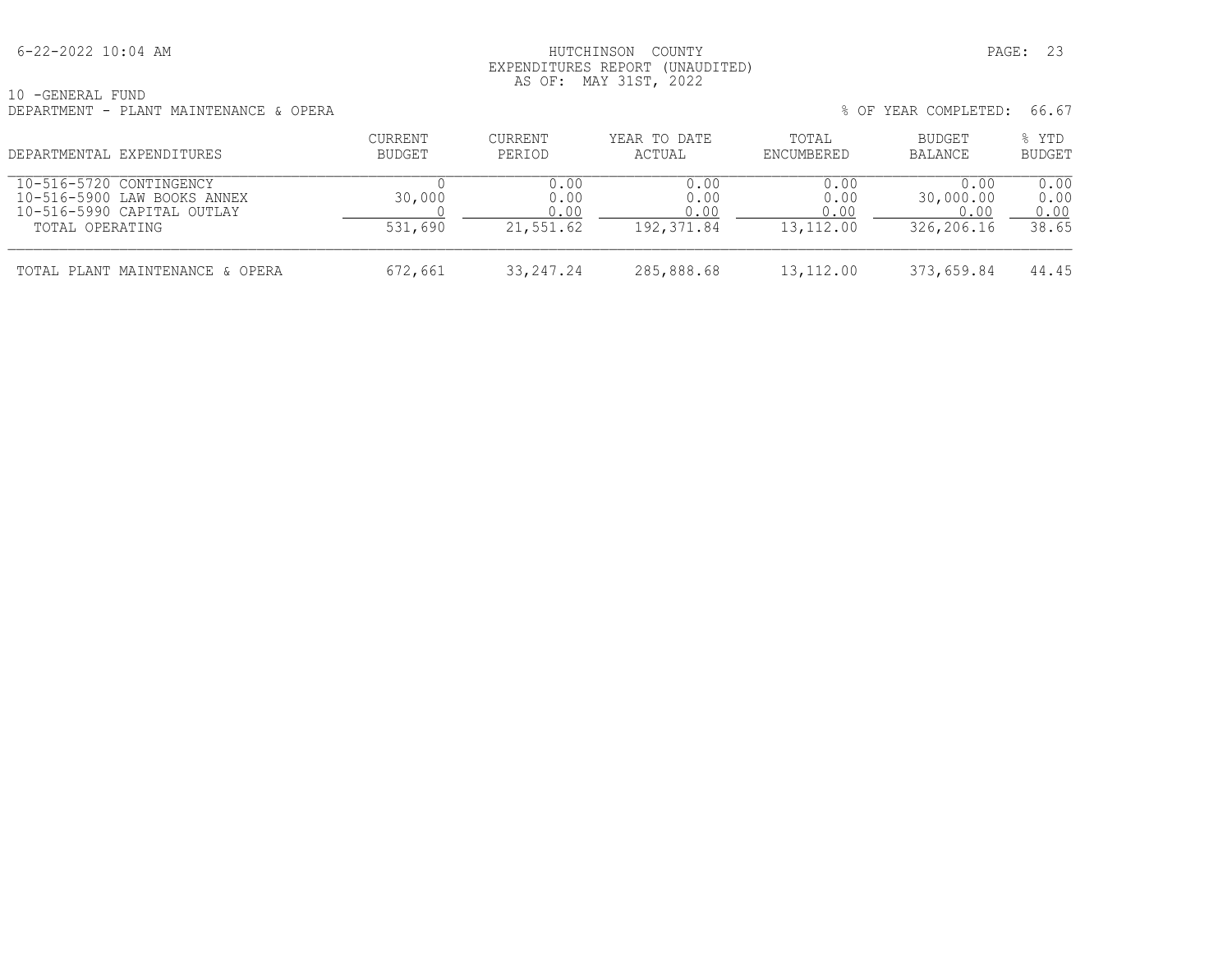10 -GENERAL FUND

DEPARTMENT - PLANT MAINTENANCE & OPERA

% OF YEAR COMPLETED: 66.67

| DEPARTMENTAL EXPENDITURES | CURRENT BUDGET | CURRENT PERIOD | YEAR TO DATE ACTUAL | TOTAL ENCUMBERED | BUDGET BALANCE | % YTD BUDGET |
|---|---|---|---|---|---|---|
| 10-516-5720 CONTINGENCY | 0 | 0.00 | 0.00 | 0.00 | 0.00 | 0.00 |
| 10-516-5900 LAW BOOKS ANNEX | 30,000 | 0.00 | 0.00 | 0.00 | 30,000.00 | 0.00 |
| 10-516-5990 CAPITAL OUTLAY | 0 | 0.00 | 0.00 | 0.00 | 0.00 | 0.00 |
| TOTAL OPERATING | 531,690 | 21,551.62 | 192,371.84 | 13,112.00 | 326,206.16 | 38.65 |
| TOTAL PLANT MAINTENANCE & OPERA | 672,661 | 33,247.24 | 285,888.68 | 13,112.00 | 373,659.84 | 44.45 |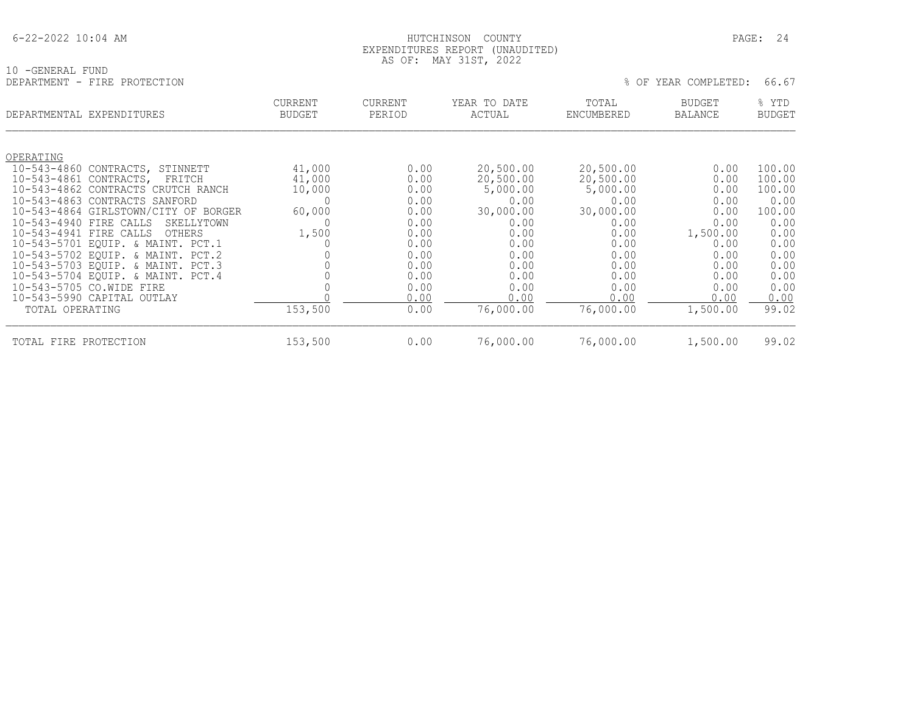HUTCHINSON COUNTY
EXPENDITURES REPORT (UNAUDITED)
AS OF: MAY 31ST, 2022

10 -GENERAL FUND
DEPARTMENT - FIRE PROTECTION

% OF YEAR COMPLETED: 66.67

| DEPARTMENTAL EXPENDITURES | CURRENT BUDGET | CURRENT PERIOD | YEAR TO DATE ACTUAL | TOTAL ENCUMBERED | BUDGET BALANCE | % YTD BUDGET |
|---|---|---|---|---|---|---|
| OPERATING | | | | | | |
| 10-543-4860 CONTRACTS, STINNETT | 41,000 | 0.00 | 20,500.00 | 20,500.00 | 0.00 | 100.00 |
| 10-543-4861 CONTRACTS, FRITCH | 41,000 | 0.00 | 20,500.00 | 20,500.00 | 0.00 | 100.00 |
| 10-543-4862 CONTRACTS CRUTCH RANCH | 10,000 | 0.00 | 5,000.00 | 5,000.00 | 0.00 | 100.00 |
| 10-543-4863 CONTRACTS SANFORD | 0 | 0.00 | 0.00 | 0.00 | 0.00 | 0.00 |
| 10-543-4864 GIRLSTOWN/CITY OF BORGER | 60,000 | 0.00 | 30,000.00 | 30,000.00 | 0.00 | 100.00 |
| 10-543-4940 FIRE CALLS SKELLYTOWN | 0 | 0.00 | 0.00 | 0.00 | 0.00 | 0.00 |
| 10-543-4941 FIRE CALLS OTHERS | 1,500 | 0.00 | 0.00 | 0.00 | 1,500.00 | 0.00 |
| 10-543-5701 EQUIP. & MAINT. PCT.1 | 0 | 0.00 | 0.00 | 0.00 | 0.00 | 0.00 |
| 10-543-5702 EQUIP. & MAINT. PCT.2 | 0 | 0.00 | 0.00 | 0.00 | 0.00 | 0.00 |
| 10-543-5703 EQUIP. & MAINT. PCT.3 | 0 | 0.00 | 0.00 | 0.00 | 0.00 | 0.00 |
| 10-543-5704 EQUIP. & MAINT. PCT.4 | 0 | 0.00 | 0.00 | 0.00 | 0.00 | 0.00 |
| 10-543-5705 CO.WIDE FIRE | 0 | 0.00 | 0.00 | 0.00 | 0.00 | 0.00 |
| 10-543-5990 CAPITAL OUTLAY | 0 | 0.00 | 0.00 | 0.00 | 0.00 | 0.00 |
| TOTAL OPERATING | 153,500 | 0.00 | 76,000.00 | 76,000.00 | 1,500.00 | 99.02 |
| TOTAL FIRE PROTECTION | 153,500 | 0.00 | 76,000.00 | 76,000.00 | 1,500.00 | 99.02 |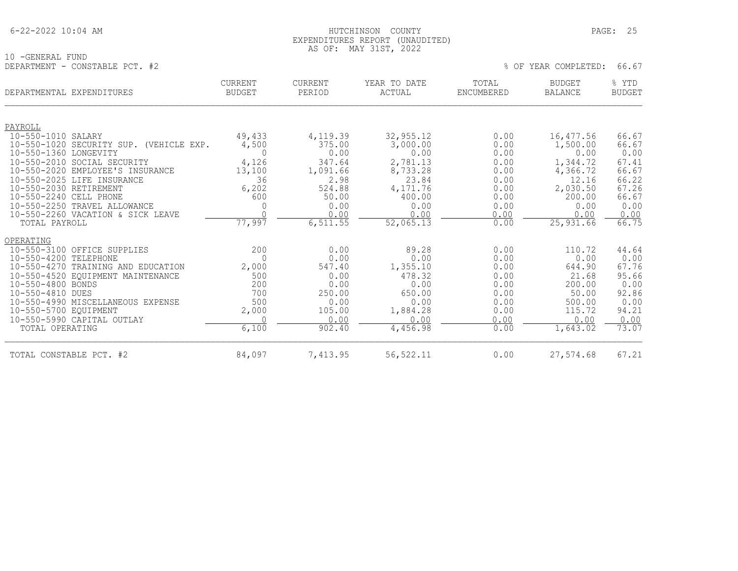HUTCHINSON COUNTY
EXPENDITURES REPORT (UNAUDITED)
AS OF: MAY 31ST, 2022

10 -GENERAL FUND
DEPARTMENT - CONSTABLE PCT. #2

% OF YEAR COMPLETED: 66.67

| DEPARTMENTAL EXPENDITURES | CURRENT BUDGET | CURRENT PERIOD | YEAR TO DATE ACTUAL | TOTAL ENCUMBERED | BUDGET BALANCE | % YTD BUDGET |
|---|---|---|---|---|---|---|
| PAYROLL | | | | | | |
| 10-550-1010 SALARY | 49,433 | 4,119.39 | 32,955.12 | 0.00 | 16,477.56 | 66.67 |
| 10-550-1020 SECURITY SUP. (VEHICLE EXP. | 4,500 | 375.00 | 3,000.00 | 0.00 | 1,500.00 | 66.67 |
| 10-550-1360 LONGEVITY | 0 | 0.00 | 0.00 | 0.00 | 0.00 | 0.00 |
| 10-550-2010 SOCIAL SECURITY | 4,126 | 347.64 | 2,781.13 | 0.00 | 1,344.72 | 67.41 |
| 10-550-2020 EMPLOYEE'S INSURANCE | 13,100 | 1,091.66 | 8,733.28 | 0.00 | 4,366.72 | 66.67 |
| 10-550-2025 LIFE INSURANCE | 36 | 2.98 | 23.84 | 0.00 | 12.16 | 66.22 |
| 10-550-2030 RETIREMENT | 6,202 | 524.88 | 4,171.76 | 0.00 | 2,030.50 | 67.26 |
| 10-550-2240 CELL PHONE | 600 | 50.00 | 400.00 | 0.00 | 200.00 | 66.67 |
| 10-550-2250 TRAVEL ALLOWANCE | 0 | 0.00 | 0.00 | 0.00 | 0.00 | 0.00 |
| 10-550-2260 VACATION & SICK LEAVE | 0 | 0.00 | 0.00 | 0.00 | 0.00 | 0.00 |
| TOTAL PAYROLL | 77,997 | 6,511.55 | 52,065.13 | 0.00 | 25,931.66 | 66.75 |
| OPERATING | | | | | | |
| 10-550-3100 OFFICE SUPPLIES | 200 | 0.00 | 89.28 | 0.00 | 110.72 | 44.64 |
| 10-550-4200 TELEPHONE | 0 | 0.00 | 0.00 | 0.00 | 0.00 | 0.00 |
| 10-550-4270 TRAINING AND EDUCATION | 2,000 | 547.40 | 1,355.10 | 0.00 | 644.90 | 67.76 |
| 10-550-4520 EQUIPMENT MAINTENANCE | 500 | 0.00 | 478.32 | 0.00 | 21.68 | 95.66 |
| 10-550-4800 BONDS | 200 | 0.00 | 0.00 | 0.00 | 200.00 | 0.00 |
| 10-550-4810 DUES | 700 | 250.00 | 650.00 | 0.00 | 50.00 | 92.86 |
| 10-550-4990 MISCELLANEOUS EXPENSE | 500 | 0.00 | 0.00 | 0.00 | 500.00 | 0.00 |
| 10-550-5700 EQUIPMENT | 2,000 | 105.00 | 1,884.28 | 0.00 | 115.72 | 94.21 |
| 10-550-5990 CAPITAL OUTLAY | 0 | 0.00 | 0.00 | 0.00 | 0.00 | 0.00 |
| TOTAL OPERATING | 6,100 | 902.40 | 4,456.98 | 0.00 | 1,643.02 | 73.07 |
| TOTAL CONSTABLE PCT. #2 | 84,097 | 7,413.95 | 56,522.11 | 0.00 | 27,574.68 | 67.21 |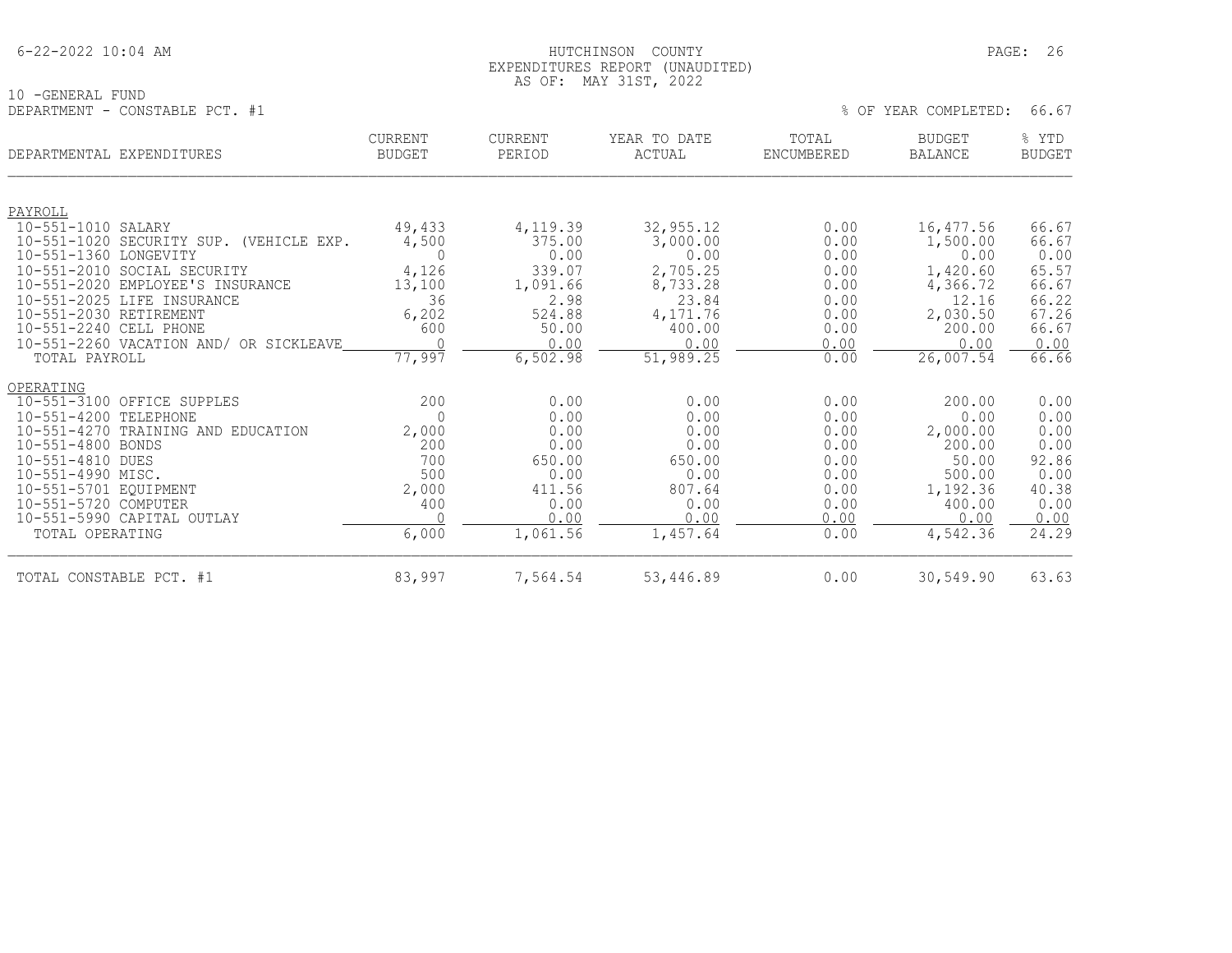HUTCHINSON COUNTY
EXPENDITURES REPORT (UNAUDITED)
AS OF: MAY 31ST, 2022

10 -GENERAL FUND
DEPARTMENT - CONSTABLE PCT. #1

% OF YEAR COMPLETED: 66.67

| DEPARTMENTAL EXPENDITURES | CURRENT BUDGET | CURRENT PERIOD | YEAR TO DATE ACTUAL | TOTAL ENCUMBERED | BUDGET BALANCE | % YTD BUDGET |
|---|---|---|---|---|---|---|
| PAYROLL | | | | | | |
| 10-551-1010 SALARY | 49,433 | 4,119.39 | 32,955.12 | 0.00 | 16,477.56 | 66.67 |
| 10-551-1020 SECURITY SUP. (VEHICLE EXP. | 4,500 | 375.00 | 3,000.00 | 0.00 | 1,500.00 | 66.67 |
| 10-551-1360 LONGEVITY | 0 | 0.00 | 0.00 | 0.00 | 0.00 | 0.00 |
| 10-551-2010 SOCIAL SECURITY | 4,126 | 339.07 | 2,705.25 | 0.00 | 1,420.60 | 65.57 |
| 10-551-2020 EMPLOYEE'S INSURANCE | 13,100 | 1,091.66 | 8,733.28 | 0.00 | 4,366.72 | 66.67 |
| 10-551-2025 LIFE INSURANCE | 36 | 2.98 | 23.84 | 0.00 | 12.16 | 66.22 |
| 10-551-2030 RETIREMENT | 6,202 | 524.88 | 4,171.76 | 0.00 | 2,030.50 | 67.26 |
| 10-551-2240 CELL PHONE | 600 | 50.00 | 400.00 | 0.00 | 200.00 | 66.67 |
| 10-551-2260 VACATION AND/ OR SICKLEAVE | 0 | 0.00 | 0.00 | 0.00 | 0.00 | 0.00 |
| TOTAL PAYROLL | 77,997 | 6,502.98 | 51,989.25 | 0.00 | 26,007.54 | 66.66 |
| OPERATING | | | | | | |
| 10-551-3100 OFFICE SUPPLES | 200 | 0.00 | 0.00 | 0.00 | 200.00 | 0.00 |
| 10-551-4200 TELEPHONE | 0 | 0.00 | 0.00 | 0.00 | 0.00 | 0.00 |
| 10-551-4270 TRAINING AND EDUCATION | 2,000 | 0.00 | 0.00 | 0.00 | 2,000.00 | 0.00 |
| 10-551-4800 BONDS | 200 | 0.00 | 0.00 | 0.00 | 200.00 | 0.00 |
| 10-551-4810 DUES | 700 | 650.00 | 650.00 | 0.00 | 50.00 | 92.86 |
| 10-551-4990 MISC. | 500 | 0.00 | 0.00 | 0.00 | 500.00 | 0.00 |
| 10-551-5701 EQUIPMENT | 2,000 | 411.56 | 807.64 | 0.00 | 1,192.36 | 40.38 |
| 10-551-5720 COMPUTER | 400 | 0.00 | 0.00 | 0.00 | 400.00 | 0.00 |
| 10-551-5990 CAPITAL OUTLAY | 0 | 0.00 | 0.00 | 0.00 | 0.00 | 0.00 |
| TOTAL OPERATING | 6,000 | 1,061.56 | 1,457.64 | 0.00 | 4,542.36 | 24.29 |
| TOTAL CONSTABLE PCT. #1 | 83,997 | 7,564.54 | 53,446.89 | 0.00 | 30,549.90 | 63.63 |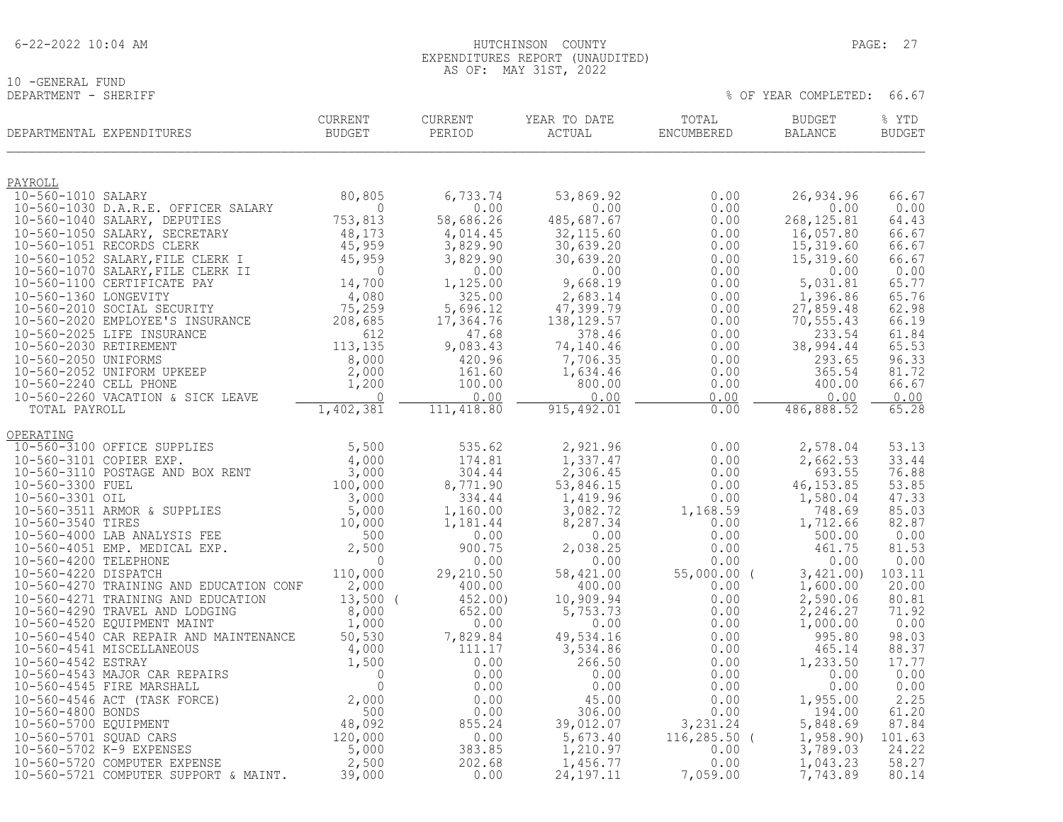HUTCHINSON COUNTY
EXPENDITURES REPORT (UNAUDITED)
AS OF: MAY 31ST, 2022

10 -GENERAL FUND
DEPARTMENT - SHERIFF

% OF YEAR COMPLETED: 66.67

| DEPARTMENTAL EXPENDITURES | CURRENT BUDGET | CURRENT PERIOD | YEAR TO DATE ACTUAL | TOTAL ENCUMBERED | BUDGET BALANCE | % YTD BUDGET |
|---|---|---|---|---|---|---|
| **PAYROLL** | | | | | | |
| 10-560-1010 SALARY | 80,805 | 6,733.74 | 53,869.92 | 0.00 | 26,934.96 | 66.67 |
| 10-560-1030 D.A.R.E. OFFICER SALARY | 0 | 0.00 | 0.00 | 0.00 | 0.00 | 0.00 |
| 10-560-1040 SALARY, DEPUTIES | 753,813 | 58,686.26 | 485,687.67 | 0.00 | 268,125.81 | 64.43 |
| 10-560-1050 SALARY, SECRETARY | 48,173 | 4,014.45 | 32,115.60 | 0.00 | 16,057.80 | 66.67 |
| 10-560-1051 RECORDS CLERK | 45,959 | 3,829.90 | 30,639.20 | 0.00 | 15,319.60 | 66.67 |
| 10-560-1052 SALARY,FILE CLERK I | 45,959 | 3,829.90 | 30,639.20 | 0.00 | 15,319.60 | 66.67 |
| 10-560-1070 SALARY,FILE CLERK II | 0 | 0.00 | 0.00 | 0.00 | 0.00 | 0.00 |
| 10-560-1100 CERTIFICATE PAY | 14,700 | 1,125.00 | 9,668.19 | 0.00 | 5,031.81 | 65.77 |
| 10-560-1360 LONGEVITY | 4,080 | 325.00 | 2,683.14 | 0.00 | 1,396.86 | 65.76 |
| 10-560-2010 SOCIAL SECURITY | 75,259 | 5,696.12 | 47,399.79 | 0.00 | 27,859.48 | 62.98 |
| 10-560-2020 EMPLOYEE'S INSURANCE | 208,685 | 17,364.76 | 138,129.57 | 0.00 | 70,555.43 | 66.19 |
| 10-560-2025 LIFE INSURANCE | 612 | 47.68 | 378.46 | 0.00 | 233.54 | 61.84 |
| 10-560-2030 RETIREMENT | 113,135 | 9,083.43 | 74,140.46 | 0.00 | 38,994.44 | 65.53 |
| 10-560-2050 UNIFORMS | 8,000 | 420.96 | 7,706.35 | 0.00 | 293.65 | 96.33 |
| 10-560-2052 UNIFORM UPKEEP | 2,000 | 161.60 | 1,634.46 | 0.00 | 365.54 | 81.72 |
| 10-560-2240 CELL PHONE | 1,200 | 100.00 | 800.00 | 0.00 | 400.00 | 66.67 |
| 10-560-2260 VACATION & SICK LEAVE | 0 | 0.00 | 0.00 | 0.00 | 0.00 | 0.00 |
| TOTAL PAYROLL | 1,402,381 | 111,418.80 | 915,492.01 | 0.00 | 486,888.52 | 65.28 |
| **OPERATING** | | | | | | |
| 10-560-3100 OFFICE SUPPLIES | 5,500 | 535.62 | 2,921.96 | 0.00 | 2,578.04 | 53.13 |
| 10-560-3101 COPIER EXP. | 4,000 | 174.81 | 1,337.47 | 0.00 | 2,662.53 | 33.44 |
| 10-560-3110 POSTAGE AND BOX RENT | 3,000 | 304.44 | 2,306.45 | 0.00 | 693.55 | 76.88 |
| 10-560-3300 FUEL | 100,000 | 8,771.90 | 53,846.15 | 0.00 | 46,153.85 | 53.85 |
| 10-560-3301 OIL | 3,000 | 334.44 | 1,419.96 | 0.00 | 1,580.04 | 47.33 |
| 10-560-3511 ARMOR & SUPPLIES | 5,000 | 1,160.00 | 3,082.72 | 1,168.59 | 748.69 | 85.03 |
| 10-560-3540 TIRES | 10,000 | 1,181.44 | 8,287.34 | 0.00 | 1,712.66 | 82.87 |
| 10-560-4000 LAB ANALYSIS FEE | 500 | 0.00 | 0.00 | 0.00 | 500.00 | 0.00 |
| 10-560-4051 EMP. MEDICAL EXP. | 2,500 | 900.75 | 2,038.25 | 0.00 | 461.75 | 81.53 |
| 10-560-4200 TELEPHONE | 0 | 0.00 | 0.00 | 0.00 | 0.00 | 0.00 |
| 10-560-4220 DISPATCH | 110,000 | 29,210.50 | 58,421.00 | 55,000.00 | (3,421.00) | 103.11 |
| 10-560-4270 TRAINING AND EDUCATION CONF | 2,000 | 400.00 | 400.00 | 0.00 | 1,600.00 | 20.00 |
| 10-560-4271 TRAINING AND EDUCATION | 13,500 | (452.00) | 10,909.94 | 0.00 | 2,590.06 | 80.81 |
| 10-560-4290 TRAVEL AND LODGING | 8,000 | 652.00 | 5,753.73 | 0.00 | 2,246.27 | 71.92 |
| 10-560-4520 EQUIPMENT MAINT | 1,000 | 0.00 | 0.00 | 0.00 | 1,000.00 | 0.00 |
| 10-560-4540 CAR REPAIR AND MAINTENANCE | 50,530 | 7,829.84 | 49,534.16 | 0.00 | 995.80 | 98.03 |
| 10-560-4541 MISCELLANEOUS | 4,000 | 111.17 | 3,534.86 | 0.00 | 465.14 | 88.37 |
| 10-560-4542 ESTRAY | 1,500 | 0.00 | 266.50 | 0.00 | 1,233.50 | 17.77 |
| 10-560-4543 MAJOR CAR REPAIRS | 0 | 0.00 | 0.00 | 0.00 | 0.00 | 0.00 |
| 10-560-4545 FIRE MARSHALL | 0 | 0.00 | 0.00 | 0.00 | 0.00 | 0.00 |
| 10-560-4546 ACT (TASK FORCE) | 2,000 | 0.00 | 45.00 | 0.00 | 1,955.00 | 2.25 |
| 10-560-4800 BONDS | 500 | 0.00 | 306.00 | 0.00 | 194.00 | 61.20 |
| 10-560-5700 EQUIPMENT | 48,092 | 855.24 | 39,012.07 | 3,231.24 | 5,848.69 | 87.84 |
| 10-560-5701 SQUAD CARS | 120,000 | 0.00 | 5,673.40 | 116,285.50 | (1,958.90) | 101.63 |
| 10-560-5702 K-9 EXPENSES | 5,000 | 383.85 | 1,210.97 | 0.00 | 3,789.03 | 24.22 |
| 10-560-5720 COMPUTER EXPENSE | 2,500 | 202.68 | 1,456.77 | 0.00 | 1,043.23 | 58.27 |
| 10-560-5721 COMPUTER SUPPORT & MAINT. | 39,000 | 0.00 | 24,197.11 | 7,059.00 | 7,743.89 | 80.14 |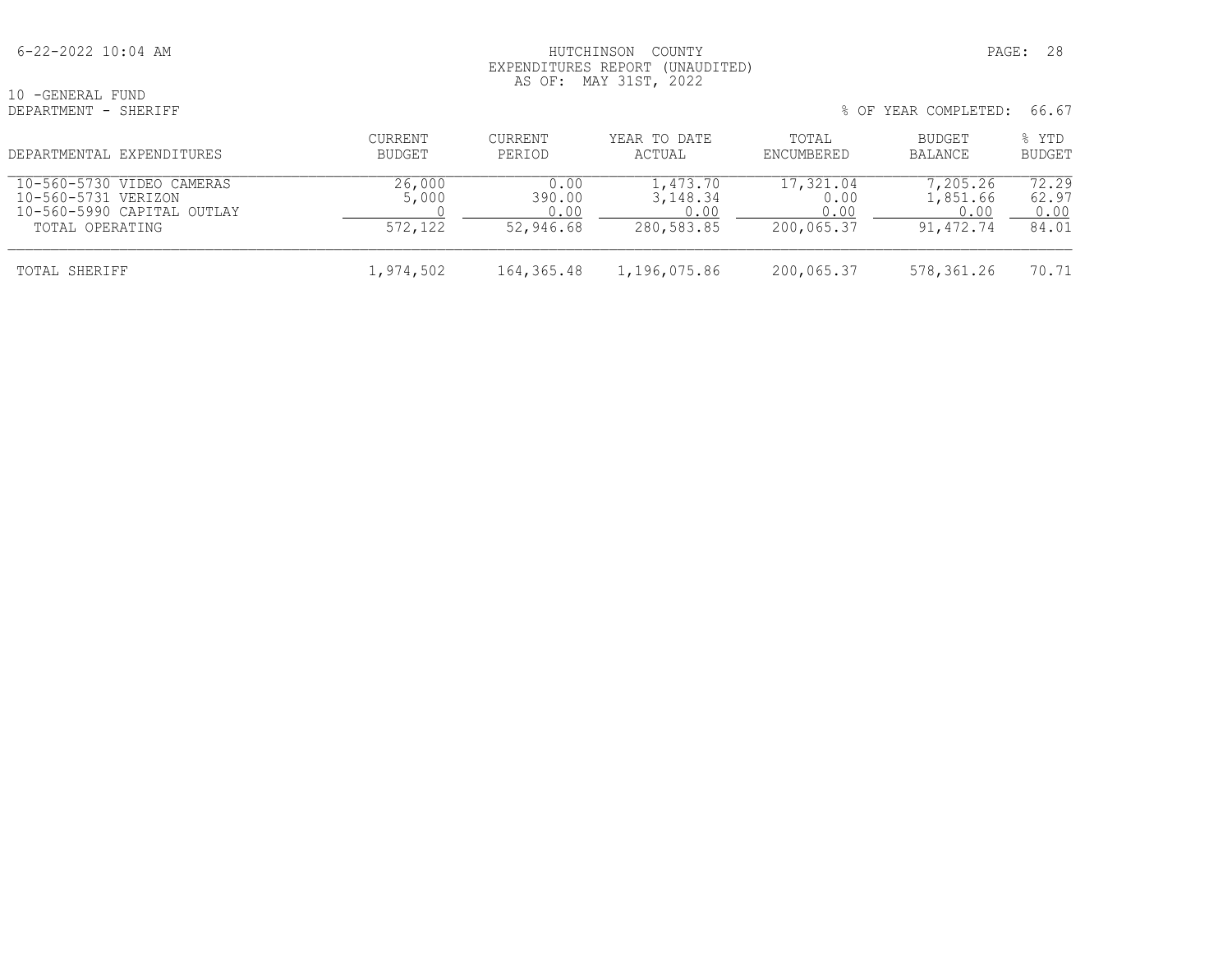HUTCHINSON COUNTY
EXPENDITURES REPORT (UNAUDITED)
AS OF: MAY 31ST, 2022

10 -GENERAL FUND
DEPARTMENT - SHERIFF

% OF YEAR COMPLETED: 66.67

| DEPARTMENTAL EXPENDITURES | CURRENT BUDGET | CURRENT PERIOD | YEAR TO DATE ACTUAL | TOTAL ENCUMBERED | BUDGET BALANCE | % YTD BUDGET |
|---|---|---|---|---|---|---|
| 10-560-5730 VIDEO CAMERAS | 26,000 | 0.00 | 1,473.70 | 17,321.04 | 7,205.26 | 72.29 |
| 10-560-5731 VERIZON | 5,000 | 390.00 | 3,148.34 | 0.00 | 1,851.66 | 62.97 |
| 10-560-5990 CAPITAL OUTLAY | 0 | 0.00 | 0.00 | 0.00 | 0.00 | 0.00 |
| TOTAL OPERATING | 572,122 | 52,946.68 | 280,583.85 | 200,065.37 | 91,472.74 | 84.01 |
| TOTAL SHERIFF | 1,974,502 | 164,365.48 | 1,196,075.86 | 200,065.37 | 578,361.26 | 70.71 |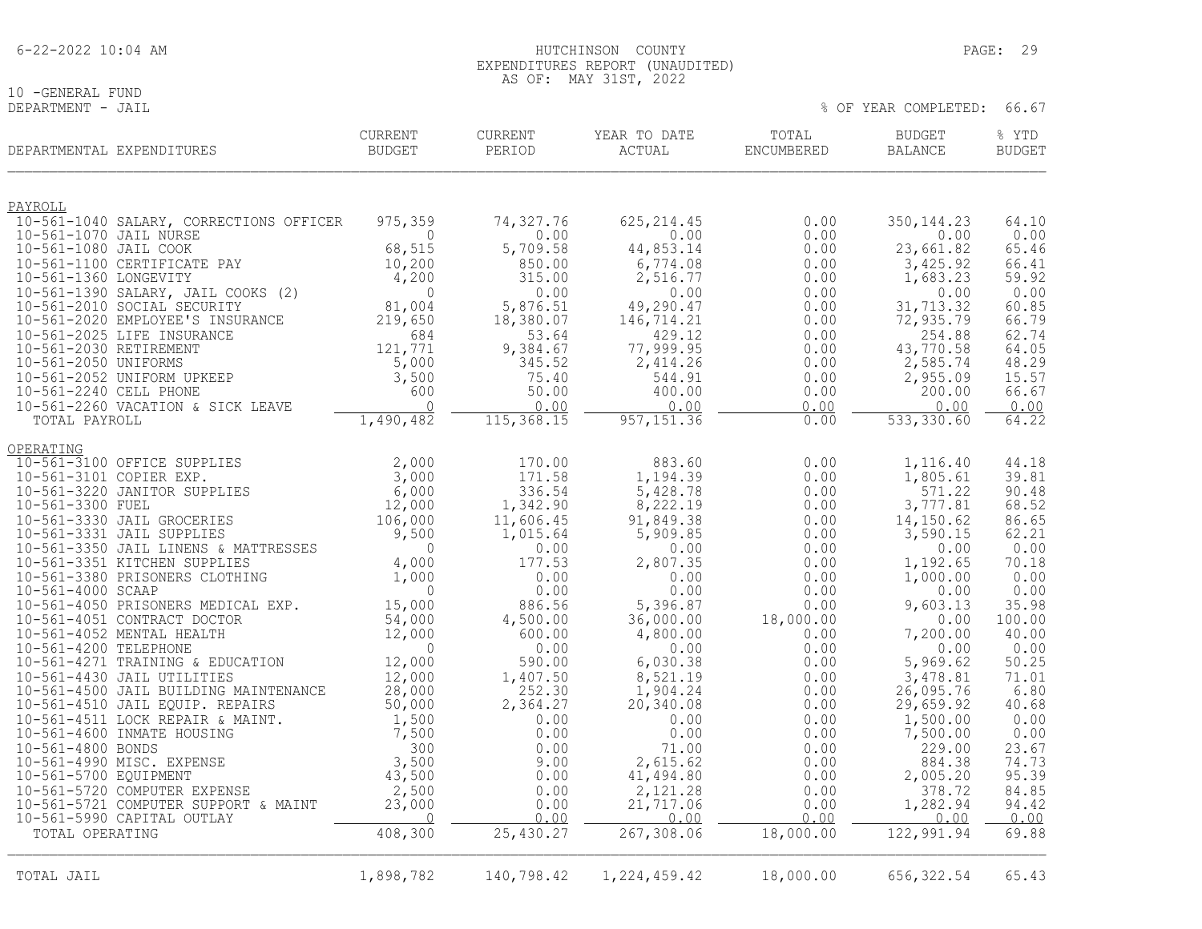HUTCHINSON COUNTY
EXPENDITURES REPORT (UNAUDITED)
AS OF: MAY 31ST, 2022

10 -GENERAL FUND
DEPARTMENT - JAIL

% OF YEAR COMPLETED: 66.67

| DEPARTMENTAL EXPENDITURES | CURRENT BUDGET | CURRENT PERIOD | YEAR TO DATE ACTUAL | TOTAL ENCUMBERED | BUDGET BALANCE | % YTD BUDGET |
|---|---|---|---|---|---|---|
| **PAYROLL** | | | | | | |
| 10-561-1040 SALARY, CORRECTIONS OFFICER | 975,359 | 74,327.76 | 625,214.45 | 0.00 | 350,144.23 | 64.10 |
| 10-561-1070 JAIL NURSE | 0 | 0.00 | 0.00 | 0.00 | 0.00 | 0.00 |
| 10-561-1080 JAIL COOK | 68,515 | 5,709.58 | 44,853.14 | 0.00 | 23,661.82 | 65.46 |
| 10-561-1100 CERTIFICATE PAY | 10,200 | 850.00 | 6,774.08 | 0.00 | 3,425.92 | 66.41 |
| 10-561-1360 LONGEVITY | 4,200 | 315.00 | 2,516.77 | 0.00 | 1,683.23 | 59.92 |
| 10-561-1390 SALARY, JAIL COOKS (2) | 0 | 0.00 | 0.00 | 0.00 | 0.00 | 0.00 |
| 10-561-2010 SOCIAL SECURITY | 81,004 | 5,876.51 | 49,290.47 | 0.00 | 31,713.32 | 60.85 |
| 10-561-2020 EMPLOYEE'S INSURANCE | 219,650 | 18,380.07 | 146,714.21 | 0.00 | 72,935.79 | 66.79 |
| 10-561-2025 LIFE INSURANCE | 684 | 53.64 | 429.12 | 0.00 | 254.88 | 62.74 |
| 10-561-2030 RETIREMENT | 121,771 | 9,384.67 | 77,999.95 | 0.00 | 43,770.58 | 64.05 |
| 10-561-2050 UNIFORMS | 5,000 | 345.52 | 2,414.26 | 0.00 | 2,585.74 | 48.29 |
| 10-561-2052 UNIFORM UPKEEP | 3,500 | 75.40 | 544.91 | 0.00 | 2,955.09 | 15.57 |
| 10-561-2240 CELL PHONE | 600 | 50.00 | 400.00 | 0.00 | 200.00 | 66.67 |
| 10-561-2260 VACATION & SICK LEAVE | 0 | 0.00 | 0.00 | 0.00 | 0.00 | 0.00 |
| TOTAL PAYROLL | 1,490,482 | 115,368.15 | 957,151.36 | 0.00 | 533,330.60 | 64.22 |
| **OPERATING** | | | | | | |
| 10-561-3100 OFFICE SUPPLIES | 2,000 | 170.00 | 883.60 | 0.00 | 1,116.40 | 44.18 |
| 10-561-3101 COPIER EXP. | 3,000 | 171.58 | 1,194.39 | 0.00 | 1,805.61 | 39.81 |
| 10-561-3220 JANITOR SUPPLIES | 6,000 | 336.54 | 5,428.78 | 0.00 | 571.22 | 90.48 |
| 10-561-3300 FUEL | 12,000 | 1,342.90 | 8,222.19 | 0.00 | 3,777.81 | 68.52 |
| 10-561-3330 JAIL GROCERIES | 106,000 | 11,606.45 | 91,849.38 | 0.00 | 14,150.62 | 86.65 |
| 10-561-3331 JAIL SUPPLIES | 9,500 | 1,015.64 | 5,909.85 | 0.00 | 3,590.15 | 62.21 |
| 10-561-3350 JAIL LINENS & MATTRESSES | 0 | 0.00 | 0.00 | 0.00 | 0.00 | 0.00 |
| 10-561-3351 KITCHEN SUPPLIES | 4,000 | 177.53 | 2,807.35 | 0.00 | 1,192.65 | 70.18 |
| 10-561-3380 PRISONERS CLOTHING | 1,000 | 0.00 | 0.00 | 0.00 | 1,000.00 | 0.00 |
| 10-561-4000 SCAAP | 0 | 0.00 | 0.00 | 0.00 | 0.00 | 0.00 |
| 10-561-4050 PRISONERS MEDICAL EXP. | 15,000 | 886.56 | 5,396.87 | 0.00 | 9,603.13 | 35.98 |
| 10-561-4051 CONTRACT DOCTOR | 54,000 | 4,500.00 | 36,000.00 | 18,000.00 | 0.00 | 100.00 |
| 10-561-4052 MENTAL HEALTH | 12,000 | 600.00 | 4,800.00 | 0.00 | 7,200.00 | 40.00 |
| 10-561-4200 TELEPHONE | 0 | 0.00 | 0.00 | 0.00 | 0.00 | 0.00 |
| 10-561-4271 TRAINING & EDUCATION | 12,000 | 590.00 | 6,030.38 | 0.00 | 5,969.62 | 50.25 |
| 10-561-4430 JAIL UTILITIES | 12,000 | 1,407.50 | 8,521.19 | 0.00 | 3,478.81 | 71.01 |
| 10-561-4500 JAIL BUILDING MAINTENANCE | 28,000 | 252.30 | 1,904.24 | 0.00 | 26,095.76 | 6.80 |
| 10-561-4510 JAIL EQUIP. REPAIRS | 50,000 | 2,364.27 | 20,340.08 | 0.00 | 29,659.92 | 40.68 |
| 10-561-4511 LOCK REPAIR & MAINT. | 1,500 | 0.00 | 0.00 | 0.00 | 1,500.00 | 0.00 |
| 10-561-4600 INMATE HOUSING | 7,500 | 0.00 | 0.00 | 0.00 | 7,500.00 | 0.00 |
| 10-561-4800 BONDS | 300 | 0.00 | 71.00 | 0.00 | 229.00 | 23.67 |
| 10-561-4990 MISC. EXPENSE | 3,500 | 9.00 | 2,615.62 | 0.00 | 884.38 | 74.73 |
| 10-561-5700 EQUIPMENT | 43,500 | 0.00 | 41,494.80 | 0.00 | 2,005.20 | 95.39 |
| 10-561-5720 COMPUTER EXPENSE | 2,500 | 0.00 | 2,121.28 | 0.00 | 378.72 | 84.85 |
| 10-561-5721 COMPUTER SUPPORT & MAINT | 23,000 | 0.00 | 21,717.06 | 0.00 | 1,282.94 | 94.42 |
| 10-561-5990 CAPITAL OUTLAY | 0 | 0.00 | 0.00 | 0.00 | 0.00 | 0.00 |
| TOTAL OPERATING | 408,300 | 25,430.27 | 267,308.06 | 18,000.00 | 122,991.94 | 69.88 |
| TOTAL JAIL | 1,898,782 | 140,798.42 | 1,224,459.42 | 18,000.00 | 656,322.54 | 65.43 |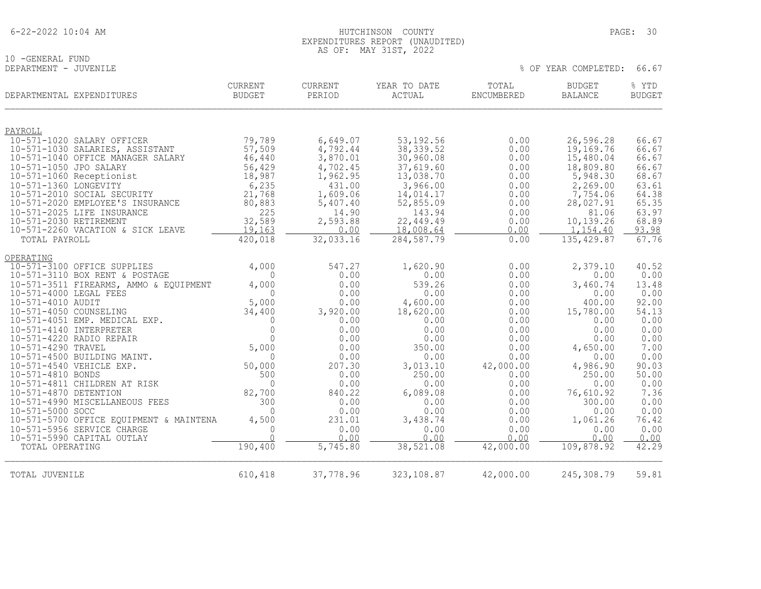HUTCHINSON COUNTY
EXPENDITURES REPORT (UNAUDITED)
AS OF: MAY 31ST, 2022

10 -GENERAL FUND
DEPARTMENT - JUVENILE

% OF YEAR COMPLETED: 66.67

| DEPARTMENTAL EXPENDITURES | CURRENT BUDGET | CURRENT PERIOD | YEAR TO DATE ACTUAL | TOTAL ENCUMBERED | BUDGET BALANCE | % YTD BUDGET |
|---|---|---|---|---|---|---|
| **PAYROLL** | | | | | | |
| 10-571-1020 SALARY OFFICER | 79,789 | 6,649.07 | 53,192.56 | 0.00 | 26,596.28 | 66.67 |
| 10-571-1030 SALARIES, ASSISTANT | 57,509 | 4,792.44 | 38,339.52 | 0.00 | 19,169.76 | 66.67 |
| 10-571-1040 OFFICE MANAGER SALARY | 46,440 | 3,870.01 | 30,960.08 | 0.00 | 15,480.04 | 66.67 |
| 10-571-1050 JPO SALARY | 56,429 | 4,702.45 | 37,619.60 | 0.00 | 18,809.80 | 66.67 |
| 10-571-1060 Receptionist | 18,987 | 1,962.95 | 13,038.70 | 0.00 | 5,948.30 | 68.67 |
| 10-571-1360 LONGEVITY | 6,235 | 431.00 | 3,966.00 | 0.00 | 2,269.00 | 63.61 |
| 10-571-2010 SOCIAL SECURITY | 21,768 | 1,609.06 | 14,014.17 | 0.00 | 7,754.06 | 64.38 |
| 10-571-2020 EMPLOYEE'S INSURANCE | 80,883 | 5,407.40 | 52,855.09 | 0.00 | 28,027.91 | 65.35 |
| 10-571-2025 LIFE INSURANCE | 225 | 14.90 | 143.94 | 0.00 | 81.06 | 63.97 |
| 10-571-2030 RETIREMENT | 32,589 | 2,593.88 | 22,449.49 | 0.00 | 10,139.26 | 68.89 |
| 10-571-2260 VACATION & SICK LEAVE | 19,163 | 0.00 | 18,008.64 | 0.00 | 1,154.40 | 93.98 |
| TOTAL PAYROLL | 420,018 | 32,033.16 | 284,587.79 | 0.00 | 135,429.87 | 67.76 |
| **OPERATING** | | | | | | |
| 10-571-3100 OFFICE SUPPLIES | 4,000 | 547.27 | 1,620.90 | 0.00 | 2,379.10 | 40.52 |
| 10-571-3110 BOX RENT & POSTAGE | 0 | 0.00 | 0.00 | 0.00 | 0.00 | 0.00 |
| 10-571-3511 FIREARMS, AMMO & EQUIPMENT | 4,000 | 0.00 | 539.26 | 0.00 | 3,460.74 | 13.48 |
| 10-571-4000 LEGAL FEES | 0 | 0.00 | 0.00 | 0.00 | 0.00 | 0.00 |
| 10-571-4010 AUDIT | 5,000 | 0.00 | 4,600.00 | 0.00 | 400.00 | 92.00 |
| 10-571-4050 COUNSELING | 34,400 | 3,920.00 | 18,620.00 | 0.00 | 15,780.00 | 54.13 |
| 10-571-4051 EMP. MEDICAL EXP. | 0 | 0.00 | 0.00 | 0.00 | 0.00 | 0.00 |
| 10-571-4140 INTERPRETER | 0 | 0.00 | 0.00 | 0.00 | 0.00 | 0.00 |
| 10-571-4220 RADIO REPAIR | 0 | 0.00 | 0.00 | 0.00 | 0.00 | 0.00 |
| 10-571-4290 TRAVEL | 5,000 | 0.00 | 350.00 | 0.00 | 4,650.00 | 7.00 |
| 10-571-4500 BUILDING MAINT. | 0 | 0.00 | 0.00 | 0.00 | 0.00 | 0.00 |
| 10-571-4540 VEHICLE EXP. | 50,000 | 207.30 | 3,013.10 | 42,000.00 | 4,986.90 | 90.03 |
| 10-571-4810 BONDS | 500 | 0.00 | 250.00 | 0.00 | 250.00 | 50.00 |
| 10-571-4811 CHILDREN AT RISK | 0 | 0.00 | 0.00 | 0.00 | 0.00 | 0.00 |
| 10-571-4870 DETENTION | 82,700 | 840.22 | 6,089.08 | 0.00 | 76,610.92 | 7.36 |
| 10-571-4990 MISCELLANEOUS FEES | 300 | 0.00 | 0.00 | 0.00 | 300.00 | 0.00 |
| 10-571-5000 SOCC | 0 | 0.00 | 0.00 | 0.00 | 0.00 | 0.00 |
| 10-571-5700 OFFICE EQUIPMENT & MAINTENA | 4,500 | 231.01 | 3,438.74 | 0.00 | 1,061.26 | 76.42 |
| 10-571-5956 SERVICE CHARGE | 0 | 0.00 | 0.00 | 0.00 | 0.00 | 0.00 |
| 10-571-5990 CAPITAL OUTLAY | 0 | 0.00 | 0.00 | 0.00 | 0.00 | 0.00 |
| TOTAL OPERATING | 190,400 | 5,745.80 | 38,521.08 | 42,000.00 | 109,878.92 | 42.29 |
| TOTAL JUVENILE | 610,418 | 37,778.96 | 323,108.87 | 42,000.00 | 245,308.79 | 59.81 |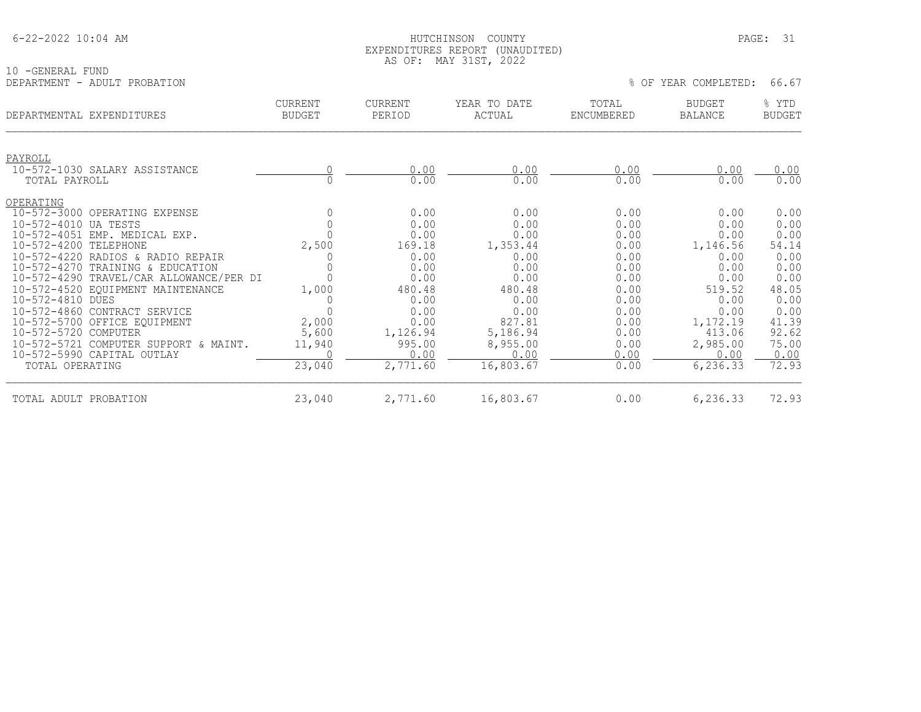HUTCHINSON COUNTY
EXPENDITURES REPORT (UNAUDITED)
AS OF: MAY 31ST, 2022

10 -GENERAL FUND
DEPARTMENT - ADULT PROBATION

% OF YEAR COMPLETED: 66.67

| DEPARTMENTAL EXPENDITURES | CURRENT BUDGET | CURRENT PERIOD | YEAR TO DATE ACTUAL | TOTAL ENCUMBERED | BUDGET BALANCE | % YTD BUDGET |
|---|---|---|---|---|---|---|
| PAYROLL | | | | | | |
| 10-572-1030 SALARY ASSISTANCE | 0 | 0.00 | 0.00 | 0.00 | 0.00 | 0.00 |
| TOTAL PAYROLL | 0 | 0.00 | 0.00 | 0.00 | 0.00 | 0.00 |
| OPERATING | | | | | | |
| 10-572-3000 OPERATING EXPENSE | 0 | 0.00 | 0.00 | 0.00 | 0.00 | 0.00 |
| 10-572-4010 UA TESTS | 0 | 0.00 | 0.00 | 0.00 | 0.00 | 0.00 |
| 10-572-4051 EMP. MEDICAL EXP. | 0 | 0.00 | 0.00 | 0.00 | 0.00 | 0.00 |
| 10-572-4200 TELEPHONE | 2,500 | 169.18 | 1,353.44 | 0.00 | 1,146.56 | 54.14 |
| 10-572-4220 RADIOS & RADIO REPAIR | 0 | 0.00 | 0.00 | 0.00 | 0.00 | 0.00 |
| 10-572-4270 TRAINING & EDUCATION | 0 | 0.00 | 0.00 | 0.00 | 0.00 | 0.00 |
| 10-572-4290 TRAVEL/CAR ALLOWANCE/PER DI | 0 | 0.00 | 0.00 | 0.00 | 0.00 | 0.00 |
| 10-572-4520 EQUIPMENT MAINTENANCE | 1,000 | 480.48 | 480.48 | 0.00 | 519.52 | 48.05 |
| 10-572-4810 DUES | 0 | 0.00 | 0.00 | 0.00 | 0.00 | 0.00 |
| 10-572-4860 CONTRACT SERVICE | 0 | 0.00 | 0.00 | 0.00 | 0.00 | 0.00 |
| 10-572-5700 OFFICE EQUIPMENT | 2,000 | 0.00 | 827.81 | 0.00 | 1,172.19 | 41.39 |
| 10-572-5720 COMPUTER | 5,600 | 1,126.94 | 5,186.94 | 0.00 | 413.06 | 92.62 |
| 10-572-5721 COMPUTER SUPPORT & MAINT. | 11,940 | 995.00 | 8,955.00 | 0.00 | 2,985.00 | 75.00 |
| 10-572-5990 CAPITAL OUTLAY | 0 | 0.00 | 0.00 | 0.00 | 0.00 | 0.00 |
| TOTAL OPERATING | 23,040 | 2,771.60 | 16,803.67 | 0.00 | 6,236.33 | 72.93 |
| TOTAL ADULT PROBATION | 23,040 | 2,771.60 | 16,803.67 | 0.00 | 6,236.33 | 72.93 |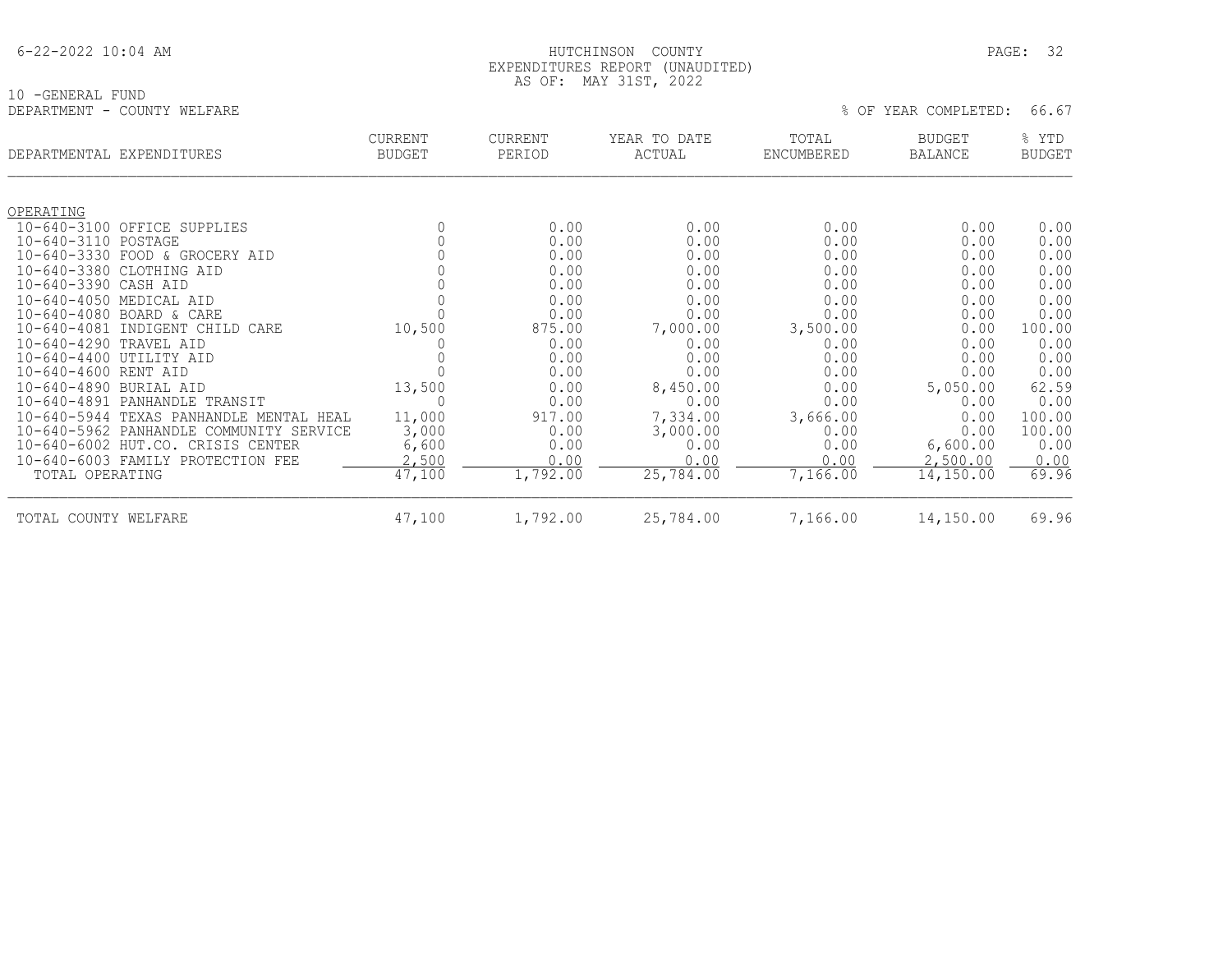HUTCHINSON COUNTY
EXPENDITURES REPORT (UNAUDITED)
AS OF: MAY 31ST, 2022

10 -GENERAL FUND
DEPARTMENT - COUNTY WELFARE

% OF YEAR COMPLETED: 66.67

| DEPARTMENTAL EXPENDITURES | CURRENT BUDGET | CURRENT PERIOD | YEAR TO DATE ACTUAL | TOTAL ENCUMBERED | BUDGET BALANCE | % YTD BUDGET |
|---|---|---|---|---|---|---|
| OPERATING | | | | | | |
| 10-640-3100 OFFICE SUPPLIES | 0 | 0.00 | 0.00 | 0.00 | 0.00 | 0.00 |
| 10-640-3110 POSTAGE | 0 | 0.00 | 0.00 | 0.00 | 0.00 | 0.00 |
| 10-640-3330 FOOD & GROCERY AID | 0 | 0.00 | 0.00 | 0.00 | 0.00 | 0.00 |
| 10-640-3380 CLOTHING AID | 0 | 0.00 | 0.00 | 0.00 | 0.00 | 0.00 |
| 10-640-3390 CASH AID | 0 | 0.00 | 0.00 | 0.00 | 0.00 | 0.00 |
| 10-640-4050 MEDICAL AID | 0 | 0.00 | 0.00 | 0.00 | 0.00 | 0.00 |
| 10-640-4080 BOARD & CARE | 0 | 0.00 | 0.00 | 0.00 | 0.00 | 0.00 |
| 10-640-4081 INDIGENT CHILD CARE | 10,500 | 875.00 | 7,000.00 | 3,500.00 | 0.00 | 100.00 |
| 10-640-4290 TRAVEL AID | 0 | 0.00 | 0.00 | 0.00 | 0.00 | 0.00 |
| 10-640-4400 UTILITY AID | 0 | 0.00 | 0.00 | 0.00 | 0.00 | 0.00 |
| 10-640-4600 RENT AID | 0 | 0.00 | 0.00 | 0.00 | 0.00 | 0.00 |
| 10-640-4890 BURIAL AID | 13,500 | 0.00 | 8,450.00 | 0.00 | 5,050.00 | 62.59 |
| 10-640-4891 PANHANDLE TRANSIT | 0 | 0.00 | 0.00 | 0.00 | 0.00 | 0.00 |
| 10-640-5944 TEXAS PANHANDLE MENTAL HEAL | 11,000 | 917.00 | 7,334.00 | 3,666.00 | 0.00 | 100.00 |
| 10-640-5962 PANHANDLE COMMUNITY SERVICE | 3,000 | 0.00 | 3,000.00 | 0.00 | 0.00 | 100.00 |
| 10-640-6002 HUT.CO. CRISIS CENTER | 6,600 | 0.00 | 0.00 | 0.00 | 6,600.00 | 0.00 |
| 10-640-6003 FAMILY PROTECTION FEE | 2,500 | 0.00 | 0.00 | 0.00 | 2,500.00 | 0.00 |
| TOTAL OPERATING | 47,100 | 1,792.00 | 25,784.00 | 7,166.00 | 14,150.00 | 69.96 |
| TOTAL COUNTY WELFARE | 47,100 | 1,792.00 | 25,784.00 | 7,166.00 | 14,150.00 | 69.96 |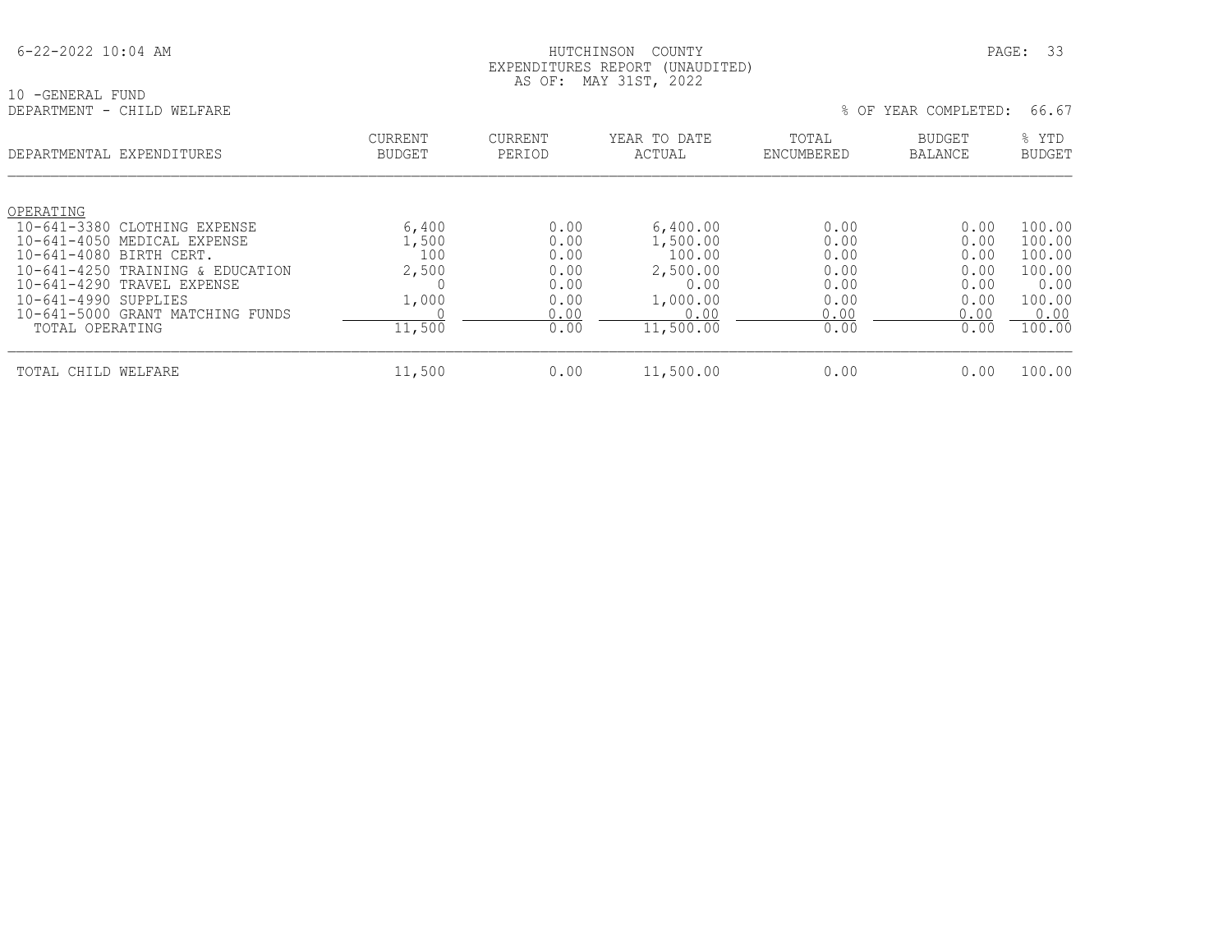HUTCHINSON COUNTY
EXPENDITURES REPORT (UNAUDITED)
AS OF: MAY 31ST, 2022

10 -GENERAL FUND
DEPARTMENT - CHILD WELFARE

% OF YEAR COMPLETED: 66.67

| DEPARTMENTAL EXPENDITURES | CURRENT BUDGET | CURRENT PERIOD | YEAR TO DATE ACTUAL | TOTAL ENCUMBERED | BUDGET BALANCE | % YTD BUDGET |
|---|---|---|---|---|---|---|
| OPERATING | | | | | | |
| 10-641-3380 CLOTHING EXPENSE | 6,400 | 0.00 | 6,400.00 | 0.00 | 0.00 | 100.00 |
| 10-641-4050 MEDICAL EXPENSE | 1,500 | 0.00 | 1,500.00 | 0.00 | 0.00 | 100.00 |
| 10-641-4080 BIRTH CERT. | 100 | 0.00 | 100.00 | 0.00 | 0.00 | 100.00 |
| 10-641-4250 TRAINING & EDUCATION | 2,500 | 0.00 | 2,500.00 | 0.00 | 0.00 | 100.00 |
| 10-641-4290 TRAVEL EXPENSE | 0 | 0.00 | 0.00 | 0.00 | 0.00 | 0.00 |
| 10-641-4990 SUPPLIES | 1,000 | 0.00 | 1,000.00 | 0.00 | 0.00 | 100.00 |
| 10-641-5000 GRANT MATCHING FUNDS | 0 | 0.00 | 0.00 | 0.00 | 0.00 | 0.00 |
| TOTAL OPERATING | 11,500 | 0.00 | 11,500.00 | 0.00 | 0.00 | 100.00 |
| TOTAL CHILD WELFARE | 11,500 | 0.00 | 11,500.00 | 0.00 | 0.00 | 100.00 |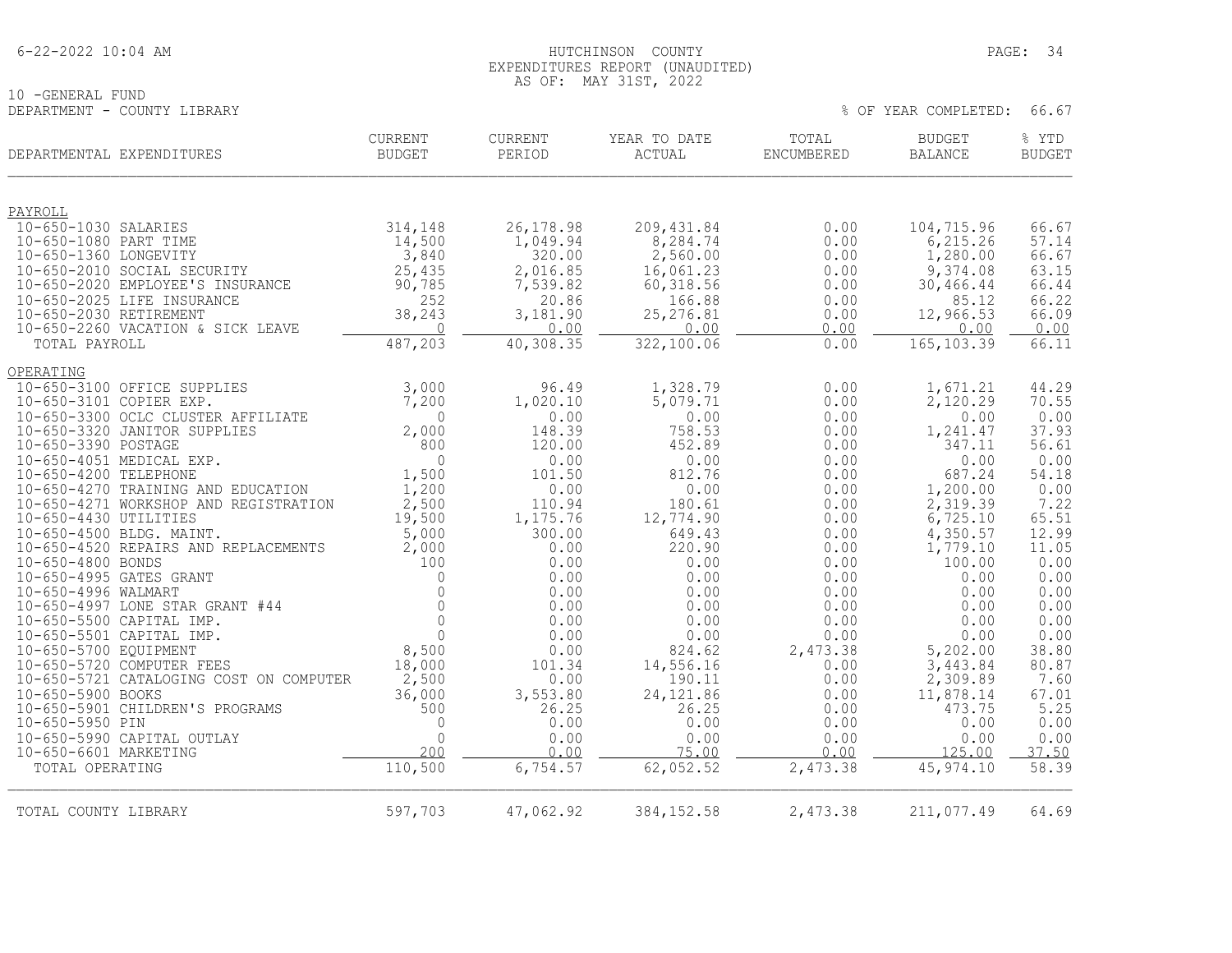HUTCHINSON COUNTY
EXPENDITURES REPORT (UNAUDITED)
AS OF: MAY 31ST, 2022

10 -GENERAL FUND
DEPARTMENT - COUNTY LIBRARY

% OF YEAR COMPLETED: 66.67

| DEPARTMENTAL EXPENDITURES | CURRENT BUDGET | CURRENT PERIOD | YEAR TO DATE ACTUAL | TOTAL ENCUMBERED | BUDGET BALANCE | % YTD BUDGET |
|---|---|---|---|---|---|---|
| **PAYROLL** | | | | | | |
| 10-650-1030 SALARIES | 314,148 | 26,178.98 | 209,431.84 | 0.00 | 104,715.96 | 66.67 |
| 10-650-1080 PART TIME | 14,500 | 1,049.94 | 8,284.74 | 0.00 | 6,215.26 | 57.14 |
| 10-650-1360 LONGEVITY | 3,840 | 320.00 | 2,560.00 | 0.00 | 1,280.00 | 66.67 |
| 10-650-2010 SOCIAL SECURITY | 25,435 | 2,016.85 | 16,061.23 | 0.00 | 9,374.08 | 63.15 |
| 10-650-2020 EMPLOYEE'S INSURANCE | 90,785 | 7,539.82 | 60,318.56 | 0.00 | 30,466.44 | 66.44 |
| 10-650-2025 LIFE INSURANCE | 252 | 20.86 | 166.88 | 0.00 | 85.12 | 66.22 |
| 10-650-2030 RETIREMENT | 38,243 | 3,181.90 | 25,276.81 | 0.00 | 12,966.53 | 66.09 |
| 10-650-2260 VACATION & SICK LEAVE | 0 | 0.00 | 0.00 | 0.00 | 0.00 | 0.00 |
| TOTAL PAYROLL | 487,203 | 40,308.35 | 322,100.06 | 0.00 | 165,103.39 | 66.11 |
| **OPERATING** | | | | | | |
| 10-650-3100 OFFICE SUPPLIES | 3,000 | 96.49 | 1,328.79 | 0.00 | 1,671.21 | 44.29 |
| 10-650-3101 COPIER EXP. | 7,200 | 1,020.10 | 5,079.71 | 0.00 | 2,120.29 | 70.55 |
| 10-650-3300 OCLC CLUSTER AFFILIATE | 0 | 0.00 | 0.00 | 0.00 | 0.00 | 0.00 |
| 10-650-3320 JANITOR SUPPLIES | 2,000 | 148.39 | 758.53 | 0.00 | 1,241.47 | 37.93 |
| 10-650-3390 POSTAGE | 800 | 120.00 | 452.89 | 0.00 | 347.11 | 56.61 |
| 10-650-4051 MEDICAL EXP. | 0 | 0.00 | 0.00 | 0.00 | 0.00 | 0.00 |
| 10-650-4200 TELEPHONE | 1,500 | 101.50 | 812.76 | 0.00 | 687.24 | 54.18 |
| 10-650-4270 TRAINING AND EDUCATION | 1,200 | 0.00 | 0.00 | 0.00 | 1,200.00 | 0.00 |
| 10-650-4271 WORKSHOP AND REGISTRATION | 2,500 | 110.94 | 180.61 | 0.00 | 2,319.39 | 7.22 |
| 10-650-4430 UTILITIES | 19,500 | 1,175.76 | 12,774.90 | 0.00 | 6,725.10 | 65.51 |
| 10-650-4500 BLDG. MAINT. | 5,000 | 300.00 | 649.43 | 0.00 | 4,350.57 | 12.99 |
| 10-650-4520 REPAIRS AND REPLACEMENTS | 2,000 | 0.00 | 220.90 | 0.00 | 1,779.10 | 11.05 |
| 10-650-4800 BONDS | 100 | 0.00 | 0.00 | 0.00 | 100.00 | 0.00 |
| 10-650-4995 GATES GRANT | 0 | 0.00 | 0.00 | 0.00 | 0.00 | 0.00 |
| 10-650-4996 WALMART | 0 | 0.00 | 0.00 | 0.00 | 0.00 | 0.00 |
| 10-650-4997 LONE STAR GRANT #44 | 0 | 0.00 | 0.00 | 0.00 | 0.00 | 0.00 |
| 10-650-5500 CAPITAL IMP. | 0 | 0.00 | 0.00 | 0.00 | 0.00 | 0.00 |
| 10-650-5501 CAPITAL IMP. | 0 | 0.00 | 0.00 | 0.00 | 0.00 | 0.00 |
| 10-650-5700 EQUIPMENT | 8,500 | 0.00 | 824.62 | 2,473.38 | 5,202.00 | 38.80 |
| 10-650-5720 COMPUTER FEES | 18,000 | 101.34 | 14,556.16 | 0.00 | 3,443.84 | 80.87 |
| 10-650-5721 CATALOGING COST ON COMPUTER | 2,500 | 0.00 | 190.11 | 0.00 | 2,309.89 | 7.60 |
| 10-650-5900 BOOKS | 36,000 | 3,553.80 | 24,121.86 | 0.00 | 11,878.14 | 67.01 |
| 10-650-5901 CHILDREN'S PROGRAMS | 500 | 26.25 | 26.25 | 0.00 | 473.75 | 5.25 |
| 10-650-5950 PIN | 0 | 0.00 | 0.00 | 0.00 | 0.00 | 0.00 |
| 10-650-5990 CAPITAL OUTLAY | 0 | 0.00 | 0.00 | 0.00 | 0.00 | 0.00 |
| 10-650-6601 MARKETING | 200 | 0.00 | 75.00 | 0.00 | 125.00 | 37.50 |
| TOTAL OPERATING | 110,500 | 6,754.57 | 62,052.52 | 2,473.38 | 45,974.10 | 58.39 |
| TOTAL COUNTY LIBRARY | 597,703 | 47,062.92 | 384,152.58 | 2,473.38 | 211,077.49 | 64.69 |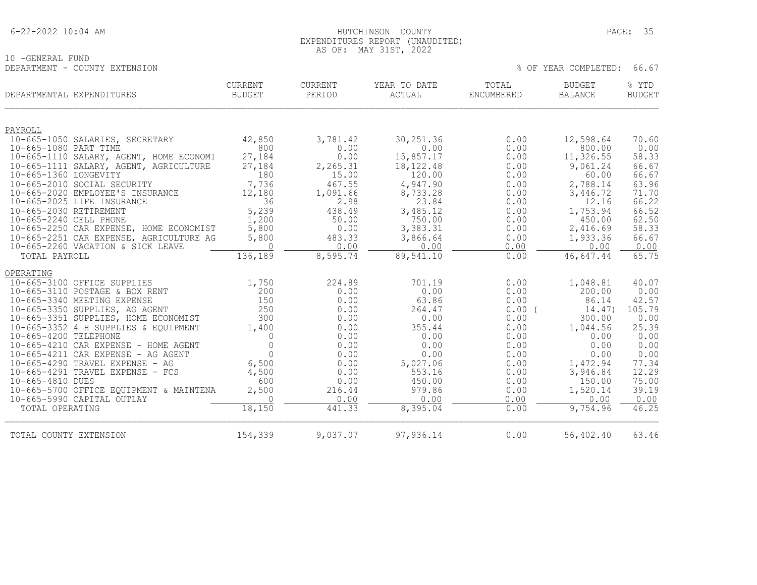HUTCHINSON COUNTY
EXPENDITURES REPORT (UNAUDITED)
AS OF: MAY 31ST, 2022

10 -GENERAL FUND
DEPARTMENT - COUNTY EXTENSION

% OF YEAR COMPLETED: 66.67

| DEPARTMENTAL EXPENDITURES | CURRENT BUDGET | CURRENT PERIOD | YEAR TO DATE ACTUAL | TOTAL ENCUMBERED | BUDGET BALANCE | % YTD BUDGET |
|---|---|---|---|---|---|---|
| PAYROLL | | | | | | |
| 10-665-1050 SALARIES, SECRETARY | 42,850 | 3,781.42 | 30,251.36 | 0.00 | 12,598.64 | 70.60 |
| 10-665-1080 PART TIME | 800 | 0.00 | 0.00 | 0.00 | 800.00 | 0.00 |
| 10-665-1110 SALARY, AGENT, HOME ECONOMI | 27,184 | 0.00 | 15,857.17 | 0.00 | 11,326.55 | 58.33 |
| 10-665-1111 SALARY, AGENT, AGRICULTURE | 27,184 | 2,265.31 | 18,122.48 | 0.00 | 9,061.24 | 66.67 |
| 10-665-1360 LONGEVITY | 180 | 15.00 | 120.00 | 0.00 | 60.00 | 66.67 |
| 10-665-2010 SOCIAL SECURITY | 7,736 | 467.55 | 4,947.90 | 0.00 | 2,788.14 | 63.96 |
| 10-665-2020 EMPLOYEE'S INSURANCE | 12,180 | 1,091.66 | 8,733.28 | 0.00 | 3,446.72 | 71.70 |
| 10-665-2025 LIFE INSURANCE | 36 | 2.98 | 23.84 | 0.00 | 12.16 | 66.22 |
| 10-665-2030 RETIREMENT | 5,239 | 438.49 | 3,485.12 | 0.00 | 1,753.94 | 66.52 |
| 10-665-2240 CELL PHONE | 1,200 | 50.00 | 750.00 | 0.00 | 450.00 | 62.50 |
| 10-665-2250 CAR EXPENSE, HOME ECONOMIST | 5,800 | 0.00 | 3,383.31 | 0.00 | 2,416.69 | 58.33 |
| 10-665-2251 CAR EXPENSE, AGRICULTURE AG | 5,800 | 483.33 | 3,866.64 | 0.00 | 1,933.36 | 66.67 |
| 10-665-2260 VACATION & SICK LEAVE | 0 | 0.00 | 0.00 | 0.00 | 0.00 | 0.00 |
| TOTAL PAYROLL | 136,189 | 8,595.74 | 89,541.10 | 0.00 | 46,647.44 | 65.75 |
| OPERATING | | | | | | |
| 10-665-3100 OFFICE SUPPLIES | 1,750 | 224.89 | 701.19 | 0.00 | 1,048.81 | 40.07 |
| 10-665-3110 POSTAGE & BOX RENT | 200 | 0.00 | 0.00 | 0.00 | 200.00 | 0.00 |
| 10-665-3340 MEETING EXPENSE | 150 | 0.00 | 63.86 | 0.00 | 86.14 | 42.57 |
| 10-665-3350 SUPPLIES, AG AGENT | 250 | 0.00 | 264.47 | 0.00 | ( 14.47) | 105.79 |
| 10-665-3351 SUPPLIES, HOME ECONOMIST | 300 | 0.00 | 0.00 | 0.00 | 300.00 | 0.00 |
| 10-665-3352 4 H SUPPLIES & EQUIPMENT | 1,400 | 0.00 | 355.44 | 0.00 | 1,044.56 | 25.39 |
| 10-665-4200 TELEPHONE | 0 | 0.00 | 0.00 | 0.00 | 0.00 | 0.00 |
| 10-665-4210 CAR EXPENSE - HOME AGENT | 0 | 0.00 | 0.00 | 0.00 | 0.00 | 0.00 |
| 10-665-4211 CAR EXPENSE - AG AGENT | 0 | 0.00 | 0.00 | 0.00 | 0.00 | 0.00 |
| 10-665-4290 TRAVEL EXPENSE - AG | 6,500 | 0.00 | 5,027.06 | 0.00 | 1,472.94 | 77.34 |
| 10-665-4291 TRAVEL EXPENSE - FCS | 4,500 | 0.00 | 553.16 | 0.00 | 3,946.84 | 12.29 |
| 10-665-4810 DUES | 600 | 0.00 | 450.00 | 0.00 | 150.00 | 75.00 |
| 10-665-5700 OFFICE EQUIPMENT & MAINTENA | 2,500 | 216.44 | 979.86 | 0.00 | 1,520.14 | 39.19 |
| 10-665-5990 CAPITAL OUTLAY | 0 | 0.00 | 0.00 | 0.00 | 0.00 | 0.00 |
| TOTAL OPERATING | 18,150 | 441.33 | 8,395.04 | 0.00 | 9,754.96 | 46.25 |
| TOTAL COUNTY EXTENSION | 154,339 | 9,037.07 | 97,936.14 | 0.00 | 56,402.40 | 63.46 |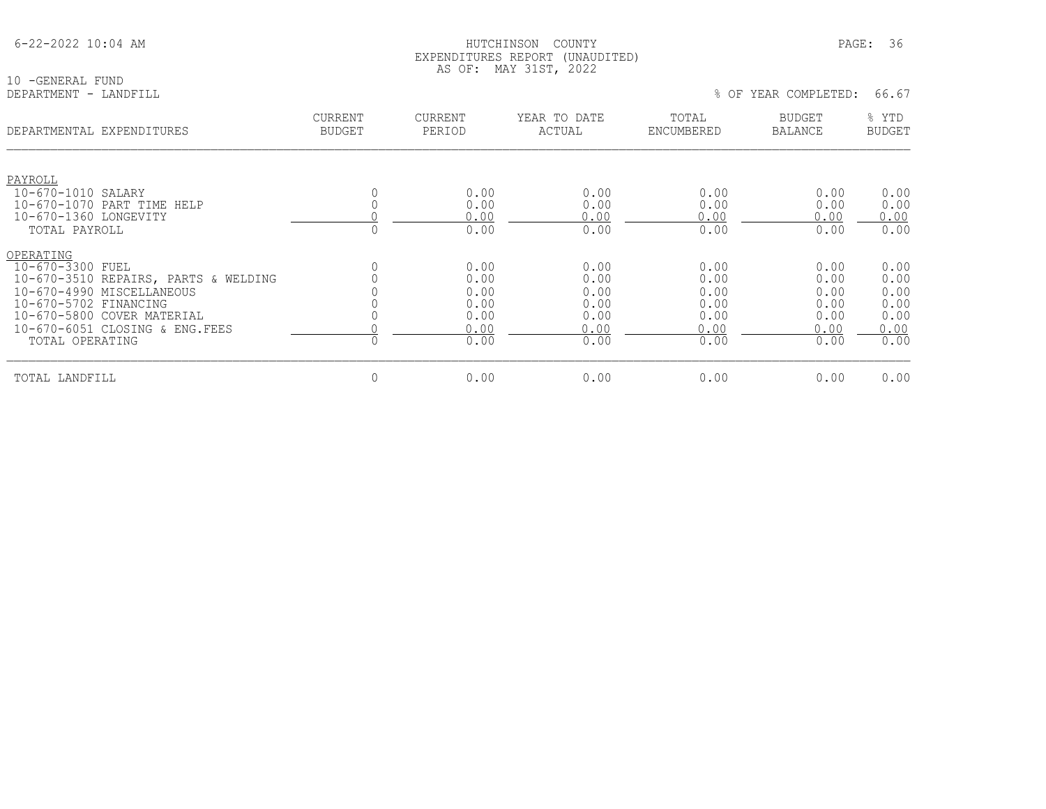HUTCHINSON COUNTY
EXPENDITURES REPORT (UNAUDITED)
AS OF: MAY 31ST, 2022

10 -GENERAL FUND
DEPARTMENT - LANDFILL

% OF YEAR COMPLETED: 66.67

| DEPARTMENTAL EXPENDITURES | CURRENT BUDGET | CURRENT PERIOD | YEAR TO DATE ACTUAL | TOTAL ENCUMBERED | BUDGET BALANCE | % YTD BUDGET |
|---|---|---|---|---|---|---|
| PAYROLL | | | | | | |
| 10-670-1010 SALARY | 0 | 0.00 | 0.00 | 0.00 | 0.00 | 0.00 |
| 10-670-1070 PART TIME HELP | 0 | 0.00 | 0.00 | 0.00 | 0.00 | 0.00 |
| 10-670-1360 LONGEVITY | 0 | 0.00 | 0.00 | 0.00 | 0.00 | 0.00 |
| TOTAL PAYROLL | 0 | 0.00 | 0.00 | 0.00 | 0.00 | 0.00 |
| OPERATING | | | | | | |
| 10-670-3300 FUEL | 0 | 0.00 | 0.00 | 0.00 | 0.00 | 0.00 |
| 10-670-3510 REPAIRS, PARTS & WELDING | 0 | 0.00 | 0.00 | 0.00 | 0.00 | 0.00 |
| 10-670-4990 MISCELLANEOUS | 0 | 0.00 | 0.00 | 0.00 | 0.00 | 0.00 |
| 10-670-5702 FINANCING | 0 | 0.00 | 0.00 | 0.00 | 0.00 | 0.00 |
| 10-670-5800 COVER MATERIAL | 0 | 0.00 | 0.00 | 0.00 | 0.00 | 0.00 |
| 10-670-6051 CLOSING & ENG.FEES | 0 | 0.00 | 0.00 | 0.00 | 0.00 | 0.00 |
| TOTAL OPERATING | 0 | 0.00 | 0.00 | 0.00 | 0.00 | 0.00 |
| TOTAL LANDFILL | 0 | 0.00 | 0.00 | 0.00 | 0.00 | 0.00 |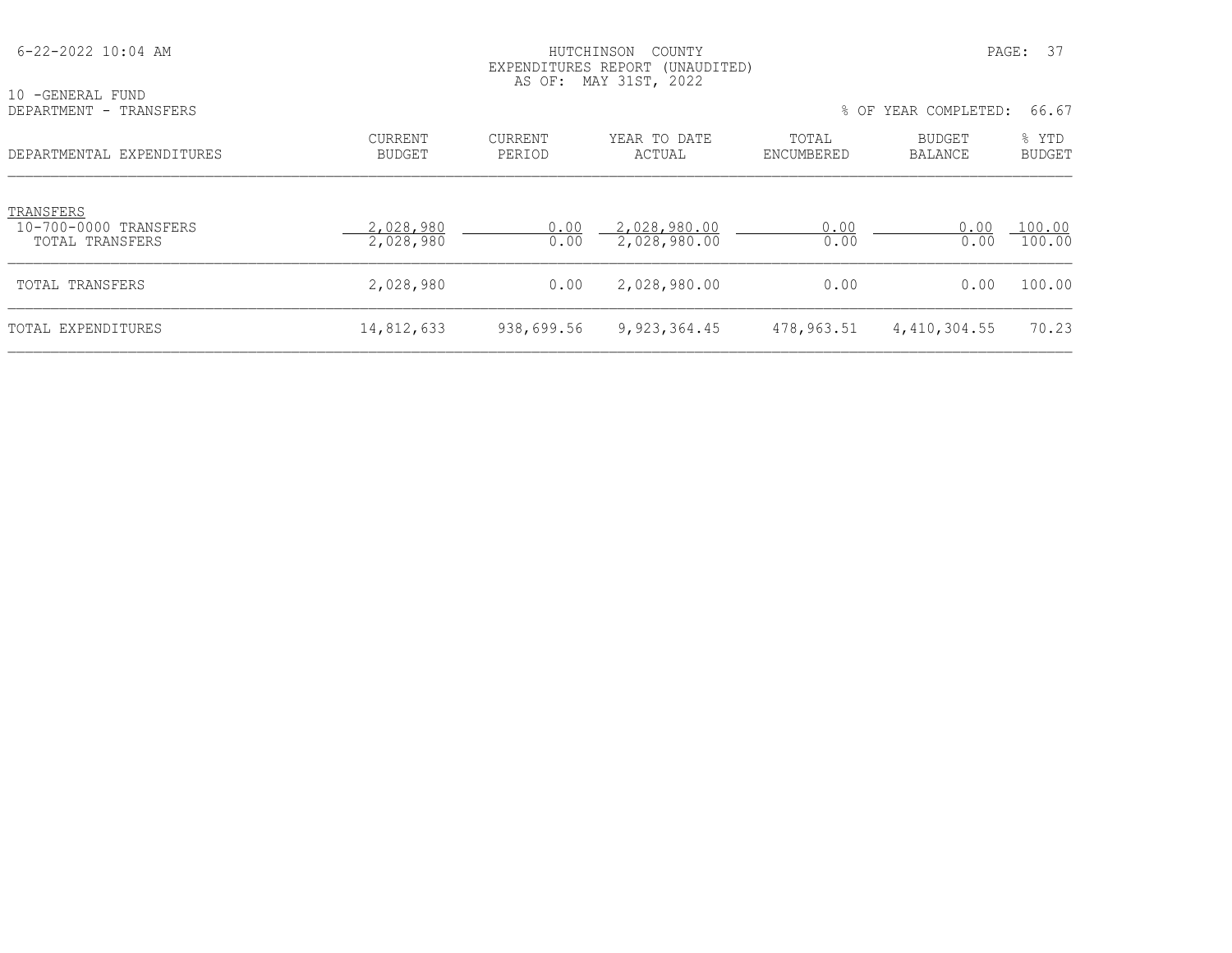HUTCHINSON COUNTY
EXPENDITURES REPORT (UNAUDITED)
AS OF: MAY 31ST, 2022

10 -GENERAL FUND
DEPARTMENT - TRANSFERS

% OF YEAR COMPLETED: 66.67

| DEPARTMENTAL EXPENDITURES | CURRENT BUDGET | CURRENT PERIOD | YEAR TO DATE ACTUAL | TOTAL ENCUMBERED | BUDGET BALANCE | % YTD BUDGET |
|---|---|---|---|---|---|---|
| TRANSFERS | | | | | | |
| 10-700-0000 TRANSFERS | 2,028,980 | 0.00 | 2,028,980.00 | 0.00 | 0.00 | 100.00 |
| TOTAL TRANSFERS | 2,028,980 | 0.00 | 2,028,980.00 | 0.00 | 0.00 | 100.00 |
| TOTAL TRANSFERS | 2,028,980 | 0.00 | 2,028,980.00 | 0.00 | 0.00 | 100.00 |
| TOTAL EXPENDITURES | 14,812,633 | 938,699.56 | 9,923,364.45 | 478,963.51 | 4,410,304.55 | 70.23 |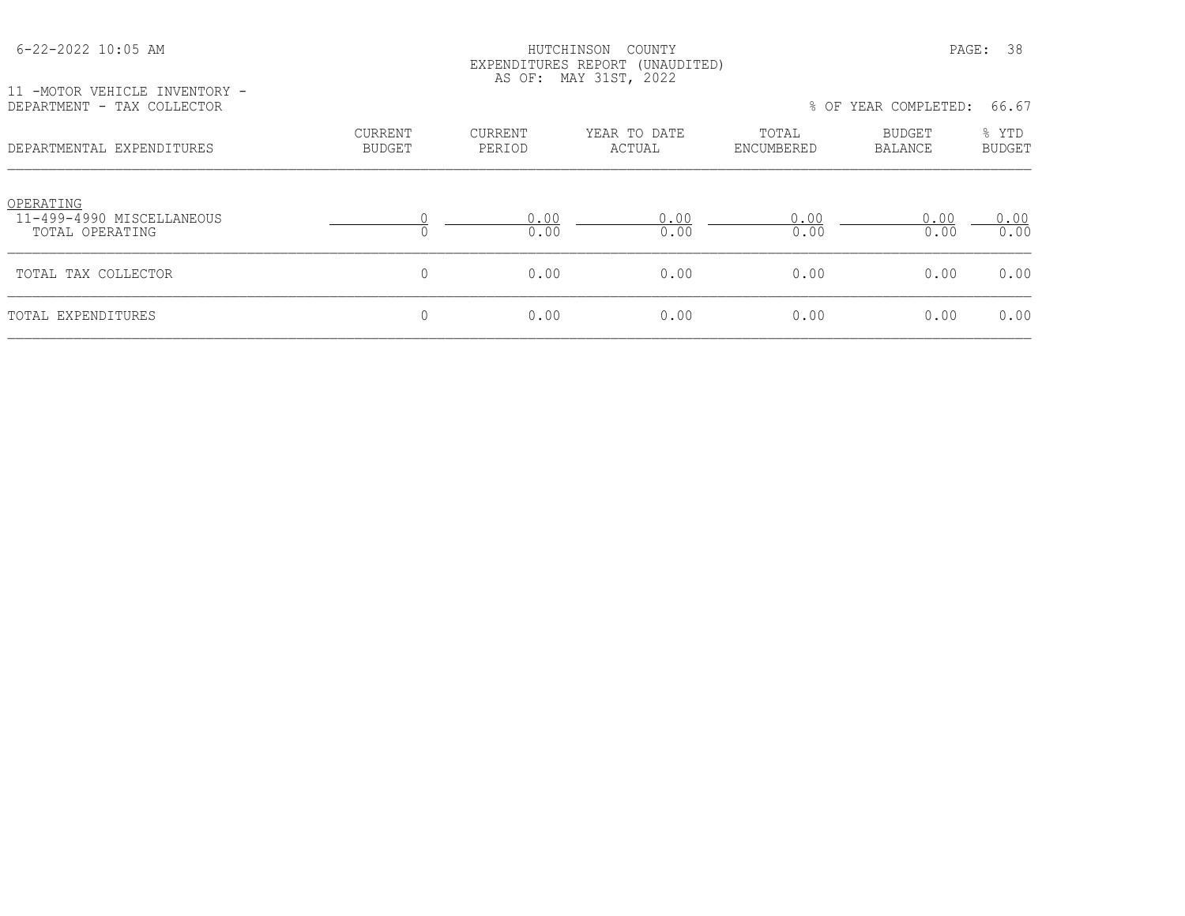HUTCHINSON COUNTY
EXPENDITURES REPORT (UNAUDITED)
AS OF: MAY 31ST, 2022

11 -MOTOR VEHICLE INVENTORY -
DEPARTMENT - TAX COLLECTOR

% OF YEAR COMPLETED: 66.67

| DEPARTMENTAL EXPENDITURES | CURRENT BUDGET | CURRENT PERIOD | YEAR TO DATE ACTUAL | TOTAL ENCUMBERED | BUDGET BALANCE | % YTD BUDGET |
|---|---|---|---|---|---|---|
| OPERATING | | | | | | |
| 11-499-4990 MISCELLANEOUS | 0 | 0.00 | 0.00 | 0.00 | 0.00 | 0.00 |
| TOTAL OPERATING | 0 | 0.00 | 0.00 | 0.00 | 0.00 | 0.00 |
| TOTAL TAX COLLECTOR | 0 | 0.00 | 0.00 | 0.00 | 0.00 | 0.00 |
| TOTAL EXPENDITURES | 0 | 0.00 | 0.00 | 0.00 | 0.00 | 0.00 |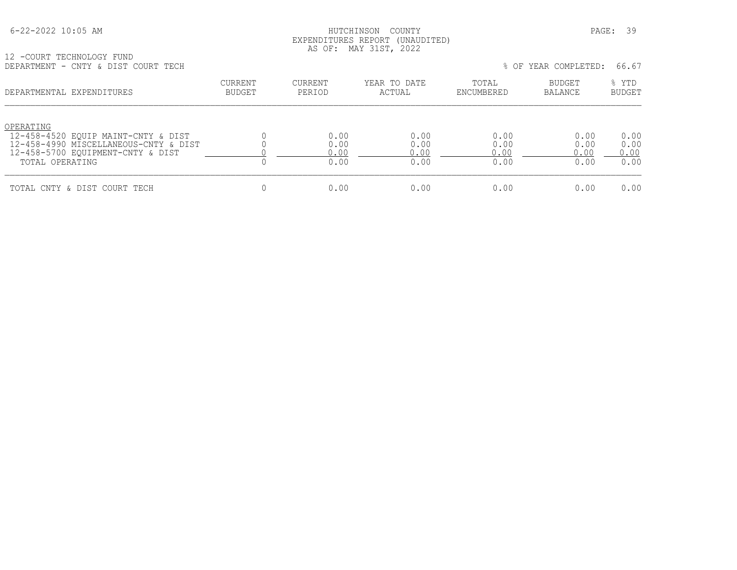HUTCHINSON COUNTY
EXPENDITURES REPORT (UNAUDITED)
AS OF: MAY 31ST, 2022

12 -COURT TECHNOLOGY FUND
DEPARTMENT - CNTY & DIST COURT TECH

% OF YEAR COMPLETED: 66.67

| DEPARTMENTAL EXPENDITURES | CURRENT BUDGET | CURRENT PERIOD | YEAR TO DATE ACTUAL | TOTAL ENCUMBERED | BUDGET BALANCE | % YTD BUDGET |
|---|---|---|---|---|---|---|
| OPERATING | | | | | | |
| 12-458-4520 EQUIP MAINT-CNTY & DIST | 0 | 0.00 | 0.00 | 0.00 | 0.00 | 0.00 |
| 12-458-4990 MISCELLANEOUS-CNTY & DIST | 0 | 0.00 | 0.00 | 0.00 | 0.00 | 0.00 |
| 12-458-5700 EQUIPMENT-CNTY & DIST | 0 | 0.00 | 0.00 | 0.00 | 0.00 | 0.00 |
| TOTAL OPERATING | 0 | 0.00 | 0.00 | 0.00 | 0.00 | 0.00 |
| TOTAL CNTY & DIST COURT TECH | 0 | 0.00 | 0.00 | 0.00 | 0.00 | 0.00 |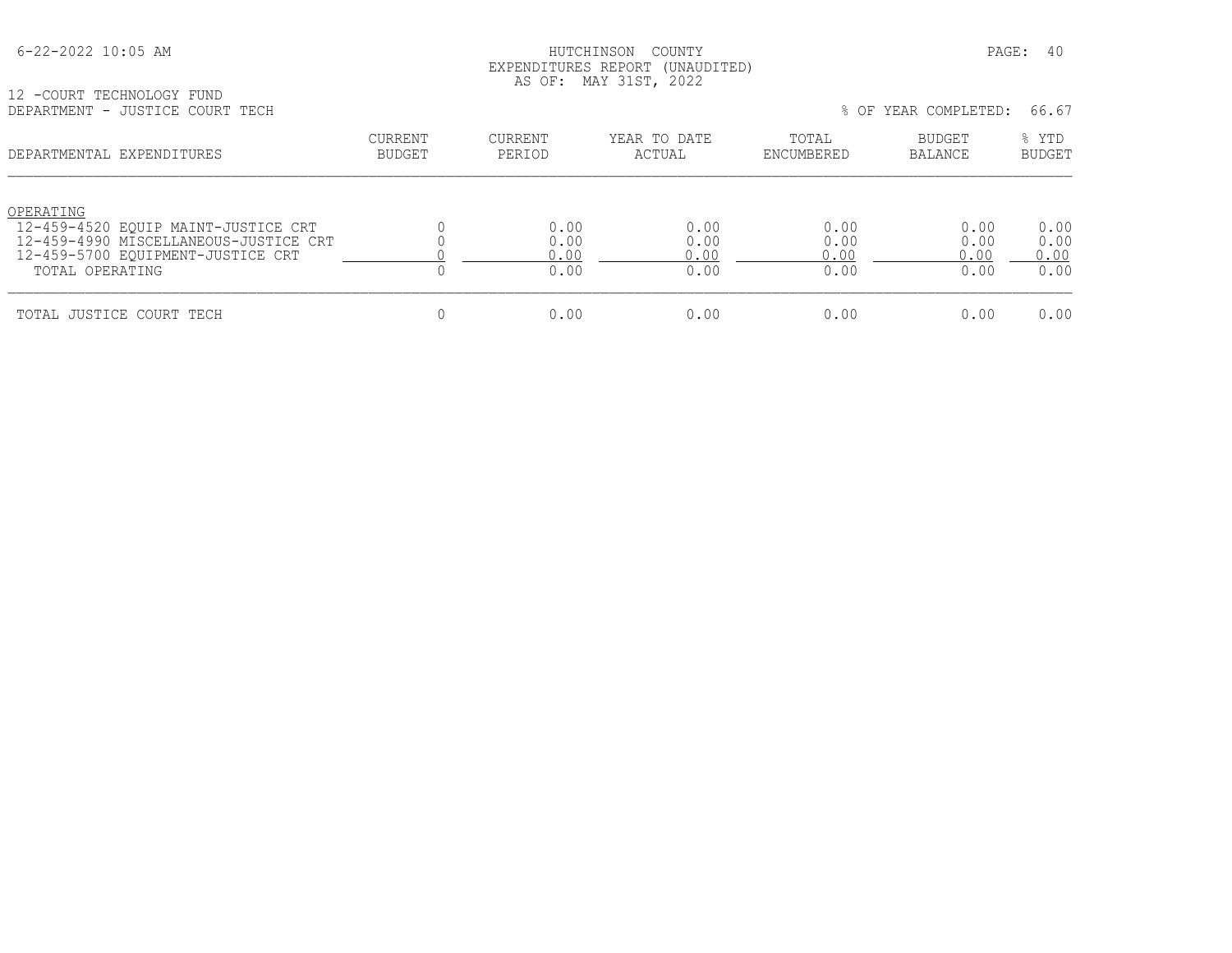HUTCHINSON COUNTY
EXPENDITURES REPORT (UNAUDITED)
AS OF: MAY 31ST, 2022

12 -COURT TECHNOLOGY FUND
DEPARTMENT - JUSTICE COURT TECH

% OF YEAR COMPLETED: 66.67

| DEPARTMENTAL EXPENDITURES | CURRENT BUDGET | CURRENT PERIOD | YEAR TO DATE ACTUAL | TOTAL ENCUMBERED | BUDGET BALANCE | % YTD BUDGET |
|---|---|---|---|---|---|---|
| OPERATING | | | | | | |
| 12-459-4520 EQUIP MAINT-JUSTICE CRT | 0 | 0.00 | 0.00 | 0.00 | 0.00 | 0.00 |
| 12-459-4990 MISCELLANEOUS-JUSTICE CRT | 0 | 0.00 | 0.00 | 0.00 | 0.00 | 0.00 |
| 12-459-5700 EQUIPMENT-JUSTICE CRT | 0 | 0.00 | 0.00 | 0.00 | 0.00 | 0.00 |
| TOTAL OPERATING | 0 | 0.00 | 0.00 | 0.00 | 0.00 | 0.00 |
| TOTAL JUSTICE COURT TECH | 0 | 0.00 | 0.00 | 0.00 | 0.00 | 0.00 |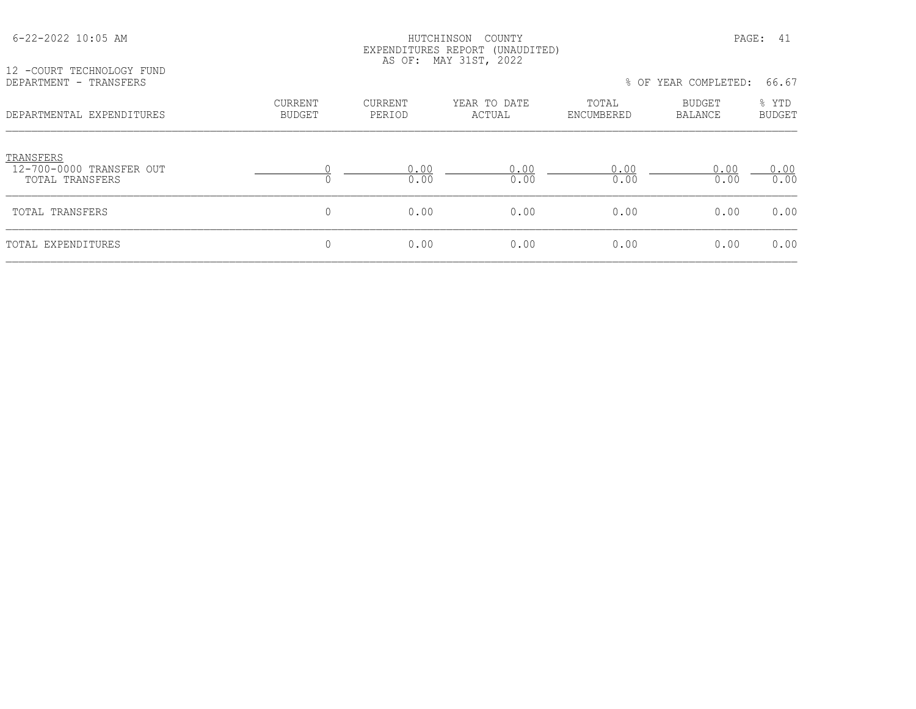HUTCHINSON COUNTY
EXPENDITURES REPORT (UNAUDITED)
AS OF: MAY 31ST, 2022

12 -COURT TECHNOLOGY FUND
DEPARTMENT - TRANSFERS

% OF YEAR COMPLETED: 66.67

| DEPARTMENTAL EXPENDITURES | CURRENT BUDGET | CURRENT PERIOD | YEAR TO DATE ACTUAL | TOTAL ENCUMBERED | BUDGET BALANCE | % YTD BUDGET |
|---|---|---|---|---|---|---|
| TRANSFERS | | | | | | |
| 12-700-0000 TRANSFER OUT | 0 | 0.00 | 0.00 | 0.00 | 0.00 | 0.00 |
| TOTAL TRANSFERS | 0 | 0.00 | 0.00 | 0.00 | 0.00 | 0.00 |
| TOTAL TRANSFERS | 0 | 0.00 | 0.00 | 0.00 | 0.00 | 0.00 |
| TOTAL EXPENDITURES | 0 | 0.00 | 0.00 | 0.00 | 0.00 | 0.00 |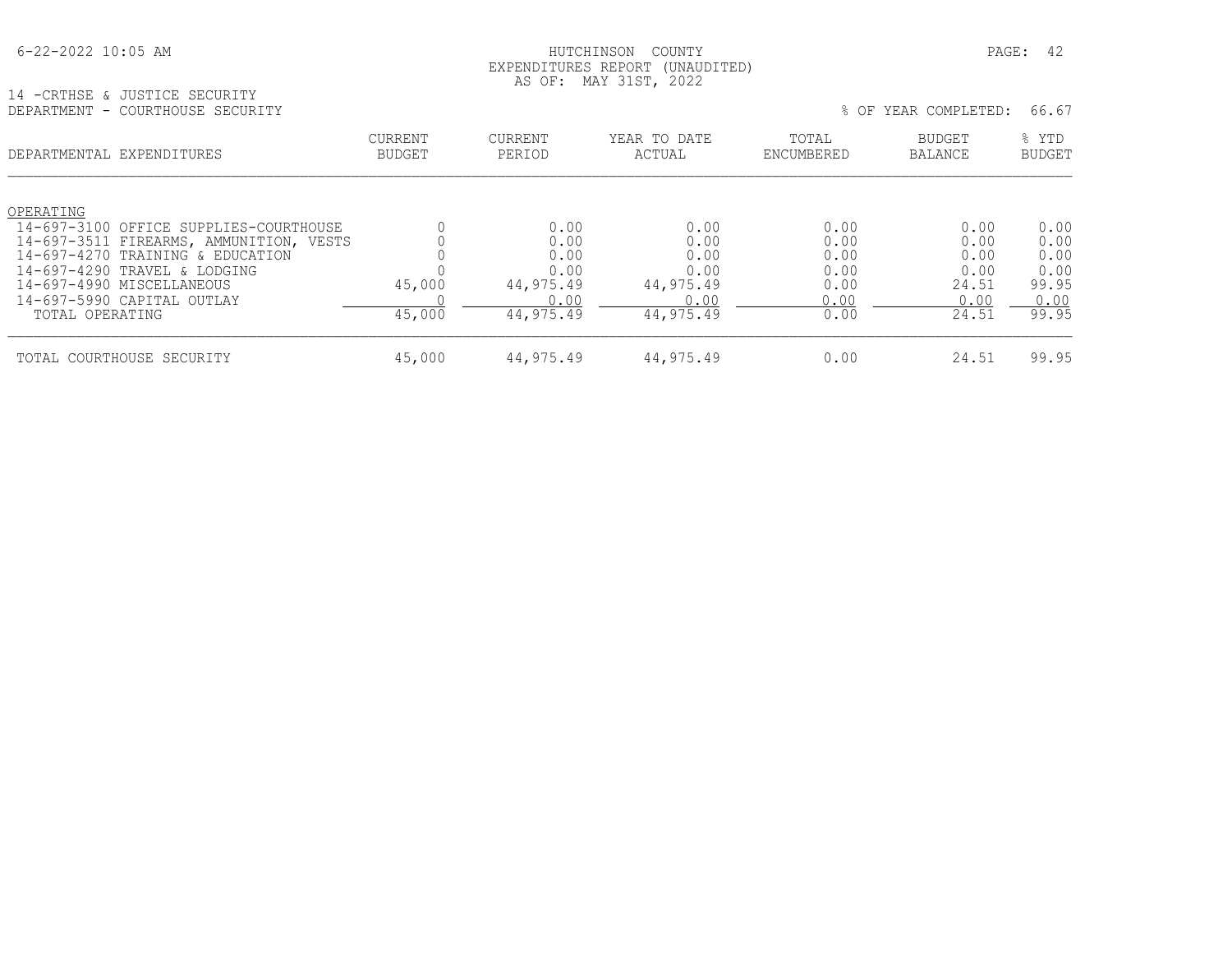HUTCHINSON COUNTY
EXPENDITURES REPORT (UNAUDITED)
AS OF: MAY 31ST, 2022

6-22-2022 10:05 AM

14 -CRTHSE & JUSTICE SECURITY
DEPARTMENT - COURTHOUSE SECURITY

% OF YEAR COMPLETED: 66.67

| DEPARTMENTAL EXPENDITURES | CURRENT BUDGET | CURRENT PERIOD | YEAR TO DATE ACTUAL | TOTAL ENCUMBERED | BUDGET BALANCE | % YTD BUDGET |
|---|---|---|---|---|---|---|
| OPERATING | | | | | | |
| 14-697-3100 OFFICE SUPPLIES-COURTHOUSE | 0 | 0.00 | 0.00 | 0.00 | 0.00 | 0.00 |
| 14-697-3511 FIREARMS, AMMUNITION, VESTS | 0 | 0.00 | 0.00 | 0.00 | 0.00 | 0.00 |
| 14-697-4270 TRAINING & EDUCATION | 0 | 0.00 | 0.00 | 0.00 | 0.00 | 0.00 |
| 14-697-4290 TRAVEL & LODGING | 0 | 0.00 | 0.00 | 0.00 | 0.00 | 0.00 |
| 14-697-4990 MISCELLANEOUS | 45,000 | 44,975.49 | 44,975.49 | 0.00 | 24.51 | 99.95 |
| 14-697-5990 CAPITAL OUTLAY | 0 | 0.00 | 0.00 | 0.00 | 0.00 | 0.00 |
| TOTAL OPERATING | 45,000 | 44,975.49 | 44,975.49 | 0.00 | 24.51 | 99.95 |
| TOTAL COURTHOUSE SECURITY | 45,000 | 44,975.49 | 44,975.49 | 0.00 | 24.51 | 99.95 |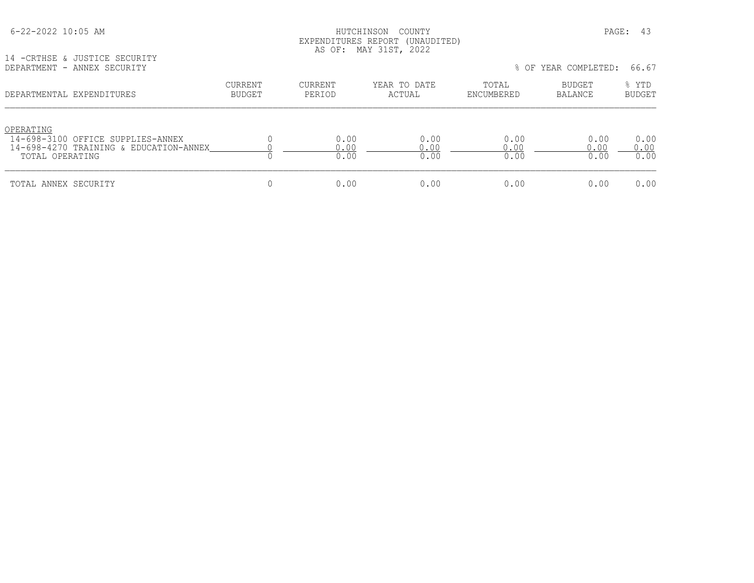HUTCHINSON COUNTY
EXPENDITURES REPORT (UNAUDITED)
AS OF: MAY 31ST, 2022

14 -CRTHSE & JUSTICE SECURITY
DEPARTMENT - ANNEX SECURITY

% OF YEAR COMPLETED: 66.67

| DEPARTMENTAL EXPENDITURES | CURRENT BUDGET | CURRENT PERIOD | YEAR TO DATE ACTUAL | TOTAL ENCUMBERED | BUDGET BALANCE | % YTD BUDGET |
|---|---|---|---|---|---|---|
| OPERATING | | | | | | |
| 14-698-3100 OFFICE SUPPLIES-ANNEX | 0 | 0.00 | 0.00 | 0.00 | 0.00 | 0.00 |
| 14-698-4270 TRAINING & EDUCATION-ANNEX | 0 | 0.00 | 0.00 | 0.00 | 0.00 | 0.00 |
| TOTAL OPERATING | 0 | 0.00 | 0.00 | 0.00 | 0.00 | 0.00 |
| TOTAL ANNEX SECURITY | 0 | 0.00 | 0.00 | 0.00 | 0.00 | 0.00 |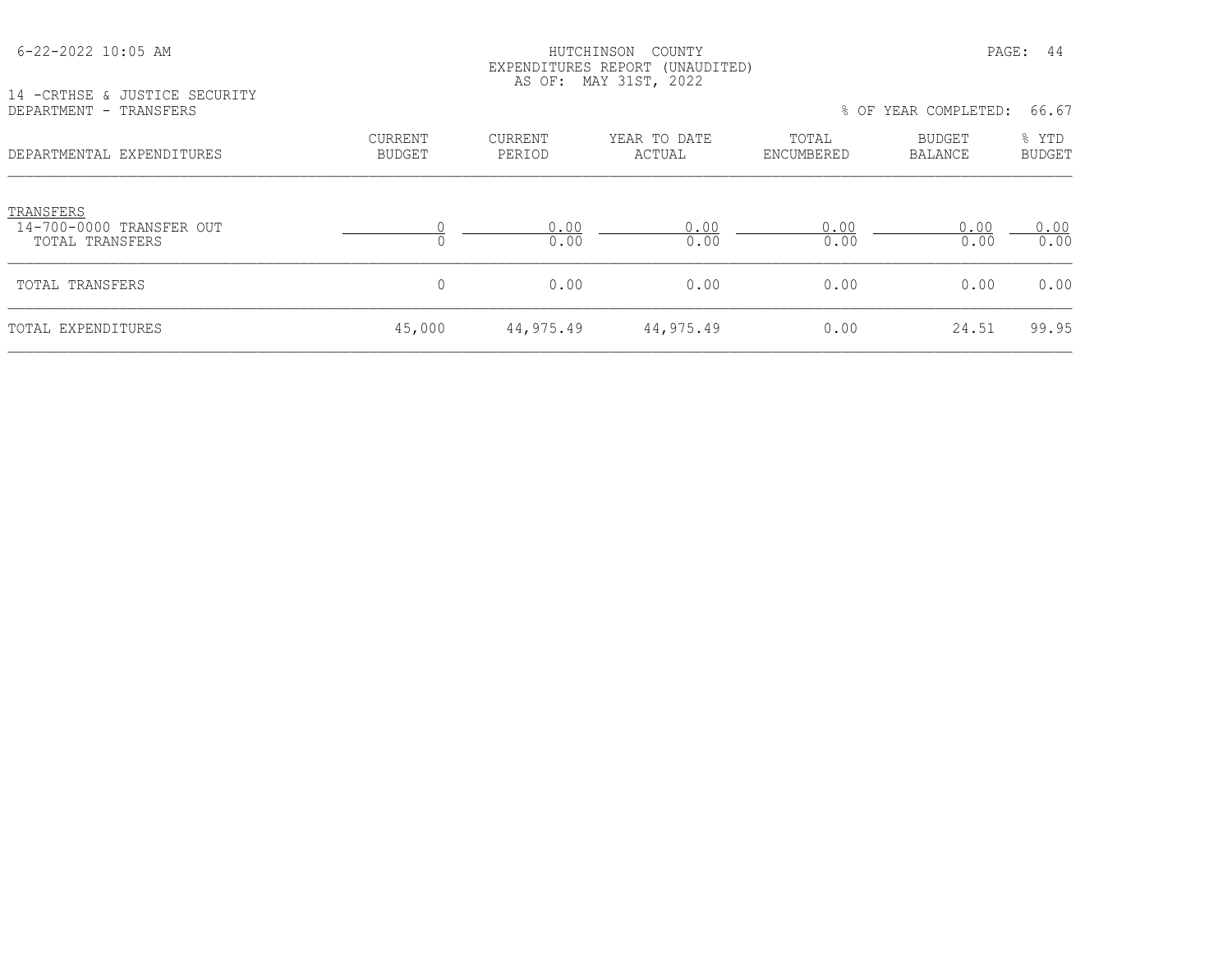HUTCHINSON COUNTY
EXPENDITURES REPORT (UNAUDITED)
AS OF: MAY 31ST, 2022

14 -CRTHSE & JUSTICE SECURITY
DEPARTMENT - TRANSFERS

% OF YEAR COMPLETED: 66.67

| DEPARTMENTAL EXPENDITURES | CURRENT BUDGET | CURRENT PERIOD | YEAR TO DATE ACTUAL | TOTAL ENCUMBERED | BUDGET BALANCE | % YTD BUDGET |
|---|---|---|---|---|---|---|
| TRANSFERS | | | | | | |
| 14-700-0000 TRANSFER OUT | 0 | 0.00 | 0.00 | 0.00 | 0.00 | 0.00 |
| TOTAL TRANSFERS | 0 | 0.00 | 0.00 | 0.00 | 0.00 | 0.00 |
| TOTAL TRANSFERS | 0 | 0.00 | 0.00 | 0.00 | 0.00 | 0.00 |
| TOTAL EXPENDITURES | 45,000 | 44,975.49 | 44,975.49 | 0.00 | 24.51 | 99.95 |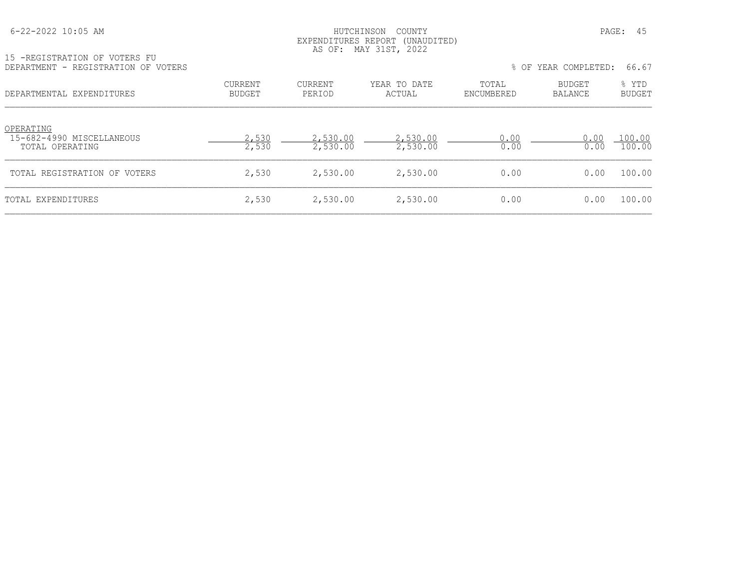HUTCHINSON COUNTY
EXPENDITURES REPORT (UNAUDITED)
AS OF: MAY 31ST, 2022

15 -REGISTRATION OF VOTERS FU
DEPARTMENT - REGISTRATION OF VOTERS

% OF YEAR COMPLETED: 66.67

| DEPARTMENTAL EXPENDITURES | CURRENT BUDGET | CURRENT PERIOD | YEAR TO DATE ACTUAL | TOTAL ENCUMBERED | BUDGET BALANCE | % YTD BUDGET |
|---|---|---|---|---|---|---|
| OPERATING | | | | | | |
| 15-682-4990 MISCELLANEOUS | 2,530 | 2,530.00 | 2,530.00 | 0.00 | 0.00 | 100.00 |
| TOTAL OPERATING | 2,530 | 2,530.00 | 2,530.00 | 0.00 | 0.00 | 100.00 |
| TOTAL REGISTRATION OF VOTERS | 2,530 | 2,530.00 | 2,530.00 | 0.00 | 0.00 | 100.00 |
| TOTAL EXPENDITURES | 2,530 | 2,530.00 | 2,530.00 | 0.00 | 0.00 | 100.00 |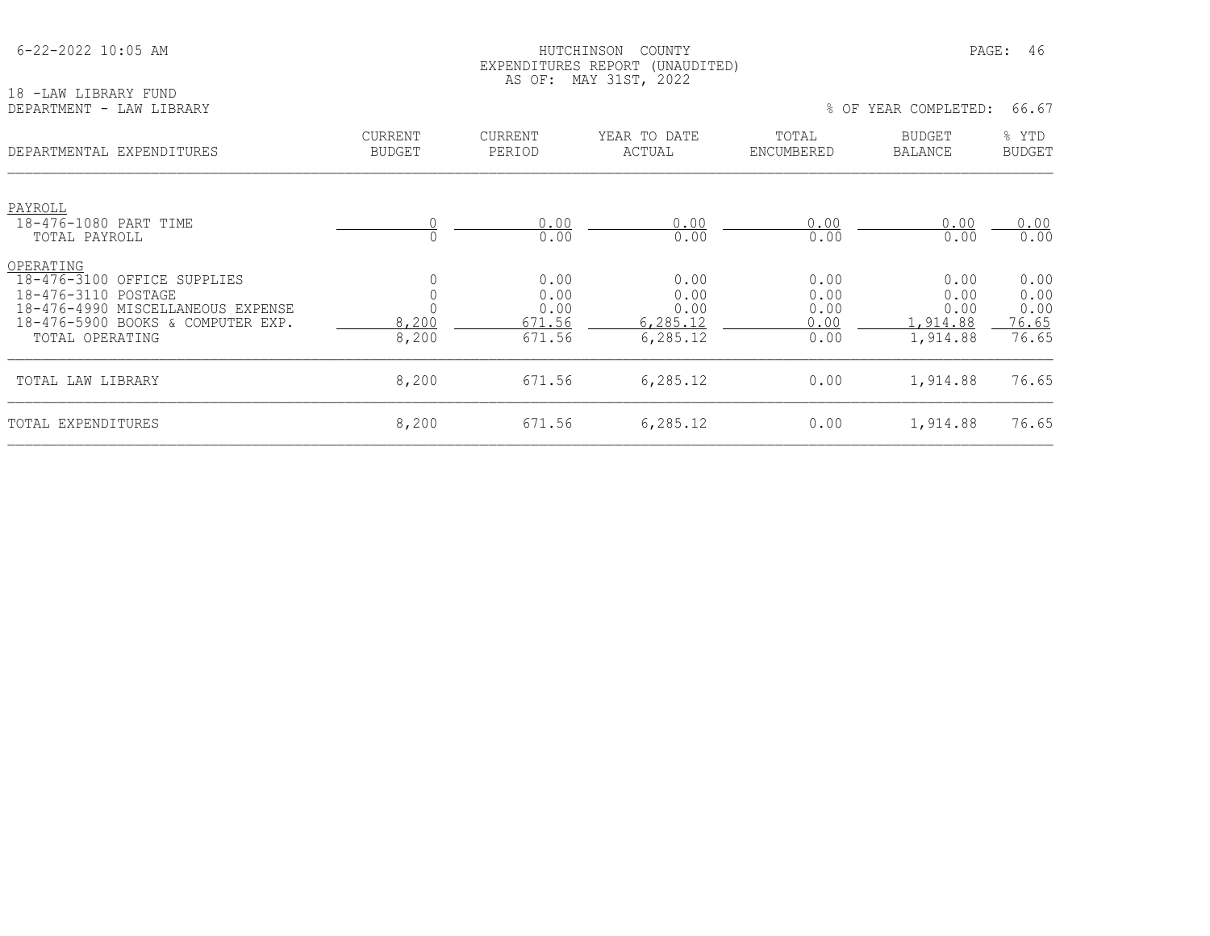HUTCHINSON COUNTY
EXPENDITURES REPORT (UNAUDITED)
AS OF: MAY 31ST, 2022

18 -LAW LIBRARY FUND
DEPARTMENT - LAW LIBRARY

% OF YEAR COMPLETED: 66.67

| DEPARTMENTAL EXPENDITURES | CURRENT BUDGET | CURRENT PERIOD | YEAR TO DATE ACTUAL | TOTAL ENCUMBERED | BUDGET BALANCE | % YTD BUDGET |
|---|---|---|---|---|---|---|
| PAYROLL | | | | | | |
| 18-476-1080 PART TIME | 0 | 0.00 | 0.00 | 0.00 | 0.00 | 0.00 |
| TOTAL PAYROLL | 0 | 0.00 | 0.00 | 0.00 | 0.00 | 0.00 |
| OPERATING | | | | | | |
| 18-476-3100 OFFICE SUPPLIES | 0 | 0.00 | 0.00 | 0.00 | 0.00 | 0.00 |
| 18-476-3110 POSTAGE | 0 | 0.00 | 0.00 | 0.00 | 0.00 | 0.00 |
| 18-476-4990 MISCELLANEOUS EXPENSE | 0 | 0.00 | 0.00 | 0.00 | 0.00 | 0.00 |
| 18-476-5900 BOOKS & COMPUTER EXP. | 8,200 | 671.56 | 6,285.12 | 0.00 | 1,914.88 | 76.65 |
| TOTAL OPERATING | 8,200 | 671.56 | 6,285.12 | 0.00 | 1,914.88 | 76.65 |
| TOTAL LAW LIBRARY | 8,200 | 671.56 | 6,285.12 | 0.00 | 1,914.88 | 76.65 |
| TOTAL EXPENDITURES | 8,200 | 671.56 | 6,285.12 | 0.00 | 1,914.88 | 76.65 |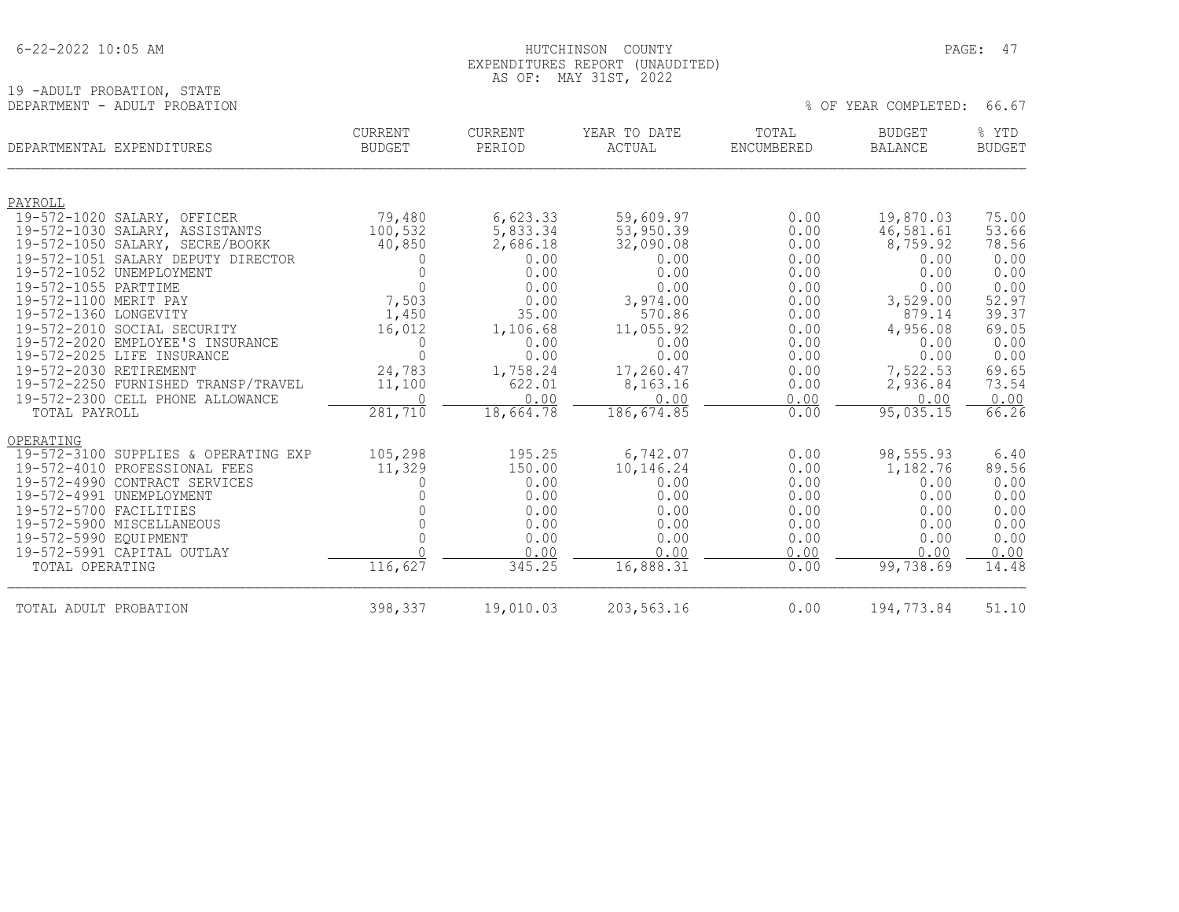HUTCHINSON COUNTY
EXPENDITURES REPORT (UNAUDITED)
AS OF: MAY 31ST, 2022

19 -ADULT PROBATION, STATE
DEPARTMENT - ADULT PROBATION

% OF YEAR COMPLETED: 66.67

| DEPARTMENTAL EXPENDITURES | CURRENT BUDGET | CURRENT PERIOD | YEAR TO DATE ACTUAL | TOTAL ENCUMBERED | BUDGET BALANCE | % YTD BUDGET |
|---|---|---|---|---|---|---|
| PAYROLL | | | | | | |
| 19-572-1020 SALARY, OFFICER | 79,480 | 6,623.33 | 59,609.97 | 0.00 | 19,870.03 | 75.00 |
| 19-572-1030 SALARY, ASSISTANTS | 100,532 | 5,833.34 | 53,950.39 | 0.00 | 46,581.61 | 53.66 |
| 19-572-1050 SALARY, SECRE/BOOKK | 40,850 | 2,686.18 | 32,090.08 | 0.00 | 8,759.92 | 78.56 |
| 19-572-1051 SALARY DEPUTY DIRECTOR | 0 | 0.00 | 0.00 | 0.00 | 0.00 | 0.00 |
| 19-572-1052 UNEMPLOYMENT | 0 | 0.00 | 0.00 | 0.00 | 0.00 | 0.00 |
| 19-572-1055 PARTTIME | 0 | 0.00 | 0.00 | 0.00 | 0.00 | 0.00 |
| 19-572-1100 MERIT PAY | 7,503 | 0.00 | 3,974.00 | 0.00 | 3,529.00 | 52.97 |
| 19-572-1360 LONGEVITY | 1,450 | 35.00 | 570.86 | 0.00 | 879.14 | 39.37 |
| 19-572-2010 SOCIAL SECURITY | 16,012 | 1,106.68 | 11,055.92 | 0.00 | 4,956.08 | 69.05 |
| 19-572-2020 EMPLOYEE'S INSURANCE | 0 | 0.00 | 0.00 | 0.00 | 0.00 | 0.00 |
| 19-572-2025 LIFE INSURANCE | 0 | 0.00 | 0.00 | 0.00 | 0.00 | 0.00 |
| 19-572-2030 RETIREMENT | 24,783 | 1,758.24 | 17,260.47 | 0.00 | 7,522.53 | 69.65 |
| 19-572-2250 FURNISHED TRANSP/TRAVEL | 11,100 | 622.01 | 8,163.16 | 0.00 | 2,936.84 | 73.54 |
| 19-572-2300 CELL PHONE ALLOWANCE | 0 | 0.00 | 0.00 | 0.00 | 0.00 | 0.00 |
| TOTAL PAYROLL | 281,710 | 18,664.78 | 186,674.85 | 0.00 | 95,035.15 | 66.26 |
| OPERATING | | | | | | |
| 19-572-3100 SUPPLIES & OPERATING EXP | 105,298 | 195.25 | 6,742.07 | 0.00 | 98,555.93 | 6.40 |
| 19-572-4010 PROFESSIONAL FEES | 11,329 | 150.00 | 10,146.24 | 0.00 | 1,182.76 | 89.56 |
| 19-572-4990 CONTRACT SERVICES | 0 | 0.00 | 0.00 | 0.00 | 0.00 | 0.00 |
| 19-572-4991 UNEMPLOYMENT | 0 | 0.00 | 0.00 | 0.00 | 0.00 | 0.00 |
| 19-572-5700 FACILITIES | 0 | 0.00 | 0.00 | 0.00 | 0.00 | 0.00 |
| 19-572-5900 MISCELLANEOUS | 0 | 0.00 | 0.00 | 0.00 | 0.00 | 0.00 |
| 19-572-5990 EQUIPMENT | 0 | 0.00 | 0.00 | 0.00 | 0.00 | 0.00 |
| 19-572-5991 CAPITAL OUTLAY | 0 | 0.00 | 0.00 | 0.00 | 0.00 | 0.00 |
| TOTAL OPERATING | 116,627 | 345.25 | 16,888.31 | 0.00 | 99,738.69 | 14.48 |
| TOTAL ADULT PROBATION | 398,337 | 19,010.03 | 203,563.16 | 0.00 | 194,773.84 | 51.10 |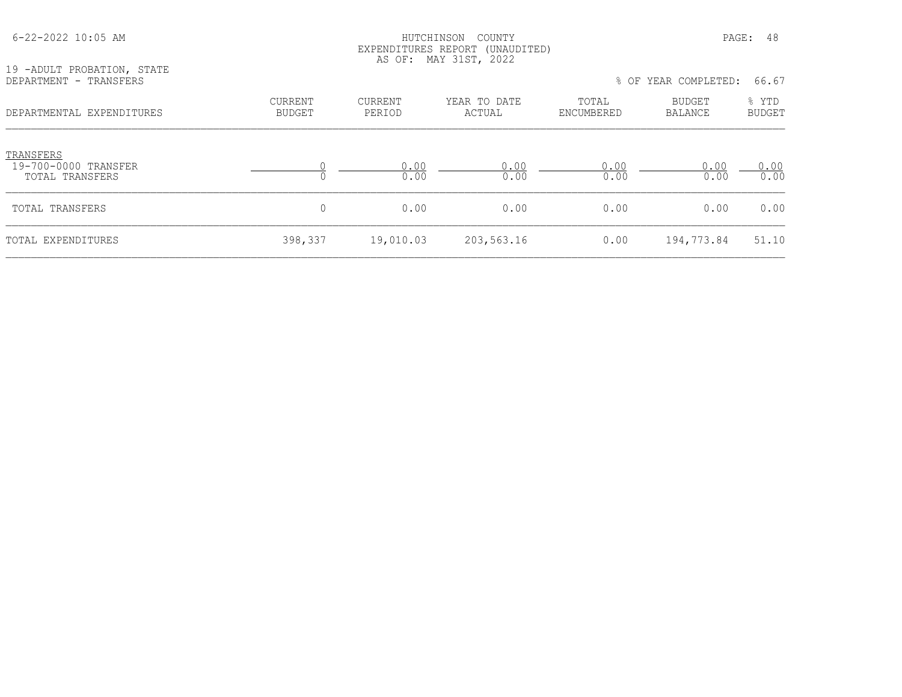HUTCHINSON COUNTY
EXPENDITURES REPORT (UNAUDITED)
AS OF: MAY 31ST, 2022

19 -ADULT PROBATION, STATE
DEPARTMENT - TRANSFERS

% OF YEAR COMPLETED: 66.67

| DEPARTMENTAL EXPENDITURES | CURRENT BUDGET | CURRENT PERIOD | YEAR TO DATE ACTUAL | TOTAL ENCUMBERED | BUDGET BALANCE | % YTD BUDGET |
|---|---|---|---|---|---|---|
| TRANSFERS | | | | | | |
| 19-700-0000 TRANSFER | 0 | 0.00 | 0.00 | 0.00 | 0.00 | 0.00 |
| TOTAL TRANSFERS | 0 | 0.00 | 0.00 | 0.00 | 0.00 | 0.00 |
| TOTAL TRANSFERS | 0 | 0.00 | 0.00 | 0.00 | 0.00 | 0.00 |
| TOTAL EXPENDITURES | 398,337 | 19,010.03 | 203,563.16 | 0.00 | 194,773.84 | 51.10 |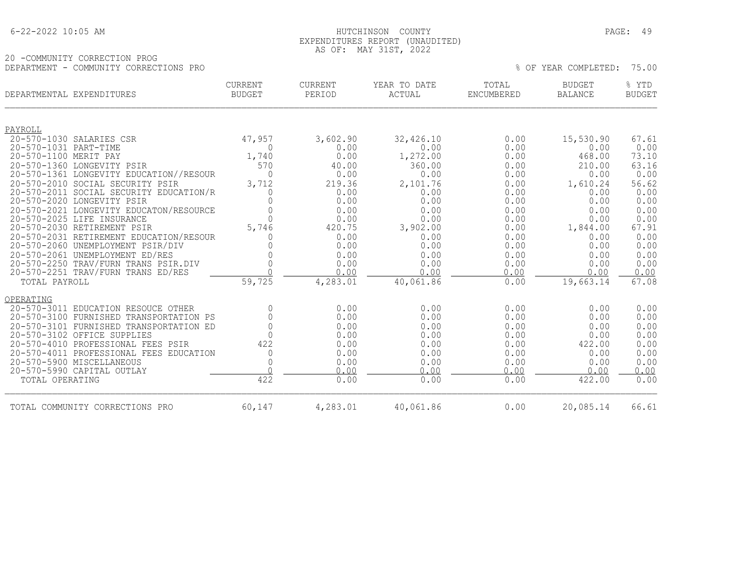HUTCHINSON COUNTY
EXPENDITURES REPORT (UNAUDITED)
AS OF: MAY 31ST, 2022

20 -COMMUNITY CORRECTION PROG
DEPARTMENT - COMMUNITY CORRECTIONS PRO

% OF YEAR COMPLETED: 75.00

| DEPARTMENTAL EXPENDITURES | CURRENT BUDGET | CURRENT PERIOD | YEAR TO DATE ACTUAL | TOTAL ENCUMBERED | BUDGET BALANCE | % YTD BUDGET |
|---|---|---|---|---|---|---|
| **PAYROLL** | | | | | | |
| 20-570-1030 SALARIES CSR | 47,957 | 3,602.90 | 32,426.10 | 0.00 | 15,530.90 | 67.61 |
| 20-570-1031 PART-TIME | 0 | 0.00 | 0.00 | 0.00 | 0.00 | 0.00 |
| 20-570-1100 MERIT PAY | 1,740 | 0.00 | 1,272.00 | 0.00 | 468.00 | 73.10 |
| 20-570-1360 LONGEVITY PSIR | 570 | 40.00 | 360.00 | 0.00 | 210.00 | 63.16 |
| 20-570-1361 LONGEVITY EDUCATION//RESOUR | 0 | 0.00 | 0.00 | 0.00 | 0.00 | 0.00 |
| 20-570-2010 SOCIAL SECURITY PSIR | 3,712 | 219.36 | 2,101.76 | 0.00 | 1,610.24 | 56.62 |
| 20-570-2011 SOCIAL SECURITY EDUCATION/R | 0 | 0.00 | 0.00 | 0.00 | 0.00 | 0.00 |
| 20-570-2020 LONGEVITY PSIR | 0 | 0.00 | 0.00 | 0.00 | 0.00 | 0.00 |
| 20-570-2021 LONGEVITY EDUCATON/RESOURCE | 0 | 0.00 | 0.00 | 0.00 | 0.00 | 0.00 |
| 20-570-2025 LIFE INSURANCE | 0 | 0.00 | 0.00 | 0.00 | 0.00 | 0.00 |
| 20-570-2030 RETIREMENT PSIR | 5,746 | 420.75 | 3,902.00 | 0.00 | 1,844.00 | 67.91 |
| 20-570-2031 RETIREMENT EDUCATION/RESOUR | 0 | 0.00 | 0.00 | 0.00 | 0.00 | 0.00 |
| 20-570-2060 UNEMPLOYMENT PSIR/DIV | 0 | 0.00 | 0.00 | 0.00 | 0.00 | 0.00 |
| 20-570-2061 UNEMPLOYMENT ED/RES | 0 | 0.00 | 0.00 | 0.00 | 0.00 | 0.00 |
| 20-570-2250 TRAV/FURN TRANS PSIR.DIV | 0 | 0.00 | 0.00 | 0.00 | 0.00 | 0.00 |
| 20-570-2251 TRAV/FURN TRANS ED/RES | 0 | 0.00 | 0.00 | 0.00 | 0.00 | 0.00 |
| TOTAL PAYROLL | 59,725 | 4,283.01 | 40,061.86 | 0.00 | 19,663.14 | 67.08 |
| **OPERATING** | | | | | | |
| 20-570-3011 EDUCATION RESOUCE OTHER | 0 | 0.00 | 0.00 | 0.00 | 0.00 | 0.00 |
| 20-570-3100 FURNISHED TRANSPORTATION PS | 0 | 0.00 | 0.00 | 0.00 | 0.00 | 0.00 |
| 20-570-3101 FURNISHED TRANSPORTATION ED | 0 | 0.00 | 0.00 | 0.00 | 0.00 | 0.00 |
| 20-570-3102 OFFICE SUPPLIES | 0 | 0.00 | 0.00 | 0.00 | 0.00 | 0.00 |
| 20-570-4010 PROFESSIONAL FEES PSIR | 422 | 0.00 | 0.00 | 0.00 | 422.00 | 0.00 |
| 20-570-4011 PROFESSIONAL FEES EDUCATION | 0 | 0.00 | 0.00 | 0.00 | 0.00 | 0.00 |
| 20-570-5900 MISCELLANEOUS | 0 | 0.00 | 0.00 | 0.00 | 0.00 | 0.00 |
| 20-570-5990 CAPITAL OUTLAY | 0 | 0.00 | 0.00 | 0.00 | 0.00 | 0.00 |
| TOTAL OPERATING | 422 | 0.00 | 0.00 | 0.00 | 422.00 | 0.00 |
| TOTAL COMMUNITY CORRECTIONS PRO | 60,147 | 4,283.01 | 40,061.86 | 0.00 | 20,085.14 | 66.61 |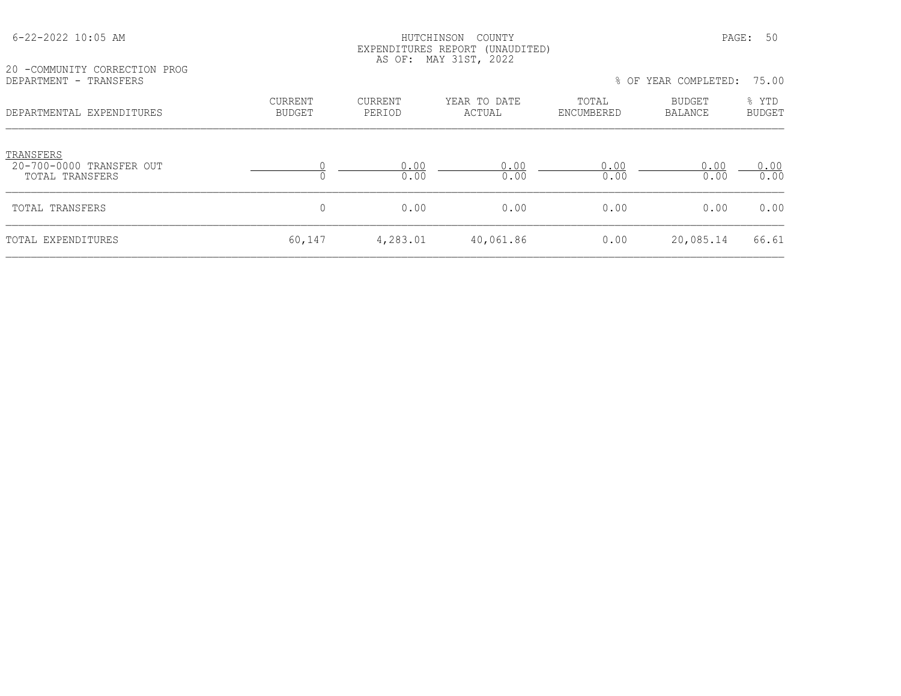HUTCHINSON COUNTY
EXPENDITURES REPORT (UNAUDITED)
AS OF: MAY 31ST, 2022

20 -COMMUNITY CORRECTION PROG
DEPARTMENT - TRANSFERS

% OF YEAR COMPLETED: 75.00

| DEPARTMENTAL EXPENDITURES | CURRENT BUDGET | CURRENT PERIOD | YEAR TO DATE ACTUAL | TOTAL ENCUMBERED | BUDGET BALANCE | % YTD BUDGET |
|---|---|---|---|---|---|---|
| TRANSFERS | | | | | | |
| 20-700-0000 TRANSFER OUT | 0 | 0.00 | 0.00 | 0.00 | 0.00 | 0.00 |
| TOTAL TRANSFERS | 0 | 0.00 | 0.00 | 0.00 | 0.00 | 0.00 |
| TOTAL TRANSFERS | 0 | 0.00 | 0.00 | 0.00 | 0.00 | 0.00 |
| TOTAL EXPENDITURES | 60,147 | 4,283.01 | 40,061.86 | 0.00 | 20,085.14 | 66.61 |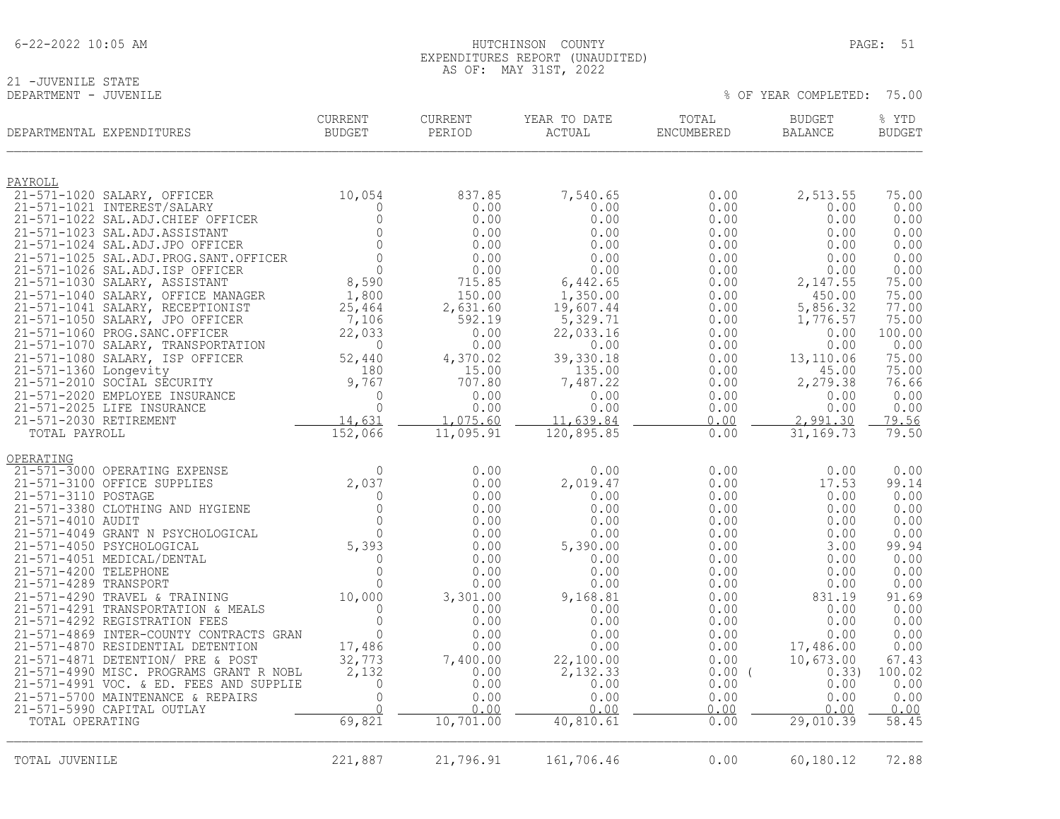HUTCHINSON COUNTY
EXPENDITURES REPORT (UNAUDITED)
AS OF: MAY 31ST, 2022

21 -JUVENILE STATE
DEPARTMENT - JUVENILE

% OF YEAR COMPLETED: 75.00

| DEPARTMENTAL EXPENDITURES | CURRENT BUDGET | CURRENT PERIOD | YEAR TO DATE ACTUAL | TOTAL ENCUMBERED | BUDGET BALANCE | % YTD BUDGET |
|---|---|---|---|---|---|---|
| **PAYROLL** | | | | | | |
| 21-571-1020 SALARY, OFFICER | 10,054 | 837.85 | 7,540.65 | 0.00 | 2,513.55 | 75.00 |
| 21-571-1021 INTEREST/SALARY | 0 | 0.00 | 0.00 | 0.00 | 0.00 | 0.00 |
| 21-571-1022 SAL.ADJ.CHIEF OFFICER | 0 | 0.00 | 0.00 | 0.00 | 0.00 | 0.00 |
| 21-571-1023 SAL.ADJ.ASSISTANT | 0 | 0.00 | 0.00 | 0.00 | 0.00 | 0.00 |
| 21-571-1024 SAL.ADJ.JPO OFFICER | 0 | 0.00 | 0.00 | 0.00 | 0.00 | 0.00 |
| 21-571-1025 SAL.ADJ.PROG.SANT.OFFICER | 0 | 0.00 | 0.00 | 0.00 | 0.00 | 0.00 |
| 21-571-1026 SAL.ADJ.ISP OFFICER | 0 | 0.00 | 0.00 | 0.00 | 0.00 | 0.00 |
| 21-571-1030 SALARY, ASSISTANT | 8,590 | 715.85 | 6,442.65 | 0.00 | 2,147.55 | 75.00 |
| 21-571-1040 SALARY, OFFICE MANAGER | 1,800 | 150.00 | 1,350.00 | 0.00 | 450.00 | 75.00 |
| 21-571-1041 SALARY, RECEPTIONIST | 25,464 | 2,631.60 | 19,607.44 | 0.00 | 5,856.32 | 77.00 |
| 21-571-1050 SALARY, JPO OFFICER | 7,106 | 592.19 | 5,329.71 | 0.00 | 1,776.57 | 75.00 |
| 21-571-1060 PROG.SANC.OFFICER | 22,033 | 0.00 | 22,033.16 | 0.00 | 0.00 | 100.00 |
| 21-571-1070 SALARY, TRANSPORTATION | 0 | 0.00 | 0.00 | 0.00 | 0.00 | 0.00 |
| 21-571-1080 SALARY, ISP OFFICER | 52,440 | 4,370.02 | 39,330.18 | 0.00 | 13,110.06 | 75.00 |
| 21-571-1360 Longevity | 180 | 15.00 | 135.00 | 0.00 | 45.00 | 75.00 |
| 21-571-2010 SOCIAL SECURITY | 9,767 | 707.80 | 7,487.22 | 0.00 | 2,279.38 | 76.66 |
| 21-571-2020 EMPLOYEE INSURANCE | 0 | 0.00 | 0.00 | 0.00 | 0.00 | 0.00 |
| 21-571-2025 LIFE INSURANCE | 0 | 0.00 | 0.00 | 0.00 | 0.00 | 0.00 |
| 21-571-2030 RETIREMENT | 14,631 | 1,075.60 | 11,639.84 | 0.00 | 2,991.30 | 79.56 |
| TOTAL PAYROLL | 152,066 | 11,095.91 | 120,895.85 | 0.00 | 31,169.73 | 79.50 |
| **OPERATING** | | | | | | |
| 21-571-3000 OPERATING EXPENSE | 0 | 0.00 | 0.00 | 0.00 | 0.00 | 0.00 |
| 21-571-3100 OFFICE SUPPLIES | 2,037 | 0.00 | 2,019.47 | 0.00 | 17.53 | 99.14 |
| 21-571-3110 POSTAGE | 0 | 0.00 | 0.00 | 0.00 | 0.00 | 0.00 |
| 21-571-3380 CLOTHING AND HYGIENE | 0 | 0.00 | 0.00 | 0.00 | 0.00 | 0.00 |
| 21-571-4010 AUDIT | 0 | 0.00 | 0.00 | 0.00 | 0.00 | 0.00 |
| 21-571-4049 GRANT N PSYCHOLOGICAL | 0 | 0.00 | 0.00 | 0.00 | 0.00 | 0.00 |
| 21-571-4050 PSYCHOLOGICAL | 5,393 | 0.00 | 5,390.00 | 0.00 | 3.00 | 99.94 |
| 21-571-4051 MEDICAL/DENTAL | 0 | 0.00 | 0.00 | 0.00 | 0.00 | 0.00 |
| 21-571-4200 TELEPHONE | 0 | 0.00 | 0.00 | 0.00 | 0.00 | 0.00 |
| 21-571-4289 TRANSPORT | 0 | 0.00 | 0.00 | 0.00 | 0.00 | 0.00 |
| 21-571-4290 TRAVEL & TRAINING | 10,000 | 3,301.00 | 9,168.81 | 0.00 | 831.19 | 91.69 |
| 21-571-4291 TRANSPORTATION & MEALS | 0 | 0.00 | 0.00 | 0.00 | 0.00 | 0.00 |
| 21-571-4292 REGISTRATION FEES | 0 | 0.00 | 0.00 | 0.00 | 0.00 | 0.00 |
| 21-571-4869 INTER-COUNTY CONTRACTS GRAN | 0 | 0.00 | 0.00 | 0.00 | 0.00 | 0.00 |
| 21-571-4870 RESIDENTIAL DETENTION | 17,486 | 0.00 | 0.00 | 0.00 | 17,486.00 | 0.00 |
| 21-571-4871 DETENTION/ PRE & POST | 32,773 | 7,400.00 | 22,100.00 | 0.00 | 10,673.00 | 67.43 |
| 21-571-4990 MISC. PROGRAMS GRANT R NOBL | 2,132 | 0.00 | 2,132.33 | 0.00 | ( 0.33) | 100.02 |
| 21-571-4991 VOC. & ED. FEES AND SUPPLIE | 0 | 0.00 | 0.00 | 0.00 | 0.00 | 0.00 |
| 21-571-5700 MAINTENANCE & REPAIRS | 0 | 0.00 | 0.00 | 0.00 | 0.00 | 0.00 |
| 21-571-5990 CAPITAL OUTLAY | 0 | 0.00 | 0.00 | 0.00 | 0.00 | 0.00 |
| TOTAL OPERATING | 69,821 | 10,701.00 | 40,810.61 | 0.00 | 29,010.39 | 58.45 |
| TOTAL JUVENILE | 221,887 | 21,796.91 | 161,706.46 | 0.00 | 60,180.12 | 72.88 |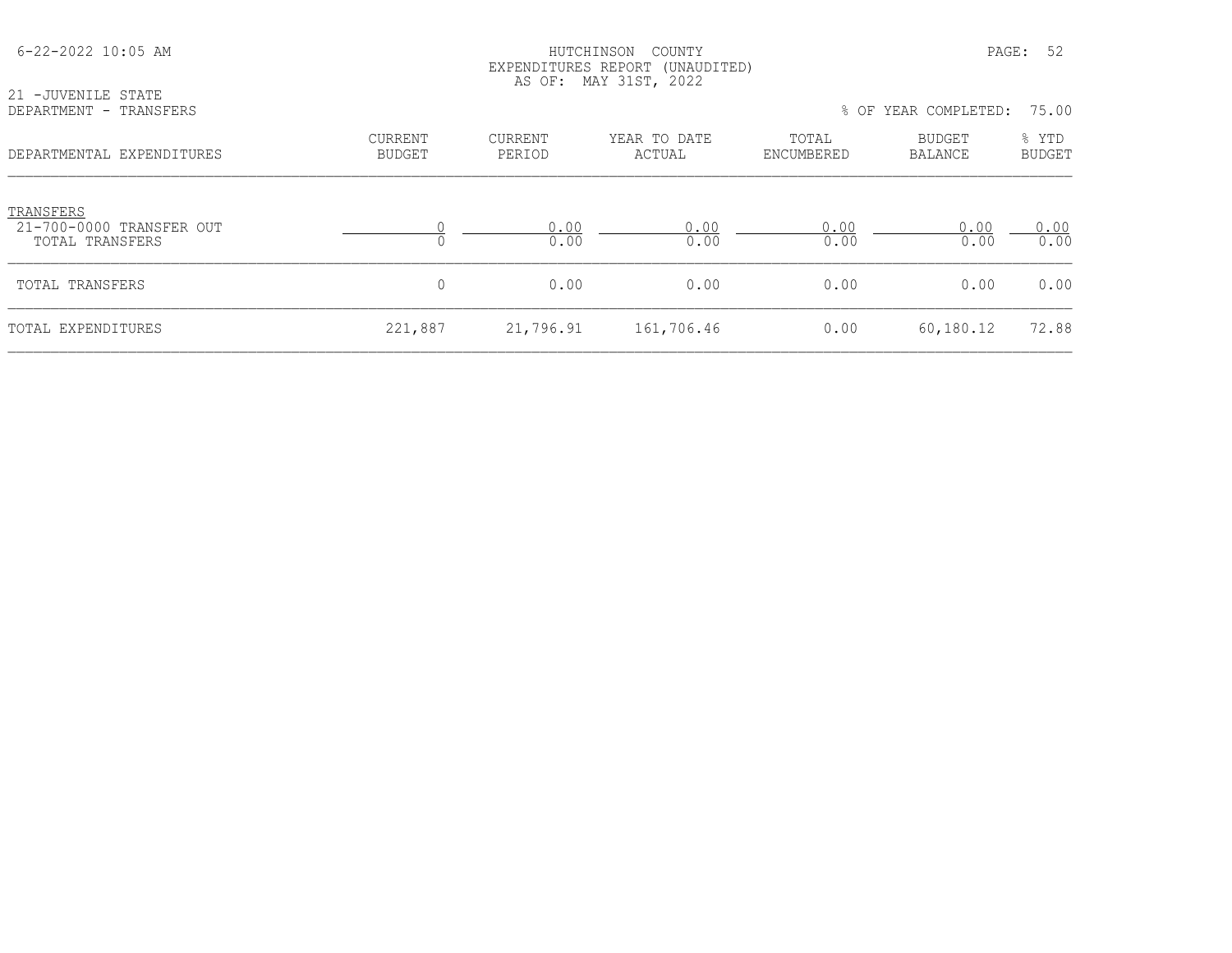HUTCHINSON COUNTY
EXPENDITURES REPORT (UNAUDITED)
AS OF: MAY 31ST, 2022

21 -JUVENILE STATE
DEPARTMENT - TRANSFERS

% OF YEAR COMPLETED: 75.00

| DEPARTMENTAL EXPENDITURES | CURRENT BUDGET | CURRENT PERIOD | YEAR TO DATE ACTUAL | TOTAL ENCUMBERED | BUDGET BALANCE | % YTD BUDGET |
|---|---|---|---|---|---|---|
| TRANSFERS | | | | | | |
| 21-700-0000 TRANSFER OUT | 0 | 0.00 | 0.00 | 0.00 | 0.00 | 0.00 |
| TOTAL TRANSFERS | 0 | 0.00 | 0.00 | 0.00 | 0.00 | 0.00 |
| TOTAL TRANSFERS | 0 | 0.00 | 0.00 | 0.00 | 0.00 | 0.00 |
| TOTAL EXPENDITURES | 221,887 | 21,796.91 | 161,706.46 | 0.00 | 60,180.12 | 72.88 |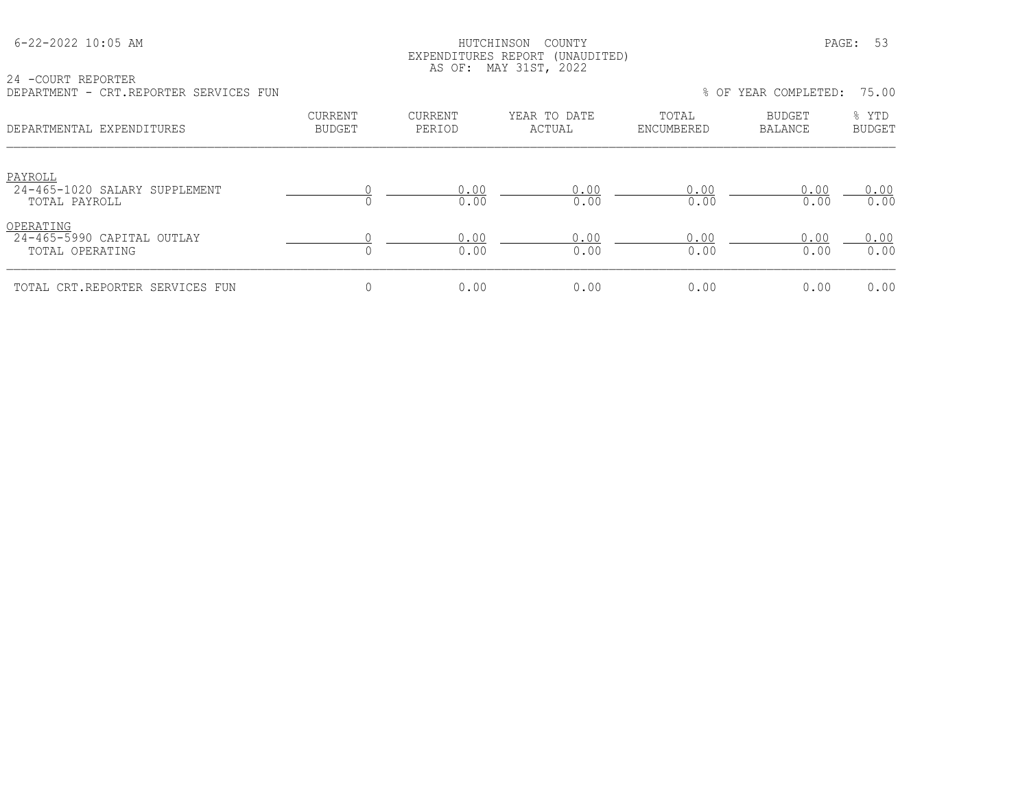HUTCHINSON COUNTY
EXPENDITURES REPORT (UNAUDITED)
AS OF: MAY 31ST, 2022

24 -COURT REPORTER
DEPARTMENT - CRT.REPORTER SERVICES FUN

% OF YEAR COMPLETED: 75.00

| DEPARTMENTAL EXPENDITURES | CURRENT BUDGET | CURRENT PERIOD | YEAR TO DATE ACTUAL | TOTAL ENCUMBERED | BUDGET BALANCE | % YTD BUDGET |
|---|---|---|---|---|---|---|
| PAYROLL | | | | | | |
| 24-465-1020 SALARY SUPPLEMENT | 0 | 0.00 | 0.00 | 0.00 | 0.00 | 0.00 |
| TOTAL PAYROLL | 0 | 0.00 | 0.00 | 0.00 | 0.00 | 0.00 |
| OPERATING | | | | | | |
| 24-465-5990 CAPITAL OUTLAY | 0 | 0.00 | 0.00 | 0.00 | 0.00 | 0.00 |
| TOTAL OPERATING | 0 | 0.00 | 0.00 | 0.00 | 0.00 | 0.00 |
| TOTAL CRT.REPORTER SERVICES FUN | 0 | 0.00 | 0.00 | 0.00 | 0.00 | 0.00 |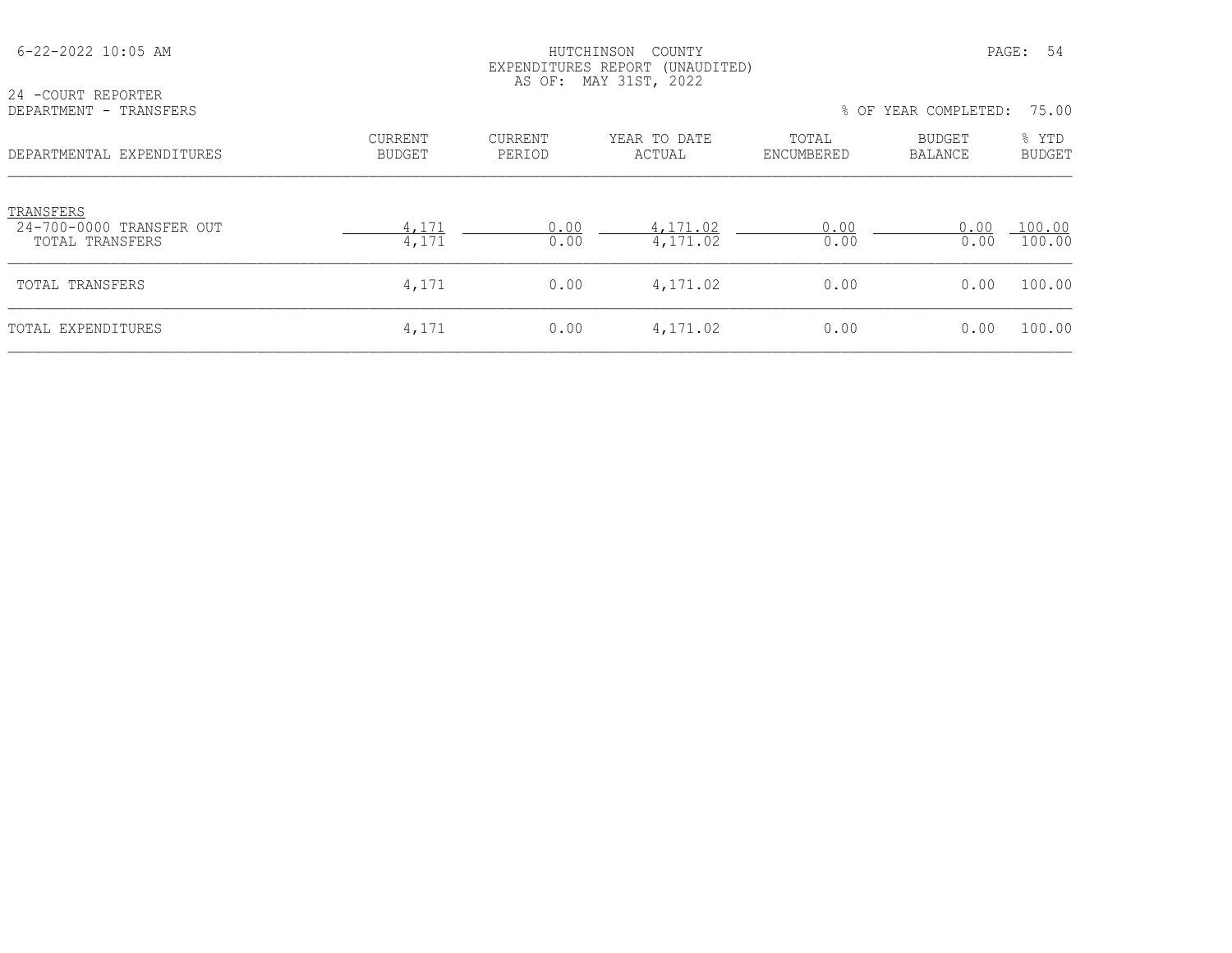HUTCHINSON COUNTY
EXPENDITURES REPORT (UNAUDITED)
AS OF: MAY 31ST, 2022

24 -COURT REPORTER
DEPARTMENT - TRANSFERS

% OF YEAR COMPLETED: 75.00

| DEPARTMENTAL EXPENDITURES | CURRENT BUDGET | CURRENT PERIOD | YEAR TO DATE ACTUAL | TOTAL ENCUMBERED | BUDGET BALANCE | % YTD BUDGET |
|---|---|---|---|---|---|---|
| TRANSFERS | | | | | | |
| 24-700-0000 TRANSFER OUT | 4,171 | 0.00 | 4,171.02 | 0.00 | 0.00 | 100.00 |
| TOTAL TRANSFERS | 4,171 | 0.00 | 4,171.02 | 0.00 | 0.00 | 100.00 |
| TOTAL TRANSFERS | 4,171 | 0.00 | 4,171.02 | 0.00 | 0.00 | 100.00 |
| TOTAL EXPENDITURES | 4,171 | 0.00 | 4,171.02 | 0.00 | 0.00 | 100.00 |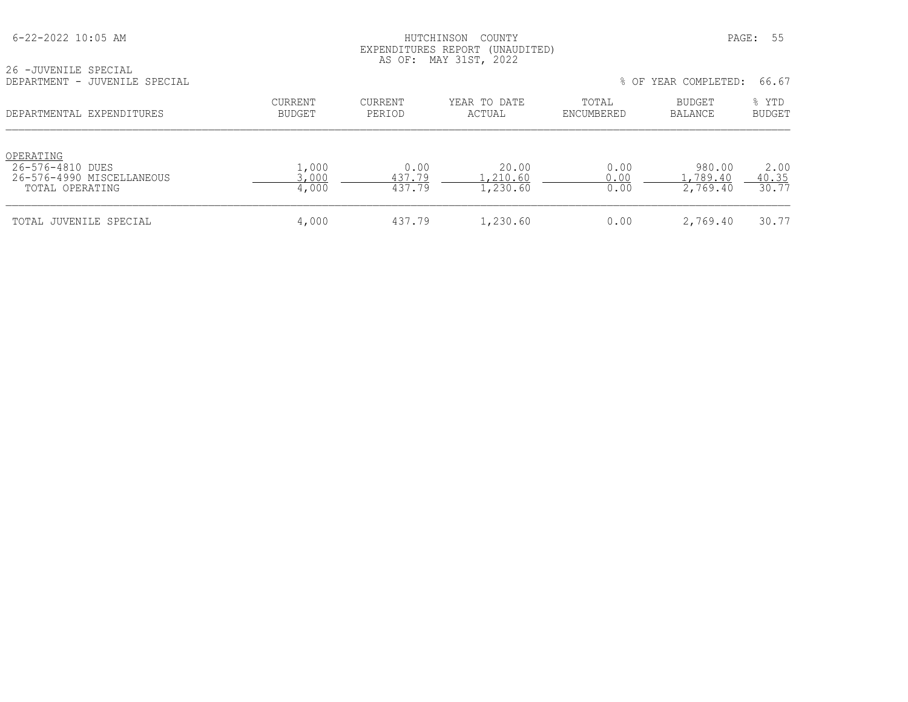HUTCHINSON COUNTY
EXPENDITURES REPORT (UNAUDITED)
AS OF: MAY 31ST, 2022

26 -JUVENILE SPECIAL
DEPARTMENT - JUVENILE SPECIAL

% OF YEAR COMPLETED: 66.67

| DEPARTMENTAL EXPENDITURES | CURRENT BUDGET | CURRENT PERIOD | YEAR TO DATE ACTUAL | TOTAL ENCUMBERED | BUDGET BALANCE | % YTD BUDGET |
|---|---|---|---|---|---|---|
| OPERATING | | | | | | |
| 26-576-4810 DUES | 1,000 | 0.00 | 20.00 | 0.00 | 980.00 | 2.00 |
| 26-576-4990 MISCELLANEOUS | 3,000 | 437.79 | 1,210.60 | 0.00 | 1,789.40 | 40.35 |
| TOTAL OPERATING | 4,000 | 437.79 | 1,230.60 | 0.00 | 2,769.40 | 30.77 |
| TOTAL JUVENILE SPECIAL | 4,000 | 437.79 | 1,230.60 | 0.00 | 2,769.40 | 30.77 |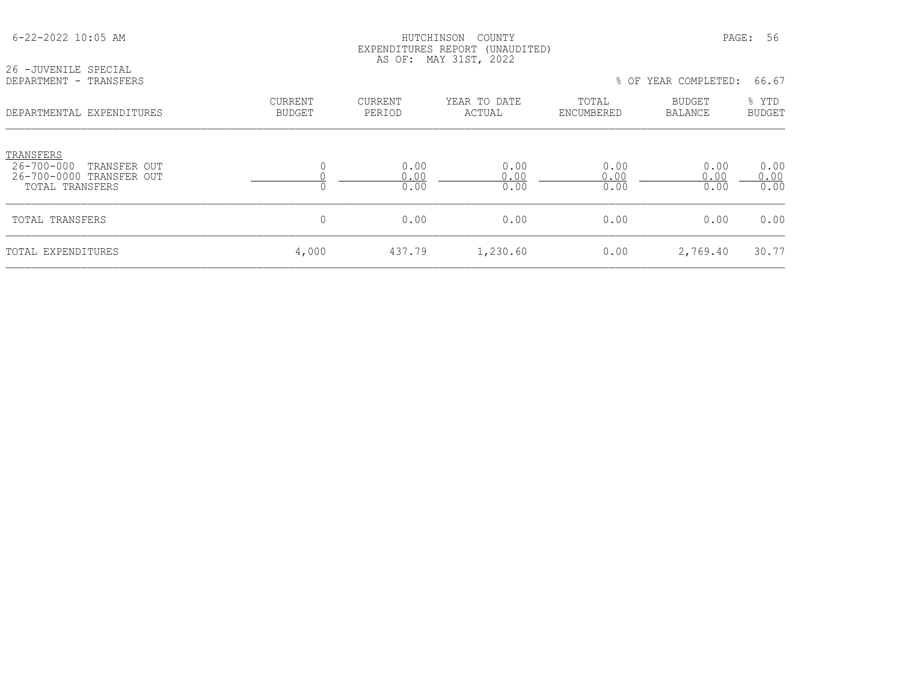HUTCHINSON COUNTY
EXPENDITURES REPORT (UNAUDITED)
AS OF: MAY 31ST, 2022

26 -JUVENILE SPECIAL
DEPARTMENT - TRANSFERS

% OF YEAR COMPLETED: 66.67

| DEPARTMENTAL EXPENDITURES | CURRENT BUDGET | CURRENT PERIOD | YEAR TO DATE ACTUAL | TOTAL ENCUMBERED | BUDGET BALANCE | % YTD BUDGET |
|---|---|---|---|---|---|---|
| TRANSFERS | | | | | | |
| 26-700-000 TRANSFER OUT | 0 | 0.00 | 0.00 | 0.00 | 0.00 | 0.00 |
| 26-700-0000 TRANSFER OUT | 0 | 0.00 | 0.00 | 0.00 | 0.00 | 0.00 |
| TOTAL TRANSFERS | 0 | 0.00 | 0.00 | 0.00 | 0.00 | 0.00 |
| TOTAL TRANSFERS | 0 | 0.00 | 0.00 | 0.00 | 0.00 | 0.00 |
| TOTAL EXPENDITURES | 4,000 | 437.79 | 1,230.60 | 0.00 | 2,769.40 | 30.77 |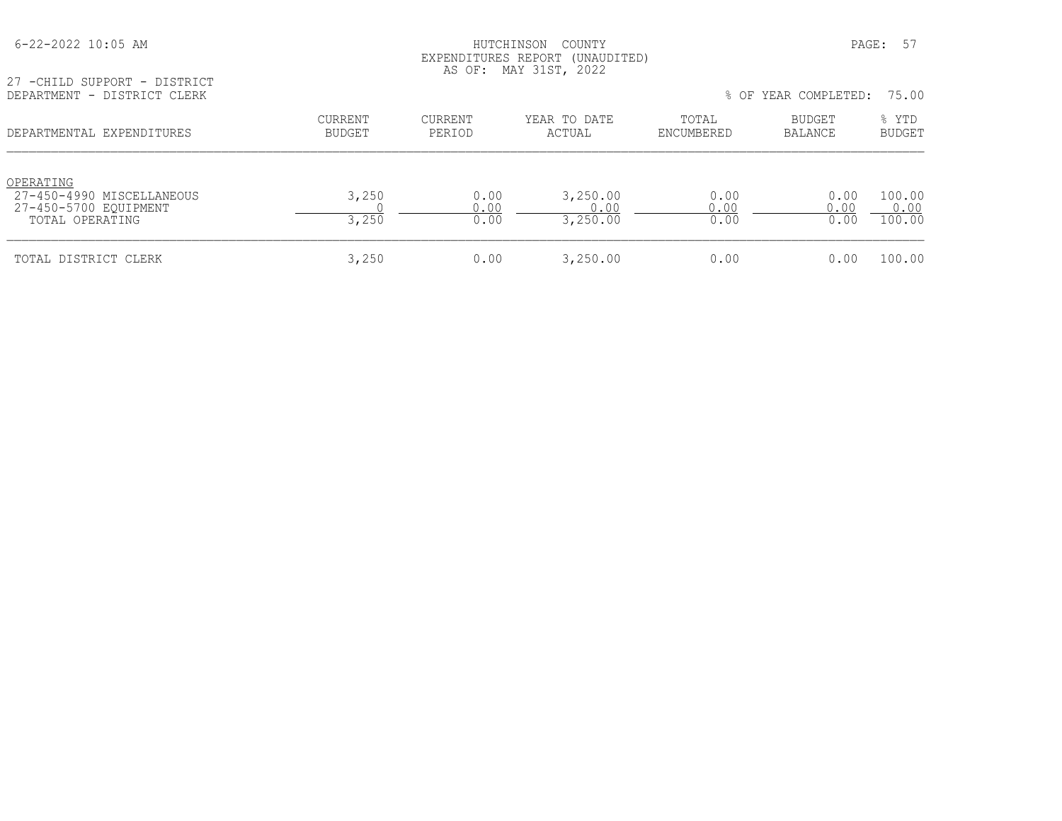HUTCHINSON COUNTY
EXPENDITURES REPORT (UNAUDITED)
AS OF: MAY 31ST, 2022

27 -CHILD SUPPORT - DISTRICT
DEPARTMENT - DISTRICT CLERK

% OF YEAR COMPLETED: 75.00

| DEPARTMENTAL EXPENDITURES | CURRENT BUDGET | CURRENT PERIOD | YEAR TO DATE ACTUAL | TOTAL ENCUMBERED | BUDGET BALANCE | % YTD BUDGET |
|---|---|---|---|---|---|---|
| OPERATING | | | | | | |
| 27-450-4990 MISCELLANEOUS | 3,250 | 0.00 | 3,250.00 | 0.00 | 0.00 | 100.00 |
| 27-450-5700 EQUIPMENT | 0 | 0.00 | 0.00 | 0.00 | 0.00 | 0.00 |
| TOTAL OPERATING | 3,250 | 0.00 | 3,250.00 | 0.00 | 0.00 | 100.00 |
| TOTAL DISTRICT CLERK | 3,250 | 0.00 | 3,250.00 | 0.00 | 0.00 | 100.00 |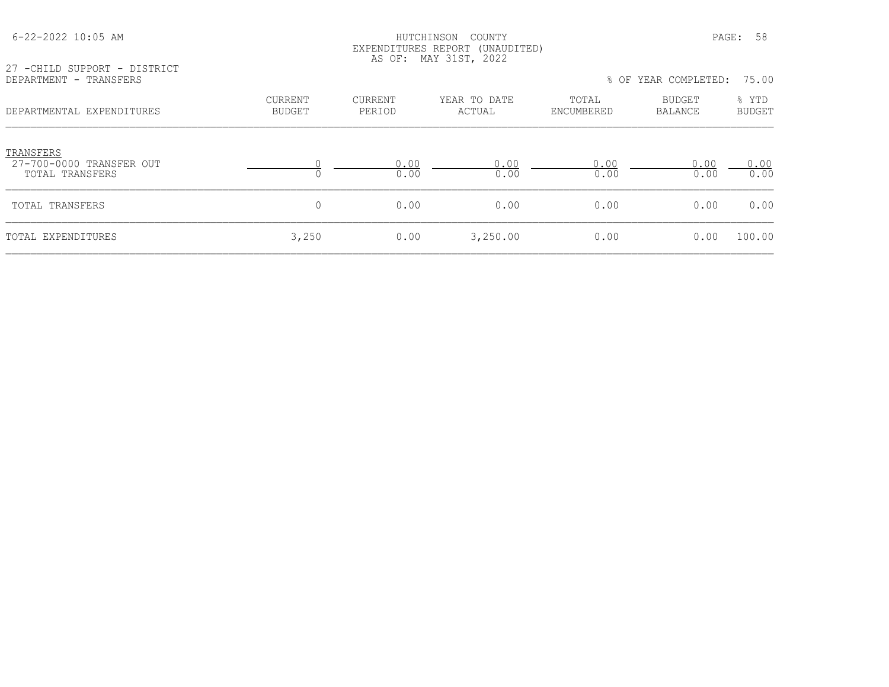27 -CHILD SUPPORT - DISTRICT
DEPARTMENT - TRANSFERS

% OF YEAR COMPLETED: 75.00

| DEPARTMENTAL EXPENDITURES | CURRENT BUDGET | CURRENT PERIOD | YEAR TO DATE ACTUAL | TOTAL ENCUMBERED | BUDGET BALANCE | % YTD BUDGET |
|---|---|---|---|---|---|---|
| TRANSFERS | | | | | | |
| 27-700-0000 TRANSFER OUT | 0 | 0.00 | 0.00 | 0.00 | 0.00 | 0.00 |
| TOTAL TRANSFERS | 0 | 0.00 | 0.00 | 0.00 | 0.00 | 0.00 |
| TOTAL TRANSFERS | 0 | 0.00 | 0.00 | 0.00 | 0.00 | 0.00 |
| TOTAL EXPENDITURES | 3,250 | 0.00 | 3,250.00 | 0.00 | 0.00 | 100.00 |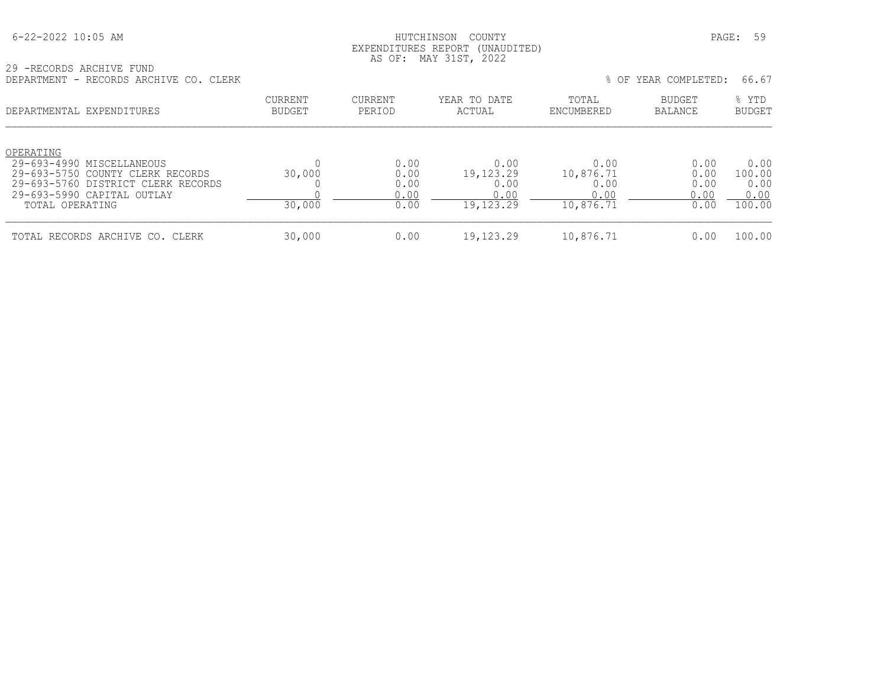HUTCHINSON COUNTY
EXPENDITURES REPORT (UNAUDITED)
AS OF: MAY 31ST, 2022

29 -RECORDS ARCHIVE FUND
DEPARTMENT - RECORDS ARCHIVE CO. CLERK

% OF YEAR COMPLETED: 66.67

| DEPARTMENTAL EXPENDITURES | CURRENT BUDGET | CURRENT PERIOD | YEAR TO DATE ACTUAL | TOTAL ENCUMBERED | BUDGET BALANCE | % YTD BUDGET |
|---|---|---|---|---|---|---|
| OPERATING | | | | | | |
| 29-693-4990 MISCELLANEOUS | 0 | 0.00 | 0.00 | 0.00 | 0.00 | 0.00 |
| 29-693-5750 COUNTY CLERK RECORDS | 30,000 | 0.00 | 19,123.29 | 10,876.71 | 0.00 | 100.00 |
| 29-693-5760 DISTRICT CLERK RECORDS | 0 | 0.00 | 0.00 | 0.00 | 0.00 | 0.00 |
| 29-693-5990 CAPITAL OUTLAY | 0 | 0.00 | 0.00 | 0.00 | 0.00 | 0.00 |
| TOTAL OPERATING | 30,000 | 0.00 | 19,123.29 | 10,876.71 | 0.00 | 100.00 |
| TOTAL RECORDS ARCHIVE CO. CLERK | 30,000 | 0.00 | 19,123.29 | 10,876.71 | 0.00 | 100.00 |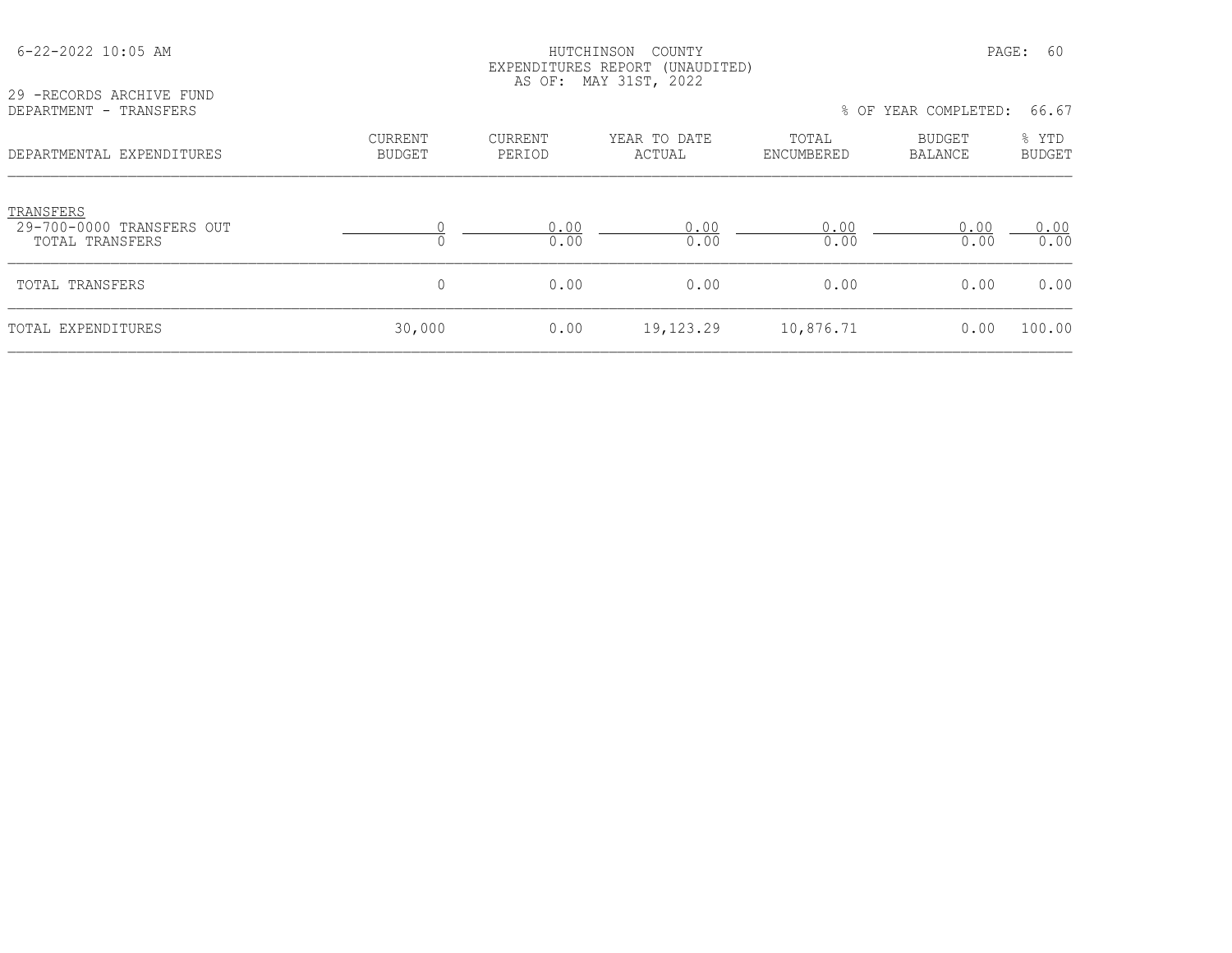HUTCHINSON COUNTY
EXPENDITURES REPORT (UNAUDITED)
AS OF: MAY 31ST, 2022

29 -RECORDS ARCHIVE FUND
DEPARTMENT - TRANSFERS

% OF YEAR COMPLETED: 66.67

| DEPARTMENTAL EXPENDITURES | CURRENT BUDGET | CURRENT PERIOD | YEAR TO DATE ACTUAL | TOTAL ENCUMBERED | BUDGET BALANCE | % YTD BUDGET |
|---|---|---|---|---|---|---|
| TRANSFERS | | | | | | |
| 29-700-0000 TRANSFERS OUT | 0 | 0.00 | 0.00 | 0.00 | 0.00 | 0.00 |
| TOTAL TRANSFERS | 0 | 0.00 | 0.00 | 0.00 | 0.00 | 0.00 |
| TOTAL TRANSFERS | 0 | 0.00 | 0.00 | 0.00 | 0.00 | 0.00 |
| TOTAL EXPENDITURES | 30,000 | 0.00 | 19,123.29 | 10,876.71 | 0.00 | 100.00 |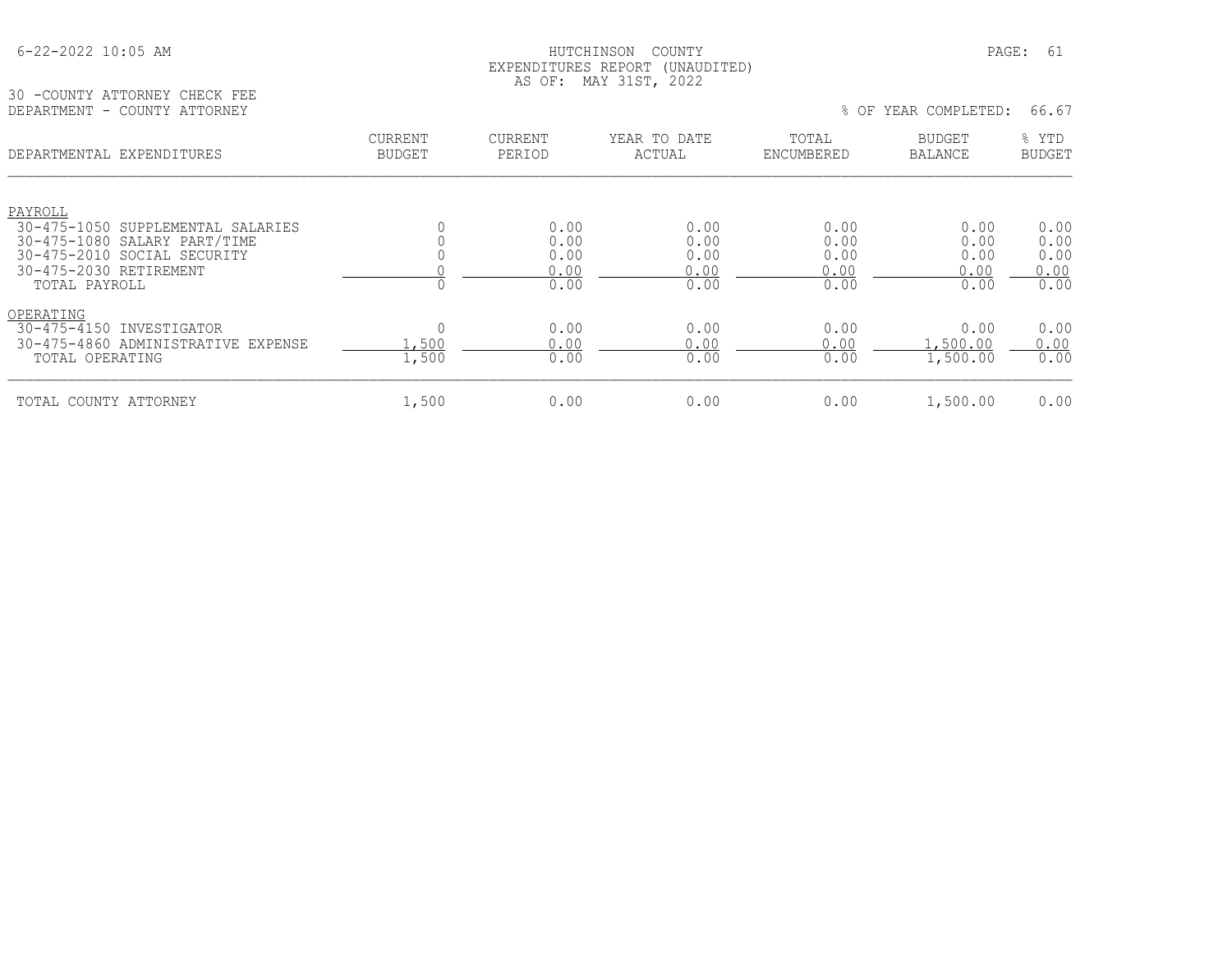# HUTCHINSON COUNTY
## EXPENDITURES REPORT (UNAUDITED)
### AS OF: MAY 31ST, 2022

6-22-2022 10:05 AM

30 -COUNTY ATTORNEY CHECK FEE
DEPARTMENT - COUNTY ATTORNEY

% OF YEAR COMPLETED: 66.67

| DEPARTMENTAL EXPENDITURES | CURRENT BUDGET | CURRENT PERIOD | YEAR TO DATE ACTUAL | TOTAL ENCUMBERED | BUDGET BALANCE | % YTD BUDGET |
|---|---|---|---|---|---|---|
| PAYROLL | | | | | | |
| 30-475-1050 SUPPLEMENTAL SALARIES | 0 | 0.00 | 0.00 | 0.00 | 0.00 | 0.00 |
| 30-475-1080 SALARY PART/TIME | 0 | 0.00 | 0.00 | 0.00 | 0.00 | 0.00 |
| 30-475-2010 SOCIAL SECURITY | 0 | 0.00 | 0.00 | 0.00 | 0.00 | 0.00 |
| 30-475-2030 RETIREMENT | 0 | 0.00 | 0.00 | 0.00 | 0.00 | 0.00 |
| TOTAL PAYROLL | 0 | 0.00 | 0.00 | 0.00 | 0.00 | 0.00 |
| OPERATING | | | | | | |
| 30-475-4150 INVESTIGATOR | 0 | 0.00 | 0.00 | 0.00 | 0.00 | 0.00 |
| 30-475-4860 ADMINISTRATIVE EXPENSE | 1,500 | 0.00 | 0.00 | 0.00 | 1,500.00 | 0.00 |
| TOTAL OPERATING | 1,500 | 0.00 | 0.00 | 0.00 | 1,500.00 | 0.00 |
| TOTAL COUNTY ATTORNEY | 1,500 | 0.00 | 0.00 | 0.00 | 1,500.00 | 0.00 |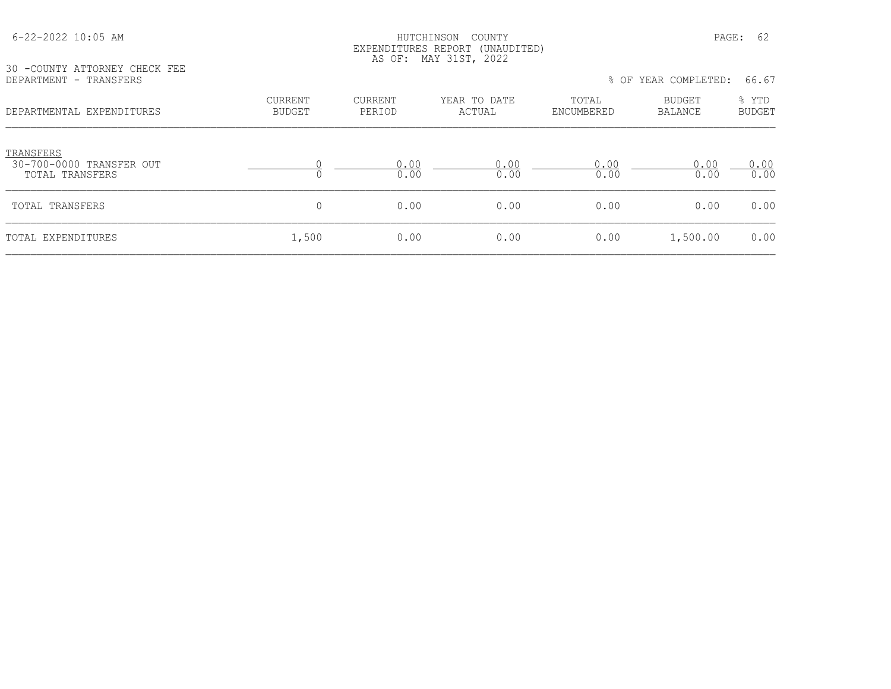HUTCHINSON COUNTY
EXPENDITURES REPORT (UNAUDITED)
AS OF: MAY 31ST, 2022

30 -COUNTY ATTORNEY CHECK FEE
DEPARTMENT - TRANSFERS

% OF YEAR COMPLETED: 66.67

| DEPARTMENTAL EXPENDITURES | CURRENT BUDGET | CURRENT PERIOD | YEAR TO DATE ACTUAL | TOTAL ENCUMBERED | BUDGET BALANCE | % YTD BUDGET |
|---|---|---|---|---|---|---|
| TRANSFERS | | | | | | |
| 30-700-0000 TRANSFER OUT | 0 | 0.00 | 0.00 | 0.00 | 0.00 | 0.00 |
| TOTAL TRANSFERS | 0 | 0.00 | 0.00 | 0.00 | 0.00 | 0.00 |
| TOTAL TRANSFERS | 0 | 0.00 | 0.00 | 0.00 | 0.00 | 0.00 |
| TOTAL EXPENDITURES | 1,500 | 0.00 | 0.00 | 0.00 | 1,500.00 | 0.00 |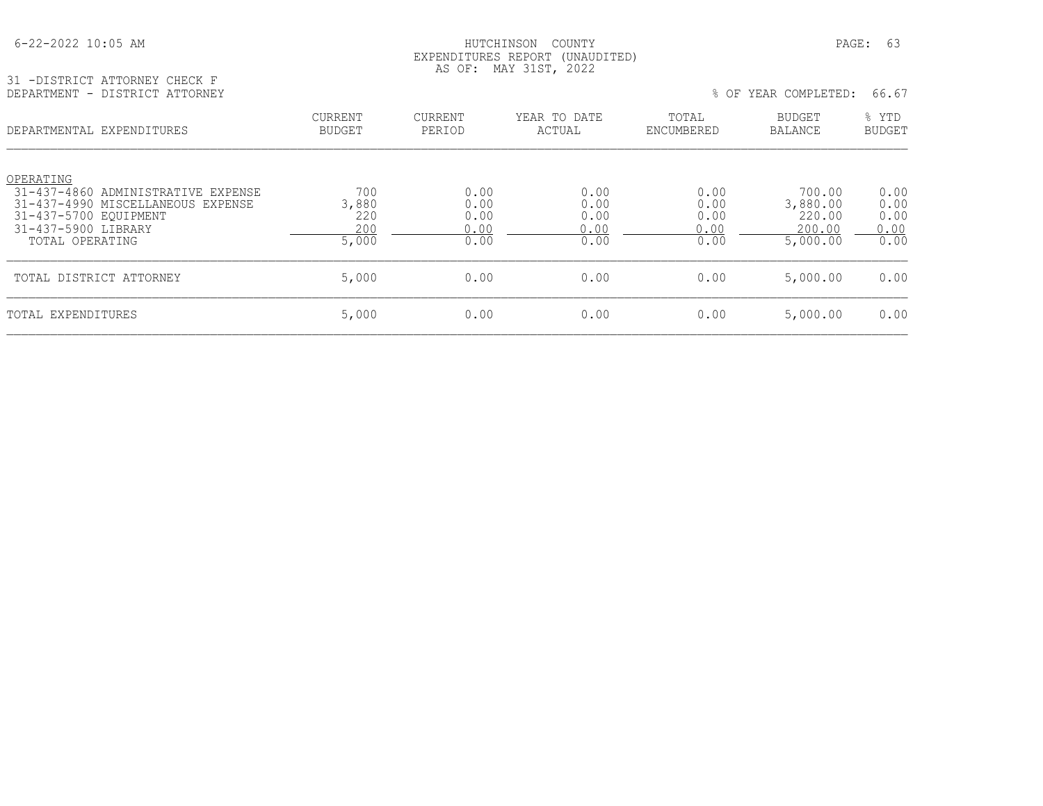6-22-2022 10:05 AM

HUTCHINSON COUNTY
EXPENDITURES REPORT (UNAUDITED)
AS OF: MAY 31ST, 2022

31 -DISTRICT ATTORNEY CHECK F
DEPARTMENT - DISTRICT ATTORNEY

% OF YEAR COMPLETED: 66.67

| DEPARTMENTAL EXPENDITURES | CURRENT BUDGET | CURRENT PERIOD | YEAR TO DATE ACTUAL | TOTAL ENCUMBERED | BUDGET BALANCE | % YTD BUDGET |
|---|---|---|---|---|---|---|
| OPERATING | | | | | | |
| 31-437-4860 ADMINISTRATIVE EXPENSE | 700 | 0.00 | 0.00 | 0.00 | 700.00 | 0.00 |
| 31-437-4990 MISCELLANEOUS EXPENSE | 3,880 | 0.00 | 0.00 | 0.00 | 3,880.00 | 0.00 |
| 31-437-5700 EQUIPMENT | 220 | 0.00 | 0.00 | 0.00 | 220.00 | 0.00 |
| 31-437-5900 LIBRARY | 200 | 0.00 | 0.00 | 0.00 | 200.00 | 0.00 |
| TOTAL OPERATING | 5,000 | 0.00 | 0.00 | 0.00 | 5,000.00 | 0.00 |
| TOTAL DISTRICT ATTORNEY | 5,000 | 0.00 | 0.00 | 0.00 | 5,000.00 | 0.00 |
| TOTAL EXPENDITURES | 5,000 | 0.00 | 0.00 | 0.00 | 5,000.00 | 0.00 |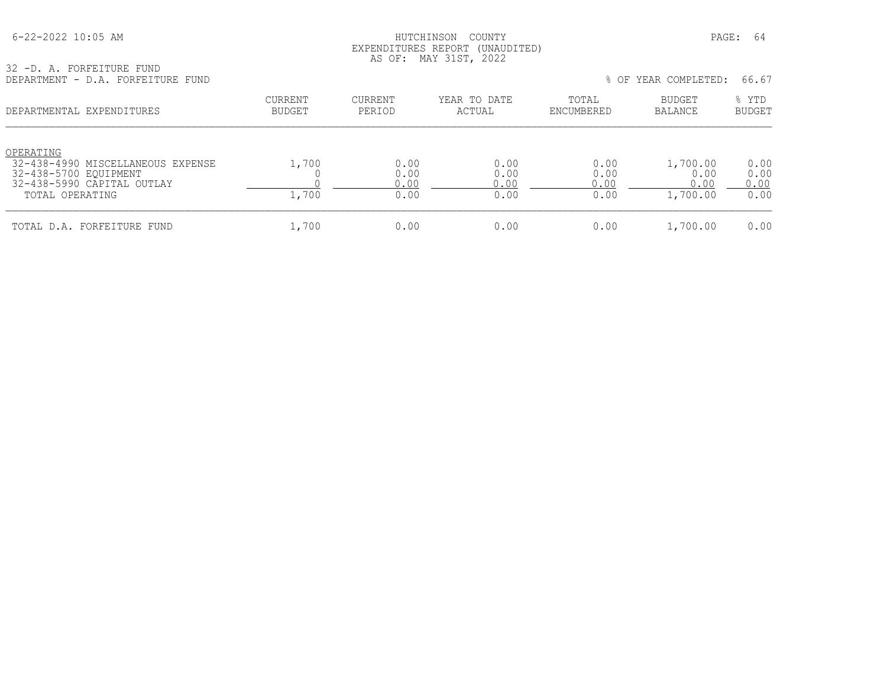HUTCHINSON COUNTY
EXPENDITURES REPORT (UNAUDITED)
AS OF: MAY 31ST, 2022

32 -D. A. FORFEITURE FUND
DEPARTMENT - D.A. FORFEITURE FUND

% OF YEAR COMPLETED: 66.67

| DEPARTMENTAL EXPENDITURES | CURRENT BUDGET | CURRENT PERIOD | YEAR TO DATE ACTUAL | TOTAL ENCUMBERED | BUDGET BALANCE | % YTD BUDGET |
|---|---|---|---|---|---|---|
| OPERATING | | | | | | |
| 32-438-4990 MISCELLANEOUS EXPENSE | 1,700 | 0.00 | 0.00 | 0.00 | 1,700.00 | 0.00 |
| 32-438-5700 EQUIPMENT | 0 | 0.00 | 0.00 | 0.00 | 0.00 | 0.00 |
| 32-438-5990 CAPITAL OUTLAY | 0 | 0.00 | 0.00 | 0.00 | 0.00 | 0.00 |
| TOTAL OPERATING | 1,700 | 0.00 | 0.00 | 0.00 | 1,700.00 | 0.00 |
| TOTAL D.A. FORFEITURE FUND | 1,700 | 0.00 | 0.00 | 0.00 | 1,700.00 | 0.00 |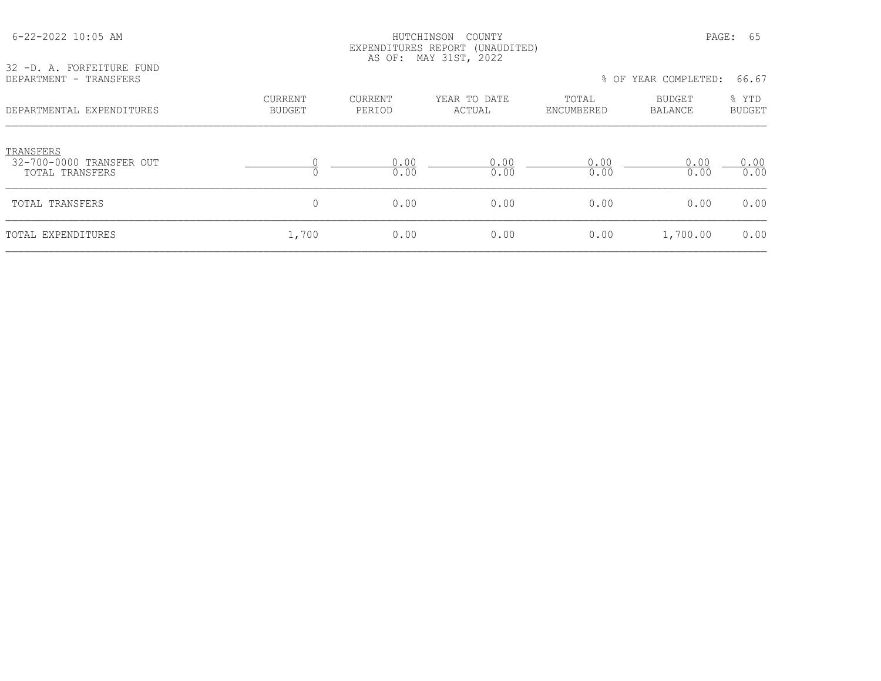HUTCHINSON COUNTY
EXPENDITURES REPORT (UNAUDITED)
AS OF: MAY 31ST, 2022

32 -D. A. FORFEITURE FUND
DEPARTMENT - TRANSFERS

% OF YEAR COMPLETED: 66.67

| DEPARTMENTAL EXPENDITURES | CURRENT BUDGET | CURRENT PERIOD | YEAR TO DATE ACTUAL | TOTAL ENCUMBERED | BUDGET BALANCE | % YTD BUDGET |
|---|---|---|---|---|---|---|
| TRANSFERS | | | | | | |
| 32-700-0000 TRANSFER OUT | 0 | 0.00 | 0.00 | 0.00 | 0.00 | 0.00 |
| TOTAL TRANSFERS | 0 | 0.00 | 0.00 | 0.00 | 0.00 | 0.00 |
| TOTAL TRANSFERS | 0 | 0.00 | 0.00 | 0.00 | 0.00 | 0.00 |
| TOTAL EXPENDITURES | 1,700 | 0.00 | 0.00 | 0.00 | 1,700.00 | 0.00 |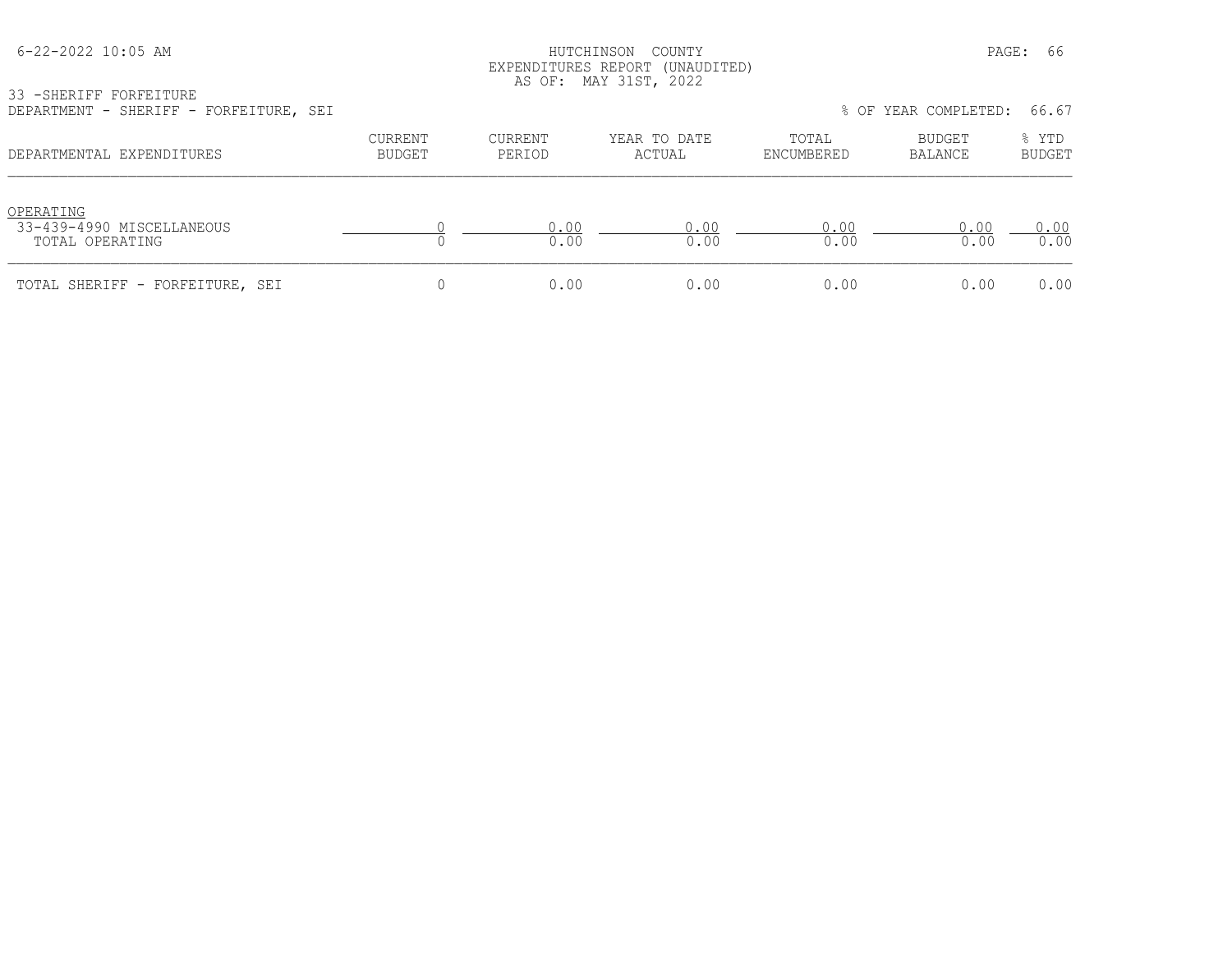HUTCHINSON COUNTY
EXPENDITURES REPORT (UNAUDITED)
AS OF: MAY 31ST, 2022

33 -SHERIFF FORFEITURE
DEPARTMENT - SHERIFF - FORFEITURE, SEI

% OF YEAR COMPLETED: 66.67

| DEPARTMENTAL EXPENDITURES | CURRENT BUDGET | CURRENT PERIOD | YEAR TO DATE ACTUAL | TOTAL ENCUMBERED | BUDGET BALANCE | % YTD BUDGET |
|---|---|---|---|---|---|---|
| OPERATING | | | | | | |
| 33-439-4990 MISCELLANEOUS | 0 | 0.00 | 0.00 | 0.00 | 0.00 | 0.00 |
| TOTAL OPERATING | 0 | 0.00 | 0.00 | 0.00 | 0.00 | 0.00 |
| TOTAL SHERIFF - FORFEITURE, SEI | 0 | 0.00 | 0.00 | 0.00 | 0.00 | 0.00 |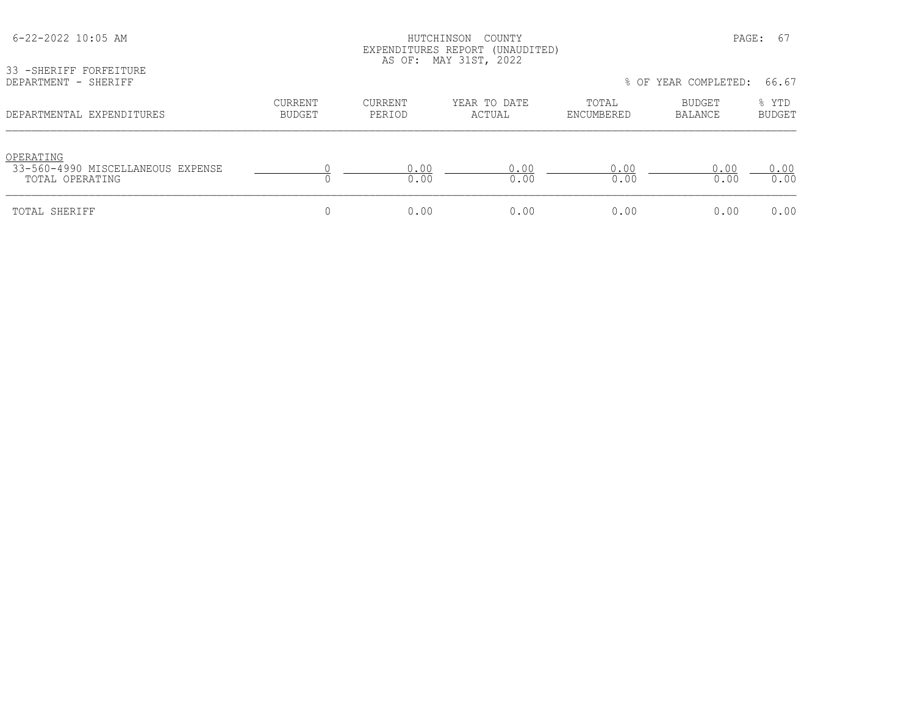HUTCHINSON COUNTY
EXPENDITURES REPORT (UNAUDITED)
AS OF: MAY 31ST, 2022

33 -SHERIFF FORFEITURE
DEPARTMENT - SHERIFF

% OF YEAR COMPLETED: 66.67

| DEPARTMENTAL EXPENDITURES | CURRENT BUDGET | CURRENT PERIOD | YEAR TO DATE ACTUAL | TOTAL ENCUMBERED | BUDGET BALANCE | % YTD BUDGET |
|---|---|---|---|---|---|---|
| OPERATING | | | | | | |
| 33-560-4990 MISCELLANEOUS EXPENSE | 0 | 0.00 | 0.00 | 0.00 | 0.00 | 0.00 |
| TOTAL OPERATING | 0 | 0.00 | 0.00 | 0.00 | 0.00 | 0.00 |
| TOTAL SHERIFF | 0 | 0.00 | 0.00 | 0.00 | 0.00 | 0.00 |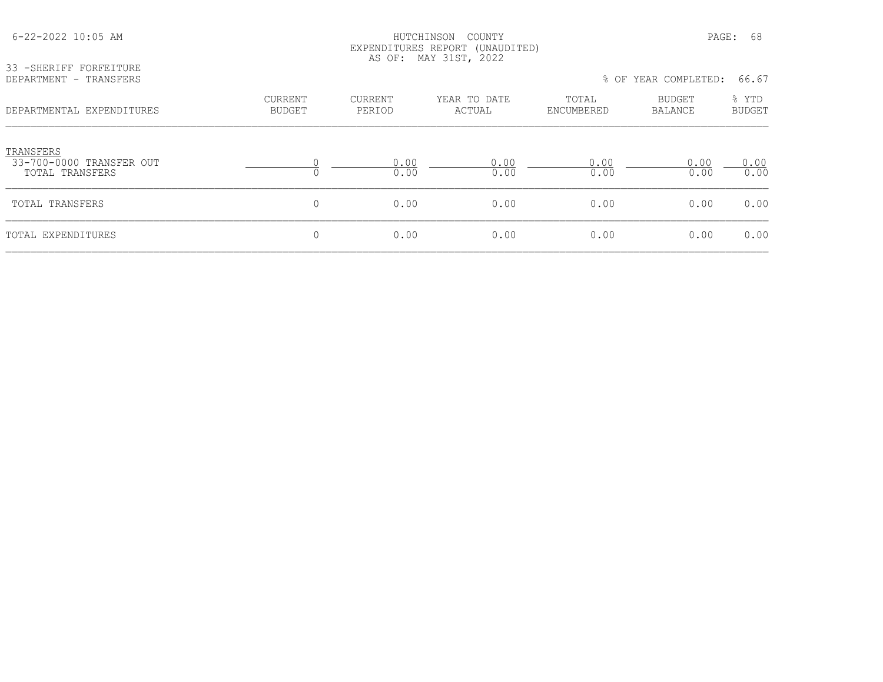HUTCHINSON COUNTY
EXPENDITURES REPORT (UNAUDITED)
AS OF: MAY 31ST, 2022

33 -SHERIFF FORFEITURE
DEPARTMENT - TRANSFERS

% OF YEAR COMPLETED: 66.67

| DEPARTMENTAL EXPENDITURES | CURRENT BUDGET | CURRENT PERIOD | YEAR TO DATE ACTUAL | TOTAL ENCUMBERED | BUDGET BALANCE | % YTD BUDGET |
|---|---|---|---|---|---|---|
| TRANSFERS | | | | | | |
| 33-700-0000 TRANSFER OUT | 0 | 0.00 | 0.00 | 0.00 | 0.00 | 0.00 |
| TOTAL TRANSFERS | 0 | 0.00 | 0.00 | 0.00 | 0.00 | 0.00 |
| TOTAL TRANSFERS | 0 | 0.00 | 0.00 | 0.00 | 0.00 | 0.00 |
| TOTAL EXPENDITURES | 0 | 0.00 | 0.00 | 0.00 | 0.00 | 0.00 |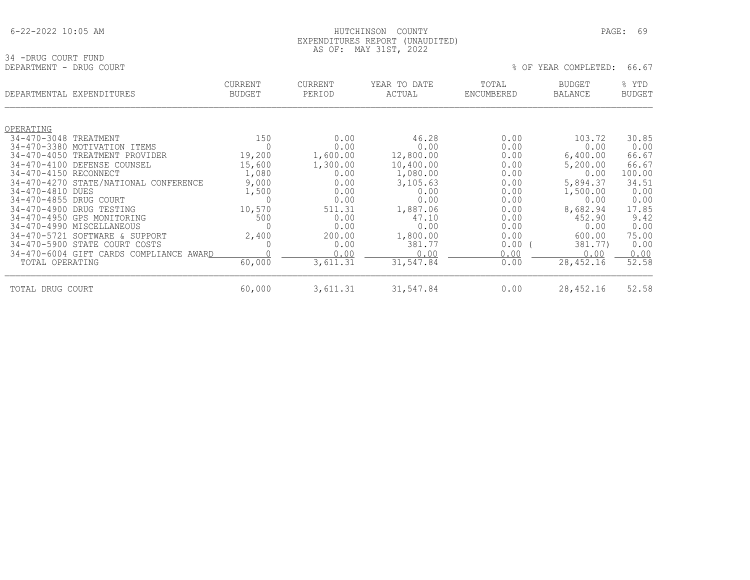HUTCHINSON COUNTY
EXPENDITURES REPORT (UNAUDITED)
AS OF: MAY 31ST, 2022

34 -DRUG COURT FUND
DEPARTMENT - DRUG COURT

% OF YEAR COMPLETED: 66.67

| DEPARTMENTAL EXPENDITURES | CURRENT BUDGET | CURRENT PERIOD | YEAR TO DATE ACTUAL | TOTAL ENCUMBERED | BUDGET BALANCE | % YTD BUDGET |
|---|---|---|---|---|---|---|
| OPERATING | | | | | | |
| 34-470-3048 TREATMENT | 150 | 0.00 | 46.28 | 0.00 | 103.72 | 30.85 |
| 34-470-3380 MOTIVATION ITEMS | 0 | 0.00 | 0.00 | 0.00 | 0.00 | 0.00 |
| 34-470-4050 TREATMENT PROVIDER | 19,200 | 1,600.00 | 12,800.00 | 0.00 | 6,400.00 | 66.67 |
| 34-470-4100 DEFENSE COUNSEL | 15,600 | 1,300.00 | 10,400.00 | 0.00 | 5,200.00 | 66.67 |
| 34-470-4150 RECONNECT | 1,080 | 0.00 | 1,080.00 | 0.00 | 0.00 | 100.00 |
| 34-470-4270 STATE/NATIONAL CONFERENCE | 9,000 | 0.00 | 3,105.63 | 0.00 | 5,894.37 | 34.51 |
| 34-470-4810 DUES | 1,500 | 0.00 | 0.00 | 0.00 | 1,500.00 | 0.00 |
| 34-470-4855 DRUG COURT | 0 | 0.00 | 0.00 | 0.00 | 0.00 | 0.00 |
| 34-470-4900 DRUG TESTING | 10,570 | 511.31 | 1,887.06 | 0.00 | 8,682.94 | 17.85 |
| 34-470-4950 GPS MONITORING | 500 | 0.00 | 47.10 | 0.00 | 452.90 | 9.42 |
| 34-470-4990 MISCELLANEOUS | 0 | 0.00 | 0.00 | 0.00 | 0.00 | 0.00 |
| 34-470-5721 SOFTWARE & SUPPORT | 2,400 | 200.00 | 1,800.00 | 0.00 | 600.00 | 75.00 |
| 34-470-5900 STATE COURT COSTS | 0 | 0.00 | 381.77 | 0.00 | ( 381.77) | 0.00 |
| 34-470-6004 GIFT CARDS COMPLIANCE AWARD | 0 | 0.00 | 0.00 | 0.00 | 0.00 | 0.00 |
| TOTAL OPERATING | 60,000 | 3,611.31 | 31,547.84 | 0.00 | 28,452.16 | 52.58 |
| TOTAL DRUG COURT | 60,000 | 3,611.31 | 31,547.84 | 0.00 | 28,452.16 | 52.58 |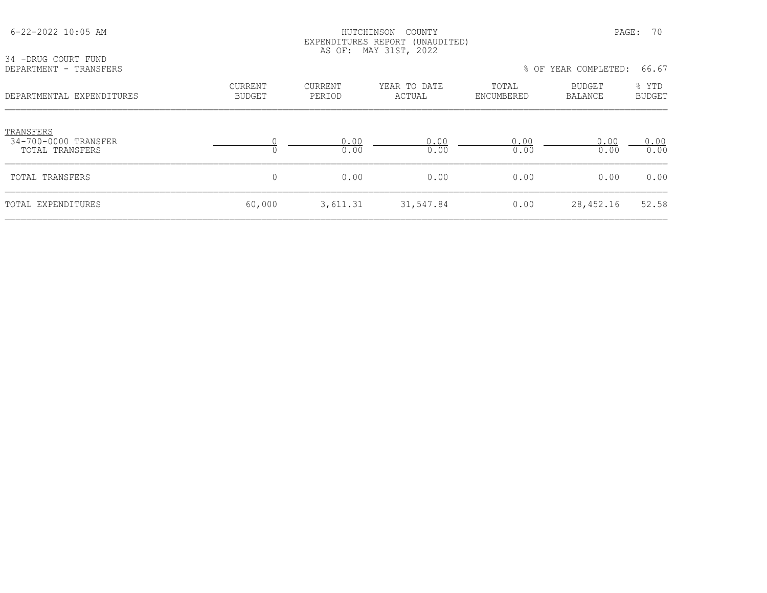HUTCHINSON COUNTY
EXPENDITURES REPORT (UNAUDITED)
AS OF: MAY 31ST, 2022

34 -DRUG COURT FUND
DEPARTMENT - TRANSFERS

% OF YEAR COMPLETED: 66.67

| DEPARTMENTAL EXPENDITURES | CURRENT BUDGET | CURRENT PERIOD | YEAR TO DATE ACTUAL | TOTAL ENCUMBERED | BUDGET BALANCE | % YTD BUDGET |
|---|---|---|---|---|---|---|
| TRANSFERS | | | | | | |
| 34-700-0000 TRANSFER | 0 | 0.00 | 0.00 | 0.00 | 0.00 | 0.00 |
| TOTAL TRANSFERS | 0 | 0.00 | 0.00 | 0.00 | 0.00 | 0.00 |
| TOTAL TRANSFERS | 0 | 0.00 | 0.00 | 0.00 | 0.00 | 0.00 |
| TOTAL EXPENDITURES | 60,000 | 3,611.31 | 31,547.84 | 0.00 | 28,452.16 | 52.58 |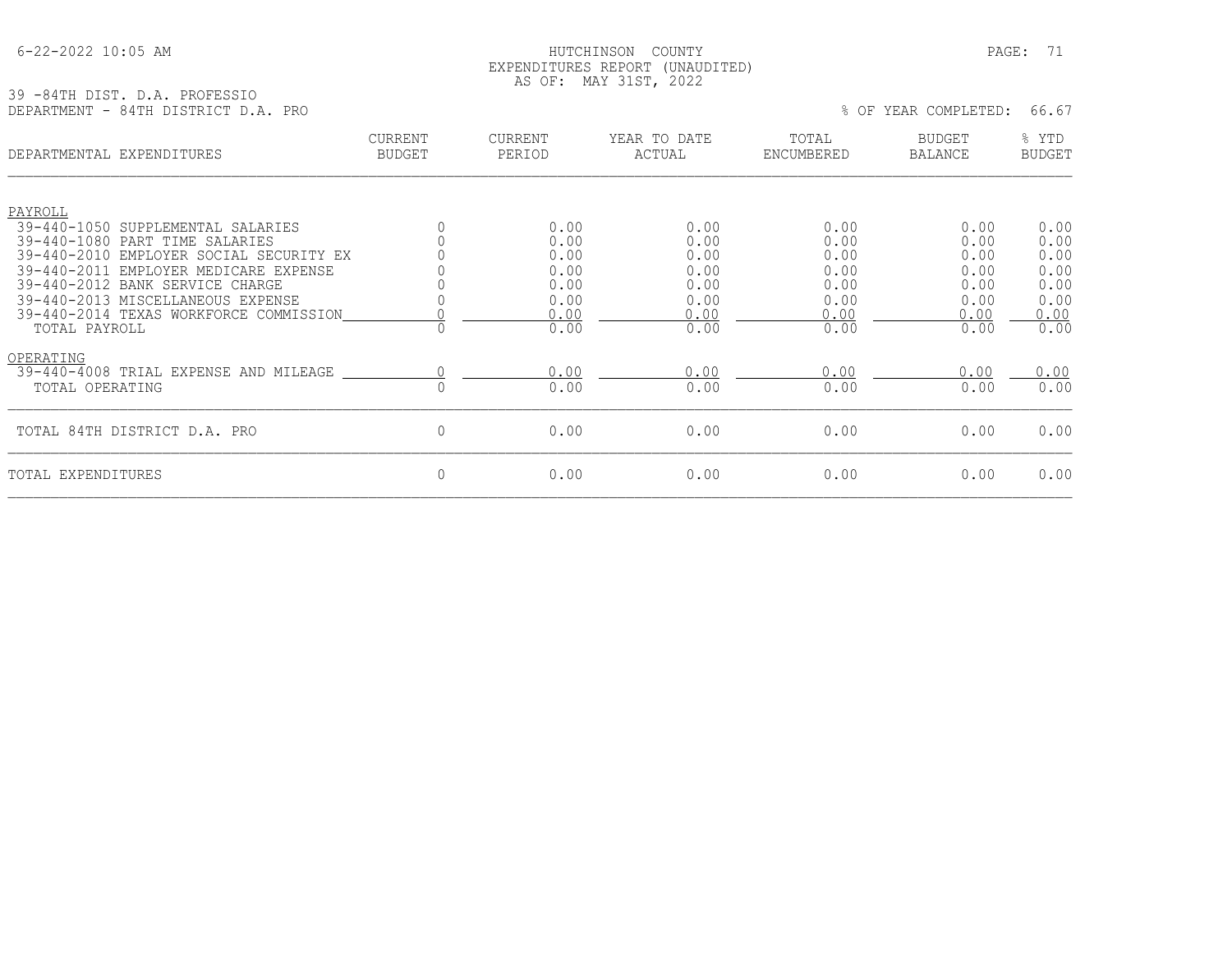HUTCHINSON COUNTY
EXPENDITURES REPORT (UNAUDITED)
AS OF: MAY 31ST, 2022

39 -84TH DIST. D.A. PROFESSIO
DEPARTMENT - 84TH DISTRICT D.A. PRO

% OF YEAR COMPLETED: 66.67

| DEPARTMENTAL EXPENDITURES | CURRENT BUDGET | CURRENT PERIOD | YEAR TO DATE ACTUAL | TOTAL ENCUMBERED | BUDGET BALANCE | % YTD BUDGET |
|---|---|---|---|---|---|---|
| PAYROLL | | | | | | |
| 39-440-1050 SUPPLEMENTAL SALARIES | 0 | 0.00 | 0.00 | 0.00 | 0.00 | 0.00 |
| 39-440-1080 PART TIME SALARIES | 0 | 0.00 | 0.00 | 0.00 | 0.00 | 0.00 |
| 39-440-2010 EMPLOYER SOCIAL SECURITY EX | 0 | 0.00 | 0.00 | 0.00 | 0.00 | 0.00 |
| 39-440-2011 EMPLOYER MEDICARE EXPENSE | 0 | 0.00 | 0.00 | 0.00 | 0.00 | 0.00 |
| 39-440-2012 BANK SERVICE CHARGE | 0 | 0.00 | 0.00 | 0.00 | 0.00 | 0.00 |
| 39-440-2013 MISCELLANEOUS EXPENSE | 0 | 0.00 | 0.00 | 0.00 | 0.00 | 0.00 |
| 39-440-2014 TEXAS WORKFORCE COMMISSION | 0 | 0.00 | 0.00 | 0.00 | 0.00 | 0.00 |
| TOTAL PAYROLL | 0 | 0.00 | 0.00 | 0.00 | 0.00 | 0.00 |
| OPERATING | | | | | | |
| 39-440-4008 TRIAL EXPENSE AND MILEAGE | 0 | 0.00 | 0.00 | 0.00 | 0.00 | 0.00 |
| TOTAL OPERATING | 0 | 0.00 | 0.00 | 0.00 | 0.00 | 0.00 |
| TOTAL 84TH DISTRICT D.A. PRO | 0 | 0.00 | 0.00 | 0.00 | 0.00 | 0.00 |
| TOTAL EXPENDITURES | 0 | 0.00 | 0.00 | 0.00 | 0.00 | 0.00 |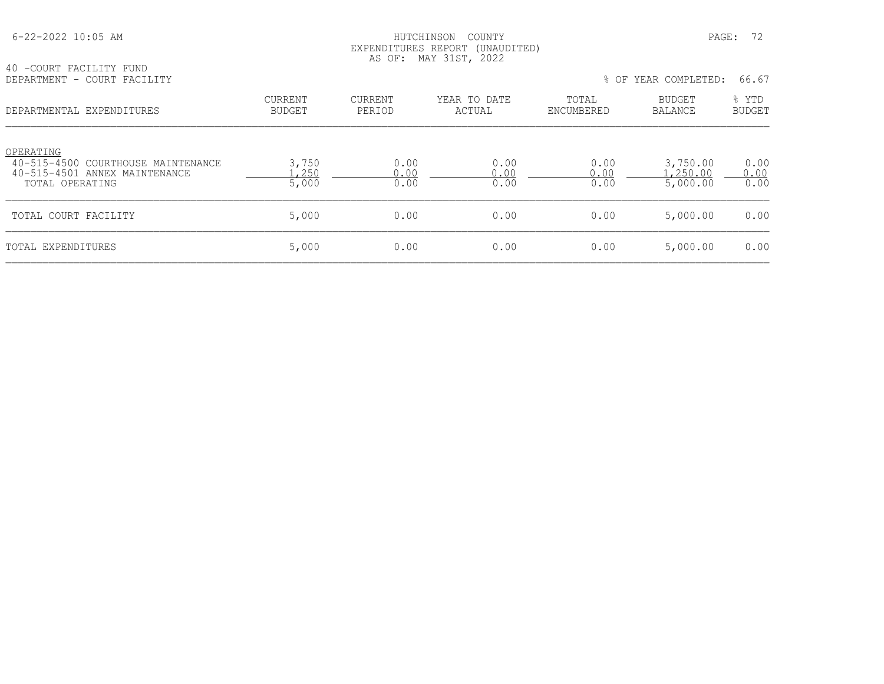HUTCHINSON COUNTY
EXPENDITURES REPORT (UNAUDITED)
AS OF: MAY 31ST, 2022

40 -COURT FACILITY FUND
DEPARTMENT - COURT FACILITY

% OF YEAR COMPLETED: 66.67

| DEPARTMENTAL EXPENDITURES | CURRENT BUDGET | CURRENT PERIOD | YEAR TO DATE ACTUAL | TOTAL ENCUMBERED | BUDGET BALANCE | % YTD BUDGET |
|---|---|---|---|---|---|---|
| OPERATING | | | | | | |
| 40-515-4500 COURTHOUSE MAINTENANCE | 3,750 | 0.00 | 0.00 | 0.00 | 3,750.00 | 0.00 |
| 40-515-4501 ANNEX MAINTENANCE | 1,250 | 0.00 | 0.00 | 0.00 | 1,250.00 | 0.00 |
| TOTAL OPERATING | 5,000 | 0.00 | 0.00 | 0.00 | 5,000.00 | 0.00 |
| TOTAL COURT FACILITY | 5,000 | 0.00 | 0.00 | 0.00 | 5,000.00 | 0.00 |
| TOTAL EXPENDITURES | 5,000 | 0.00 | 0.00 | 0.00 | 5,000.00 | 0.00 |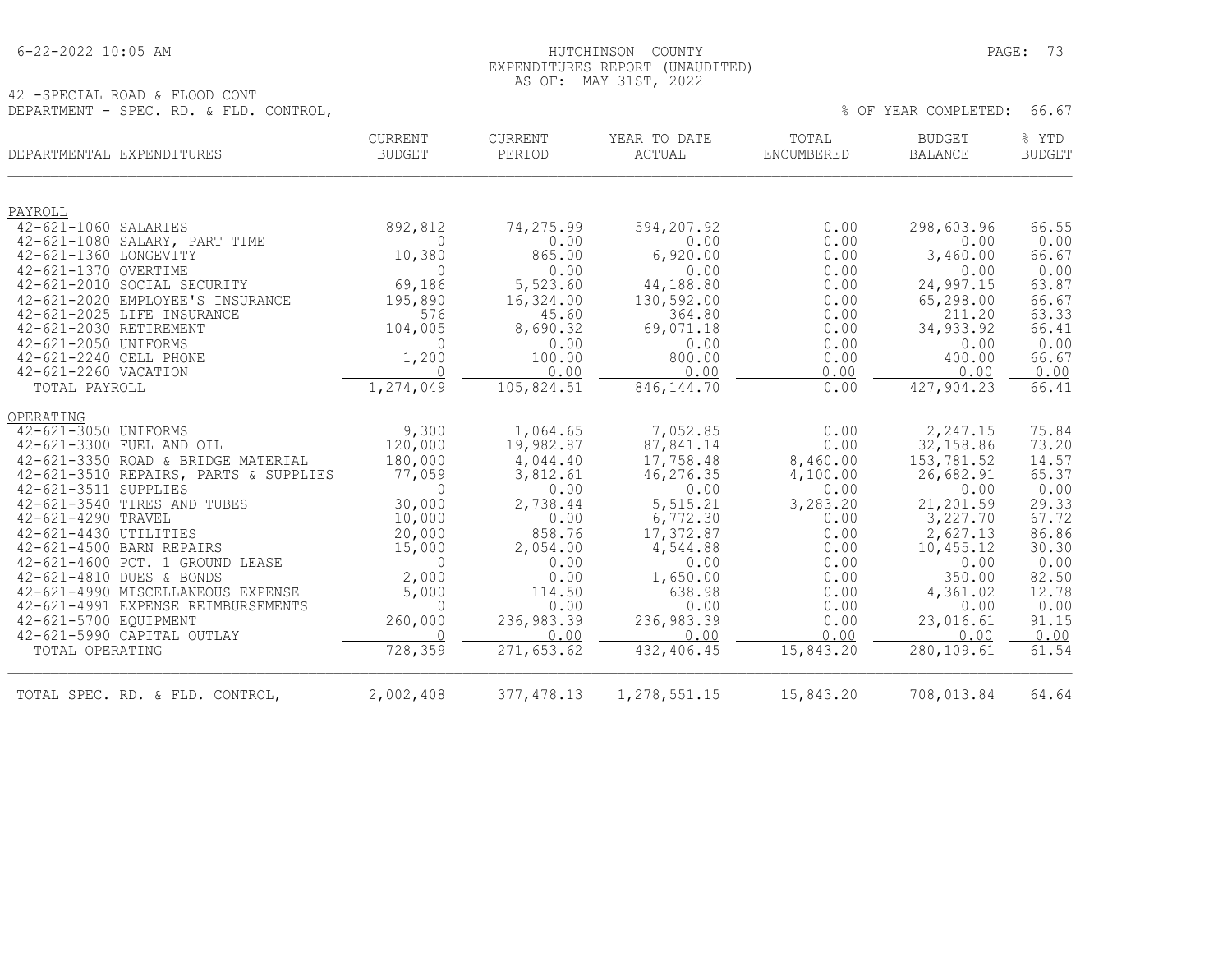HUTCHINSON COUNTY
EXPENDITURES REPORT (UNAUDITED)
AS OF: MAY 31ST, 2022

42 -SPECIAL ROAD & FLOOD CONT
DEPARTMENT - SPEC. RD. & FLD. CONTROL,

% OF YEAR COMPLETED: 66.67

| DEPARTMENTAL EXPENDITURES | CURRENT BUDGET | CURRENT PERIOD | YEAR TO DATE ACTUAL | TOTAL ENCUMBERED | BUDGET BALANCE | % YTD BUDGET |
|---|---|---|---|---|---|---|
| PAYROLL | | | | | | |
| 42-621-1060 SALARIES | 892,812 | 74,275.99 | 594,207.92 | 0.00 | 298,603.96 | 66.55 |
| 42-621-1080 SALARY, PART TIME | 0 | 0.00 | 0.00 | 0.00 | 0.00 | 0.00 |
| 42-621-1360 LONGEVITY | 10,380 | 865.00 | 6,920.00 | 0.00 | 3,460.00 | 66.67 |
| 42-621-1370 OVERTIME | 0 | 0.00 | 0.00 | 0.00 | 0.00 | 0.00 |
| 42-621-2010 SOCIAL SECURITY | 69,186 | 5,523.60 | 44,188.80 | 0.00 | 24,997.15 | 63.87 |
| 42-621-2020 EMPLOYEE'S INSURANCE | 195,890 | 16,324.00 | 130,592.00 | 0.00 | 65,298.00 | 66.67 |
| 42-621-2025 LIFE INSURANCE | 576 | 45.60 | 364.80 | 0.00 | 211.20 | 63.33 |
| 42-621-2030 RETIREMENT | 104,005 | 8,690.32 | 69,071.18 | 0.00 | 34,933.92 | 66.41 |
| 42-621-2050 UNIFORMS | 0 | 0.00 | 0.00 | 0.00 | 0.00 | 0.00 |
| 42-621-2240 CELL PHONE | 1,200 | 100.00 | 800.00 | 0.00 | 400.00 | 66.67 |
| 42-621-2260 VACATION | 0 | 0.00 | 0.00 | 0.00 | 0.00 | 0.00 |
| TOTAL PAYROLL | 1,274,049 | 105,824.51 | 846,144.70 | 0.00 | 427,904.23 | 66.41 |
| OPERATING | | | | | | |
| 42-621-3050 UNIFORMS | 9,300 | 1,064.65 | 7,052.85 | 0.00 | 2,247.15 | 75.84 |
| 42-621-3300 FUEL AND OIL | 120,000 | 19,982.87 | 87,841.14 | 0.00 | 32,158.86 | 73.20 |
| 42-621-3350 ROAD & BRIDGE MATERIAL | 180,000 | 4,044.40 | 17,758.48 | 8,460.00 | 153,781.52 | 14.57 |
| 42-621-3510 REPAIRS, PARTS & SUPPLIES | 77,059 | 3,812.61 | 46,276.35 | 4,100.00 | 26,682.91 | 65.37 |
| 42-621-3511 SUPPLIES | 0 | 0.00 | 0.00 | 0.00 | 0.00 | 0.00 |
| 42-621-3540 TIRES AND TUBES | 30,000 | 2,738.44 | 5,515.21 | 3,283.20 | 21,201.59 | 29.33 |
| 42-621-4290 TRAVEL | 10,000 | 0.00 | 6,772.30 | 0.00 | 3,227.70 | 67.72 |
| 42-621-4430 UTILITIES | 20,000 | 858.76 | 17,372.87 | 0.00 | 2,627.13 | 86.86 |
| 42-621-4500 BARN REPAIRS | 15,000 | 2,054.00 | 4,544.88 | 0.00 | 10,455.12 | 30.30 |
| 42-621-4600 PCT. 1 GROUND LEASE | 0 | 0.00 | 0.00 | 0.00 | 0.00 | 0.00 |
| 42-621-4810 DUES & BONDS | 2,000 | 0.00 | 1,650.00 | 0.00 | 350.00 | 82.50 |
| 42-621-4990 MISCELLANEOUS EXPENSE | 5,000 | 114.50 | 638.98 | 0.00 | 4,361.02 | 12.78 |
| 42-621-4991 EXPENSE REIMBURSEMENTS | 0 | 0.00 | 0.00 | 0.00 | 0.00 | 0.00 |
| 42-621-5700 EQUIPMENT | 260,000 | 236,983.39 | 236,983.39 | 0.00 | 23,016.61 | 91.15 |
| 42-621-5990 CAPITAL OUTLAY | 0 | 0.00 | 0.00 | 0.00 | 0.00 | 0.00 |
| TOTAL OPERATING | 728,359 | 271,653.62 | 432,406.45 | 15,843.20 | 280,109.61 | 61.54 |
| TOTAL SPEC. RD. & FLD. CONTROL, | 2,002,408 | 377,478.13 | 1,278,551.15 | 15,843.20 | 708,013.84 | 64.64 |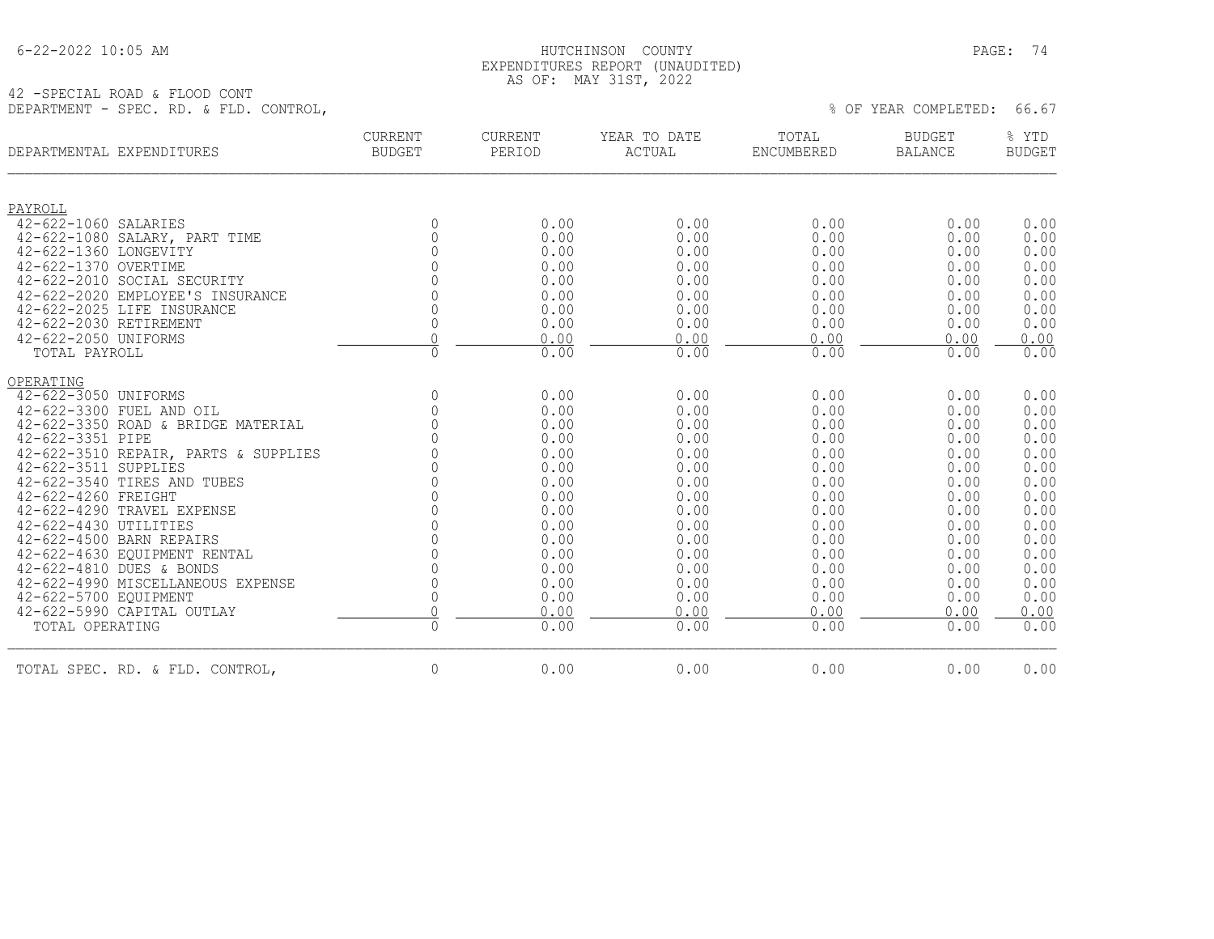HUTCHINSON COUNTY
EXPENDITURES REPORT (UNAUDITED)
AS OF: MAY 31ST, 2022

42 -SPECIAL ROAD & FLOOD CONT
DEPARTMENT - SPEC. RD. & FLD. CONTROL,

% OF YEAR COMPLETED: 66.67

| DEPARTMENTAL EXPENDITURES | CURRENT BUDGET | CURRENT PERIOD | YEAR TO DATE ACTUAL | TOTAL ENCUMBERED | BUDGET BALANCE | % YTD BUDGET |
|---|---|---|---|---|---|---|
| PAYROLL | | | | | | |
| 42-622-1060 SALARIES | 0 | 0.00 | 0.00 | 0.00 | 0.00 | 0.00 |
| 42-622-1080 SALARY, PART TIME | 0 | 0.00 | 0.00 | 0.00 | 0.00 | 0.00 |
| 42-622-1360 LONGEVITY | 0 | 0.00 | 0.00 | 0.00 | 0.00 | 0.00 |
| 42-622-1370 OVERTIME | 0 | 0.00 | 0.00 | 0.00 | 0.00 | 0.00 |
| 42-622-2010 SOCIAL SECURITY | 0 | 0.00 | 0.00 | 0.00 | 0.00 | 0.00 |
| 42-622-2020 EMPLOYEE'S INSURANCE | 0 | 0.00 | 0.00 | 0.00 | 0.00 | 0.00 |
| 42-622-2025 LIFE INSURANCE | 0 | 0.00 | 0.00 | 0.00 | 0.00 | 0.00 |
| 42-622-2030 RETIREMENT | 0 | 0.00 | 0.00 | 0.00 | 0.00 | 0.00 |
| 42-622-2050 UNIFORMS | 0 | 0.00 | 0.00 | 0.00 | 0.00 | 0.00 |
| TOTAL PAYROLL | 0 | 0.00 | 0.00 | 0.00 | 0.00 | 0.00 |
| OPERATING | | | | | | |
| 42-622-3050 UNIFORMS | 0 | 0.00 | 0.00 | 0.00 | 0.00 | 0.00 |
| 42-622-3300 FUEL AND OIL | 0 | 0.00 | 0.00 | 0.00 | 0.00 | 0.00 |
| 42-622-3350 ROAD & BRIDGE MATERIAL | 0 | 0.00 | 0.00 | 0.00 | 0.00 | 0.00 |
| 42-622-3351 PIPE | 0 | 0.00 | 0.00 | 0.00 | 0.00 | 0.00 |
| 42-622-3510 REPAIR, PARTS & SUPPLIES | 0 | 0.00 | 0.00 | 0.00 | 0.00 | 0.00 |
| 42-622-3511 SUPPLIES | 0 | 0.00 | 0.00 | 0.00 | 0.00 | 0.00 |
| 42-622-3540 TIRES AND TUBES | 0 | 0.00 | 0.00 | 0.00 | 0.00 | 0.00 |
| 42-622-4260 FREIGHT | 0 | 0.00 | 0.00 | 0.00 | 0.00 | 0.00 |
| 42-622-4290 TRAVEL EXPENSE | 0 | 0.00 | 0.00 | 0.00 | 0.00 | 0.00 |
| 42-622-4430 UTILITIES | 0 | 0.00 | 0.00 | 0.00 | 0.00 | 0.00 |
| 42-622-4500 BARN REPAIRS | 0 | 0.00 | 0.00 | 0.00 | 0.00 | 0.00 |
| 42-622-4630 EQUIPMENT RENTAL | 0 | 0.00 | 0.00 | 0.00 | 0.00 | 0.00 |
| 42-622-4810 DUES & BONDS | 0 | 0.00 | 0.00 | 0.00 | 0.00 | 0.00 |
| 42-622-4990 MISCELLANEOUS EXPENSE | 0 | 0.00 | 0.00 | 0.00 | 0.00 | 0.00 |
| 42-622-5700 EQUIPMENT | 0 | 0.00 | 0.00 | 0.00 | 0.00 | 0.00 |
| 42-622-5990 CAPITAL OUTLAY | 0 | 0.00 | 0.00 | 0.00 | 0.00 | 0.00 |
| TOTAL OPERATING | 0 | 0.00 | 0.00 | 0.00 | 0.00 | 0.00 |
| TOTAL SPEC. RD. & FLD. CONTROL, | 0 | 0.00 | 0.00 | 0.00 | 0.00 | 0.00 |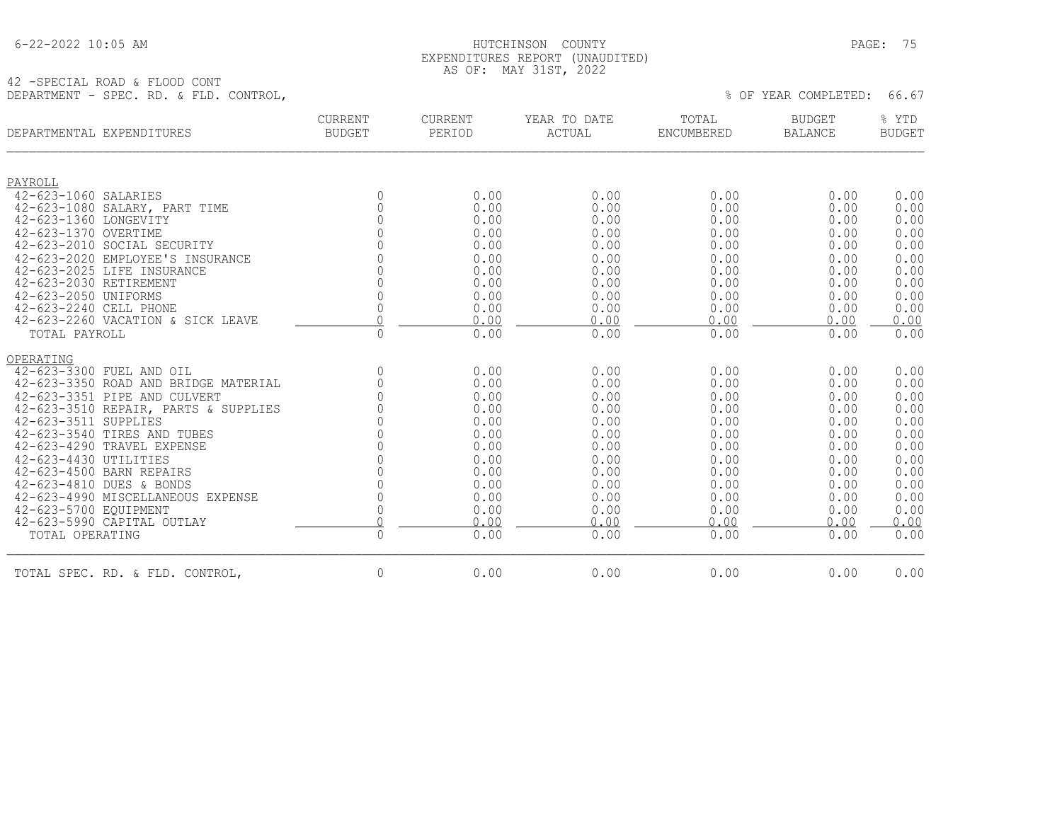HUTCHINSON COUNTY
EXPENDITURES REPORT (UNAUDITED)
AS OF: MAY 31ST, 2022

42 -SPECIAL ROAD & FLOOD CONT
DEPARTMENT - SPEC. RD. & FLD. CONTROL,

% OF YEAR COMPLETED: 66.67

| DEPARTMENTAL EXPENDITURES | CURRENT BUDGET | CURRENT PERIOD | YEAR TO DATE ACTUAL | TOTAL ENCUMBERED | BUDGET BALANCE | % YTD BUDGET |
|---|---|---|---|---|---|---|
| PAYROLL | | | | | | |
| 42-623-1060 SALARIES | 0 | 0.00 | 0.00 | 0.00 | 0.00 | 0.00 |
| 42-623-1080 SALARY, PART TIME | 0 | 0.00 | 0.00 | 0.00 | 0.00 | 0.00 |
| 42-623-1360 LONGEVITY | 0 | 0.00 | 0.00 | 0.00 | 0.00 | 0.00 |
| 42-623-1370 OVERTIME | 0 | 0.00 | 0.00 | 0.00 | 0.00 | 0.00 |
| 42-623-2010 SOCIAL SECURITY | 0 | 0.00 | 0.00 | 0.00 | 0.00 | 0.00 |
| 42-623-2020 EMPLOYEE'S INSURANCE | 0 | 0.00 | 0.00 | 0.00 | 0.00 | 0.00 |
| 42-623-2025 LIFE INSURANCE | 0 | 0.00 | 0.00 | 0.00 | 0.00 | 0.00 |
| 42-623-2030 RETIREMENT | 0 | 0.00 | 0.00 | 0.00 | 0.00 | 0.00 |
| 42-623-2050 UNIFORMS | 0 | 0.00 | 0.00 | 0.00 | 0.00 | 0.00 |
| 42-623-2240 CELL PHONE | 0 | 0.00 | 0.00 | 0.00 | 0.00 | 0.00 |
| 42-623-2260 VACATION & SICK LEAVE | 0 | 0.00 | 0.00 | 0.00 | 0.00 | 0.00 |
| TOTAL PAYROLL | 0 | 0.00 | 0.00 | 0.00 | 0.00 | 0.00 |
| OPERATING | | | | | | |
| 42-623-3300 FUEL AND OIL | 0 | 0.00 | 0.00 | 0.00 | 0.00 | 0.00 |
| 42-623-3350 ROAD AND BRIDGE MATERIAL | 0 | 0.00 | 0.00 | 0.00 | 0.00 | 0.00 |
| 42-623-3351 PIPE AND CULVERT | 0 | 0.00 | 0.00 | 0.00 | 0.00 | 0.00 |
| 42-623-3510 REPAIR, PARTS & SUPPLIES | 0 | 0.00 | 0.00 | 0.00 | 0.00 | 0.00 |
| 42-623-3511 SUPPLIES | 0 | 0.00 | 0.00 | 0.00 | 0.00 | 0.00 |
| 42-623-3540 TIRES AND TUBES | 0 | 0.00 | 0.00 | 0.00 | 0.00 | 0.00 |
| 42-623-4290 TRAVEL EXPENSE | 0 | 0.00 | 0.00 | 0.00 | 0.00 | 0.00 |
| 42-623-4430 UTILITIES | 0 | 0.00 | 0.00 | 0.00 | 0.00 | 0.00 |
| 42-623-4500 BARN REPAIRS | 0 | 0.00 | 0.00 | 0.00 | 0.00 | 0.00 |
| 42-623-4810 DUES & BONDS | 0 | 0.00 | 0.00 | 0.00 | 0.00 | 0.00 |
| 42-623-4990 MISCELLANEOUS EXPENSE | 0 | 0.00 | 0.00 | 0.00 | 0.00 | 0.00 |
| 42-623-5700 EQUIPMENT | 0 | 0.00 | 0.00 | 0.00 | 0.00 | 0.00 |
| 42-623-5990 CAPITAL OUTLAY | 0 | 0.00 | 0.00 | 0.00 | 0.00 | 0.00 |
| TOTAL OPERATING | 0 | 0.00 | 0.00 | 0.00 | 0.00 | 0.00 |
| TOTAL SPEC. RD. & FLD. CONTROL, | 0 | 0.00 | 0.00 | 0.00 | 0.00 | 0.00 |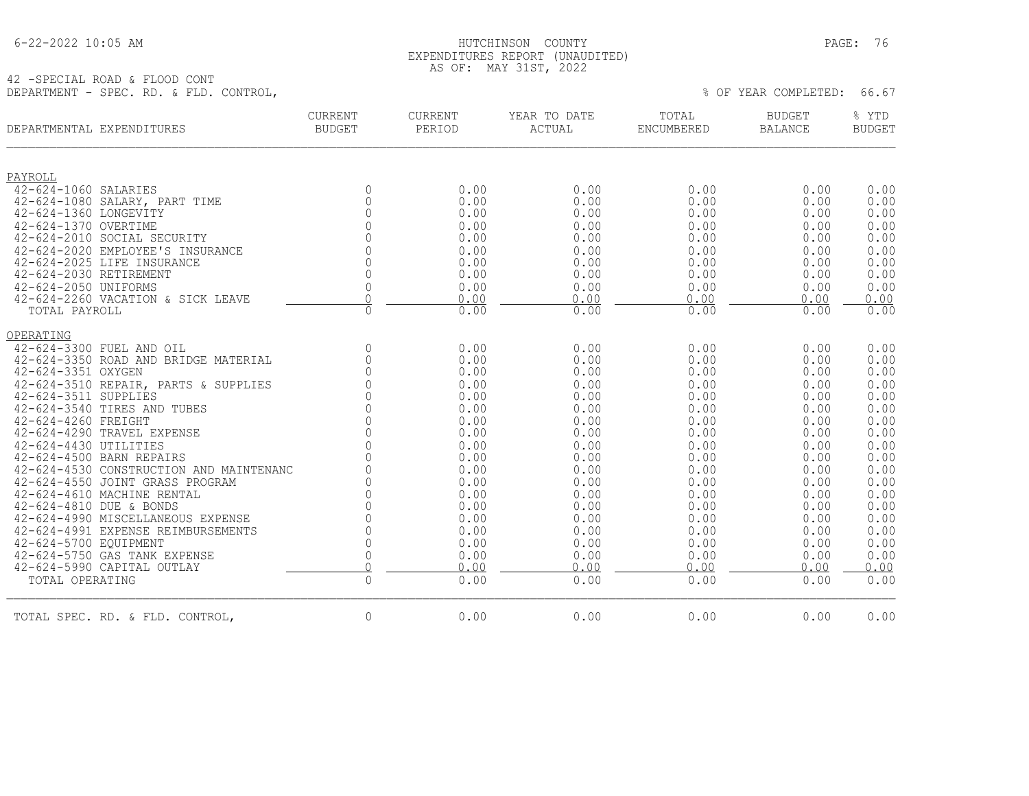HUTCHINSON COUNTY
EXPENDITURES REPORT (UNAUDITED)
AS OF: MAY 31ST, 2022

42 -SPECIAL ROAD & FLOOD CONT
DEPARTMENT - SPEC. RD. & FLD. CONTROL,

% OF YEAR COMPLETED: 66.67

| DEPARTMENTAL EXPENDITURES | CURRENT BUDGET | CURRENT PERIOD | YEAR TO DATE ACTUAL | TOTAL ENCUMBERED | BUDGET BALANCE | % YTD BUDGET |
|---|---|---|---|---|---|---|
| **PAYROLL** | | | | | | |
| 42-624-1060 SALARIES | 0 | 0.00 | 0.00 | 0.00 | 0.00 | 0.00 |
| 42-624-1080 SALARY, PART TIME | 0 | 0.00 | 0.00 | 0.00 | 0.00 | 0.00 |
| 42-624-1360 LONGEVITY | 0 | 0.00 | 0.00 | 0.00 | 0.00 | 0.00 |
| 42-624-1370 OVERTIME | 0 | 0.00 | 0.00 | 0.00 | 0.00 | 0.00 |
| 42-624-2010 SOCIAL SECURITY | 0 | 0.00 | 0.00 | 0.00 | 0.00 | 0.00 |
| 42-624-2020 EMPLOYEE'S INSURANCE | 0 | 0.00 | 0.00 | 0.00 | 0.00 | 0.00 |
| 42-624-2025 LIFE INSURANCE | 0 | 0.00 | 0.00 | 0.00 | 0.00 | 0.00 |
| 42-624-2030 RETIREMENT | 0 | 0.00 | 0.00 | 0.00 | 0.00 | 0.00 |
| 42-624-2050 UNIFORMS | 0 | 0.00 | 0.00 | 0.00 | 0.00 | 0.00 |
| 42-624-2260 VACATION & SICK LEAVE | 0 | 0.00 | 0.00 | 0.00 | 0.00 | 0.00 |
| TOTAL PAYROLL | 0 | 0.00 | 0.00 | 0.00 | 0.00 | 0.00 |
| **OPERATING** | | | | | | |
| 42-624-3300 FUEL AND OIL | 0 | 0.00 | 0.00 | 0.00 | 0.00 | 0.00 |
| 42-624-3350 ROAD AND BRIDGE MATERIAL | 0 | 0.00 | 0.00 | 0.00 | 0.00 | 0.00 |
| 42-624-3351 OXYGEN | 0 | 0.00 | 0.00 | 0.00 | 0.00 | 0.00 |
| 42-624-3510 REPAIR, PARTS & SUPPLIES | 0 | 0.00 | 0.00 | 0.00 | 0.00 | 0.00 |
| 42-624-3511 SUPPLIES | 0 | 0.00 | 0.00 | 0.00 | 0.00 | 0.00 |
| 42-624-3540 TIRES AND TUBES | 0 | 0.00 | 0.00 | 0.00 | 0.00 | 0.00 |
| 42-624-4260 FREIGHT | 0 | 0.00 | 0.00 | 0.00 | 0.00 | 0.00 |
| 42-624-4290 TRAVEL EXPENSE | 0 | 0.00 | 0.00 | 0.00 | 0.00 | 0.00 |
| 42-624-4430 UTILITIES | 0 | 0.00 | 0.00 | 0.00 | 0.00 | 0.00 |
| 42-624-4500 BARN REPAIRS | 0 | 0.00 | 0.00 | 0.00 | 0.00 | 0.00 |
| 42-624-4530 CONSTRUCTION AND MAINTENANC | 0 | 0.00 | 0.00 | 0.00 | 0.00 | 0.00 |
| 42-624-4550 JOINT GRASS PROGRAM | 0 | 0.00 | 0.00 | 0.00 | 0.00 | 0.00 |
| 42-624-4610 MACHINE RENTAL | 0 | 0.00 | 0.00 | 0.00 | 0.00 | 0.00 |
| 42-624-4810 DUE & BONDS | 0 | 0.00 | 0.00 | 0.00 | 0.00 | 0.00 |
| 42-624-4990 MISCELLANEOUS EXPENSE | 0 | 0.00 | 0.00 | 0.00 | 0.00 | 0.00 |
| 42-624-4991 EXPENSE REIMBURSEMENTS | 0 | 0.00 | 0.00 | 0.00 | 0.00 | 0.00 |
| 42-624-5700 EQUIPMENT | 0 | 0.00 | 0.00 | 0.00 | 0.00 | 0.00 |
| 42-624-5750 GAS TANK EXPENSE | 0 | 0.00 | 0.00 | 0.00 | 0.00 | 0.00 |
| 42-624-5990 CAPITAL OUTLAY | 0 | 0.00 | 0.00 | 0.00 | 0.00 | 0.00 |
| TOTAL OPERATING | 0 | 0.00 | 0.00 | 0.00 | 0.00 | 0.00 |
| TOTAL SPEC. RD. & FLD. CONTROL, | 0 | 0.00 | 0.00 | 0.00 | 0.00 | 0.00 |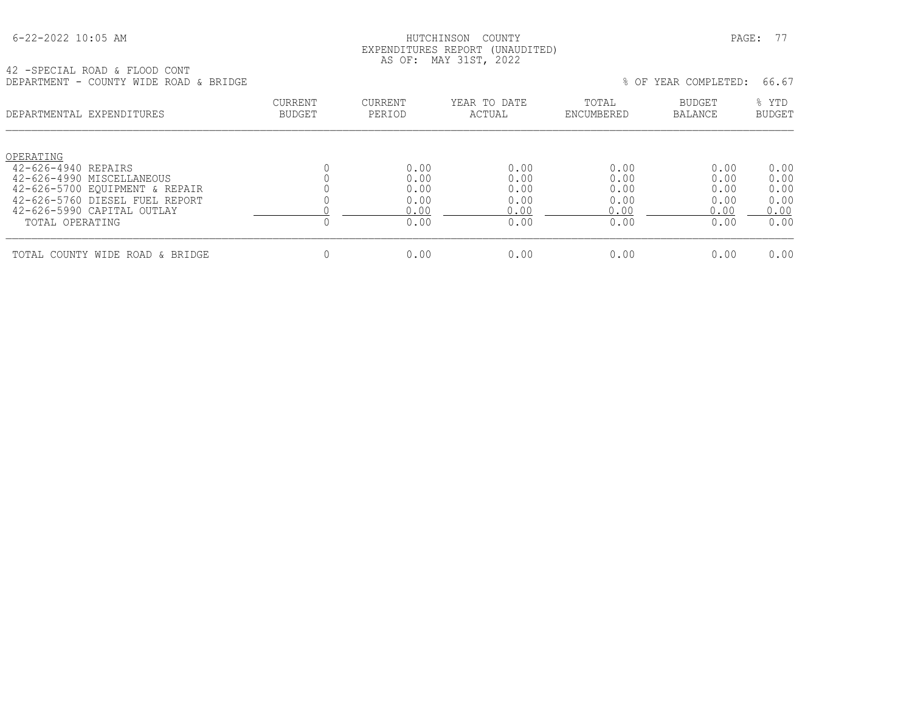HUTCHINSON COUNTY
EXPENDITURES REPORT (UNAUDITED)
AS OF: MAY 31ST, 2022

42 -SPECIAL ROAD & FLOOD CONT
DEPARTMENT - COUNTY WIDE ROAD & BRIDGE

% OF YEAR COMPLETED: 66.67

| DEPARTMENTAL EXPENDITURES | CURRENT BUDGET | CURRENT PERIOD | YEAR TO DATE ACTUAL | TOTAL ENCUMBERED | BUDGET BALANCE | % YTD BUDGET |
|---|---|---|---|---|---|---|
| OPERATING | | | | | | |
| 42-626-4940 REPAIRS | 0 | 0.00 | 0.00 | 0.00 | 0.00 | 0.00 |
| 42-626-4990 MISCELLANEOUS | 0 | 0.00 | 0.00 | 0.00 | 0.00 | 0.00 |
| 42-626-5700 EQUIPMENT & REPAIR | 0 | 0.00 | 0.00 | 0.00 | 0.00 | 0.00 |
| 42-626-5760 DIESEL FUEL REPORT | 0 | 0.00 | 0.00 | 0.00 | 0.00 | 0.00 |
| 42-626-5990 CAPITAL OUTLAY | 0 | 0.00 | 0.00 | 0.00 | 0.00 | 0.00 |
| TOTAL OPERATING | 0 | 0.00 | 0.00 | 0.00 | 0.00 | 0.00 |
| TOTAL COUNTY WIDE ROAD & BRIDGE | 0 | 0.00 | 0.00 | 0.00 | 0.00 | 0.00 |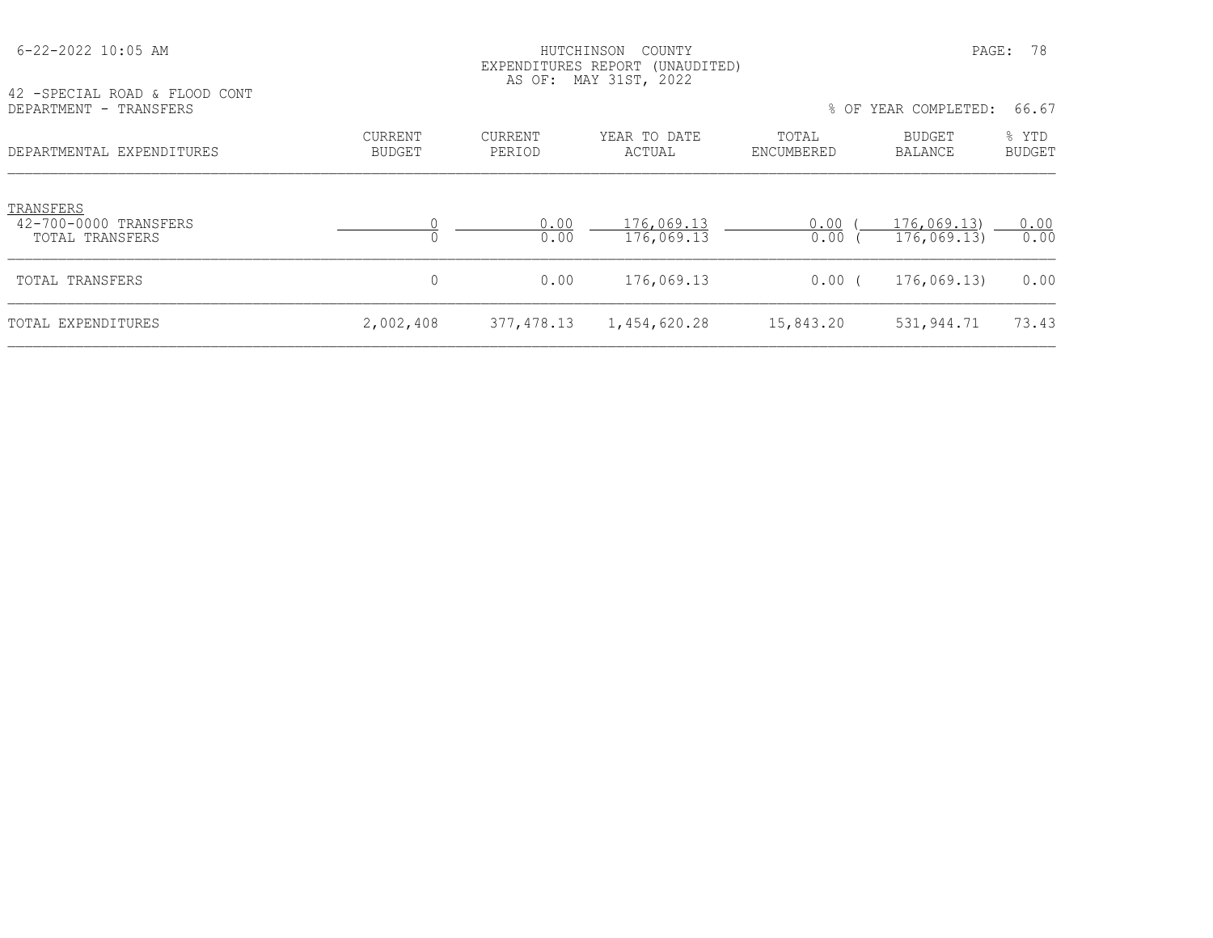HUTCHINSON COUNTY
EXPENDITURES REPORT (UNAUDITED)
AS OF: MAY 31ST, 2022

42 -SPECIAL ROAD & FLOOD CONT
DEPARTMENT - TRANSFERS

% OF YEAR COMPLETED: 66.67

| DEPARTMENTAL EXPENDITURES | CURRENT BUDGET | CURRENT PERIOD | YEAR TO DATE ACTUAL | TOTAL ENCUMBERED | BUDGET BALANCE | % YTD BUDGET |
|---|---|---|---|---|---|---|
| TRANSFERS | | | | | | |
| 42-700-0000 TRANSFERS | 0 | 0.00 | 176,069.13 | 0.00 | (176,069.13) | 0.00 |
| TOTAL TRANSFERS | 0 | 0.00 | 176,069.13 | 0.00 | (176,069.13) | 0.00 |
| TOTAL TRANSFERS | 0 | 0.00 | 176,069.13 | 0.00 | (176,069.13) | 0.00 |
| TOTAL EXPENDITURES | 2,002,408 | 377,478.13 | 1,454,620.28 | 15,843.20 | 531,944.71 | 73.43 |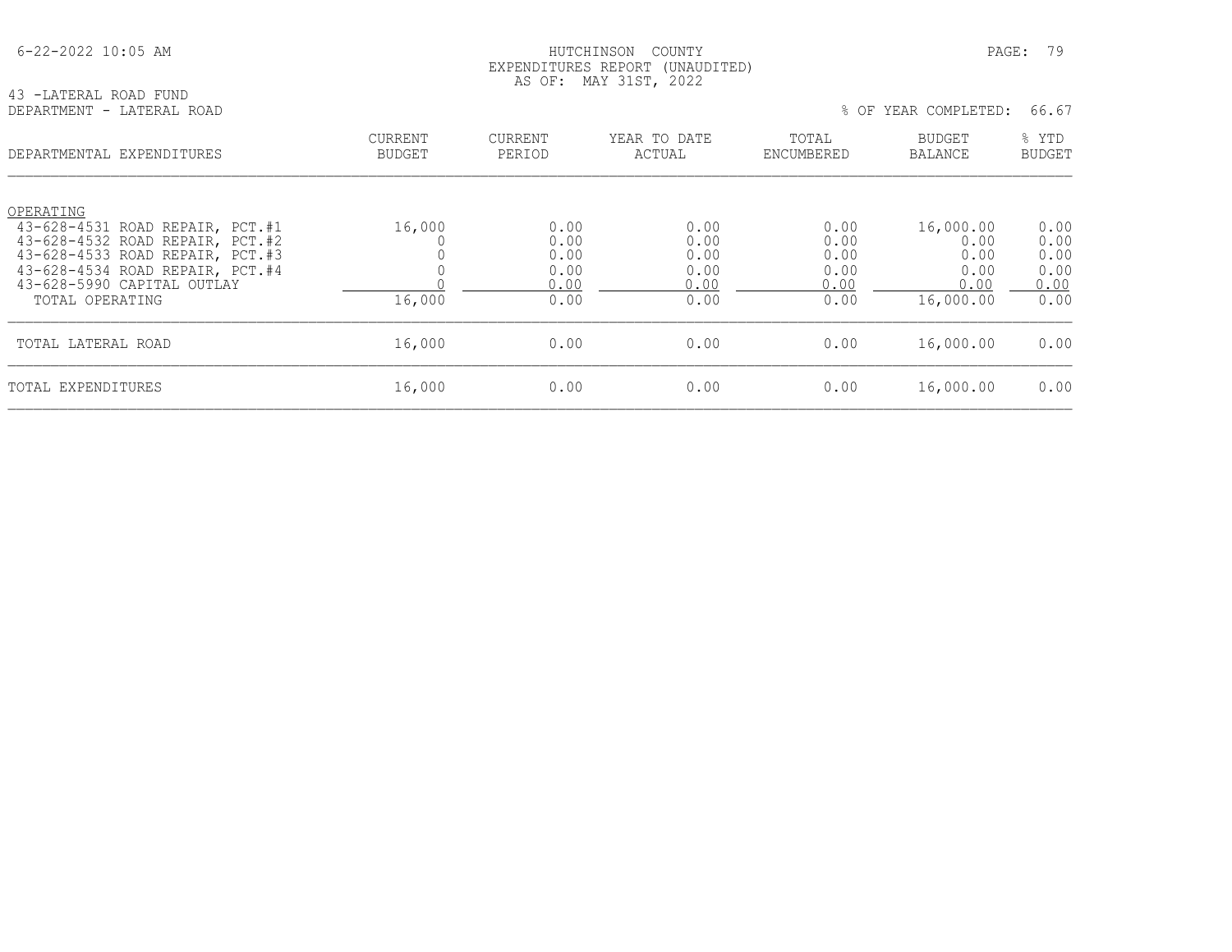HUTCHINSON COUNTY
EXPENDITURES REPORT (UNAUDITED)
AS OF: MAY 31ST, 2022

43 -LATERAL ROAD FUND
DEPARTMENT - LATERAL ROAD

% OF YEAR COMPLETED: 66.67

| DEPARTMENTAL EXPENDITURES | CURRENT BUDGET | CURRENT PERIOD | YEAR TO DATE ACTUAL | TOTAL ENCUMBERED | BUDGET BALANCE | % YTD BUDGET |
|---|---|---|---|---|---|---|
| OPERATING | | | | | | |
| 43-628-4531 ROAD REPAIR, PCT.#1 | 16,000 | 0.00 | 0.00 | 0.00 | 16,000.00 | 0.00 |
| 43-628-4532 ROAD REPAIR, PCT.#2 | 0 | 0.00 | 0.00 | 0.00 | 0.00 | 0.00 |
| 43-628-4533 ROAD REPAIR, PCT.#3 | 0 | 0.00 | 0.00 | 0.00 | 0.00 | 0.00 |
| 43-628-4534 ROAD REPAIR, PCT.#4 | 0 | 0.00 | 0.00 | 0.00 | 0.00 | 0.00 |
| 43-628-5990 CAPITAL OUTLAY | 0 | 0.00 | 0.00 | 0.00 | 0.00 | 0.00 |
| TOTAL OPERATING | 16,000 | 0.00 | 0.00 | 0.00 | 16,000.00 | 0.00 |
| TOTAL LATERAL ROAD | 16,000 | 0.00 | 0.00 | 0.00 | 16,000.00 | 0.00 |
| TOTAL EXPENDITURES | 16,000 | 0.00 | 0.00 | 0.00 | 16,000.00 | 0.00 |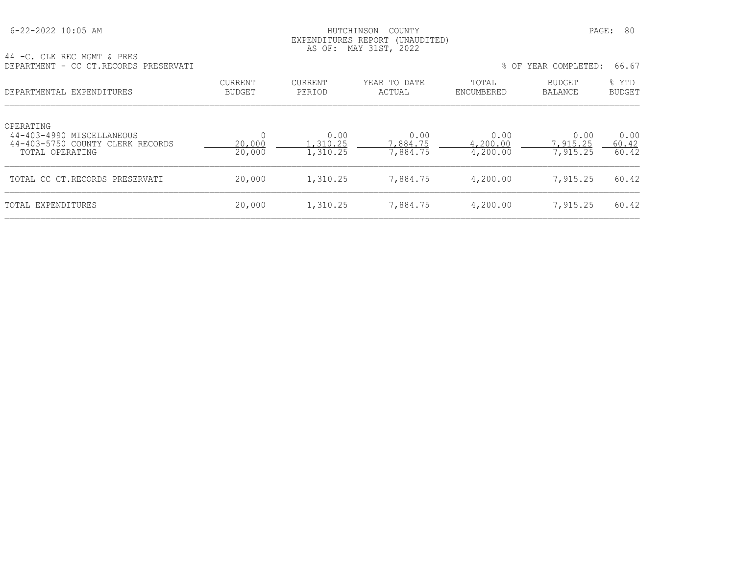HUTCHINSON COUNTY
EXPENDITURES REPORT (UNAUDITED)
AS OF: MAY 31ST, 2022

44 -C. CLK REC MGMT & PRES
DEPARTMENT - CC CT.RECORDS PRESERVATI

% OF YEAR COMPLETED: 66.67

| DEPARTMENTAL EXPENDITURES | CURRENT BUDGET | CURRENT PERIOD | YEAR TO DATE ACTUAL | TOTAL ENCUMBERED | BUDGET BALANCE | % YTD BUDGET |
|---|---|---|---|---|---|---|
| OPERATING | | | | | | |
| 44-403-4990 MISCELLANEOUS | 0 | 0.00 | 0.00 | 0.00 | 0.00 | 0.00 |
| 44-403-5750 COUNTY CLERK RECORDS | 20,000 | 1,310.25 | 7,884.75 | 4,200.00 | 7,915.25 | 60.42 |
| TOTAL OPERATING | 20,000 | 1,310.25 | 7,884.75 | 4,200.00 | 7,915.25 | 60.42 |
| TOTAL CC CT.RECORDS PRESERVATI | 20,000 | 1,310.25 | 7,884.75 | 4,200.00 | 7,915.25 | 60.42 |
| TOTAL EXPENDITURES | 20,000 | 1,310.25 | 7,884.75 | 4,200.00 | 7,915.25 | 60.42 |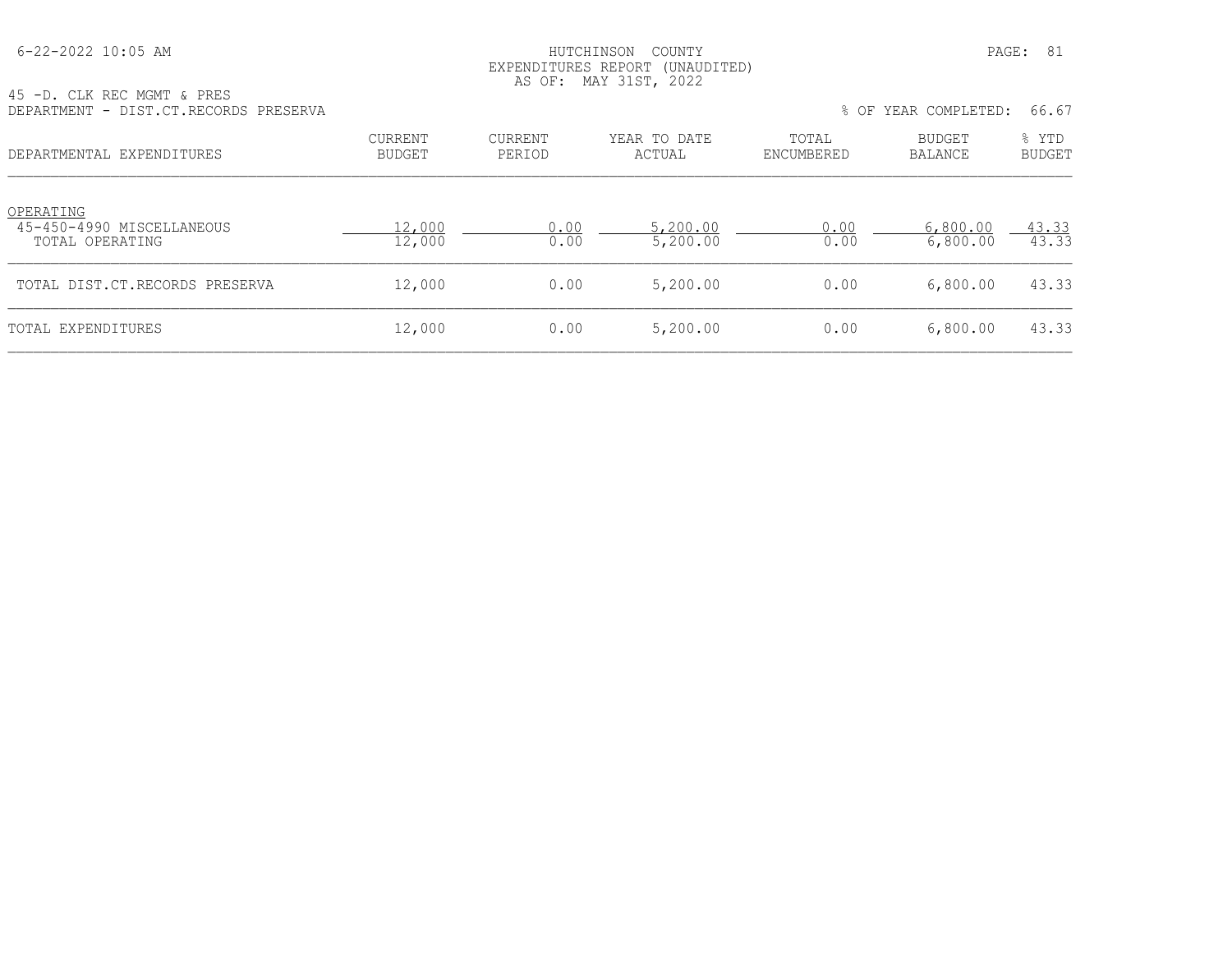HUTCHINSON COUNTY
EXPENDITURES REPORT (UNAUDITED)
AS OF: MAY 31ST, 2022

45 -D. CLK REC MGMT & PRES
DEPARTMENT - DIST.CT.RECORDS PRESERVA

% OF YEAR COMPLETED: 66.67

| DEPARTMENTAL EXPENDITURES | CURRENT BUDGET | CURRENT PERIOD | YEAR TO DATE ACTUAL | TOTAL ENCUMBERED | BUDGET BALANCE | % YTD BUDGET |
|---|---|---|---|---|---|---|
| OPERATING | | | | | | |
| 45-450-4990 MISCELLANEOUS | 12,000 | 0.00 | 5,200.00 | 0.00 | 6,800.00 | 43.33 |
| TOTAL OPERATING | 12,000 | 0.00 | 5,200.00 | 0.00 | 6,800.00 | 43.33 |
| TOTAL DIST.CT.RECORDS PRESERVA | 12,000 | 0.00 | 5,200.00 | 0.00 | 6,800.00 | 43.33 |
| TOTAL EXPENDITURES | 12,000 | 0.00 | 5,200.00 | 0.00 | 6,800.00 | 43.33 |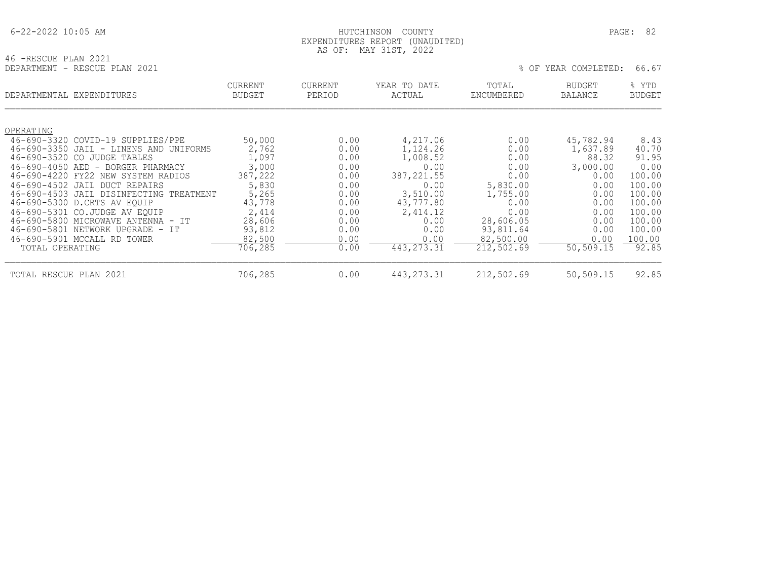HUTCHINSON COUNTY
EXPENDITURES REPORT (UNAUDITED)
AS OF: MAY 31ST, 2022

46 -RESCUE PLAN 2021
DEPARTMENT - RESCUE PLAN 2021

% OF YEAR COMPLETED: 66.67

| DEPARTMENTAL EXPENDITURES | CURRENT BUDGET | CURRENT PERIOD | YEAR TO DATE ACTUAL | TOTAL ENCUMBERED | BUDGET BALANCE | % YTD BUDGET |
|---|---|---|---|---|---|---|
| OPERATING | | | | | | |
| 46-690-3320 COVID-19 SUPPLIES/PPE | 50,000 | 0.00 | 4,217.06 | 0.00 | 45,782.94 | 8.43 |
| 46-690-3350 JAIL - LINENS AND UNIFORMS | 2,762 | 0.00 | 1,124.26 | 0.00 | 1,637.89 | 40.70 |
| 46-690-3520 CO JUDGE TABLES | 1,097 | 0.00 | 1,008.52 | 0.00 | 88.32 | 91.95 |
| 46-690-4050 AED - BORGER PHARMACY | 3,000 | 0.00 | 0.00 | 0.00 | 3,000.00 | 0.00 |
| 46-690-4220 FY22 NEW SYSTEM RADIOS | 387,222 | 0.00 | 387,221.55 | 0.00 | 0.00 | 100.00 |
| 46-690-4502 JAIL DUCT REPAIRS | 5,830 | 0.00 | 0.00 | 5,830.00 | 0.00 | 100.00 |
| 46-690-4503 JAIL DISINFECTING TREATMENT | 5,265 | 0.00 | 3,510.00 | 1,755.00 | 0.00 | 100.00 |
| 46-690-5300 D.CRTS AV EQUIP | 43,778 | 0.00 | 43,777.80 | 0.00 | 0.00 | 100.00 |
| 46-690-5301 CO.JUDGE AV EQUIP | 2,414 | 0.00 | 2,414.12 | 0.00 | 0.00 | 100.00 |
| 46-690-5800 MICROWAVE ANTENNA - IT | 28,606 | 0.00 | 0.00 | 28,606.05 | 0.00 | 100.00 |
| 46-690-5801 NETWORK UPGRADE - IT | 93,812 | 0.00 | 0.00 | 93,811.64 | 0.00 | 100.00 |
| 46-690-5901 MCCALL RD TOWER | 82,500 | 0.00 | 0.00 | 82,500.00 | 0.00 | 100.00 |
| TOTAL OPERATING | 706,285 | 0.00 | 443,273.31 | 212,502.69 | 50,509.15 | 92.85 |
| TOTAL RESCUE PLAN 2021 | 706,285 | 0.00 | 443,273.31 | 212,502.69 | 50,509.15 | 92.85 |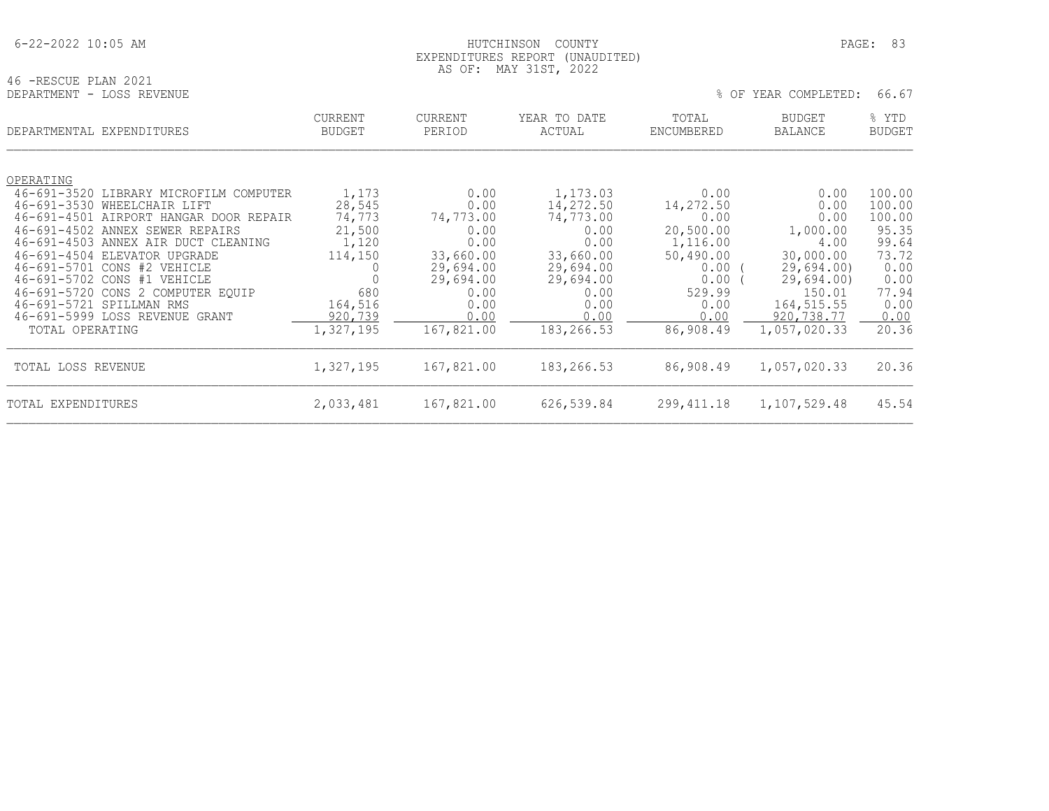HUTCHINSON COUNTY
EXPENDITURES REPORT (UNAUDITED)
AS OF: MAY 31ST, 2022

46 -RESCUE PLAN 2021
DEPARTMENT - LOSS REVENUE

% OF YEAR COMPLETED: 66.67

| DEPARTMENTAL EXPENDITURES | CURRENT BUDGET | CURRENT PERIOD | YEAR TO DATE ACTUAL | TOTAL ENCUMBERED | BUDGET BALANCE | % YTD BUDGET |
|---|---|---|---|---|---|---|
| OPERATING | | | | | | |
| 46-691-3520 LIBRARY MICROFILM COMPUTER | 1,173 | 0.00 | 1,173.03 | 0.00 | 0.00 | 100.00 |
| 46-691-3530 WHEELCHAIR LIFT | 28,545 | 0.00 | 14,272.50 | 14,272.50 | 0.00 | 100.00 |
| 46-691-4501 AIRPORT HANGAR DOOR REPAIR | 74,773 | 74,773.00 | 74,773.00 | 0.00 | 0.00 | 100.00 |
| 46-691-4502 ANNEX SEWER REPAIRS | 21,500 | 0.00 | 0.00 | 20,500.00 | 1,000.00 | 95.35 |
| 46-691-4503 ANNEX AIR DUCT CLEANING | 1,120 | 0.00 | 0.00 | 1,116.00 | 4.00 | 99.64 |
| 46-691-4504 ELEVATOR UPGRADE | 114,150 | 33,660.00 | 33,660.00 | 50,490.00 | 30,000.00 | 73.72 |
| 46-691-5701 CONS #2 VEHICLE | 0 | 29,694.00 | 29,694.00 | 0.00 | ( 29,694.00) | 0.00 |
| 46-691-5702 CONS #1 VEHICLE | 0 | 29,694.00 | 29,694.00 | 0.00 | ( 29,694.00) | 0.00 |
| 46-691-5720 CONS 2 COMPUTER EQUIP | 680 | 0.00 | 0.00 | 529.99 | 150.01 | 77.94 |
| 46-691-5721 SPILLMAN RMS | 164,516 | 0.00 | 0.00 | 0.00 | 164,515.55 | 0.00 |
| 46-691-5999 LOSS REVENUE GRANT | 920,739 | 0.00 | 0.00 | 0.00 | 920,738.77 | 0.00 |
| TOTAL OPERATING | 1,327,195 | 167,821.00 | 183,266.53 | 86,908.49 | 1,057,020.33 | 20.36 |
| TOTAL LOSS REVENUE | 1,327,195 | 167,821.00 | 183,266.53 | 86,908.49 | 1,057,020.33 | 20.36 |
| TOTAL EXPENDITURES | 2,033,481 | 167,821.00 | 626,539.84 | 299,411.18 | 1,107,529.48 | 45.54 |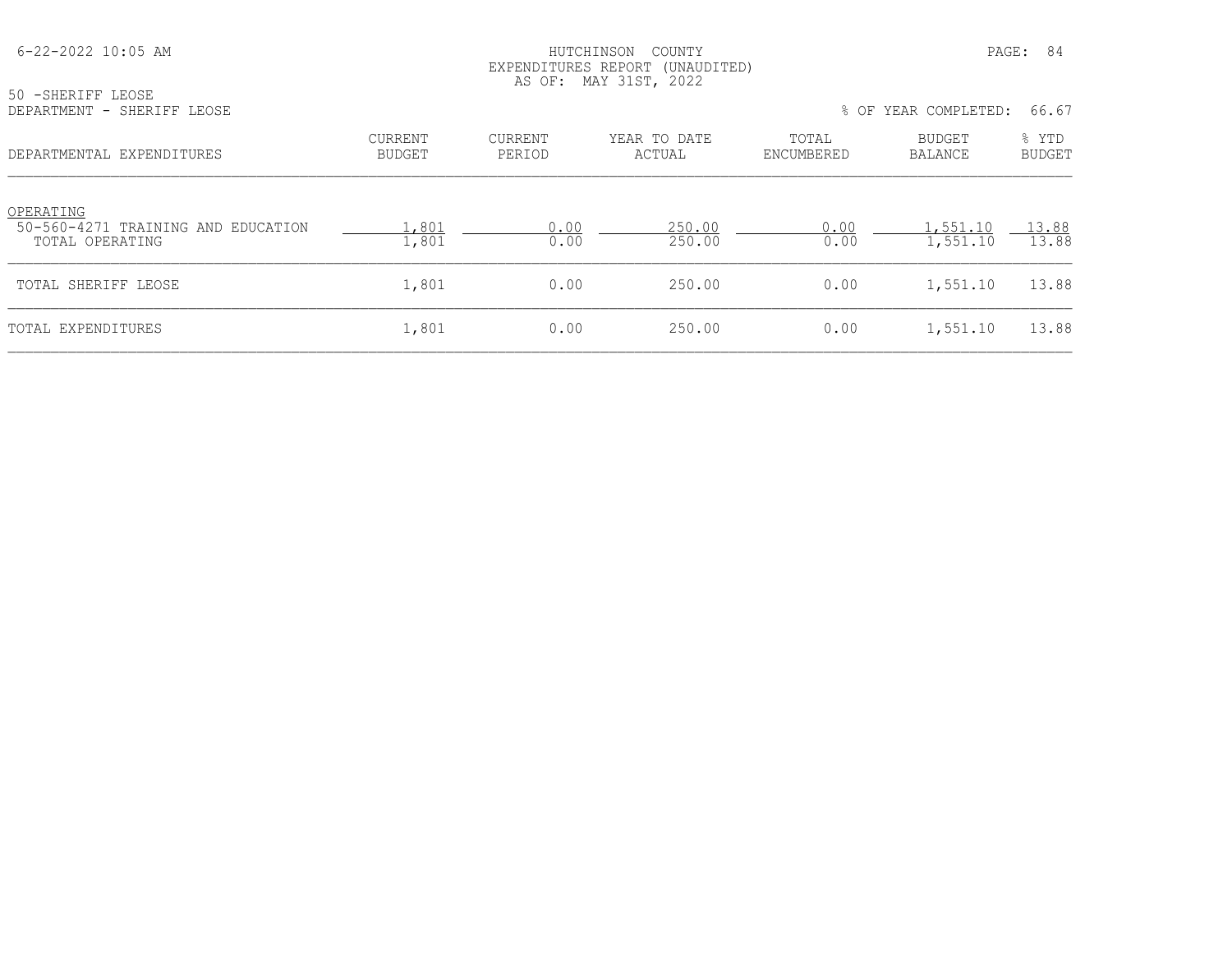HUTCHINSON COUNTY
EXPENDITURES REPORT (UNAUDITED)
AS OF: MAY 31ST, 2022

50 -SHERIFF LEOSE
DEPARTMENT - SHERIFF LEOSE

% OF YEAR COMPLETED: 66.67

| DEPARTMENTAL EXPENDITURES | CURRENT BUDGET | CURRENT PERIOD | YEAR TO DATE ACTUAL | TOTAL ENCUMBERED | BUDGET BALANCE | % YTD BUDGET |
|---|---|---|---|---|---|---|
| OPERATING | | | | | | |
| 50-560-4271 TRAINING AND EDUCATION | 1,801 | 0.00 | 250.00 | 0.00 | 1,551.10 | 13.88 |
| TOTAL OPERATING | 1,801 | 0.00 | 250.00 | 0.00 | 1,551.10 | 13.88 |
| TOTAL SHERIFF LEOSE | 1,801 | 0.00 | 250.00 | 0.00 | 1,551.10 | 13.88 |
| TOTAL EXPENDITURES | 1,801 | 0.00 | 250.00 | 0.00 | 1,551.10 | 13.88 |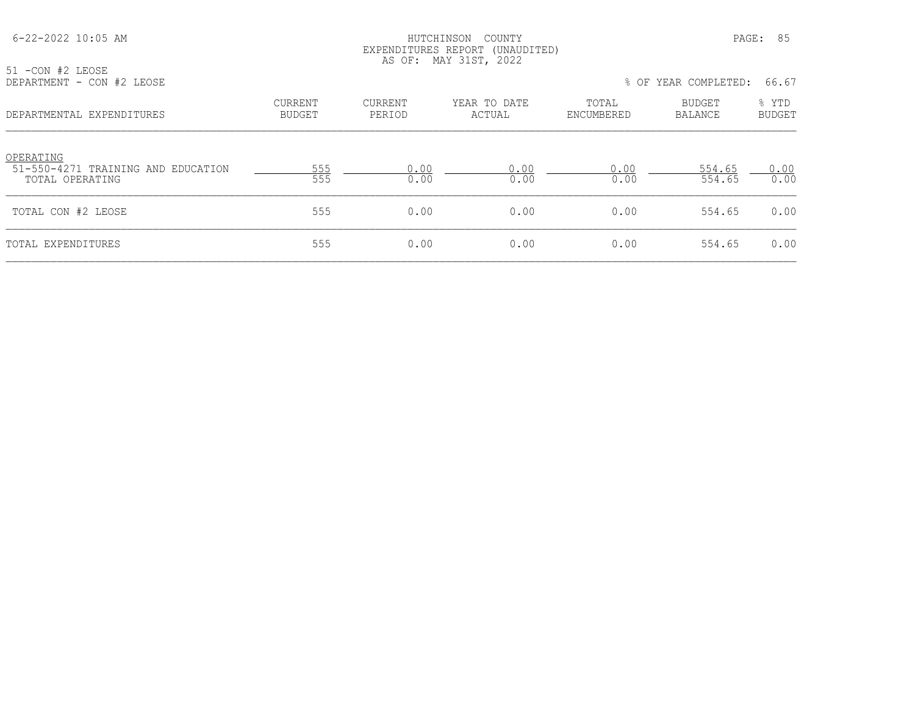HUTCHINSON COUNTY
EXPENDITURES REPORT (UNAUDITED)
AS OF: MAY 31ST, 2022

51 -CON #2 LEOSE
DEPARTMENT - CON #2 LEOSE

% OF YEAR COMPLETED: 66.67

| DEPARTMENTAL EXPENDITURES | CURRENT BUDGET | CURRENT PERIOD | YEAR TO DATE ACTUAL | TOTAL ENCUMBERED | BUDGET BALANCE | % YTD BUDGET |
|---|---|---|---|---|---|---|
| OPERATING | | | | | | |
| 51-550-4271 TRAINING AND EDUCATION | 555 | 0.00 | 0.00 | 0.00 | 554.65 | 0.00 |
| TOTAL OPERATING | 555 | 0.00 | 0.00 | 0.00 | 554.65 | 0.00 |
| TOTAL CON #2 LEOSE | 555 | 0.00 | 0.00 | 0.00 | 554.65 | 0.00 |
| TOTAL EXPENDITURES | 555 | 0.00 | 0.00 | 0.00 | 554.65 | 0.00 |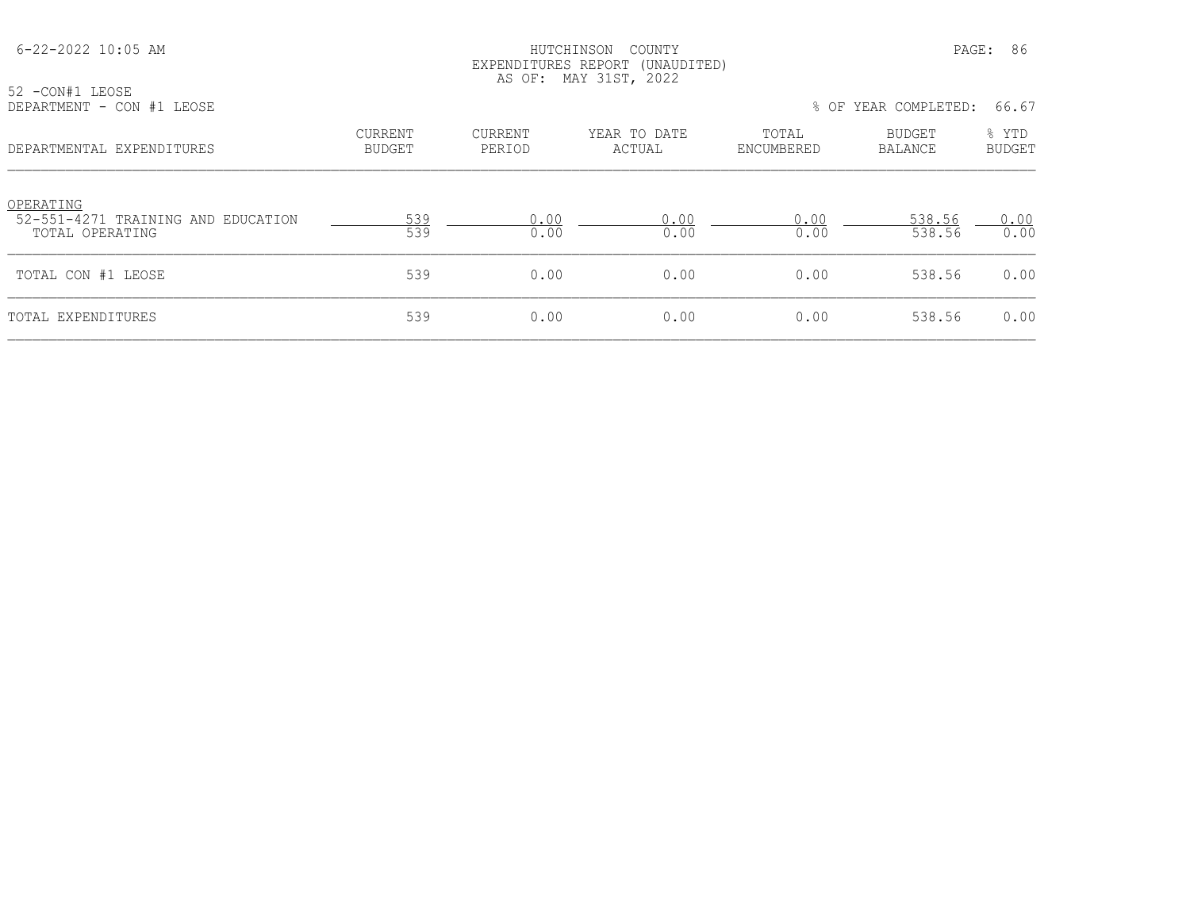HUTCHINSON COUNTY
EXPENDITURES REPORT (UNAUDITED)
AS OF: MAY 31ST, 2022

52 -CON#1 LEOSE
DEPARTMENT - CON #1 LEOSE

% OF YEAR COMPLETED: 66.67

| DEPARTMENTAL EXPENDITURES | CURRENT BUDGET | CURRENT PERIOD | YEAR TO DATE ACTUAL | TOTAL ENCUMBERED | BUDGET BALANCE | % YTD BUDGET |
|---|---|---|---|---|---|---|
| OPERATING | | | | | | |
| 52-551-4271 TRAINING AND EDUCATION | 539 | 0.00 | 0.00 | 0.00 | 538.56 | 0.00 |
| TOTAL OPERATING | 539 | 0.00 | 0.00 | 0.00 | 538.56 | 0.00 |
| TOTAL CON #1 LEOSE | 539 | 0.00 | 0.00 | 0.00 | 538.56 | 0.00 |
| TOTAL EXPENDITURES | 539 | 0.00 | 0.00 | 0.00 | 538.56 | 0.00 |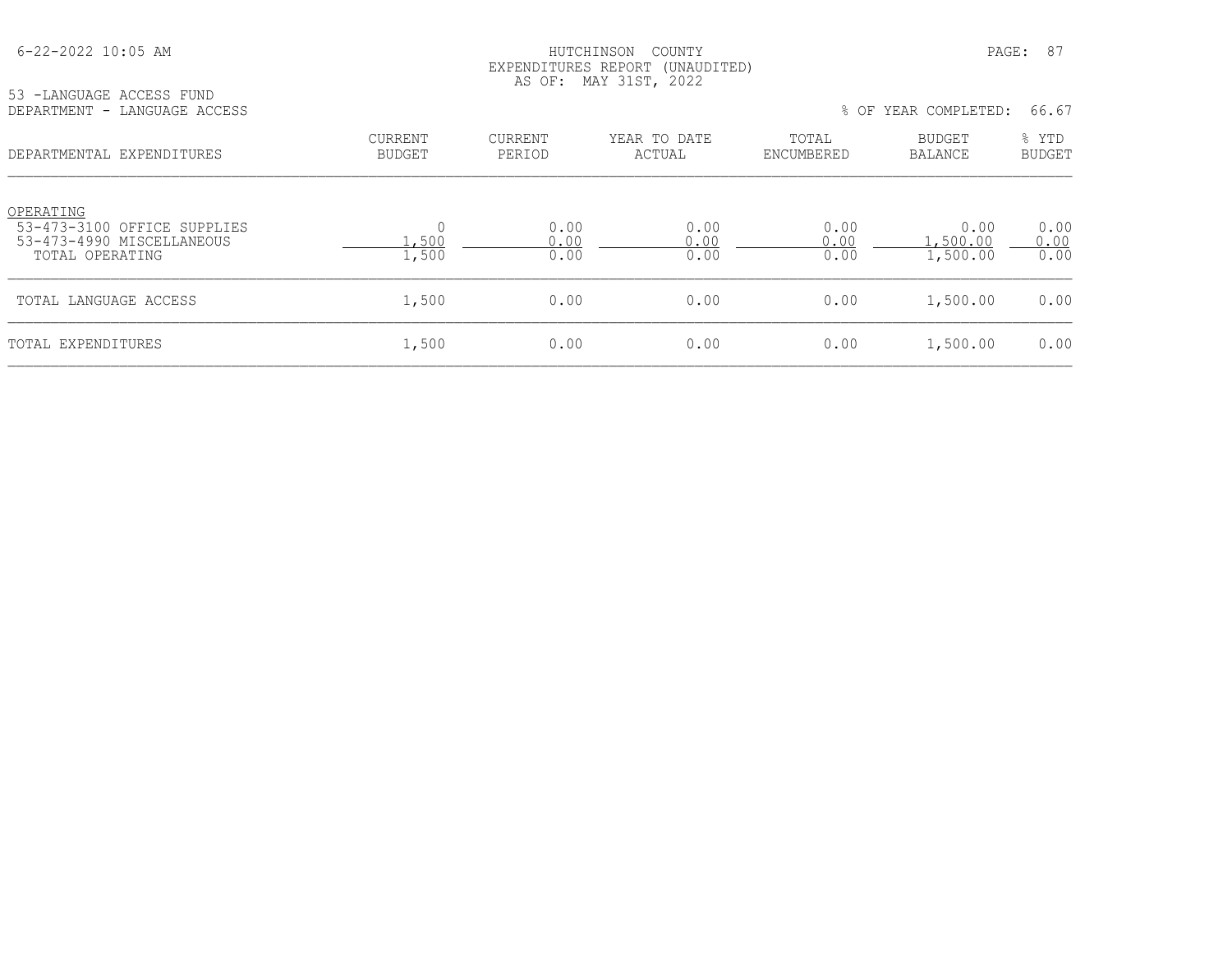HUTCHINSON COUNTY
EXPENDITURES REPORT (UNAUDITED)
AS OF: MAY 31ST, 2022

53 -LANGUAGE ACCESS FUND
DEPARTMENT - LANGUAGE ACCESS

% OF YEAR COMPLETED: 66.67

| DEPARTMENTAL EXPENDITURES | CURRENT BUDGET | CURRENT PERIOD | YEAR TO DATE ACTUAL | TOTAL ENCUMBERED | BUDGET BALANCE | % YTD BUDGET |
|---|---|---|---|---|---|---|
| OPERATING | | | | | | |
| 53-473-3100 OFFICE SUPPLIES | 0 | 0.00 | 0.00 | 0.00 | 0.00 | 0.00 |
| 53-473-4990 MISCELLANEOUS | 1,500 | 0.00 | 0.00 | 0.00 | 1,500.00 | 0.00 |
| TOTAL OPERATING | 1,500 | 0.00 | 0.00 | 0.00 | 1,500.00 | 0.00 |
| TOTAL LANGUAGE ACCESS | 1,500 | 0.00 | 0.00 | 0.00 | 1,500.00 | 0.00 |
| TOTAL EXPENDITURES | 1,500 | 0.00 | 0.00 | 0.00 | 1,500.00 | 0.00 |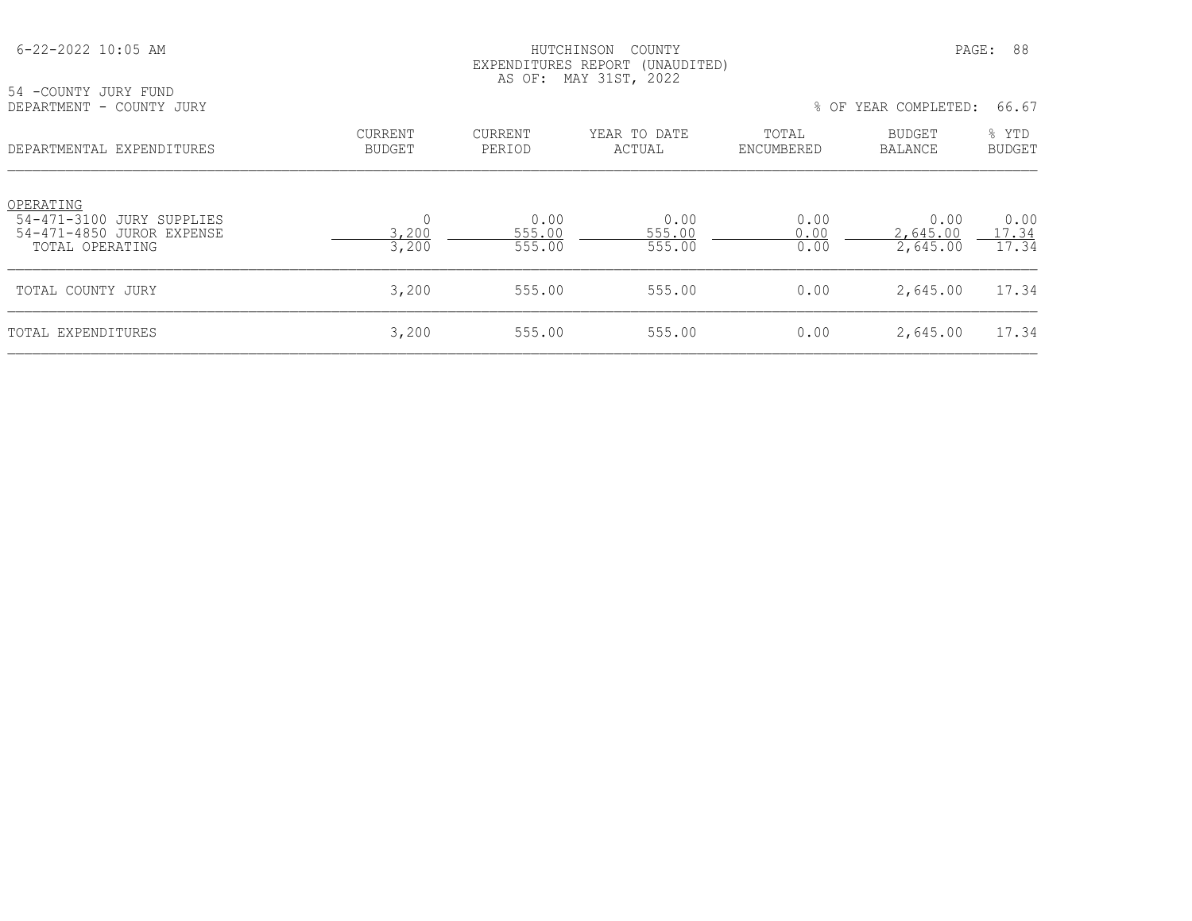HUTCHINSON COUNTY
EXPENDITURES REPORT (UNAUDITED)
AS OF: MAY 31ST, 2022

54 -COUNTY JURY FUND
DEPARTMENT - COUNTY JURY

% OF YEAR COMPLETED: 66.67

| DEPARTMENTAL EXPENDITURES | CURRENT BUDGET | CURRENT PERIOD | YEAR TO DATE ACTUAL | TOTAL ENCUMBERED | BUDGET BALANCE | % YTD BUDGET |
|---|---|---|---|---|---|---|
| OPERATING | | | | | | |
| 54-471-3100 JURY SUPPLIES | 0 | 0.00 | 0.00 | 0.00 | 0.00 | 0.00 |
| 54-471-4850 JUROR EXPENSE | 3,200 | 555.00 | 555.00 | 0.00 | 2,645.00 | 17.34 |
| TOTAL OPERATING | 3,200 | 555.00 | 555.00 | 0.00 | 2,645.00 | 17.34 |
| TOTAL COUNTY JURY | 3,200 | 555.00 | 555.00 | 0.00 | 2,645.00 | 17.34 |
| TOTAL EXPENDITURES | 3,200 | 555.00 | 555.00 | 0.00 | 2,645.00 | 17.34 |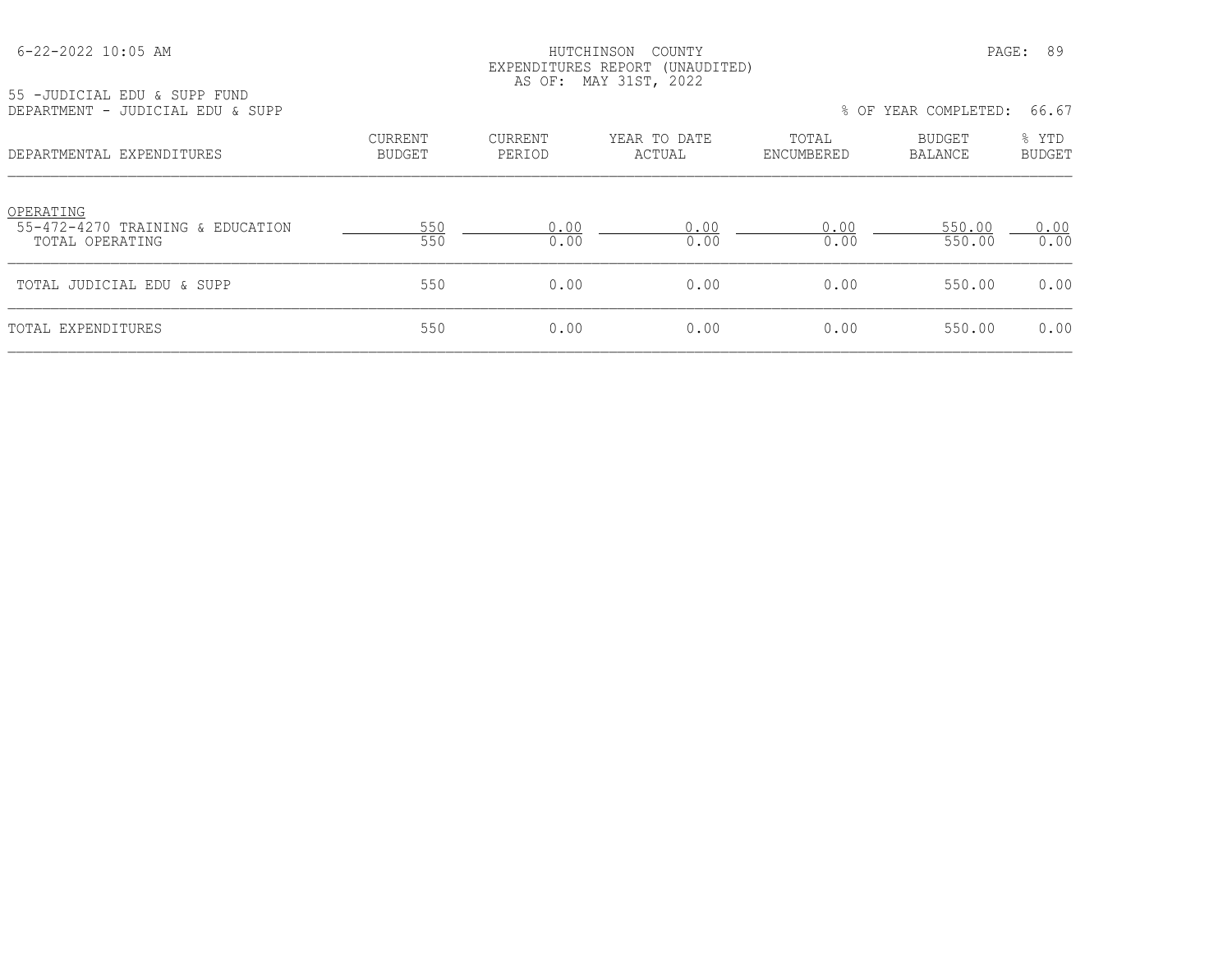HUTCHINSON COUNTY
EXPENDITURES REPORT (UNAUDITED)
AS OF: MAY 31ST, 2022

55 -JUDICIAL EDU & SUPP FUND
DEPARTMENT - JUDICIAL EDU & SUPP

% OF YEAR COMPLETED: 66.67

| DEPARTMENTAL EXPENDITURES | CURRENT BUDGET | CURRENT PERIOD | YEAR TO DATE ACTUAL | TOTAL ENCUMBERED | BUDGET BALANCE | % YTD BUDGET |
|---|---|---|---|---|---|---|
| OPERATING | | | | | | |
| 55-472-4270 TRAINING & EDUCATION | 550 | 0.00 | 0.00 | 0.00 | 550.00 | 0.00 |
| TOTAL OPERATING | 550 | 0.00 | 0.00 | 0.00 | 550.00 | 0.00 |
| TOTAL JUDICIAL EDU & SUPP | 550 | 0.00 | 0.00 | 0.00 | 550.00 | 0.00 |
| TOTAL EXPENDITURES | 550 | 0.00 | 0.00 | 0.00 | 550.00 | 0.00 |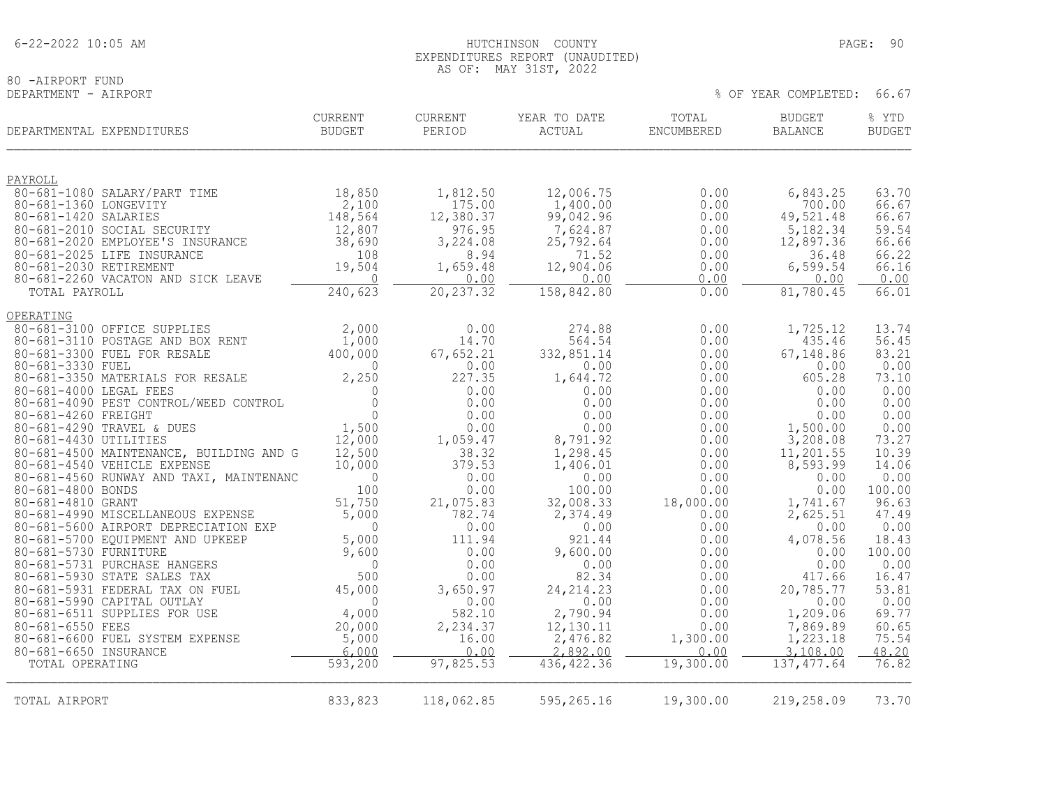HUTCHINSON COUNTY
EXPENDITURES REPORT (UNAUDITED)
AS OF: MAY 31ST, 2022

80 -AIRPORT FUND
DEPARTMENT - AIRPORT

% OF YEAR COMPLETED: 66.67

| DEPARTMENTAL EXPENDITURES | CURRENT BUDGET | CURRENT PERIOD | YEAR TO DATE ACTUAL | TOTAL ENCUMBERED | BUDGET BALANCE | % YTD BUDGET |
|---|---|---|---|---|---|---|
| **PAYROLL** | | | | | | |
| 80-681-1080 SALARY/PART TIME | 18,850 | 1,812.50 | 12,006.75 | 0.00 | 6,843.25 | 63.70 |
| 80-681-1360 LONGEVITY | 2,100 | 175.00 | 1,400.00 | 0.00 | 700.00 | 66.67 |
| 80-681-1420 SALARIES | 148,564 | 12,380.37 | 99,042.96 | 0.00 | 49,521.48 | 66.67 |
| 80-681-2010 SOCIAL SECURITY | 12,807 | 976.95 | 7,624.87 | 0.00 | 5,182.34 | 59.54 |
| 80-681-2020 EMPLOYEE'S INSURANCE | 38,690 | 3,224.08 | 25,792.64 | 0.00 | 12,897.36 | 66.66 |
| 80-681-2025 LIFE INSURANCE | 108 | 8.94 | 71.52 | 0.00 | 36.48 | 66.22 |
| 80-681-2030 RETIREMENT | 19,504 | 1,659.48 | 12,904.06 | 0.00 | 6,599.54 | 66.16 |
| 80-681-2260 VACATON AND SICK LEAVE | 0 | 0.00 | 0.00 | 0.00 | 0.00 | 0.00 |
| TOTAL PAYROLL | 240,623 | 20,237.32 | 158,842.80 | 0.00 | 81,780.45 | 66.01 |
| **OPERATING** | | | | | | |
| 80-681-3100 OFFICE SUPPLIES | 2,000 | 0.00 | 274.88 | 0.00 | 1,725.12 | 13.74 |
| 80-681-3110 POSTAGE AND BOX RENT | 1,000 | 14.70 | 564.54 | 0.00 | 435.46 | 56.45 |
| 80-681-3300 FUEL FOR RESALE | 400,000 | 67,652.21 | 332,851.14 | 0.00 | 67,148.86 | 83.21 |
| 80-681-3330 FUEL | 0 | 0.00 | 0.00 | 0.00 | 0.00 | 0.00 |
| 80-681-3350 MATERIALS FOR RESALE | 2,250 | 227.35 | 1,644.72 | 0.00 | 605.28 | 73.10 |
| 80-681-4000 LEGAL FEES | 0 | 0.00 | 0.00 | 0.00 | 0.00 | 0.00 |
| 80-681-4090 PEST CONTROL/WEED CONTROL | 0 | 0.00 | 0.00 | 0.00 | 0.00 | 0.00 |
| 80-681-4260 FREIGHT | 0 | 0.00 | 0.00 | 0.00 | 0.00 | 0.00 |
| 80-681-4290 TRAVEL & DUES | 1,500 | 0.00 | 0.00 | 0.00 | 1,500.00 | 0.00 |
| 80-681-4430 UTILITIES | 12,000 | 1,059.47 | 8,791.92 | 0.00 | 3,208.08 | 73.27 |
| 80-681-4500 MAINTENANCE, BUILDING AND G | 12,500 | 38.32 | 1,298.45 | 0.00 | 11,201.55 | 10.39 |
| 80-681-4540 VEHICLE EXPENSE | 10,000 | 379.53 | 1,406.01 | 0.00 | 8,593.99 | 14.06 |
| 80-681-4560 RUNWAY AND TAXI, MAINTENANC | 0 | 0.00 | 0.00 | 0.00 | 0.00 | 0.00 |
| 80-681-4800 BONDS | 100 | 0.00 | 100.00 | 0.00 | 0.00 | 100.00 |
| 80-681-4810 GRANT | 51,750 | 21,075.83 | 32,008.33 | 18,000.00 | 1,741.67 | 96.63 |
| 80-681-4990 MISCELLANEOUS EXPENSE | 5,000 | 782.74 | 2,374.49 | 0.00 | 2,625.51 | 47.49 |
| 80-681-5600 AIRPORT DEPRECIATION EXP | 0 | 0.00 | 0.00 | 0.00 | 0.00 | 0.00 |
| 80-681-5700 EQUIPMENT AND UPKEEP | 5,000 | 111.94 | 921.44 | 0.00 | 4,078.56 | 18.43 |
| 80-681-5730 FURNITURE | 9,600 | 0.00 | 9,600.00 | 0.00 | 0.00 | 100.00 |
| 80-681-5731 PURCHASE HANGERS | 0 | 0.00 | 0.00 | 0.00 | 0.00 | 0.00 |
| 80-681-5930 STATE SALES TAX | 500 | 0.00 | 82.34 | 0.00 | 417.66 | 16.47 |
| 80-681-5931 FEDERAL TAX ON FUEL | 45,000 | 3,650.97 | 24,214.23 | 0.00 | 20,785.77 | 53.81 |
| 80-681-5990 CAPITAL OUTLAY | 0 | 0.00 | 0.00 | 0.00 | 0.00 | 0.00 |
| 80-681-6511 SUPPLIES FOR USE | 4,000 | 582.10 | 2,790.94 | 0.00 | 1,209.06 | 69.77 |
| 80-681-6550 FEES | 20,000 | 2,234.37 | 12,130.11 | 0.00 | 7,869.89 | 60.65 |
| 80-681-6600 FUEL SYSTEM EXPENSE | 5,000 | 16.00 | 2,476.82 | 1,300.00 | 1,223.18 | 75.54 |
| 80-681-6650 INSURANCE | 6,000 | 0.00 | 2,892.00 | 0.00 | 3,108.00 | 48.20 |
| TOTAL OPERATING | 593,200 | 97,825.53 | 436,422.36 | 19,300.00 | 137,477.64 | 76.82 |
| TOTAL AIRPORT | 833,823 | 118,062.85 | 595,265.16 | 19,300.00 | 219,258.09 | 73.70 |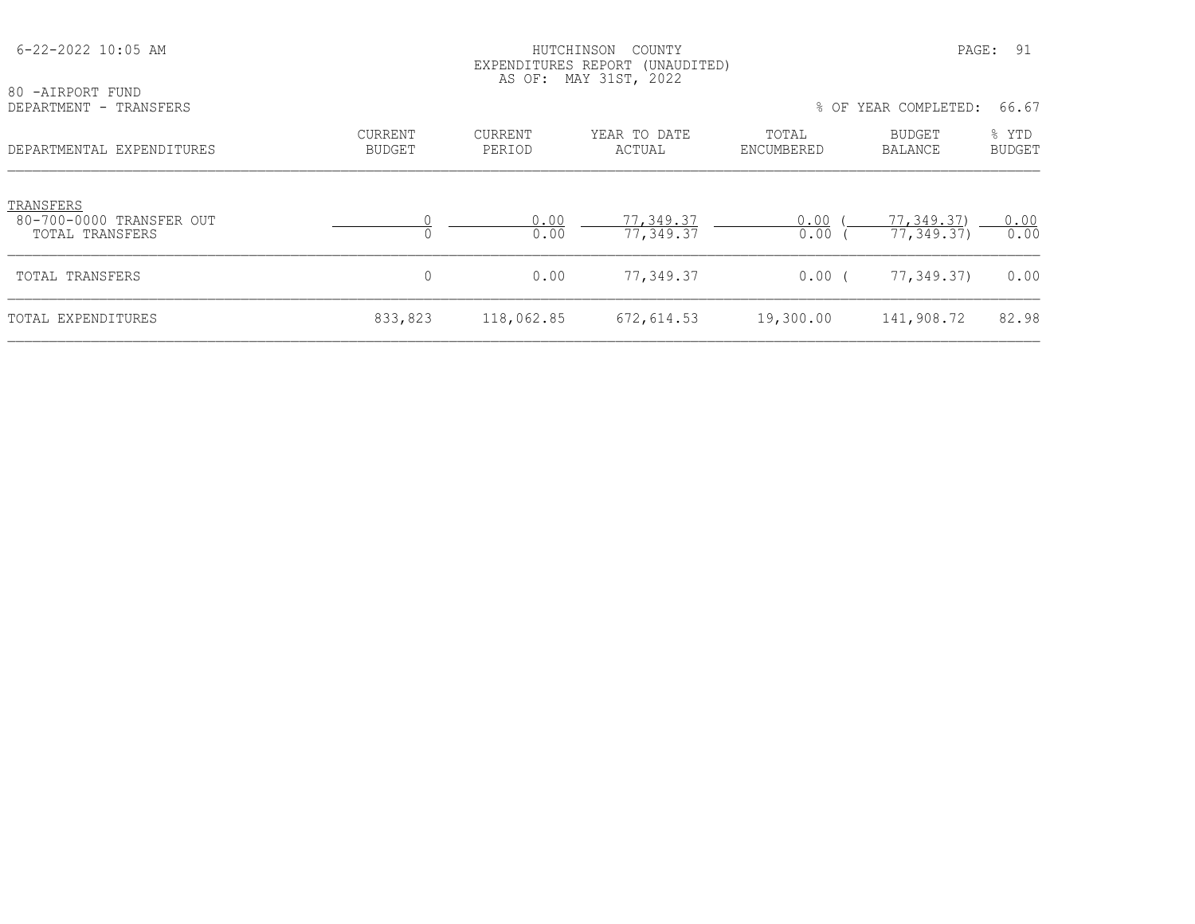HUTCHINSON COUNTY
EXPENDITURES REPORT (UNAUDITED)
AS OF: MAY 31ST, 2022

80 -AIRPORT FUND
DEPARTMENT - TRANSFERS

% OF YEAR COMPLETED: 66.67

| DEPARTMENTAL EXPENDITURES | CURRENT BUDGET | CURRENT PERIOD | YEAR TO DATE ACTUAL | TOTAL ENCUMBERED | BUDGET BALANCE | % YTD BUDGET |
|---|---|---|---|---|---|---|
| TRANSFERS | | | | | | |
| 80-700-0000 TRANSFER OUT | 0 | 0.00 | 77,349.37 | 0.00 | ( 77,349.37) | 0.00 |
| TOTAL TRANSFERS | 0 | 0.00 | 77,349.37 | 0.00 | ( 77,349.37) | 0.00 |
| TOTAL TRANSFERS | 0 | 0.00 | 77,349.37 | 0.00 | ( 77,349.37) | 0.00 |
| TOTAL EXPENDITURES | 833,823 | 118,062.85 | 672,614.53 | 19,300.00 | 141,908.72 | 82.98 |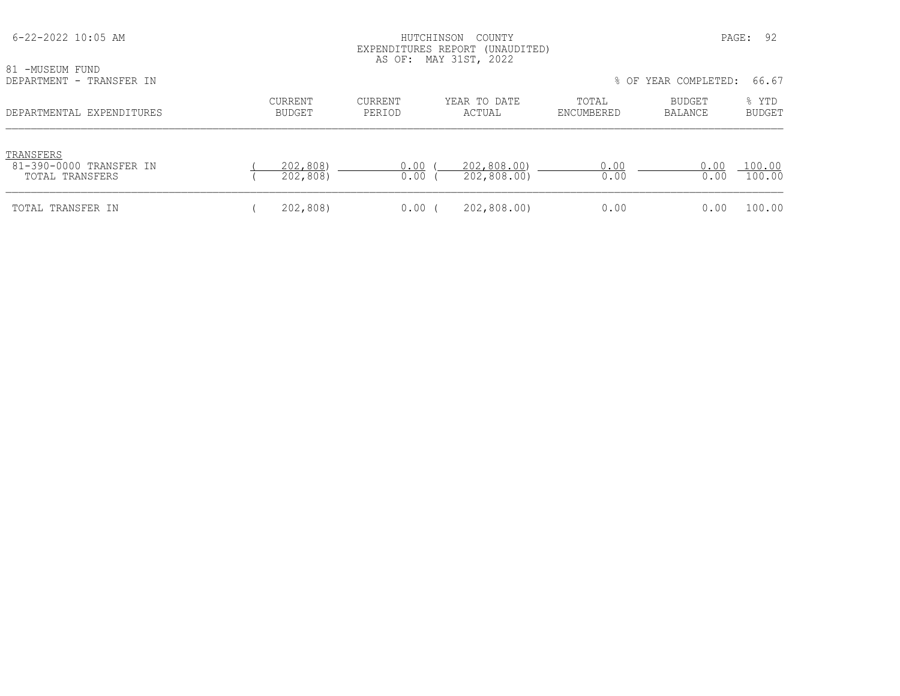HUTCHINSON COUNTY
EXPENDITURES REPORT (UNAUDITED)
AS OF: MAY 31ST, 2022

81 -MUSEUM FUND
DEPARTMENT - TRANSFER IN

% OF YEAR COMPLETED: 66.67

| DEPARTMENTAL EXPENDITURES | CURRENT BUDGET | CURRENT PERIOD | YEAR TO DATE ACTUAL | TOTAL ENCUMBERED | BUDGET BALANCE | % YTD BUDGET |
|---|---|---|---|---|---|---|
| TRANSFERS | | | | | | |
| 81-390-0000 TRANSFER IN | ( 202,808) | 0.00 | ( 202,808.00) | 0.00 | 0.00 | 100.00 |
| TOTAL TRANSFERS | ( 202,808) | 0.00 | ( 202,808.00) | 0.00 | 0.00 | 100.00 |
| TOTAL TRANSFER IN | ( 202,808) | 0.00 | ( 202,808.00) | 0.00 | 0.00 | 100.00 |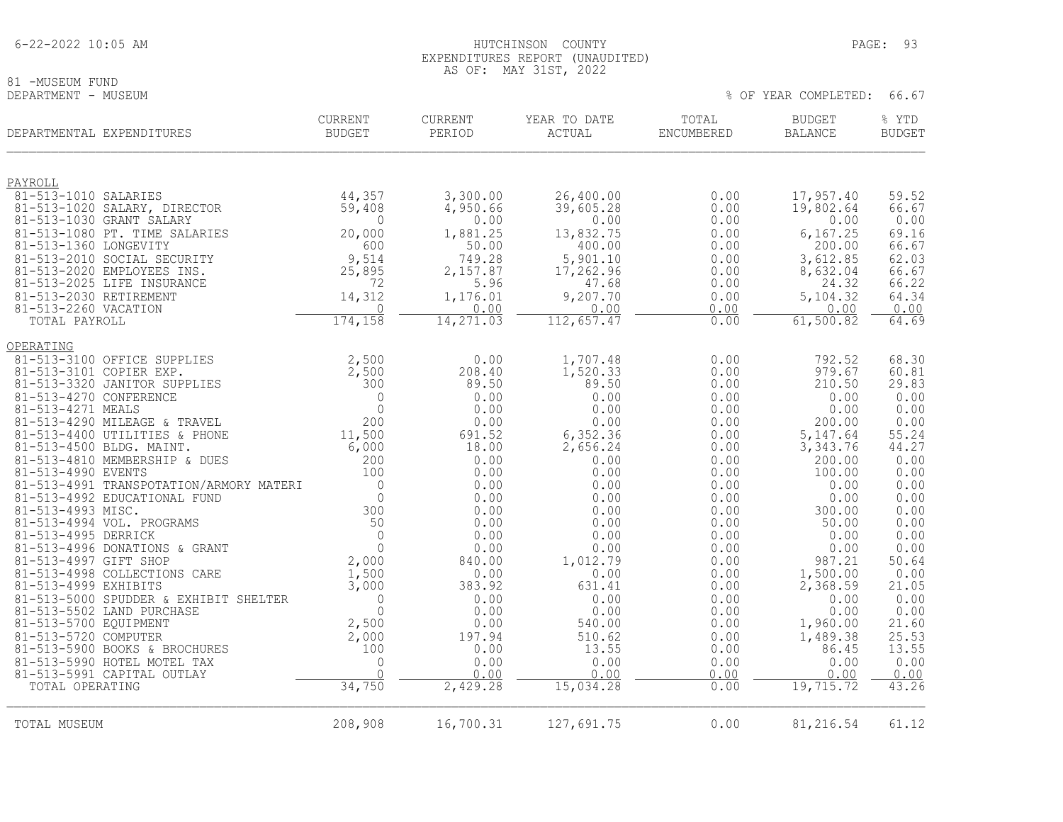HUTCHINSON COUNTY
EXPENDITURES REPORT (UNAUDITED)
AS OF: MAY 31ST, 2022

81 -MUSEUM FUND
DEPARTMENT - MUSEUM

% OF YEAR COMPLETED: 66.67

| DEPARTMENTAL EXPENDITURES | CURRENT BUDGET | CURRENT PERIOD | YEAR TO DATE ACTUAL | TOTAL ENCUMBERED | BUDGET BALANCE | % YTD BUDGET |
|---|---|---|---|---|---|---|
| PAYROLL | | | | | | |
| 81-513-1010 SALARIES | 44,357 | 3,300.00 | 26,400.00 | 0.00 | 17,957.40 | 59.52 |
| 81-513-1020 SALARY, DIRECTOR | 59,408 | 4,950.66 | 39,605.28 | 0.00 | 19,802.64 | 66.67 |
| 81-513-1030 GRANT SALARY | 0 | 0.00 | 0.00 | 0.00 | 0.00 | 0.00 |
| 81-513-1080 PT. TIME SALARIES | 20,000 | 1,881.25 | 13,832.75 | 0.00 | 6,167.25 | 69.16 |
| 81-513-1360 LONGEVITY | 600 | 50.00 | 400.00 | 0.00 | 200.00 | 66.67 |
| 81-513-2010 SOCIAL SECURITY | 9,514 | 749.28 | 5,901.10 | 0.00 | 3,612.85 | 62.03 |
| 81-513-2020 EMPLOYEES INS. | 25,895 | 2,157.87 | 17,262.96 | 0.00 | 8,632.04 | 66.67 |
| 81-513-2025 LIFE INSURANCE | 72 | 5.96 | 47.68 | 0.00 | 24.32 | 66.22 |
| 81-513-2030 RETIREMENT | 14,312 | 1,176.01 | 9,207.70 | 0.00 | 5,104.32 | 64.34 |
| 81-513-2260 VACATION | 0 | 0.00 | 0.00 | 0.00 | 0.00 | 0.00 |
| TOTAL PAYROLL | 174,158 | 14,271.03 | 112,657.47 | 0.00 | 61,500.82 | 64.69 |
| OPERATING | | | | | | |
| 81-513-3100 OFFICE SUPPLIES | 2,500 | 0.00 | 1,707.48 | 0.00 | 792.52 | 68.30 |
| 81-513-3101 COPIER EXP. | 2,500 | 208.40 | 1,520.33 | 0.00 | 979.67 | 60.81 |
| 81-513-3320 JANITOR SUPPLIES | 300 | 89.50 | 89.50 | 0.00 | 210.50 | 29.83 |
| 81-513-4270 CONFERENCE | 0 | 0.00 | 0.00 | 0.00 | 0.00 | 0.00 |
| 81-513-4271 MEALS | 0 | 0.00 | 0.00 | 0.00 | 0.00 | 0.00 |
| 81-513-4290 MILEAGE & TRAVEL | 200 | 0.00 | 0.00 | 0.00 | 200.00 | 0.00 |
| 81-513-4400 UTILITIES & PHONE | 11,500 | 691.52 | 6,352.36 | 0.00 | 5,147.64 | 55.24 |
| 81-513-4500 BLDG. MAINT. | 6,000 | 18.00 | 2,656.24 | 0.00 | 3,343.76 | 44.27 |
| 81-513-4810 MEMBERSHIP & DUES | 200 | 0.00 | 0.00 | 0.00 | 200.00 | 0.00 |
| 81-513-4990 EVENTS | 100 | 0.00 | 0.00 | 0.00 | 100.00 | 0.00 |
| 81-513-4991 TRANSPOTATION/ARMORY MATERI | 0 | 0.00 | 0.00 | 0.00 | 0.00 | 0.00 |
| 81-513-4992 EDUCATIONAL FUND | 0 | 0.00 | 0.00 | 0.00 | 0.00 | 0.00 |
| 81-513-4993 MISC. | 300 | 0.00 | 0.00 | 0.00 | 300.00 | 0.00 |
| 81-513-4994 VOL. PROGRAMS | 50 | 0.00 | 0.00 | 0.00 | 50.00 | 0.00 |
| 81-513-4995 DERRICK | 0 | 0.00 | 0.00 | 0.00 | 0.00 | 0.00 |
| 81-513-4996 DONATIONS & GRANT | 0 | 0.00 | 0.00 | 0.00 | 0.00 | 0.00 |
| 81-513-4997 GIFT SHOP | 2,000 | 840.00 | 1,012.79 | 0.00 | 987.21 | 50.64 |
| 81-513-4998 COLLECTIONS CARE | 1,500 | 0.00 | 0.00 | 0.00 | 1,500.00 | 0.00 |
| 81-513-4999 EXHIBITS | 3,000 | 383.92 | 631.41 | 0.00 | 2,368.59 | 21.05 |
| 81-513-5000 SPUDDER & EXHIBIT SHELTER | 0 | 0.00 | 0.00 | 0.00 | 0.00 | 0.00 |
| 81-513-5502 LAND PURCHASE | 0 | 0.00 | 0.00 | 0.00 | 0.00 | 0.00 |
| 81-513-5700 EQUIPMENT | 2,500 | 0.00 | 540.00 | 0.00 | 1,960.00 | 21.60 |
| 81-513-5720 COMPUTER | 2,000 | 197.94 | 510.62 | 0.00 | 1,489.38 | 25.53 |
| 81-513-5900 BOOKS & BROCHURES | 100 | 0.00 | 13.55 | 0.00 | 86.45 | 13.55 |
| 81-513-5990 HOTEL MOTEL TAX | 0 | 0.00 | 0.00 | 0.00 | 0.00 | 0.00 |
| 81-513-5991 CAPITAL OUTLAY | 0 | 0.00 | 0.00 | 0.00 | 0.00 | 0.00 |
| TOTAL OPERATING | 34,750 | 2,429.28 | 15,034.28 | 0.00 | 19,715.72 | 43.26 |
| TOTAL MUSEUM | 208,908 | 16,700.31 | 127,691.75 | 0.00 | 81,216.54 | 61.12 |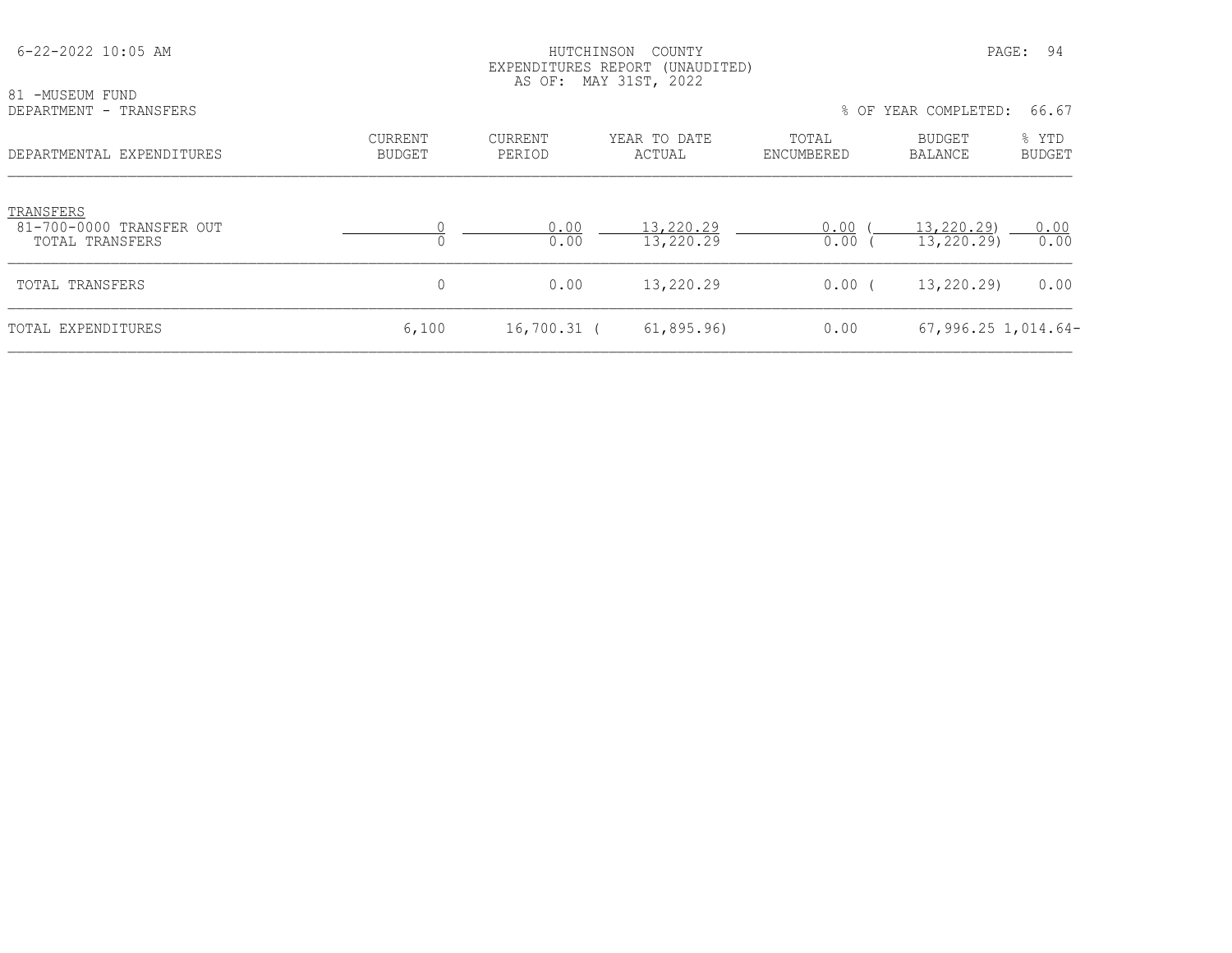HUTCHINSON COUNTY
EXPENDITURES REPORT (UNAUDITED)
AS OF: MAY 31ST, 2022

81 -MUSEUM FUND
DEPARTMENT - TRANSFERS

% OF YEAR COMPLETED: 66.67

| DEPARTMENTAL EXPENDITURES | CURRENT BUDGET | CURRENT PERIOD | YEAR TO DATE ACTUAL | TOTAL ENCUMBERED | BUDGET BALANCE | % YTD BUDGET |
|---|---|---|---|---|---|---|
| TRANSFERS | | | | | | |
| 81-700-0000 TRANSFER OUT | 0 | 0.00 | 13,220.29 | 0.00 | ( 13,220.29) | 0.00 |
| TOTAL TRANSFERS | 0 | 0.00 | 13,220.29 | 0.00 | ( 13,220.29) | 0.00 |
| TOTAL TRANSFERS | 0 | 0.00 | 13,220.29 | 0.00 | ( 13,220.29) | 0.00 |
| TOTAL EXPENDITURES | 6,100 | 16,700.31 | ( 61,895.96) | 0.00 | 67,996.25 | 1,014.64- |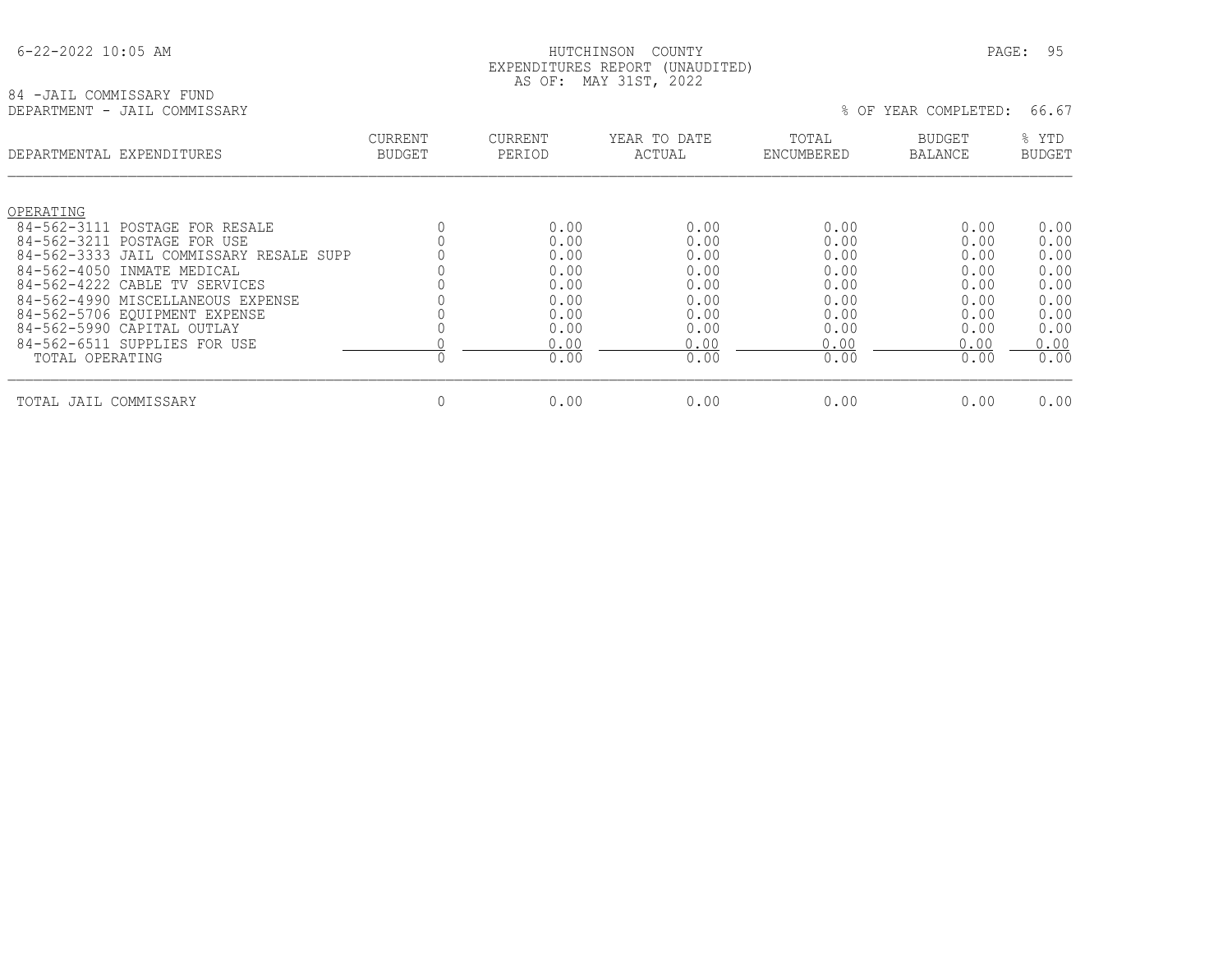HUTCHINSON COUNTY
EXPENDITURES REPORT (UNAUDITED)
AS OF: MAY 31ST, 2022

84 -JAIL COMMISSARY FUND
DEPARTMENT - JAIL COMMISSARY

% OF YEAR COMPLETED: 66.67

| DEPARTMENTAL EXPENDITURES | CURRENT BUDGET | CURRENT PERIOD | YEAR TO DATE ACTUAL | TOTAL ENCUMBERED | BUDGET BALANCE | % YTD BUDGET |
|---|---|---|---|---|---|---|
| OPERATING | | | | | | |
| 84-562-3111 POSTAGE FOR RESALE | 0 | 0.00 | 0.00 | 0.00 | 0.00 | 0.00 |
| 84-562-3211 POSTAGE FOR USE | 0 | 0.00 | 0.00 | 0.00 | 0.00 | 0.00 |
| 84-562-3333 JAIL COMMISSARY RESALE SUPP | 0 | 0.00 | 0.00 | 0.00 | 0.00 | 0.00 |
| 84-562-4050 INMATE MEDICAL | 0 | 0.00 | 0.00 | 0.00 | 0.00 | 0.00 |
| 84-562-4222 CABLE TV SERVICES | 0 | 0.00 | 0.00 | 0.00 | 0.00 | 0.00 |
| 84-562-4990 MISCELLANEOUS EXPENSE | 0 | 0.00 | 0.00 | 0.00 | 0.00 | 0.00 |
| 84-562-5706 EQUIPMENT EXPENSE | 0 | 0.00 | 0.00 | 0.00 | 0.00 | 0.00 |
| 84-562-5990 CAPITAL OUTLAY | 0 | 0.00 | 0.00 | 0.00 | 0.00 | 0.00 |
| 84-562-6511 SUPPLIES FOR USE | 0 | 0.00 | 0.00 | 0.00 | 0.00 | 0.00 |
| TOTAL OPERATING | 0 | 0.00 | 0.00 | 0.00 | 0.00 | 0.00 |
| TOTAL JAIL COMMISSARY | 0 | 0.00 | 0.00 | 0.00 | 0.00 | 0.00 |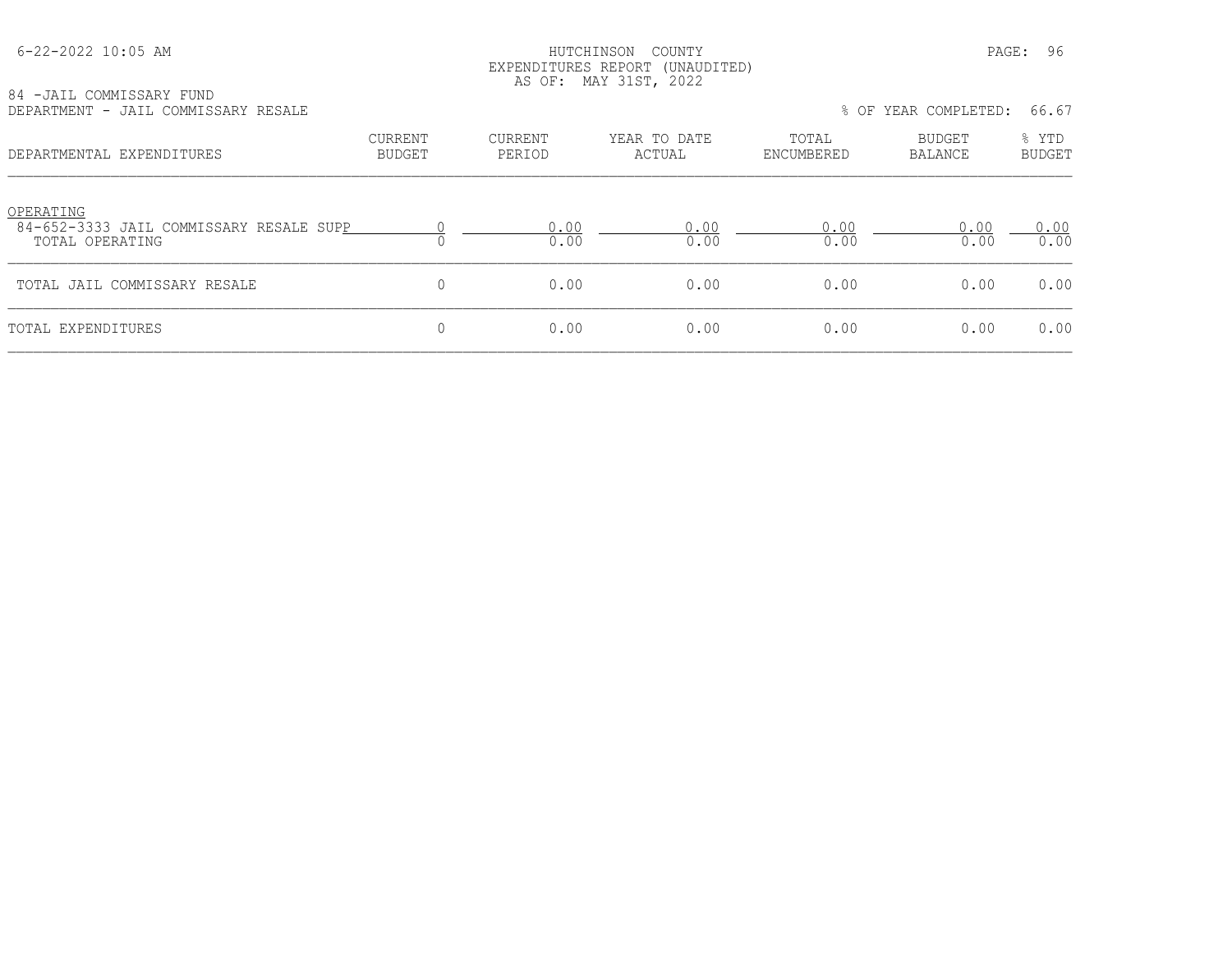HUTCHINSON COUNTY
EXPENDITURES REPORT (UNAUDITED)
AS OF: MAY 31ST, 2022

84 -JAIL COMMISSARY FUND
DEPARTMENT - JAIL COMMISSARY RESALE

% OF YEAR COMPLETED: 66.67

| DEPARTMENTAL EXPENDITURES | CURRENT BUDGET | CURRENT PERIOD | YEAR TO DATE ACTUAL | TOTAL ENCUMBERED | BUDGET BALANCE | % YTD BUDGET |
|---|---|---|---|---|---|---|
| OPERATING | | | | | | |
| 84-652-3333 JAIL COMMISSARY RESALE SUPP | 0 | 0.00 | 0.00 | 0.00 | 0.00 | 0.00 |
| TOTAL OPERATING | 0 | 0.00 | 0.00 | 0.00 | 0.00 | 0.00 |
| TOTAL JAIL COMMISSARY RESALE | 0 | 0.00 | 0.00 | 0.00 | 0.00 | 0.00 |
| TOTAL EXPENDITURES | 0 | 0.00 | 0.00 | 0.00 | 0.00 | 0.00 |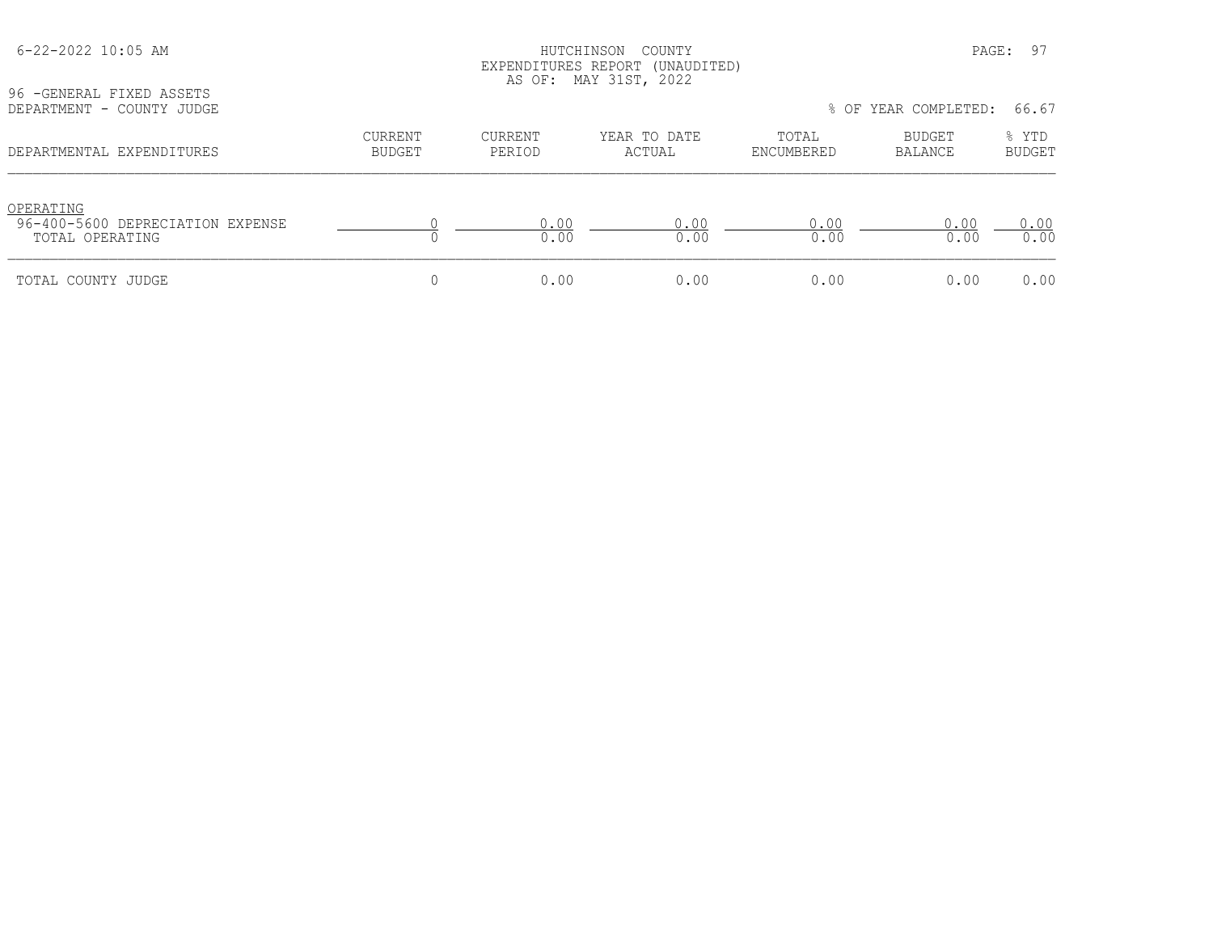HUTCHINSON COUNTY
EXPENDITURES REPORT (UNAUDITED)
AS OF: MAY 31ST, 2022

96 -GENERAL FIXED ASSETS
DEPARTMENT - COUNTY JUDGE

% OF YEAR COMPLETED: 66.67

| DEPARTMENTAL EXPENDITURES | CURRENT BUDGET | CURRENT PERIOD | YEAR TO DATE ACTUAL | TOTAL ENCUMBERED | BUDGET BALANCE | % YTD BUDGET |
|---|---|---|---|---|---|---|
| OPERATING | | | | | | |
| 96-400-5600 DEPRECIATION EXPENSE | 0 | 0.00 | 0.00 | 0.00 | 0.00 | 0.00 |
| TOTAL OPERATING | 0 | 0.00 | 0.00 | 0.00 | 0.00 | 0.00 |
| TOTAL COUNTY JUDGE | 0 | 0.00 | 0.00 | 0.00 | 0.00 | 0.00 |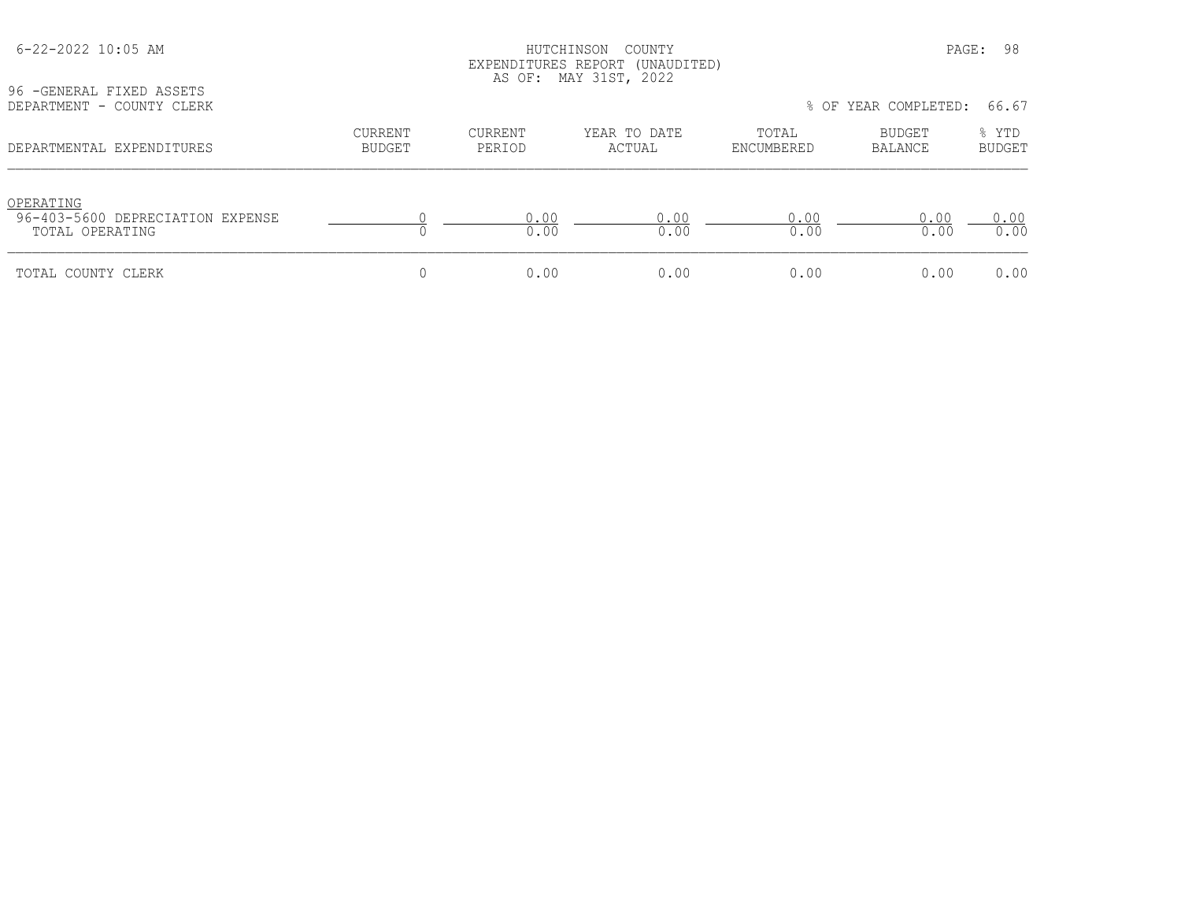HUTCHINSON COUNTY
EXPENDITURES REPORT (UNAUDITED)
AS OF: MAY 31ST, 2022

96 -GENERAL FIXED ASSETS
DEPARTMENT - COUNTY CLERK

% OF YEAR COMPLETED: 66.67

| DEPARTMENTAL EXPENDITURES | CURRENT BUDGET | CURRENT PERIOD | YEAR TO DATE ACTUAL | TOTAL ENCUMBERED | BUDGET BALANCE | % YTD BUDGET |
|---|---|---|---|---|---|---|
| OPERATING | | | | | | |
| 96-403-5600 DEPRECIATION EXPENSE | 0 | 0.00 | 0.00 | 0.00 | 0.00 | 0.00 |
| TOTAL OPERATING | 0 | 0.00 | 0.00 | 0.00 | 0.00 | 0.00 |
| TOTAL COUNTY CLERK | 0 | 0.00 | 0.00 | 0.00 | 0.00 | 0.00 |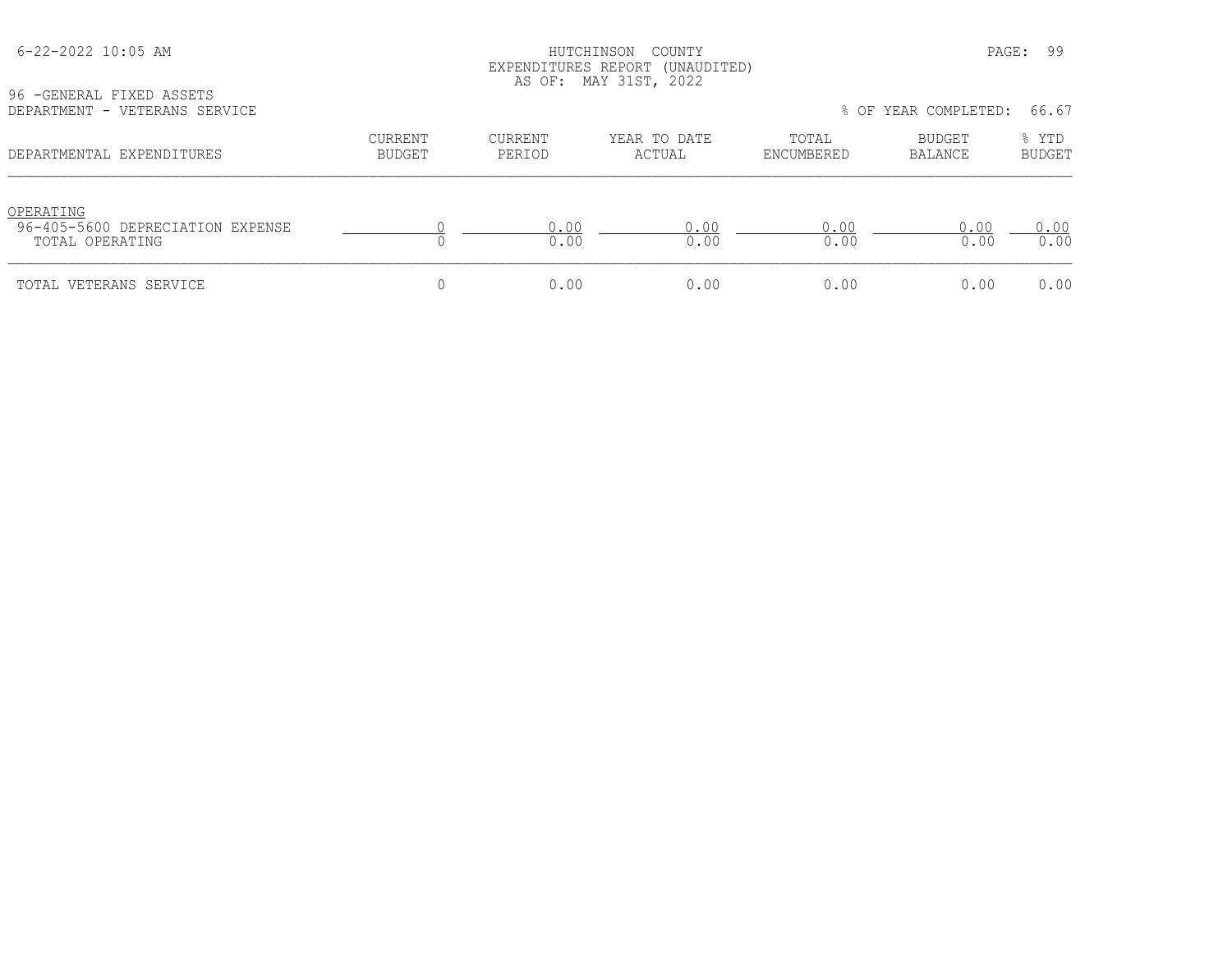HUTCHINSON COUNTY
EXPENDITURES REPORT (UNAUDITED)
AS OF: MAY 31ST, 2022

96 -GENERAL FIXED ASSETS
DEPARTMENT - VETERANS SERVICE

% OF YEAR COMPLETED: 66.67

| DEPARTMENTAL EXPENDITURES | CURRENT BUDGET | CURRENT PERIOD | YEAR TO DATE ACTUAL | TOTAL ENCUMBERED | BUDGET BALANCE | % YTD BUDGET |
|---|---|---|---|---|---|---|
| OPERATING | | | | | | |
| 96-405-5600 DEPRECIATION EXPENSE | 0 | 0.00 | 0.00 | 0.00 | 0.00 | 0.00 |
| TOTAL OPERATING | 0 | 0.00 | 0.00 | 0.00 | 0.00 | 0.00 |
| TOTAL VETERANS SERVICE | 0 | 0.00 | 0.00 | 0.00 | 0.00 | 0.00 |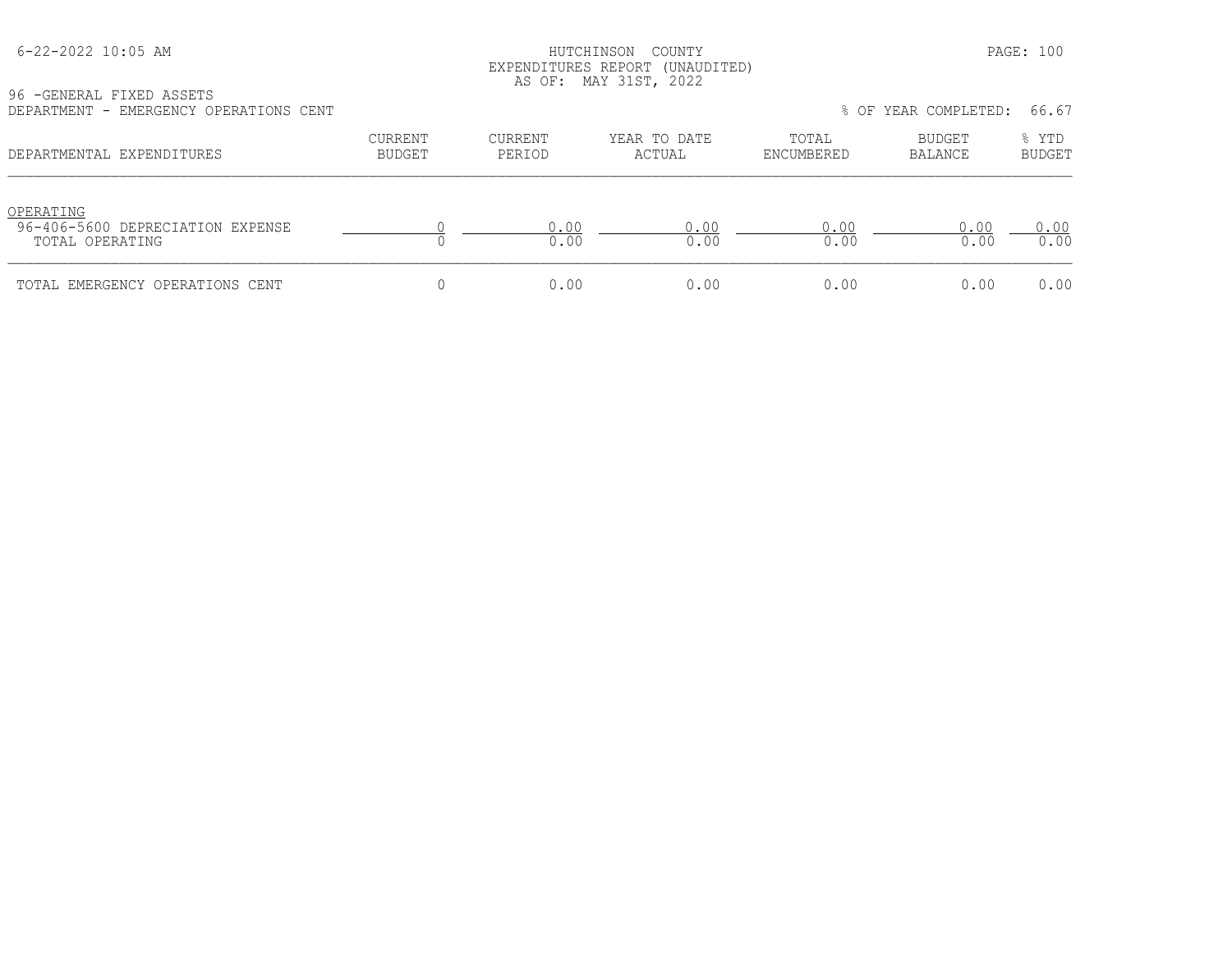HUTCHINSON COUNTY
EXPENDITURES REPORT (UNAUDITED)
AS OF: MAY 31ST, 2022

96 -GENERAL FIXED ASSETS
DEPARTMENT - EMERGENCY OPERATIONS CENT

% OF YEAR COMPLETED: 66.67

| DEPARTMENTAL EXPENDITURES | CURRENT BUDGET | CURRENT PERIOD | YEAR TO DATE ACTUAL | TOTAL ENCUMBERED | BUDGET BALANCE | % YTD BUDGET |
|---|---|---|---|---|---|---|
| OPERATING | | | | | | |
| 96-406-5600 DEPRECIATION EXPENSE | 0 | 0.00 | 0.00 | 0.00 | 0.00 | 0.00 |
| TOTAL OPERATING | 0 | 0.00 | 0.00 | 0.00 | 0.00 | 0.00 |
| TOTAL EMERGENCY OPERATIONS CENT | 0 | 0.00 | 0.00 | 0.00 | 0.00 | 0.00 |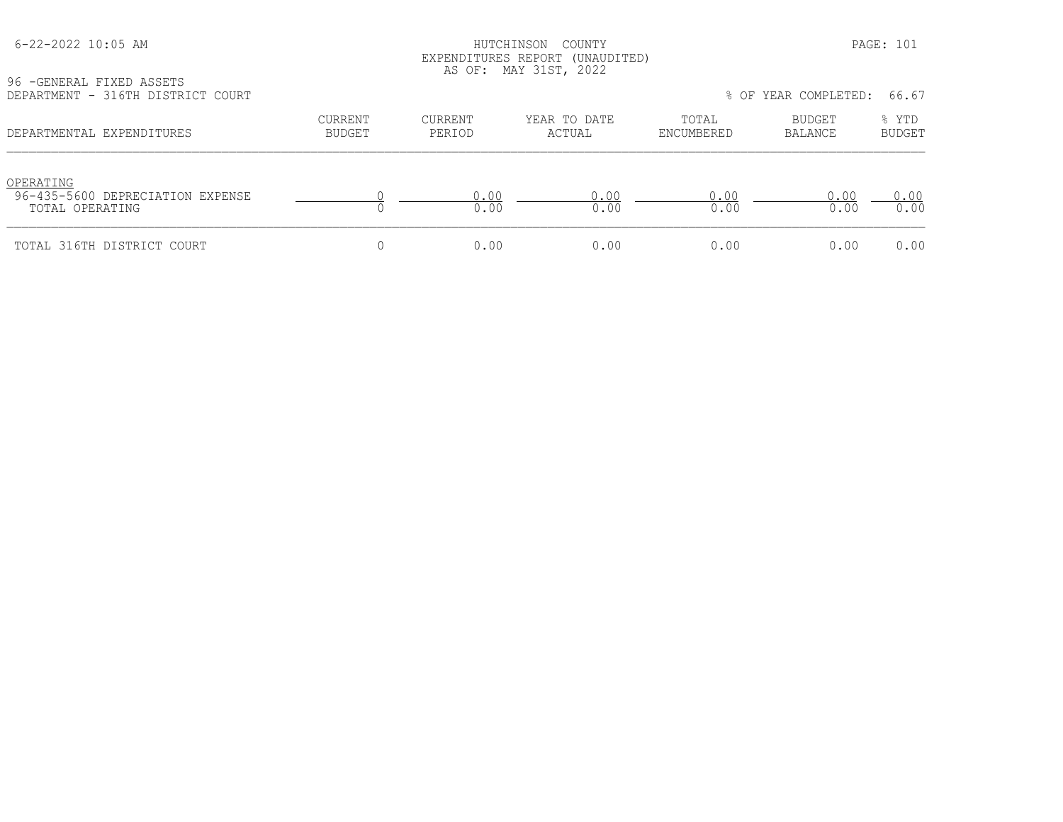HUTCHINSON COUNTY
EXPENDITURES REPORT (UNAUDITED)
AS OF: MAY 31ST, 2022

96 -GENERAL FIXED ASSETS
DEPARTMENT - 316TH DISTRICT COURT

% OF YEAR COMPLETED: 66.67

| DEPARTMENTAL EXPENDITURES | CURRENT BUDGET | CURRENT PERIOD | YEAR TO DATE ACTUAL | TOTAL ENCUMBERED | BUDGET BALANCE | % YTD BUDGET |
|---|---|---|---|---|---|---|
| OPERATING | | | | | | |
| 96-435-5600 DEPRECIATION EXPENSE | 0 | 0.00 | 0.00 | 0.00 | 0.00 | 0.00 |
| TOTAL OPERATING | 0 | 0.00 | 0.00 | 0.00 | 0.00 | 0.00 |
| TOTAL 316TH DISTRICT COURT | 0 | 0.00 | 0.00 | 0.00 | 0.00 | 0.00 |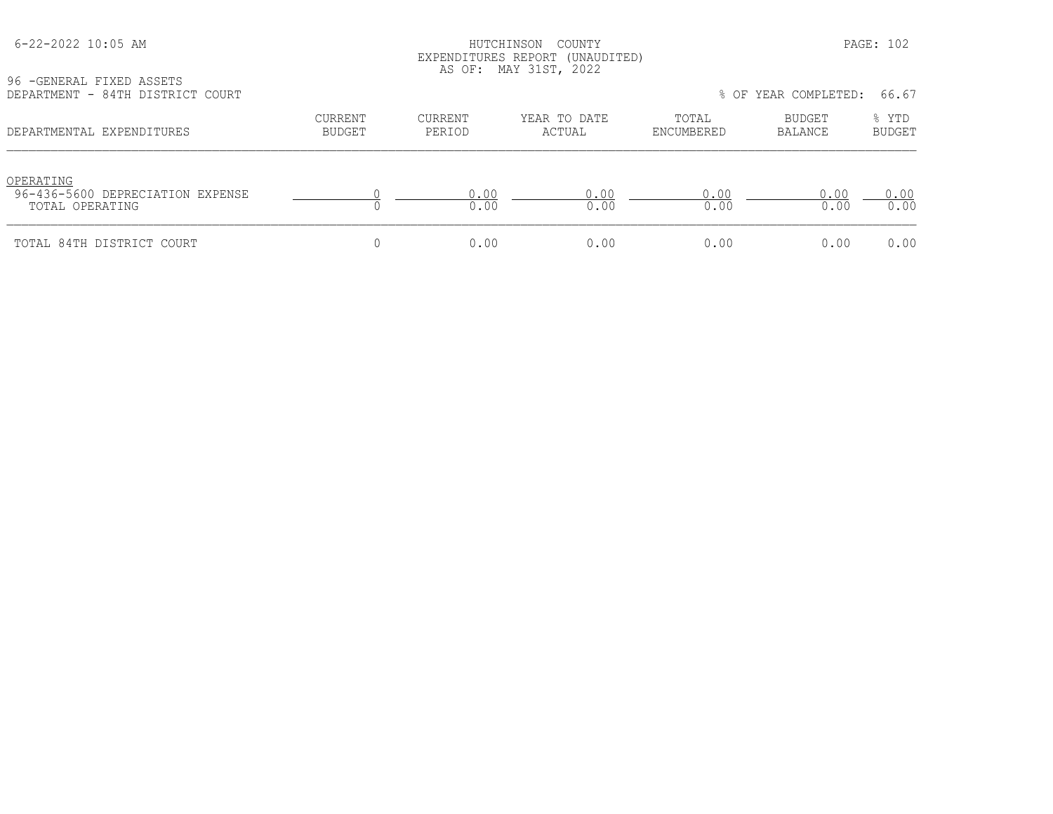HUTCHINSON COUNTY
EXPENDITURES REPORT (UNAUDITED)
AS OF: MAY 31ST, 2022

96 -GENERAL FIXED ASSETS
DEPARTMENT - 84TH DISTRICT COURT

% OF YEAR COMPLETED: 66.67

| DEPARTMENTAL EXPENDITURES | CURRENT BUDGET | CURRENT PERIOD | YEAR TO DATE ACTUAL | TOTAL ENCUMBERED | BUDGET BALANCE | % YTD BUDGET |
|---|---|---|---|---|---|---|
| OPERATING | | | | | | |
| 96-436-5600 DEPRECIATION EXPENSE | 0 | 0.00 | 0.00 | 0.00 | 0.00 | 0.00 |
| TOTAL OPERATING | 0 | 0.00 | 0.00 | 0.00 | 0.00 | 0.00 |
| TOTAL 84TH DISTRICT COURT | 0 | 0.00 | 0.00 | 0.00 | 0.00 | 0.00 |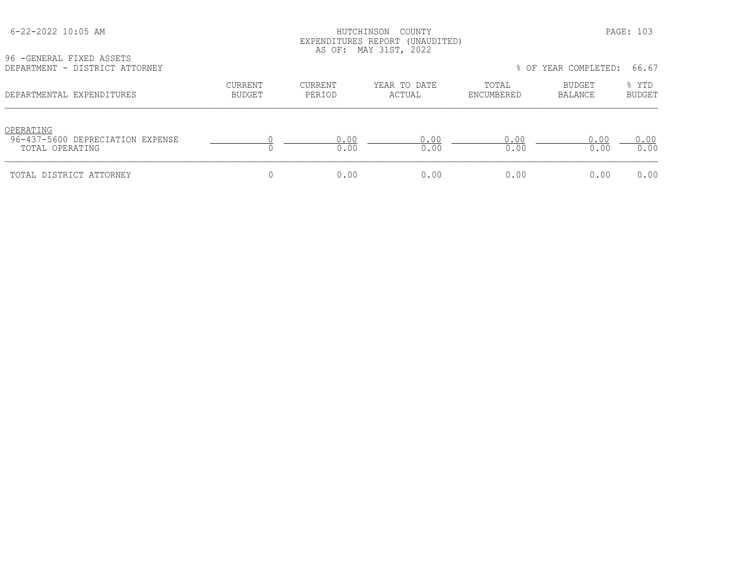HUTCHINSON COUNTY
EXPENDITURES REPORT (UNAUDITED)
AS OF: MAY 31ST, 2022

96 -GENERAL FIXED ASSETS
DEPARTMENT - DISTRICT ATTORNEY

% OF YEAR COMPLETED: 66.67

| DEPARTMENTAL EXPENDITURES | CURRENT BUDGET | CURRENT PERIOD | YEAR TO DATE ACTUAL | TOTAL ENCUMBERED | BUDGET BALANCE | % YTD BUDGET |
|---|---|---|---|---|---|---|
| OPERATING | | | | | | |
| 96-437-5600 DEPRECIATION EXPENSE | 0 | 0.00 | 0.00 | 0.00 | 0.00 | 0.00 |
| TOTAL OPERATING | 0 | 0.00 | 0.00 | 0.00 | 0.00 | 0.00 |
| TOTAL DISTRICT ATTORNEY | 0 | 0.00 | 0.00 | 0.00 | 0.00 | 0.00 |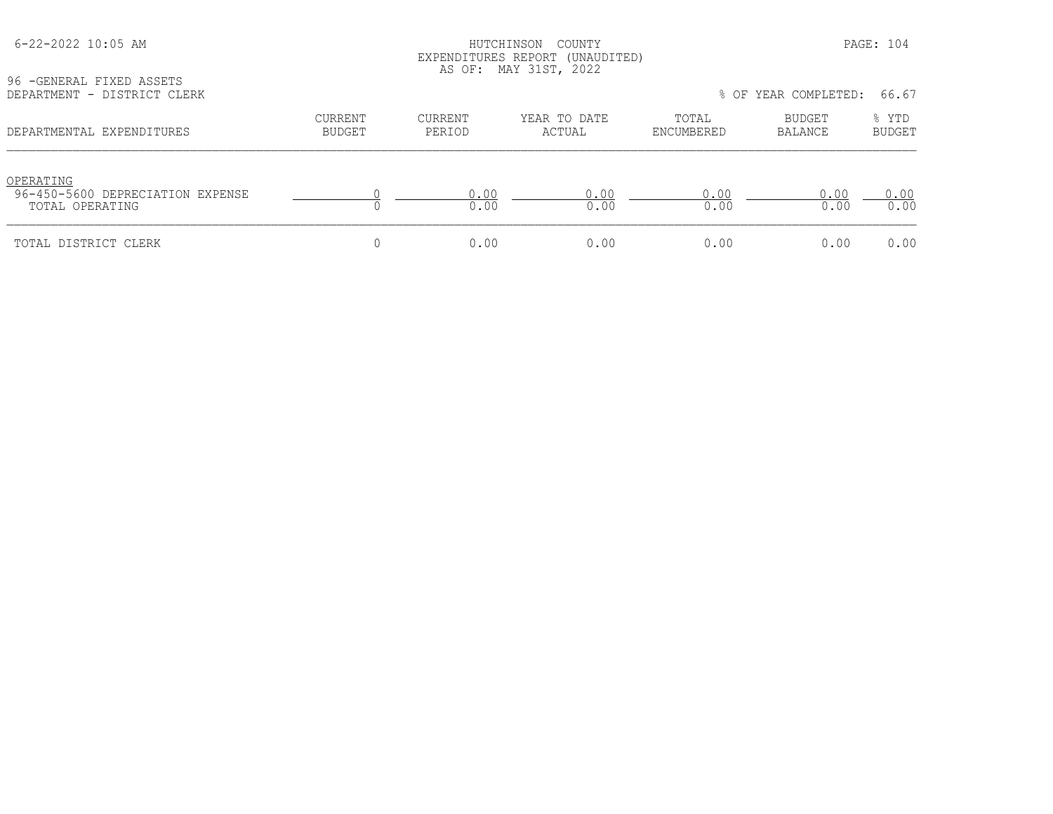HUTCHINSON COUNTY
EXPENDITURES REPORT (UNAUDITED)
AS OF: MAY 31ST, 2022

96 -GENERAL FIXED ASSETS
DEPARTMENT - DISTRICT CLERK

% OF YEAR COMPLETED: 66.67

| DEPARTMENTAL EXPENDITURES | CURRENT BUDGET | CURRENT PERIOD | YEAR TO DATE ACTUAL | TOTAL ENCUMBERED | BUDGET BALANCE | % YTD BUDGET |
|---|---|---|---|---|---|---|
| OPERATING | | | | | | |
| 96-450-5600 DEPRECIATION EXPENSE | 0 | 0.00 | 0.00 | 0.00 | 0.00 | 0.00 |
| TOTAL OPERATING | 0 | 0.00 | 0.00 | 0.00 | 0.00 | 0.00 |
| TOTAL DISTRICT CLERK | 0 | 0.00 | 0.00 | 0.00 | 0.00 | 0.00 |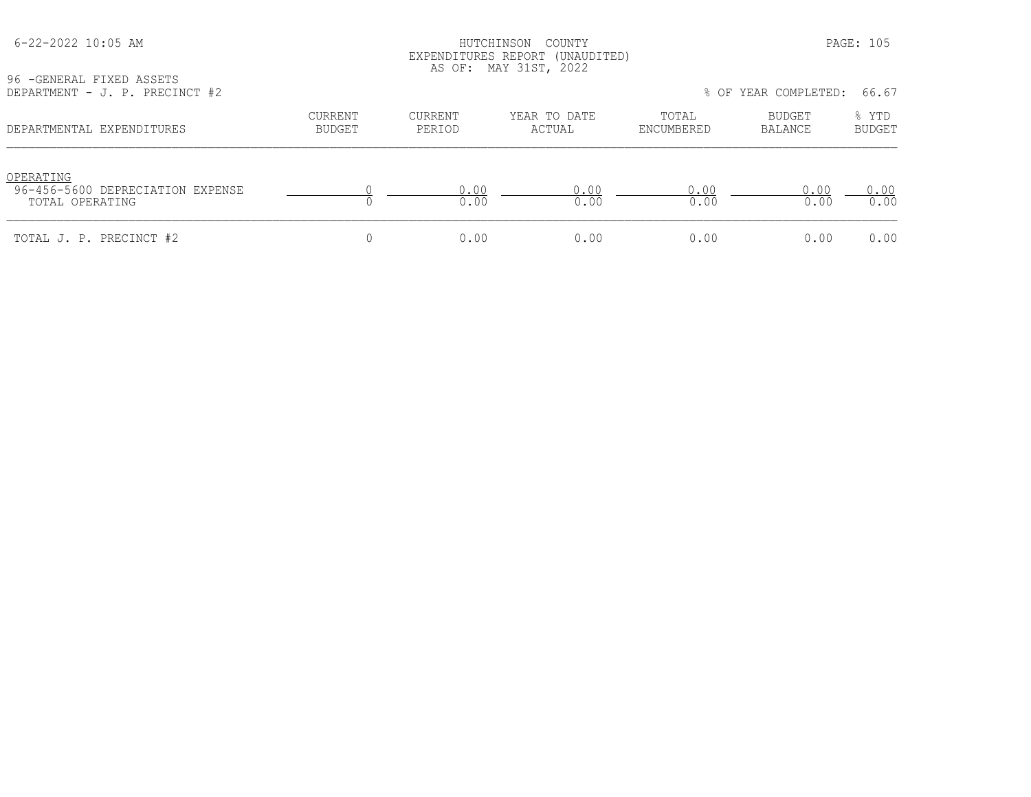HUTCHINSON COUNTY
EXPENDITURES REPORT (UNAUDITED)
AS OF: MAY 31ST, 2022

96 -GENERAL FIXED ASSETS
DEPARTMENT - J. P. PRECINCT #2

% OF YEAR COMPLETED: 66.67

| DEPARTMENTAL EXPENDITURES | CURRENT BUDGET | CURRENT PERIOD | YEAR TO DATE ACTUAL | TOTAL ENCUMBERED | BUDGET BALANCE | % YTD BUDGET |
|---|---|---|---|---|---|---|
| OPERATING | | | | | | |
| 96-456-5600 DEPRECIATION EXPENSE | 0 | 0.00 | 0.00 | 0.00 | 0.00 | 0.00 |
| TOTAL OPERATING | 0 | 0.00 | 0.00 | 0.00 | 0.00 | 0.00 |
| TOTAL J. P. PRECINCT #2 | 0 | 0.00 | 0.00 | 0.00 | 0.00 | 0.00 |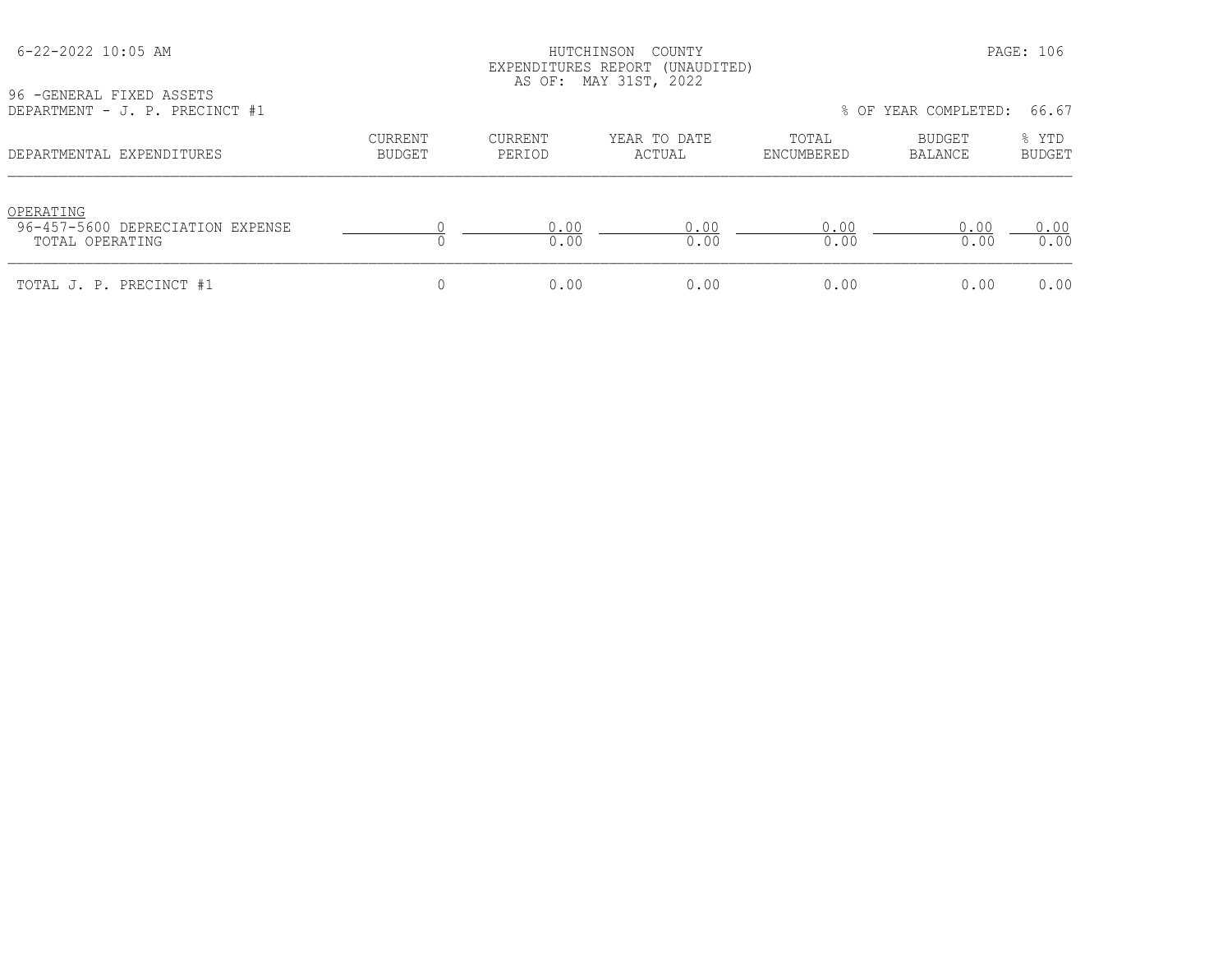HUTCHINSON COUNTY
EXPENDITURES REPORT (UNAUDITED)
AS OF: MAY 31ST, 2022

96 -GENERAL FIXED ASSETS
DEPARTMENT - J. P. PRECINCT #1

% OF YEAR COMPLETED: 66.67

| DEPARTMENTAL EXPENDITURES | CURRENT BUDGET | CURRENT PERIOD | YEAR TO DATE ACTUAL | TOTAL ENCUMBERED | BUDGET BALANCE | % YTD BUDGET |
|---|---|---|---|---|---|---|
| OPERATING | | | | | | |
| 96-457-5600 DEPRECIATION EXPENSE | 0 | 0.00 | 0.00 | 0.00 | 0.00 | 0.00 |
| TOTAL OPERATING | 0 | 0.00 | 0.00 | 0.00 | 0.00 | 0.00 |
| TOTAL J. P. PRECINCT #1 | 0 | 0.00 | 0.00 | 0.00 | 0.00 | 0.00 |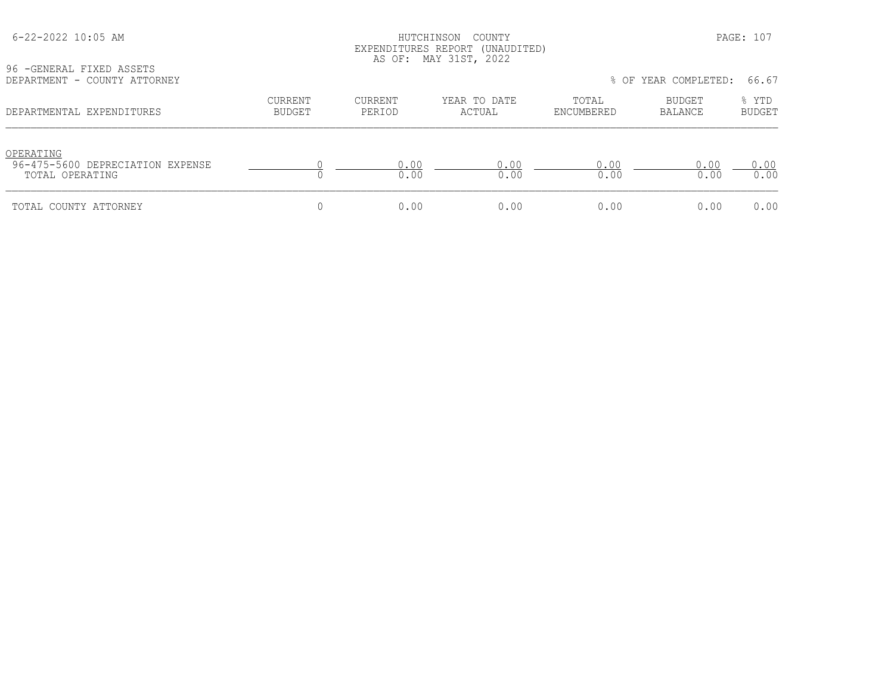HUTCHINSON COUNTY
EXPENDITURES REPORT (UNAUDITED)
AS OF: MAY 31ST, 2022

96 -GENERAL FIXED ASSETS
DEPARTMENT - COUNTY ATTORNEY

% OF YEAR COMPLETED: 66.67

| DEPARTMENTAL EXPENDITURES | CURRENT BUDGET | CURRENT PERIOD | YEAR TO DATE ACTUAL | TOTAL ENCUMBERED | BUDGET BALANCE | % YTD BUDGET |
|---|---|---|---|---|---|---|
| OPERATING | | | | | | |
| 96-475-5600 DEPRECIATION EXPENSE | 0 | 0.00 | 0.00 | 0.00 | 0.00 | 0.00 |
| TOTAL OPERATING | 0 | 0.00 | 0.00 | 0.00 | 0.00 | 0.00 |
| TOTAL COUNTY ATTORNEY | 0 | 0.00 | 0.00 | 0.00 | 0.00 | 0.00 |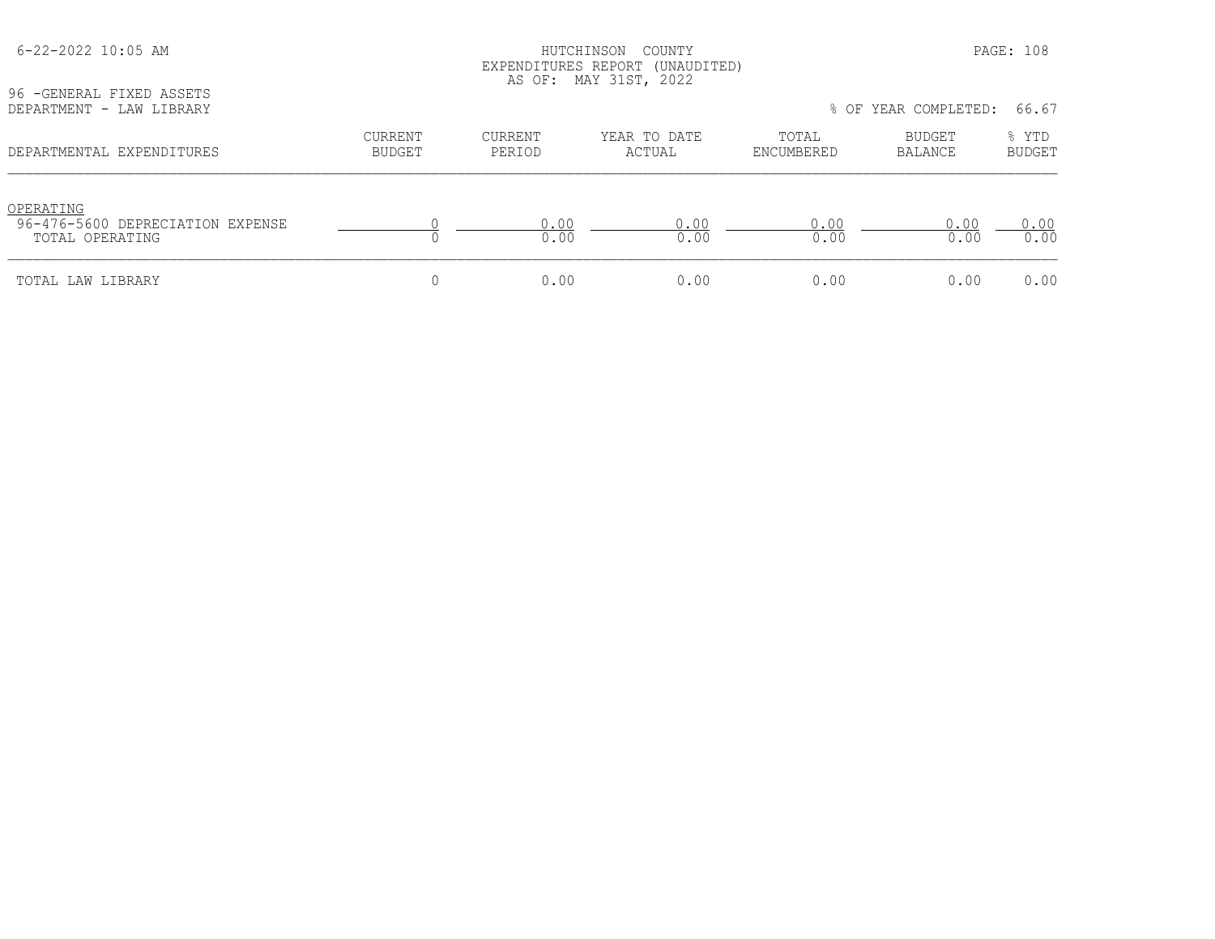HUTCHINSON COUNTY
EXPENDITURES REPORT (UNAUDITED)
AS OF: MAY 31ST, 2022

96 -GENERAL FIXED ASSETS
DEPARTMENT - LAW LIBRARY

% OF YEAR COMPLETED: 66.67

| DEPARTMENTAL EXPENDITURES | CURRENT BUDGET | CURRENT PERIOD | YEAR TO DATE ACTUAL | TOTAL ENCUMBERED | BUDGET BALANCE | % YTD BUDGET |
|---|---|---|---|---|---|---|
| OPERATING | | | | | | |
| 96-476-5600 DEPRECIATION EXPENSE | 0 | 0.00 | 0.00 | 0.00 | 0.00 | 0.00 |
| TOTAL OPERATING | 0 | 0.00 | 0.00 | 0.00 | 0.00 | 0.00 |
| TOTAL LAW LIBRARY | 0 | 0.00 | 0.00 | 0.00 | 0.00 | 0.00 |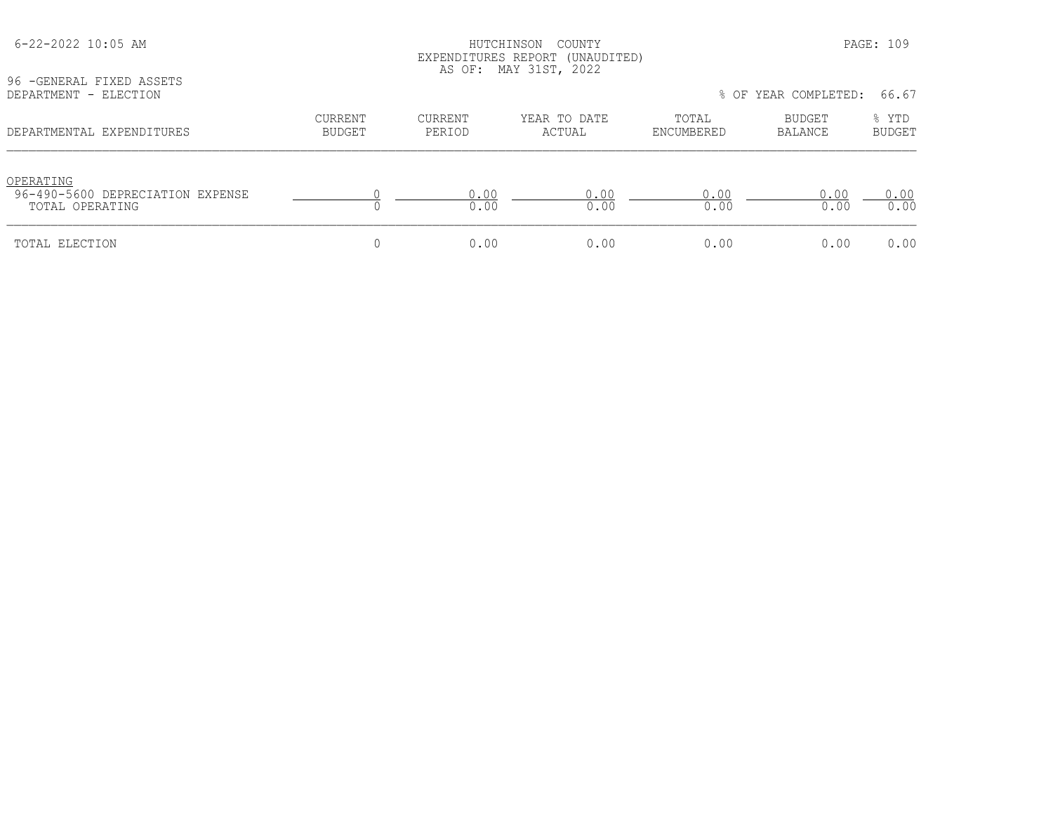HUTCHINSON COUNTY
EXPENDITURES REPORT (UNAUDITED)
AS OF: MAY 31ST, 2022

96 -GENERAL FIXED ASSETS
DEPARTMENT - ELECTION

% OF YEAR COMPLETED: 66.67

| DEPARTMENTAL EXPENDITURES | CURRENT BUDGET | CURRENT PERIOD | YEAR TO DATE ACTUAL | TOTAL ENCUMBERED | BUDGET BALANCE | % YTD BUDGET |
|---|---|---|---|---|---|---|
| OPERATING | | | | | | |
| 96-490-5600 DEPRECIATION EXPENSE | 0 | 0.00 | 0.00 | 0.00 | 0.00 | 0.00 |
| TOTAL OPERATING | 0 | 0.00 | 0.00 | 0.00 | 0.00 | 0.00 |
| TOTAL ELECTION | 0 | 0.00 | 0.00 | 0.00 | 0.00 | 0.00 |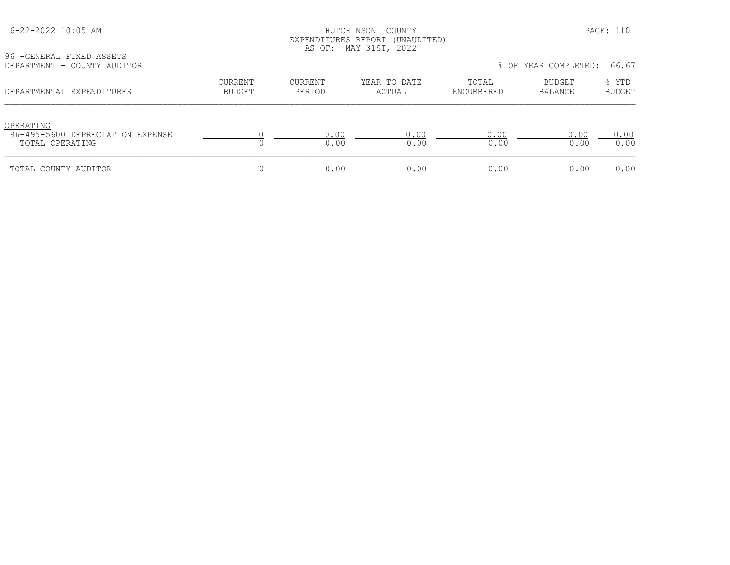HUTCHINSON COUNTY
EXPENDITURES REPORT (UNAUDITED)
AS OF: MAY 31ST, 2022

96 -GENERAL FIXED ASSETS
DEPARTMENT - COUNTY AUDITOR

% OF YEAR COMPLETED: 66.67

| DEPARTMENTAL EXPENDITURES | CURRENT BUDGET | CURRENT PERIOD | YEAR TO DATE ACTUAL | TOTAL ENCUMBERED | BUDGET BALANCE | % YTD BUDGET |
|---|---|---|---|---|---|---|
| OPERATING | | | | | | |
| 96-495-5600 DEPRECIATION EXPENSE | 0 | 0.00 | 0.00 | 0.00 | 0.00 | 0.00 |
| TOTAL OPERATING | 0 | 0.00 | 0.00 | 0.00 | 0.00 | 0.00 |
| TOTAL COUNTY AUDITOR | 0 | 0.00 | 0.00 | 0.00 | 0.00 | 0.00 |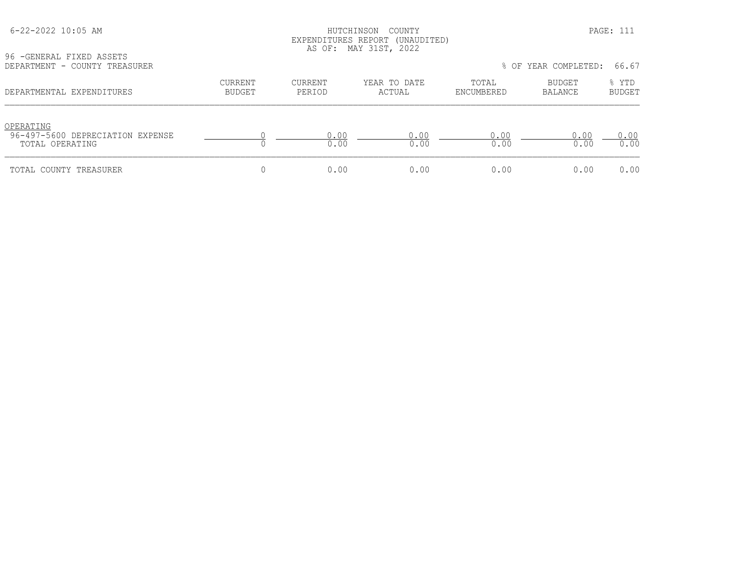HUTCHINSON COUNTY
EXPENDITURES REPORT (UNAUDITED)
AS OF: MAY 31ST, 2022

96 -GENERAL FIXED ASSETS
DEPARTMENT - COUNTY TREASURER

% OF YEAR COMPLETED: 66.67

| DEPARTMENTAL EXPENDITURES | CURRENT BUDGET | CURRENT PERIOD | YEAR TO DATE ACTUAL | TOTAL ENCUMBERED | BUDGET BALANCE | % YTD BUDGET |
|---|---|---|---|---|---|---|
| OPERATING | | | | | | |
| 96-497-5600 DEPRECIATION EXPENSE | 0 | 0.00 | 0.00 | 0.00 | 0.00 | 0.00 |
| TOTAL OPERATING | 0 | 0.00 | 0.00 | 0.00 | 0.00 | 0.00 |
| TOTAL COUNTY TREASURER | 0 | 0.00 | 0.00 | 0.00 | 0.00 | 0.00 |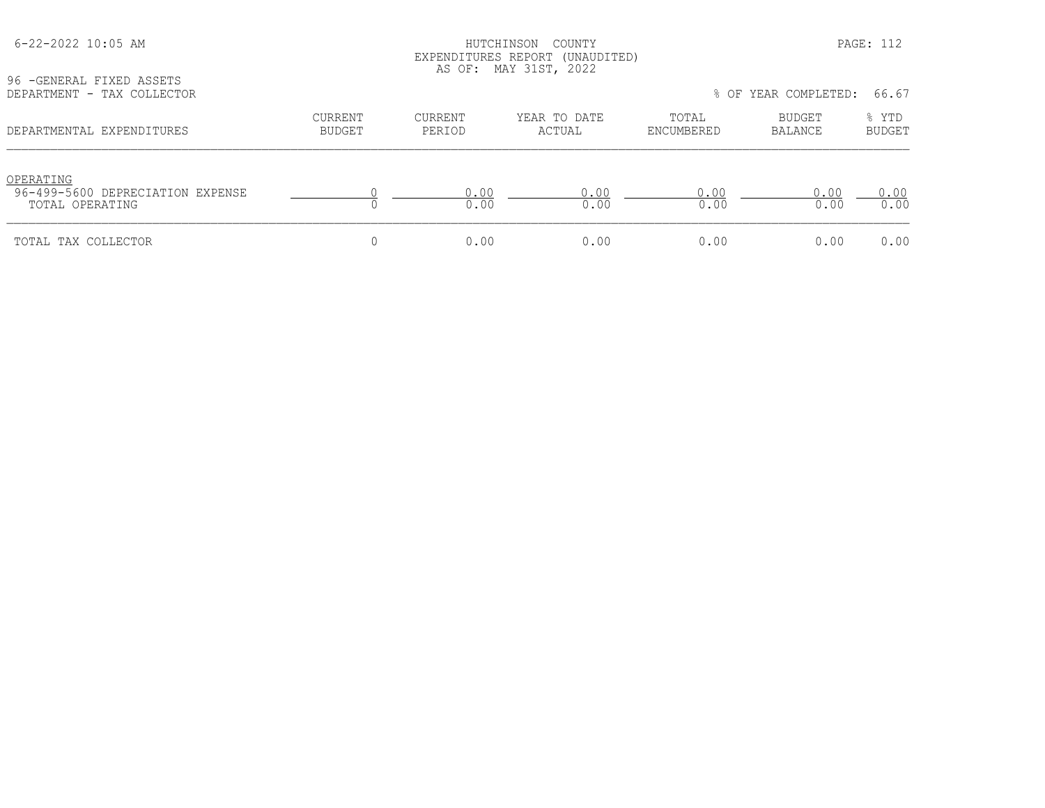HUTCHINSON COUNTY
EXPENDITURES REPORT (UNAUDITED)
AS OF: MAY 31ST, 2022

96 -GENERAL FIXED ASSETS
DEPARTMENT - TAX COLLECTOR

% OF YEAR COMPLETED: 66.67

| DEPARTMENTAL EXPENDITURES | CURRENT BUDGET | CURRENT PERIOD | YEAR TO DATE ACTUAL | TOTAL ENCUMBERED | BUDGET BALANCE | % YTD BUDGET |
|---|---|---|---|---|---|---|
| OPERATING | | | | | | |
| 96-499-5600 DEPRECIATION EXPENSE | 0 | 0.00 | 0.00 | 0.00 | 0.00 | 0.00 |
| TOTAL OPERATING | 0 | 0.00 | 0.00 | 0.00 | 0.00 | 0.00 |
| TOTAL TAX COLLECTOR | 0 | 0.00 | 0.00 | 0.00 | 0.00 | 0.00 |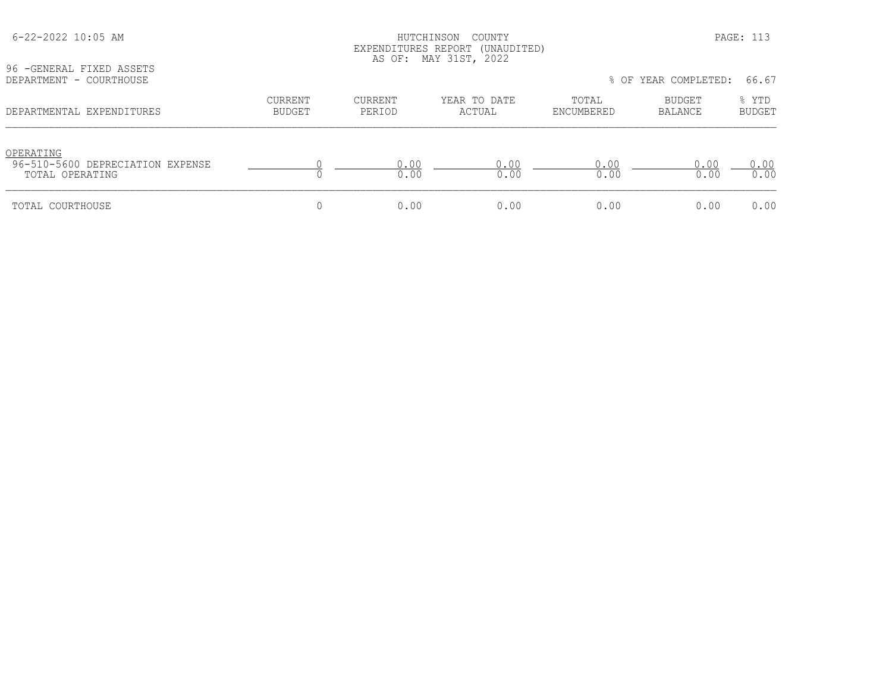HUTCHINSON COUNTY
EXPENDITURES REPORT (UNAUDITED)
AS OF: MAY 31ST, 2022

96 -GENERAL FIXED ASSETS
DEPARTMENT - COURTHOUSE

% OF YEAR COMPLETED: 66.67

| DEPARTMENTAL EXPENDITURES | CURRENT BUDGET | CURRENT PERIOD | YEAR TO DATE ACTUAL | TOTAL ENCUMBERED | BUDGET BALANCE | % YTD BUDGET |
|---|---|---|---|---|---|---|
| OPERATING | | | | | | |
| 96-510-5600 DEPRECIATION EXPENSE | 0 | 0.00 | 0.00 | 0.00 | 0.00 | 0.00 |
| TOTAL OPERATING | 0 | 0.00 | 0.00 | 0.00 | 0.00 | 0.00 |
| TOTAL COURTHOUSE | 0 | 0.00 | 0.00 | 0.00 | 0.00 | 0.00 |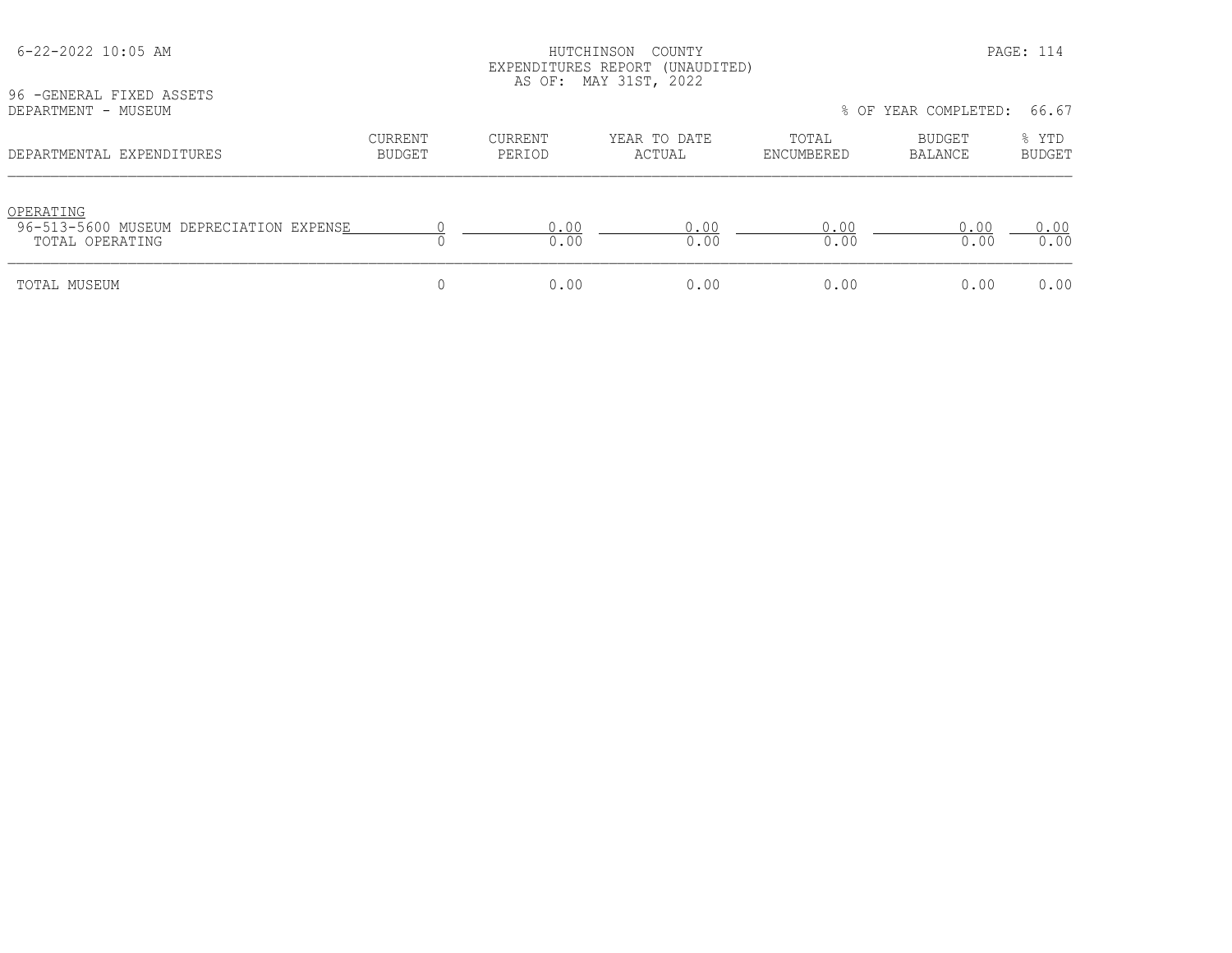HUTCHINSON COUNTY
EXPENDITURES REPORT (UNAUDITED)
AS OF: MAY 31ST, 2022

96 -GENERAL FIXED ASSETS
DEPARTMENT - MUSEUM

% OF YEAR COMPLETED: 66.67

| DEPARTMENTAL EXPENDITURES | CURRENT BUDGET | CURRENT PERIOD | YEAR TO DATE ACTUAL | TOTAL ENCUMBERED | BUDGET BALANCE | % YTD BUDGET |
|---|---|---|---|---|---|---|
| OPERATING | | | | | | |
| 96-513-5600 MUSEUM DEPRECIATION EXPENSE | 0 | 0.00 | 0.00 | 0.00 | 0.00 | 0.00 |
| TOTAL OPERATING | 0 | 0.00 | 0.00 | 0.00 | 0.00 | 0.00 |
| TOTAL MUSEUM | 0 | 0.00 | 0.00 | 0.00 | 0.00 | 0.00 |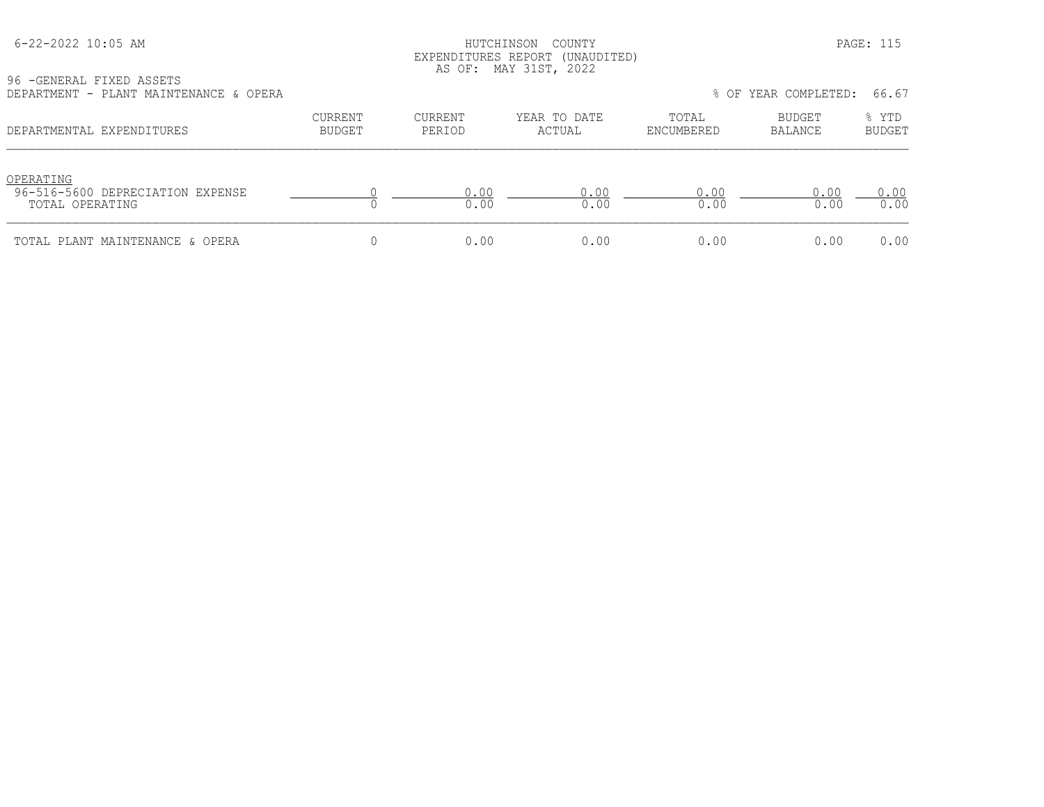HUTCHINSON COUNTY
EXPENDITURES REPORT (UNAUDITED)
AS OF: MAY 31ST, 2022

96 -GENERAL FIXED ASSETS
DEPARTMENT - PLANT MAINTENANCE & OPERA

% OF YEAR COMPLETED: 66.67

| DEPARTMENTAL EXPENDITURES | CURRENT BUDGET | CURRENT PERIOD | YEAR TO DATE ACTUAL | TOTAL ENCUMBERED | BUDGET BALANCE | % YTD BUDGET |
|---|---|---|---|---|---|---|
| OPERATING | | | | | | |
| 96-516-5600 DEPRECIATION EXPENSE | 0 | 0.00 | 0.00 | 0.00 | 0.00 | 0.00 |
| TOTAL OPERATING | 0 | 0.00 | 0.00 | 0.00 | 0.00 | 0.00 |
| TOTAL PLANT MAINTENANCE & OPERA | 0 | 0.00 | 0.00 | 0.00 | 0.00 | 0.00 |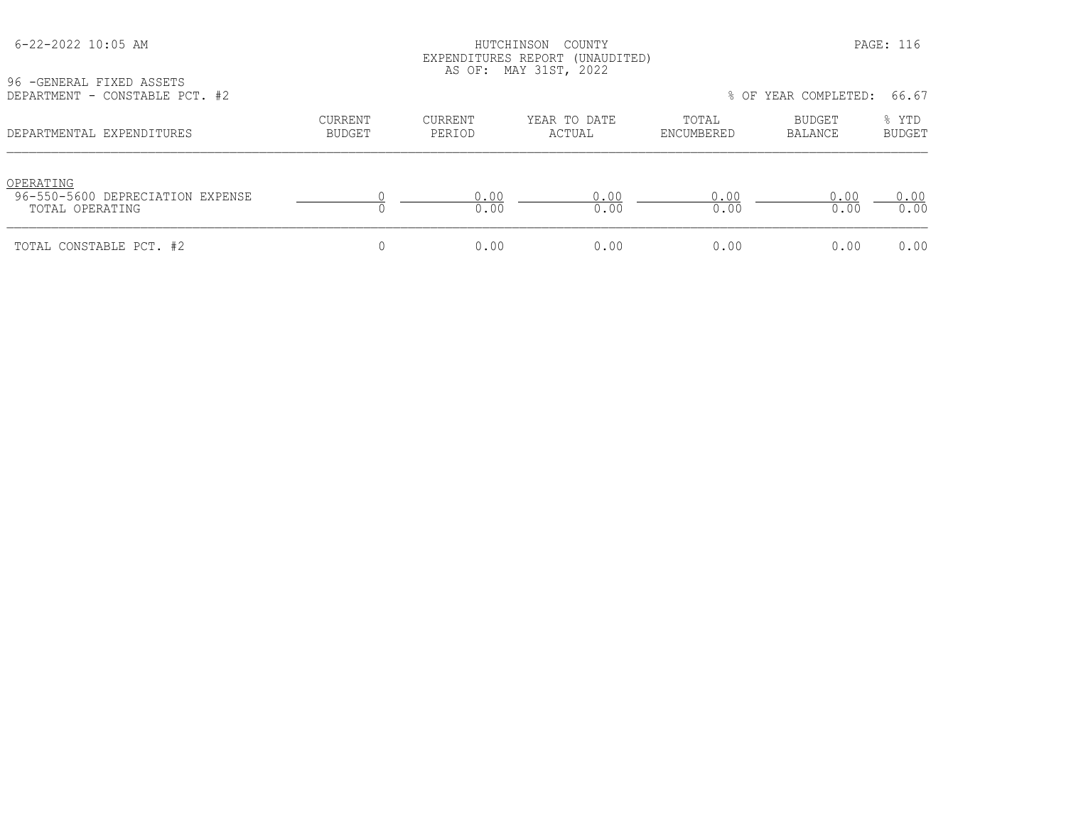HUTCHINSON COUNTY
EXPENDITURES REPORT (UNAUDITED)
AS OF: MAY 31ST, 2022

96 -GENERAL FIXED ASSETS
DEPARTMENT - CONSTABLE PCT. #2

% OF YEAR COMPLETED: 66.67

| DEPARTMENTAL EXPENDITURES | CURRENT BUDGET | CURRENT PERIOD | YEAR TO DATE ACTUAL | TOTAL ENCUMBERED | BUDGET BALANCE | % YTD BUDGET |
|---|---|---|---|---|---|---|
| OPERATING | | | | | | |
| 96-550-5600 DEPRECIATION EXPENSE | 0 | 0.00 | 0.00 | 0.00 | 0.00 | 0.00 |
| TOTAL OPERATING | 0 | 0.00 | 0.00 | 0.00 | 0.00 | 0.00 |
| TOTAL CONSTABLE PCT. #2 | 0 | 0.00 | 0.00 | 0.00 | 0.00 | 0.00 |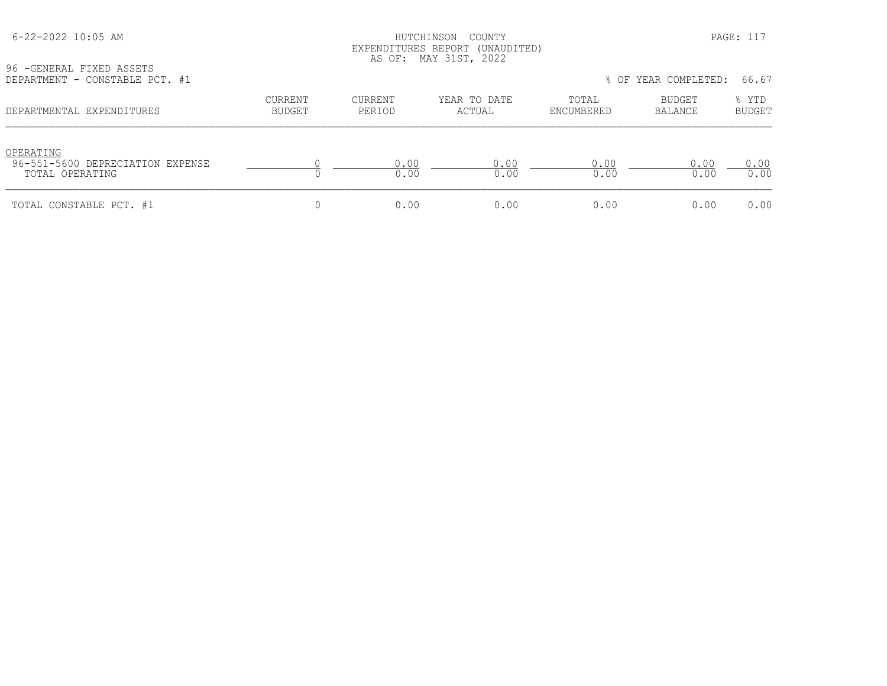HUTCHINSON COUNTY
EXPENDITURES REPORT (UNAUDITED)
AS OF: MAY 31ST, 2022

96 -GENERAL FIXED ASSETS
DEPARTMENT - CONSTABLE PCT. #1

% OF YEAR COMPLETED: 66.67

| DEPARTMENTAL EXPENDITURES | CURRENT BUDGET | CURRENT PERIOD | YEAR TO DATE ACTUAL | TOTAL ENCUMBERED | BUDGET BALANCE | % YTD BUDGET |
|---|---|---|---|---|---|---|
| OPERATING | | | | | | |
| 96-551-5600 DEPRECIATION EXPENSE | 0 | 0.00 | 0.00 | 0.00 | 0.00 | 0.00 |
| TOTAL OPERATING | 0 | 0.00 | 0.00 | 0.00 | 0.00 | 0.00 |
| TOTAL CONSTABLE PCT. #1 | 0 | 0.00 | 0.00 | 0.00 | 0.00 | 0.00 |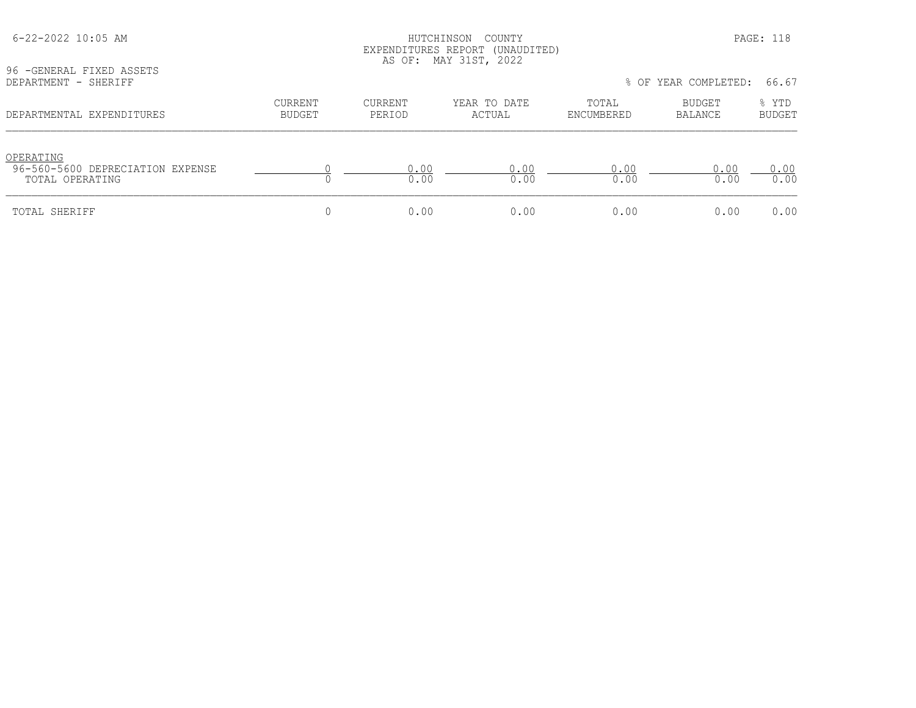HUTCHINSON COUNTY
EXPENDITURES REPORT (UNAUDITED)
AS OF: MAY 31ST, 2022

96 -GENERAL FIXED ASSETS
DEPARTMENT - SHERIFF

% OF YEAR COMPLETED: 66.67

| DEPARTMENTAL EXPENDITURES | CURRENT BUDGET | CURRENT PERIOD | YEAR TO DATE ACTUAL | TOTAL ENCUMBERED | BUDGET BALANCE | % YTD BUDGET |
|---|---|---|---|---|---|---|
| OPERATING | | | | | | |
| 96-560-5600 DEPRECIATION EXPENSE | 0 | 0.00 | 0.00 | 0.00 | 0.00 | 0.00 |
| TOTAL OPERATING | 0 | 0.00 | 0.00 | 0.00 | 0.00 | 0.00 |
| TOTAL SHERIFF | 0 | 0.00 | 0.00 | 0.00 | 0.00 | 0.00 |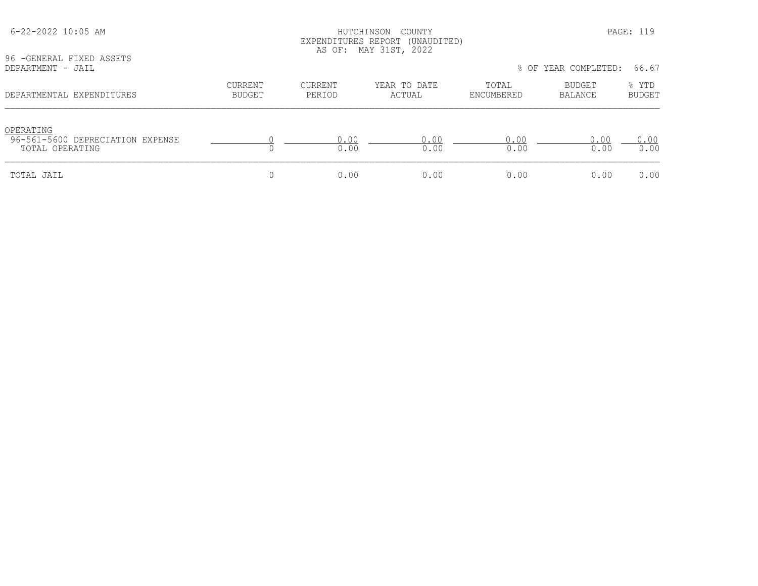HUTCHINSON COUNTY
EXPENDITURES REPORT (UNAUDITED)
AS OF: MAY 31ST, 2022

96 -GENERAL FIXED ASSETS
DEPARTMENT - JAIL

% OF YEAR COMPLETED: 66.67

| DEPARTMENTAL EXPENDITURES | CURRENT BUDGET | CURRENT PERIOD | YEAR TO DATE ACTUAL | TOTAL ENCUMBERED | BUDGET BALANCE | % YTD BUDGET |
|---|---|---|---|---|---|---|
| OPERATING | | | | | | |
| 96-561-5600 DEPRECIATION EXPENSE | 0 | 0.00 | 0.00 | 0.00 | 0.00 | 0.00 |
| TOTAL OPERATING | 0 | 0.00 | 0.00 | 0.00 | 0.00 | 0.00 |
| TOTAL JAIL | 0 | 0.00 | 0.00 | 0.00 | 0.00 | 0.00 |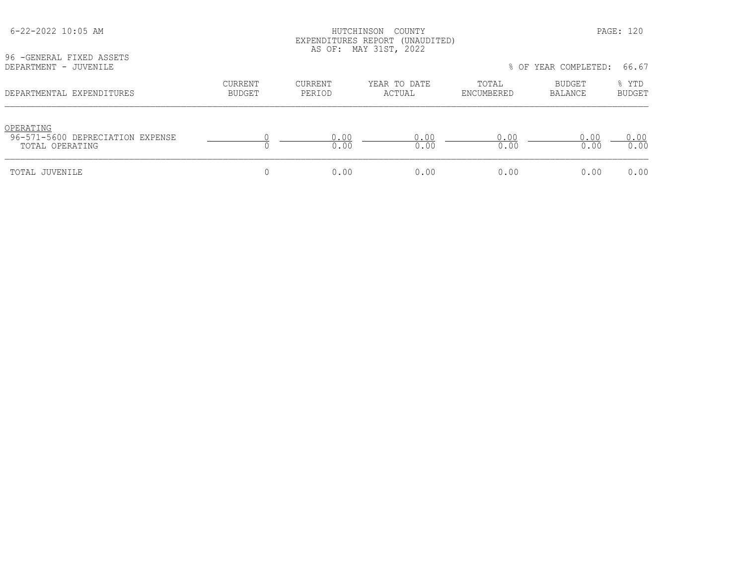HUTCHINSON COUNTY
EXPENDITURES REPORT (UNAUDITED)
AS OF: MAY 31ST, 2022

96 -GENERAL FIXED ASSETS
DEPARTMENT - JUVENILE

% OF YEAR COMPLETED: 66.67

| DEPARTMENTAL EXPENDITURES | CURRENT BUDGET | CURRENT PERIOD | YEAR TO DATE ACTUAL | TOTAL ENCUMBERED | BUDGET BALANCE | % YTD BUDGET |
|---|---|---|---|---|---|---|
| OPERATING | | | | | | |
| 96-571-5600 DEPRECIATION EXPENSE | 0 | 0.00 | 0.00 | 0.00 | 0.00 | 0.00 |
| TOTAL OPERATING | 0 | 0.00 | 0.00 | 0.00 | 0.00 | 0.00 |
| TOTAL JUVENILE | 0 | 0.00 | 0.00 | 0.00 | 0.00 | 0.00 |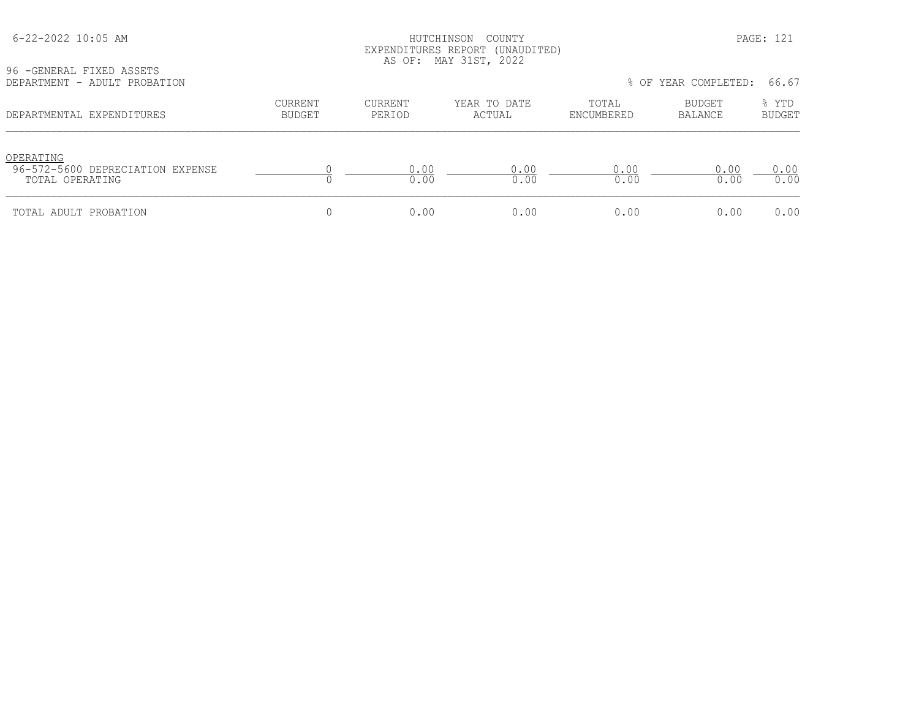HUTCHINSON COUNTY
EXPENDITURES REPORT (UNAUDITED)
AS OF: MAY 31ST, 2022

96 -GENERAL FIXED ASSETS
DEPARTMENT - ADULT PROBATION

% OF YEAR COMPLETED: 66.67

| DEPARTMENTAL EXPENDITURES | CURRENT BUDGET | CURRENT PERIOD | YEAR TO DATE ACTUAL | TOTAL ENCUMBERED | BUDGET BALANCE | % YTD BUDGET |
|---|---|---|---|---|---|---|
| OPERATING | | | | | | |
| 96-572-5600 DEPRECIATION EXPENSE | 0 | 0.00 | 0.00 | 0.00 | 0.00 | 0.00 |
| TOTAL OPERATING | 0 | 0.00 | 0.00 | 0.00 | 0.00 | 0.00 |
| TOTAL ADULT PROBATION | 0 | 0.00 | 0.00 | 0.00 | 0.00 | 0.00 |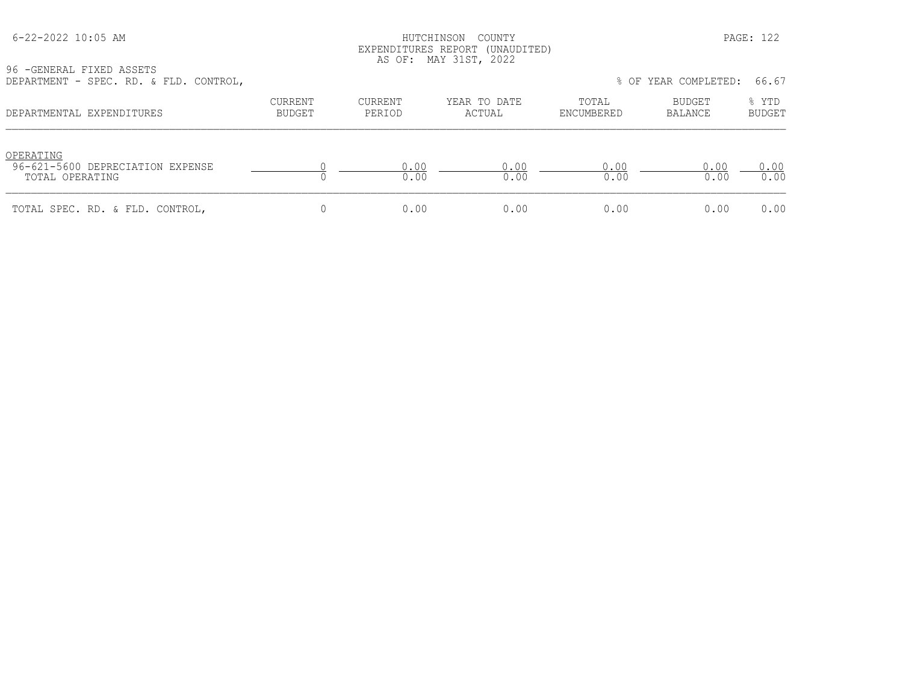HUTCHINSON COUNTY
EXPENDITURES REPORT (UNAUDITED)
AS OF: MAY 31ST, 2022

96 -GENERAL FIXED ASSETS
DEPARTMENT - SPEC. RD. & FLD. CONTROL,

% OF YEAR COMPLETED: 66.67

| DEPARTMENTAL EXPENDITURES | CURRENT BUDGET | CURRENT PERIOD | YEAR TO DATE ACTUAL | TOTAL ENCUMBERED | BUDGET BALANCE | % YTD BUDGET |
|---|---|---|---|---|---|---|
| OPERATING | | | | | | |
| 96-621-5600 DEPRECIATION EXPENSE | 0 | 0.00 | 0.00 | 0.00 | 0.00 | 0.00 |
| TOTAL OPERATING | 0 | 0.00 | 0.00 | 0.00 | 0.00 | 0.00 |
| TOTAL SPEC. RD. & FLD. CONTROL, | 0 | 0.00 | 0.00 | 0.00 | 0.00 | 0.00 |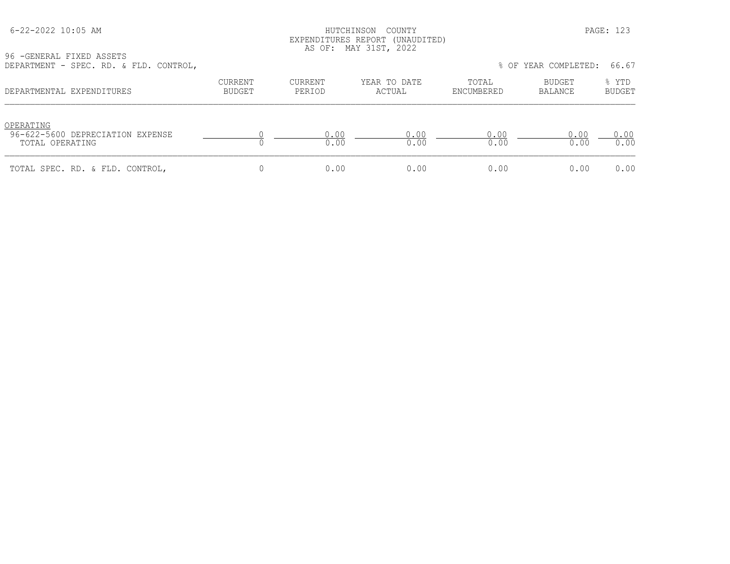HUTCHINSON COUNTY
EXPENDITURES REPORT (UNAUDITED)
AS OF: MAY 31ST, 2022

96 -GENERAL FIXED ASSETS
DEPARTMENT - SPEC. RD. & FLD. CONTROL,

% OF YEAR COMPLETED: 66.67

| DEPARTMENTAL EXPENDITURES | CURRENT BUDGET | CURRENT PERIOD | YEAR TO DATE ACTUAL | TOTAL ENCUMBERED | BUDGET BALANCE | % YTD BUDGET |
|---|---|---|---|---|---|---|
| OPERATING | | | | | | |
| 96-622-5600 DEPRECIATION EXPENSE | 0 | 0.00 | 0.00 | 0.00 | 0.00 | 0.00 |
| TOTAL OPERATING | 0 | 0.00 | 0.00 | 0.00 | 0.00 | 0.00 |
| TOTAL SPEC. RD. & FLD. CONTROL, | 0 | 0.00 | 0.00 | 0.00 | 0.00 | 0.00 |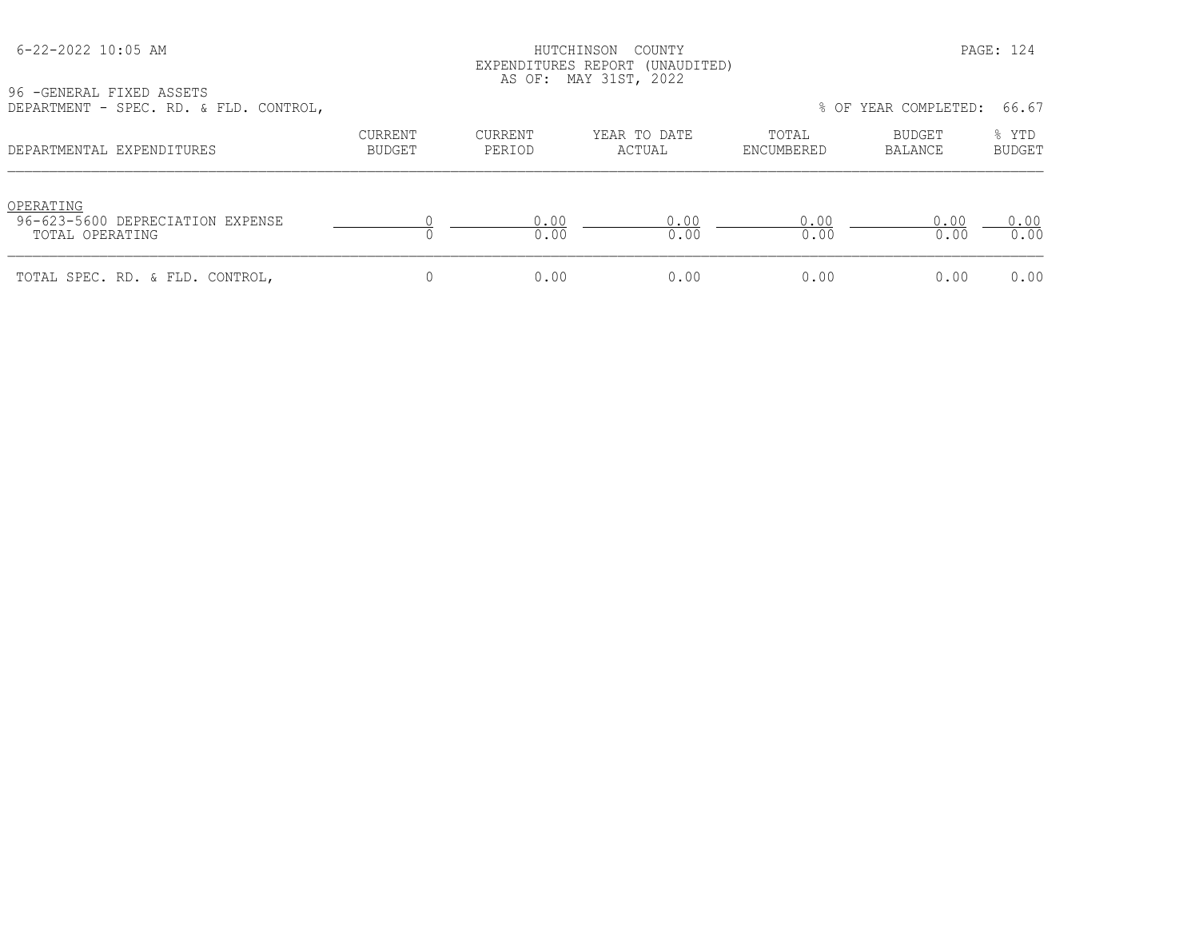HUTCHINSON COUNTY
EXPENDITURES REPORT (UNAUDITED)
AS OF: MAY 31ST, 2022

96 -GENERAL FIXED ASSETS
DEPARTMENT - SPEC. RD. & FLD. CONTROL,

% OF YEAR COMPLETED: 66.67

| DEPARTMENTAL EXPENDITURES | CURRENT BUDGET | CURRENT PERIOD | YEAR TO DATE ACTUAL | TOTAL ENCUMBERED | BUDGET BALANCE | % YTD BUDGET |
|---|---|---|---|---|---|---|
| OPERATING | | | | | | |
| 96-623-5600 DEPRECIATION EXPENSE | 0 | 0.00 | 0.00 | 0.00 | 0.00 | 0.00 |
| TOTAL OPERATING | 0 | 0.00 | 0.00 | 0.00 | 0.00 | 0.00 |
| TOTAL SPEC. RD. & FLD. CONTROL, | 0 | 0.00 | 0.00 | 0.00 | 0.00 | 0.00 |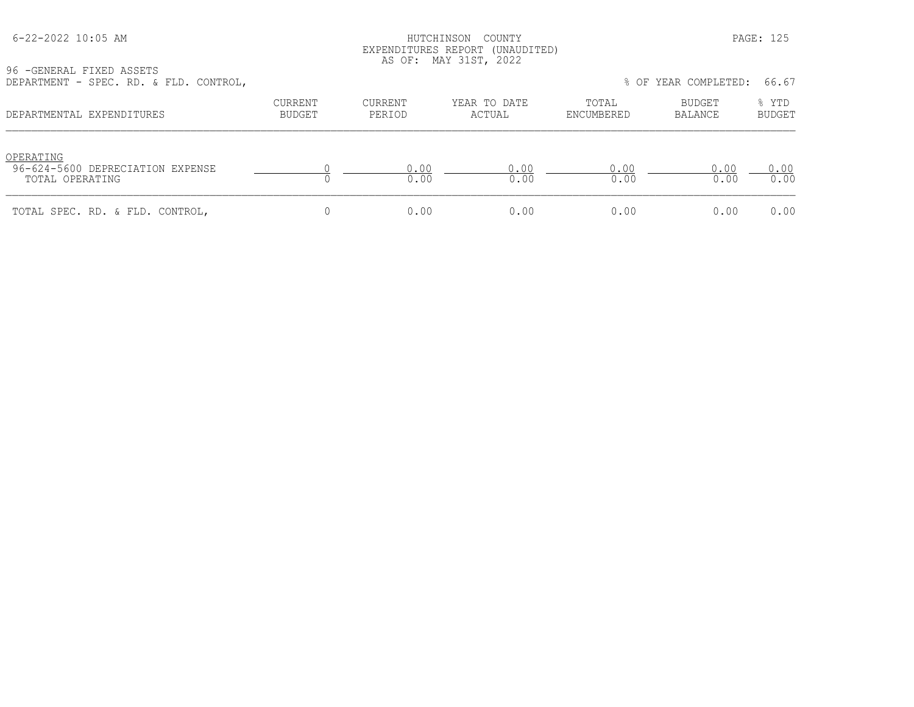HUTCHINSON COUNTY
EXPENDITURES REPORT (UNAUDITED)
AS OF: MAY 31ST, 2022

96 -GENERAL FIXED ASSETS
DEPARTMENT - SPEC. RD. & FLD. CONTROL,

% OF YEAR COMPLETED: 66.67

| DEPARTMENTAL EXPENDITURES | CURRENT BUDGET | CURRENT PERIOD | YEAR TO DATE ACTUAL | TOTAL ENCUMBERED | BUDGET BALANCE | % YTD BUDGET |
|---|---|---|---|---|---|---|
| OPERATING | | | | | | |
| 96-624-5600 DEPRECIATION EXPENSE | 0 | 0.00 | 0.00 | 0.00 | 0.00 | 0.00 |
| TOTAL OPERATING | 0 | 0.00 | 0.00 | 0.00 | 0.00 | 0.00 |
| TOTAL SPEC. RD. & FLD. CONTROL, | 0 | 0.00 | 0.00 | 0.00 | 0.00 | 0.00 |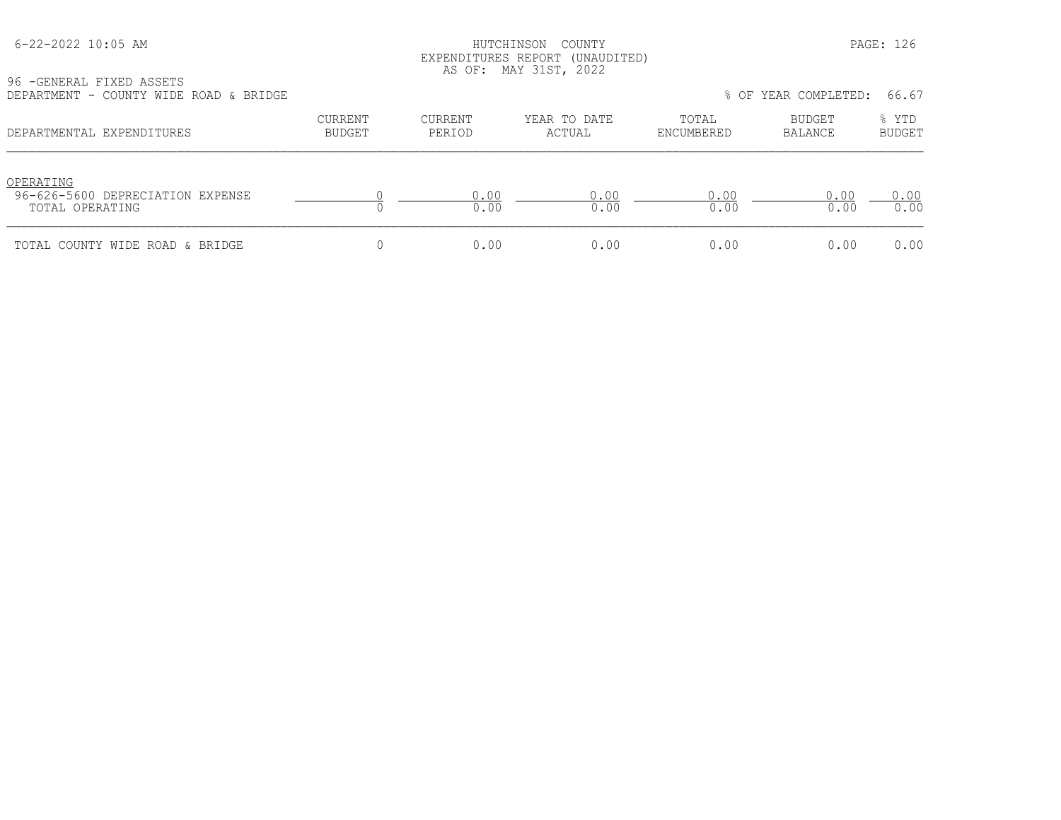HUTCHINSON COUNTY
EXPENDITURES REPORT (UNAUDITED)
AS OF: MAY 31ST, 2022

96 -GENERAL FIXED ASSETS
DEPARTMENT - COUNTY WIDE ROAD & BRIDGE

% OF YEAR COMPLETED: 66.67

| DEPARTMENTAL EXPENDITURES | CURRENT BUDGET | CURRENT PERIOD | YEAR TO DATE ACTUAL | TOTAL ENCUMBERED | BUDGET BALANCE | % YTD BUDGET |
|---|---|---|---|---|---|---|
| OPERATING | | | | | | |
| 96-626-5600 DEPRECIATION EXPENSE | 0 | 0.00 | 0.00 | 0.00 | 0.00 | 0.00 |
| TOTAL OPERATING | 0 | 0.00 | 0.00 | 0.00 | 0.00 | 0.00 |
| TOTAL COUNTY WIDE ROAD & BRIDGE | 0 | 0.00 | 0.00 | 0.00 | 0.00 | 0.00 |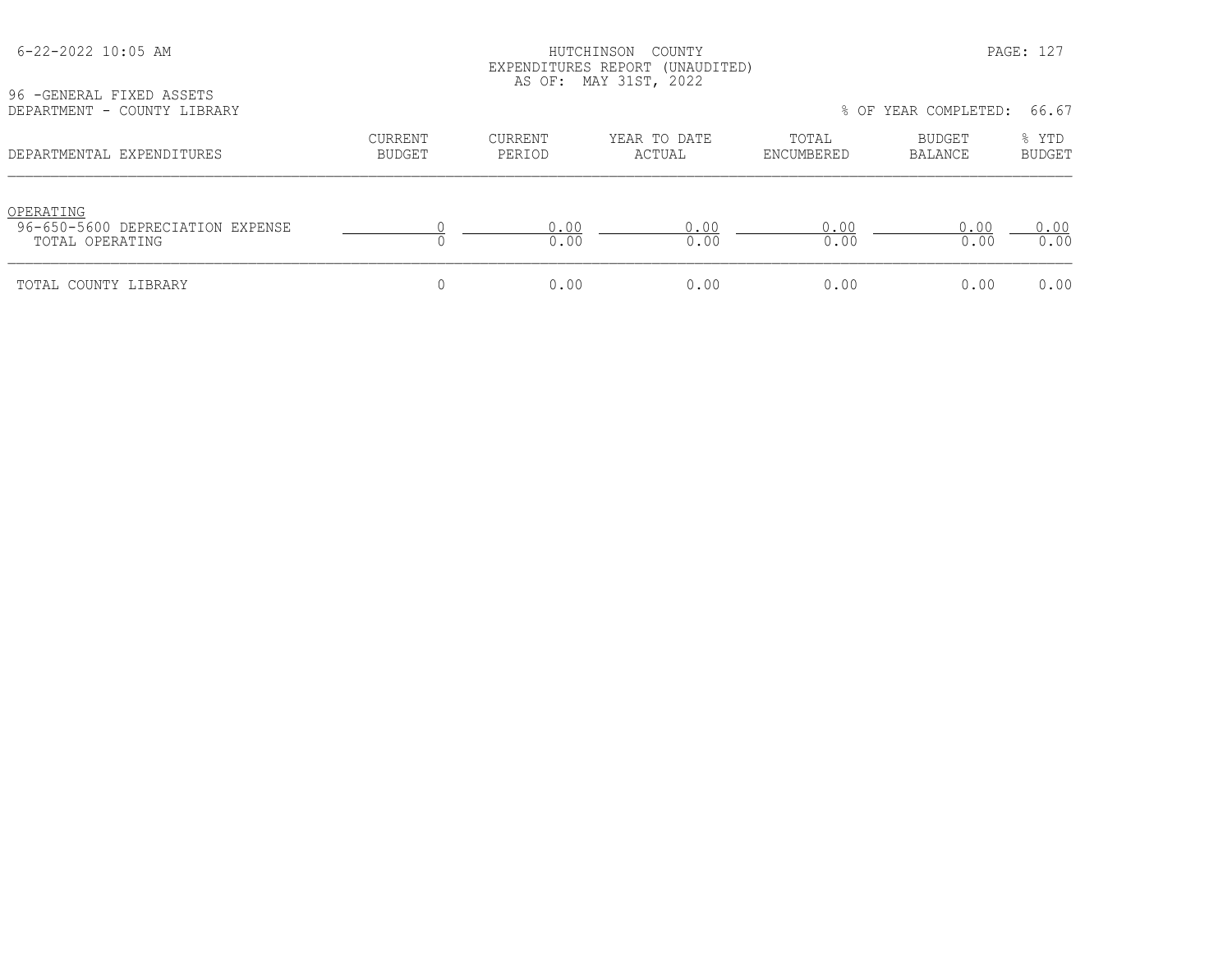HUTCHINSON COUNTY
EXPENDITURES REPORT (UNAUDITED)
AS OF: MAY 31ST, 2022

96 -GENERAL FIXED ASSETS
DEPARTMENT - COUNTY LIBRARY

% OF YEAR COMPLETED: 66.67

| DEPARTMENTAL EXPENDITURES | CURRENT BUDGET | CURRENT PERIOD | YEAR TO DATE ACTUAL | TOTAL ENCUMBERED | BUDGET BALANCE | % YTD BUDGET |
|---|---|---|---|---|---|---|
| OPERATING | | | | | | |
| 96-650-5600 DEPRECIATION EXPENSE | 0 | 0.00 | 0.00 | 0.00 | 0.00 | 0.00 |
| TOTAL OPERATING | 0 | 0.00 | 0.00 | 0.00 | 0.00 | 0.00 |
| TOTAL COUNTY LIBRARY | 0 | 0.00 | 0.00 | 0.00 | 0.00 | 0.00 |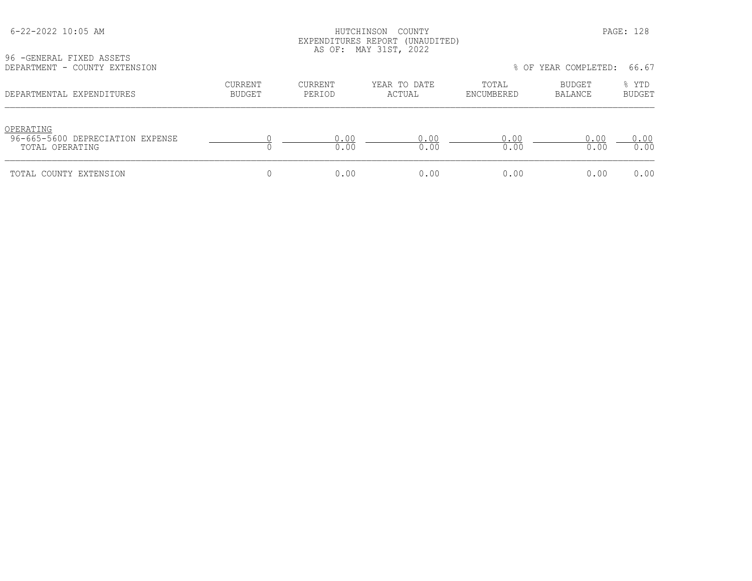HUTCHINSON COUNTY
EXPENDITURES REPORT (UNAUDITED)
AS OF: MAY 31ST, 2022

96 -GENERAL FIXED ASSETS
DEPARTMENT - COUNTY EXTENSION

% OF YEAR COMPLETED: 66.67

| DEPARTMENTAL EXPENDITURES | CURRENT BUDGET | CURRENT PERIOD | YEAR TO DATE ACTUAL | TOTAL ENCUMBERED | BUDGET BALANCE | % YTD BUDGET |
|---|---|---|---|---|---|---|
| OPERATING | | | | | | |
| 96-665-5600 DEPRECIATION EXPENSE | 0 | 0.00 | 0.00 | 0.00 | 0.00 | 0.00 |
| TOTAL OPERATING | 0 | 0.00 | 0.00 | 0.00 | 0.00 | 0.00 |
| TOTAL COUNTY EXTENSION | 0 | 0.00 | 0.00 | 0.00 | 0.00 | 0.00 |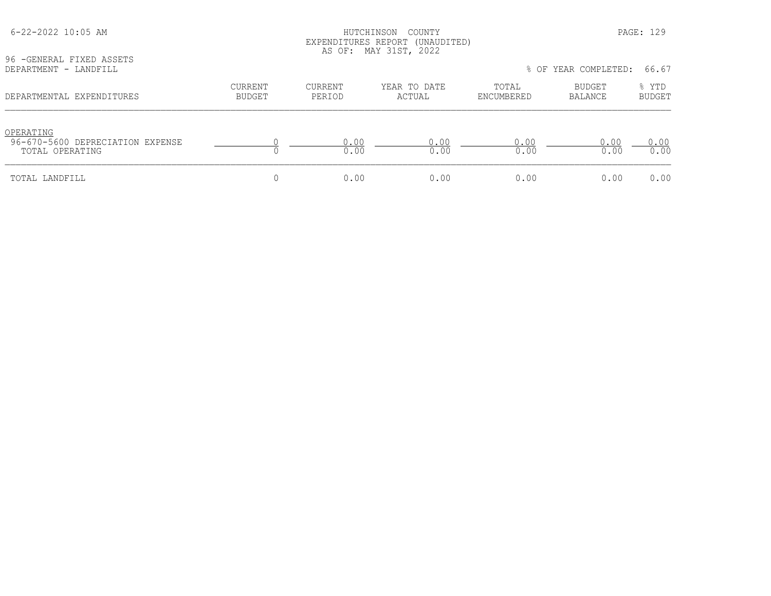HUTCHINSON COUNTY
EXPENDITURES REPORT (UNAUDITED)
AS OF: MAY 31ST, 2022

96 -GENERAL FIXED ASSETS
DEPARTMENT - LANDFILL

% OF YEAR COMPLETED: 66.67

| DEPARTMENTAL EXPENDITURES | CURRENT BUDGET | CURRENT PERIOD | YEAR TO DATE ACTUAL | TOTAL ENCUMBERED | BUDGET BALANCE | % YTD BUDGET |
|---|---|---|---|---|---|---|
| OPERATING | | | | | | |
| 96-670-5600 DEPRECIATION EXPENSE | 0 | 0.00 | 0.00 | 0.00 | 0.00 | 0.00 |
| TOTAL OPERATING | 0 | 0.00 | 0.00 | 0.00 | 0.00 | 0.00 |
| TOTAL LANDFILL | 0 | 0.00 | 0.00 | 0.00 | 0.00 | 0.00 |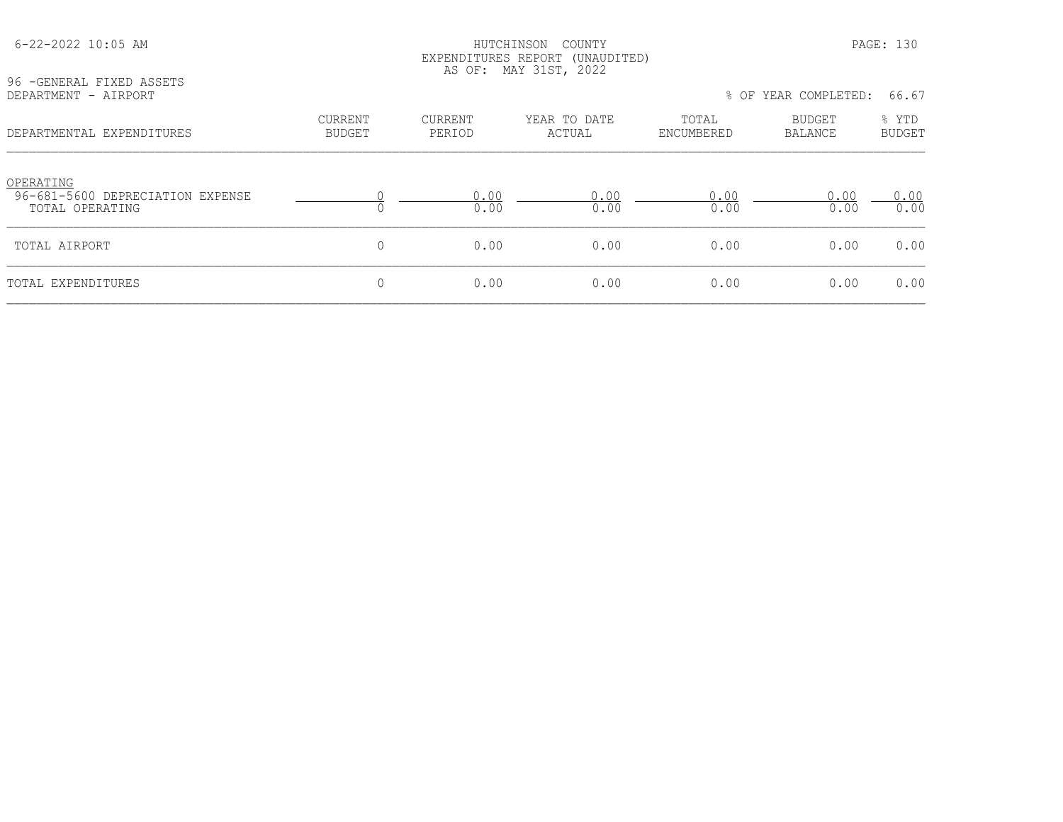HUTCHINSON COUNTY
EXPENDITURES REPORT (UNAUDITED)
AS OF: MAY 31ST, 2022

96 -GENERAL FIXED ASSETS
DEPARTMENT - AIRPORT

% OF YEAR COMPLETED: 66.67

| DEPARTMENTAL EXPENDITURES | CURRENT BUDGET | CURRENT PERIOD | YEAR TO DATE ACTUAL | TOTAL ENCUMBERED | BUDGET BALANCE | % YTD BUDGET |
|---|---|---|---|---|---|---|
| OPERATING | | | | | | |
| 96-681-5600 DEPRECIATION EXPENSE | 0 | 0.00 | 0.00 | 0.00 | 0.00 | 0.00 |
| TOTAL OPERATING | 0 | 0.00 | 0.00 | 0.00 | 0.00 | 0.00 |
| TOTAL AIRPORT | 0 | 0.00 | 0.00 | 0.00 | 0.00 | 0.00 |
| TOTAL EXPENDITURES | 0 | 0.00 | 0.00 | 0.00 | 0.00 | 0.00 |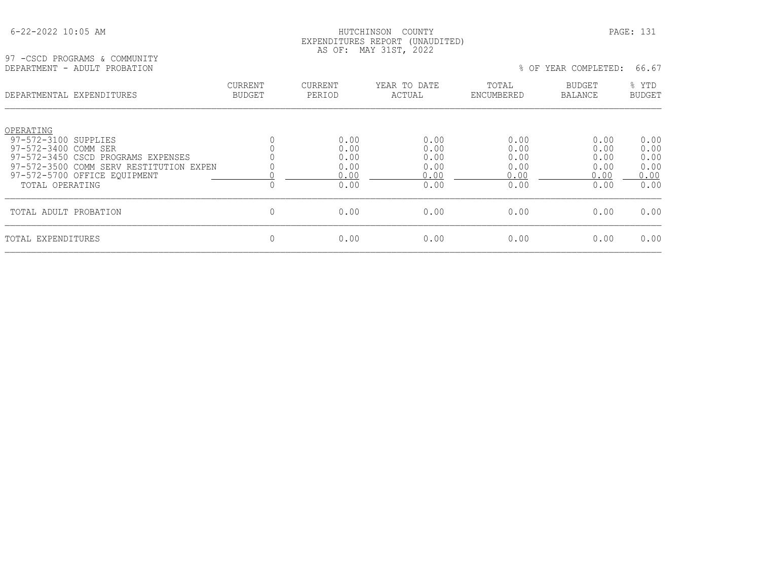6-22-2022 10:05 AM

HUTCHINSON COUNTY
EXPENDITURES REPORT (UNAUDITED)
AS OF: MAY 31ST, 2022

97 -CSCD PROGRAMS & COMMUNITY
DEPARTMENT - ADULT PROBATION

% OF YEAR COMPLETED: 66.67

| DEPARTMENTAL EXPENDITURES | CURRENT BUDGET | CURRENT PERIOD | YEAR TO DATE ACTUAL | TOTAL ENCUMBERED | BUDGET BALANCE | % YTD BUDGET |
|---|---|---|---|---|---|---|
| OPERATING | | | | | | |
| 97-572-3100 SUPPLIES | 0 | 0.00 | 0.00 | 0.00 | 0.00 | 0.00 |
| 97-572-3400 COMM SER | 0 | 0.00 | 0.00 | 0.00 | 0.00 | 0.00 |
| 97-572-3450 CSCD PROGRAMS EXPENSES | 0 | 0.00 | 0.00 | 0.00 | 0.00 | 0.00 |
| 97-572-3500 COMM SERV RESTITUTION EXPEN | 0 | 0.00 | 0.00 | 0.00 | 0.00 | 0.00 |
| 97-572-5700 OFFICE EQUIPMENT | 0 | 0.00 | 0.00 | 0.00 | 0.00 | 0.00 |
| TOTAL OPERATING | 0 | 0.00 | 0.00 | 0.00 | 0.00 | 0.00 |
| TOTAL ADULT PROBATION | 0 | 0.00 | 0.00 | 0.00 | 0.00 | 0.00 |
| TOTAL EXPENDITURES | 0 | 0.00 | 0.00 | 0.00 | 0.00 | 0.00 |